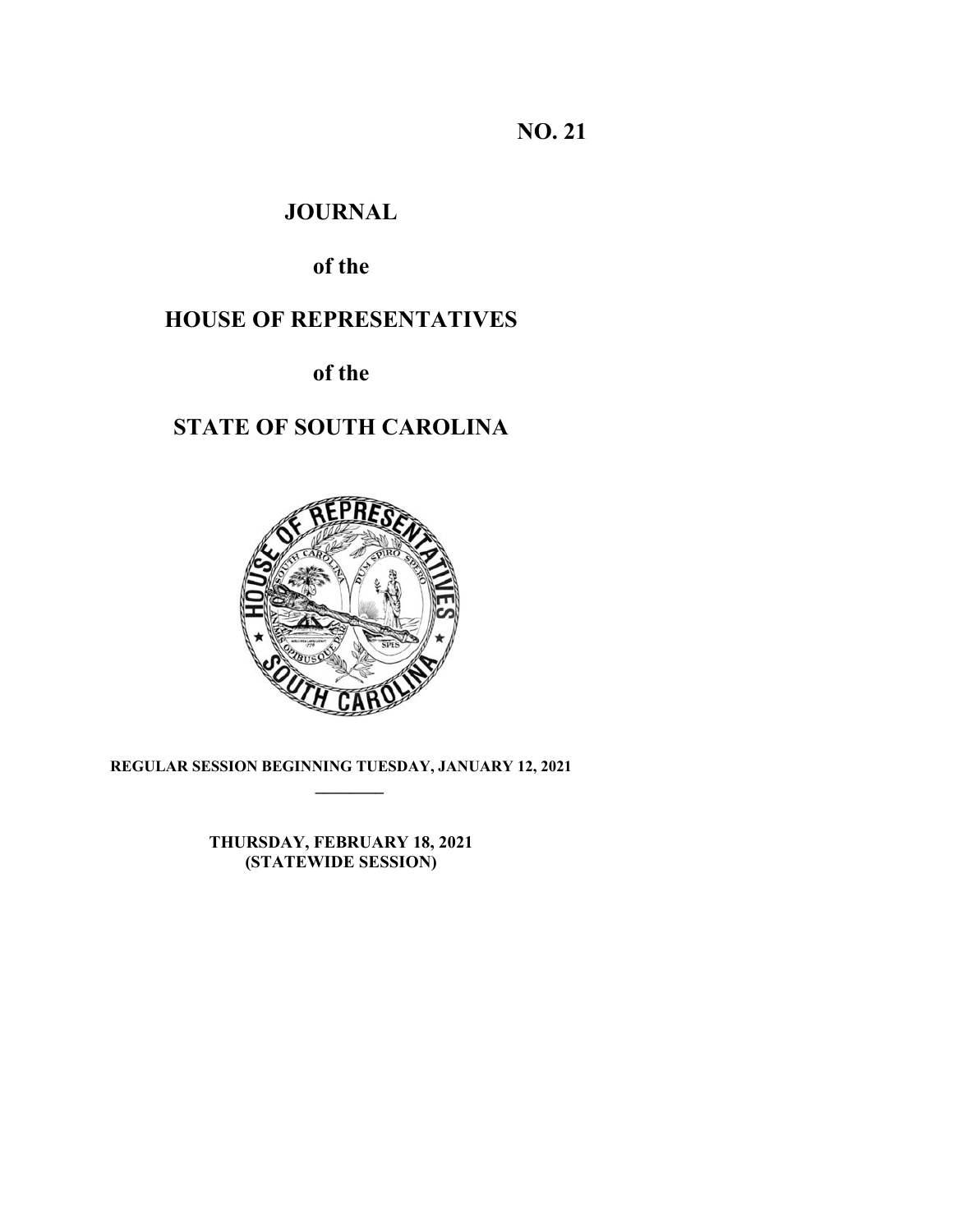**NO. 21**

# JOURNAL

## of the

# HOUSE OF REPRESENTATIVES

## of the

# STATE OF SOUTH CAROLINA

**REGULAR SESSION BEGINNING TUESDAY, JANUARY 12, 2021**

---

**THURSDAY, FEBRUARY 18, 2021**
**(STATEWIDE SESSION)**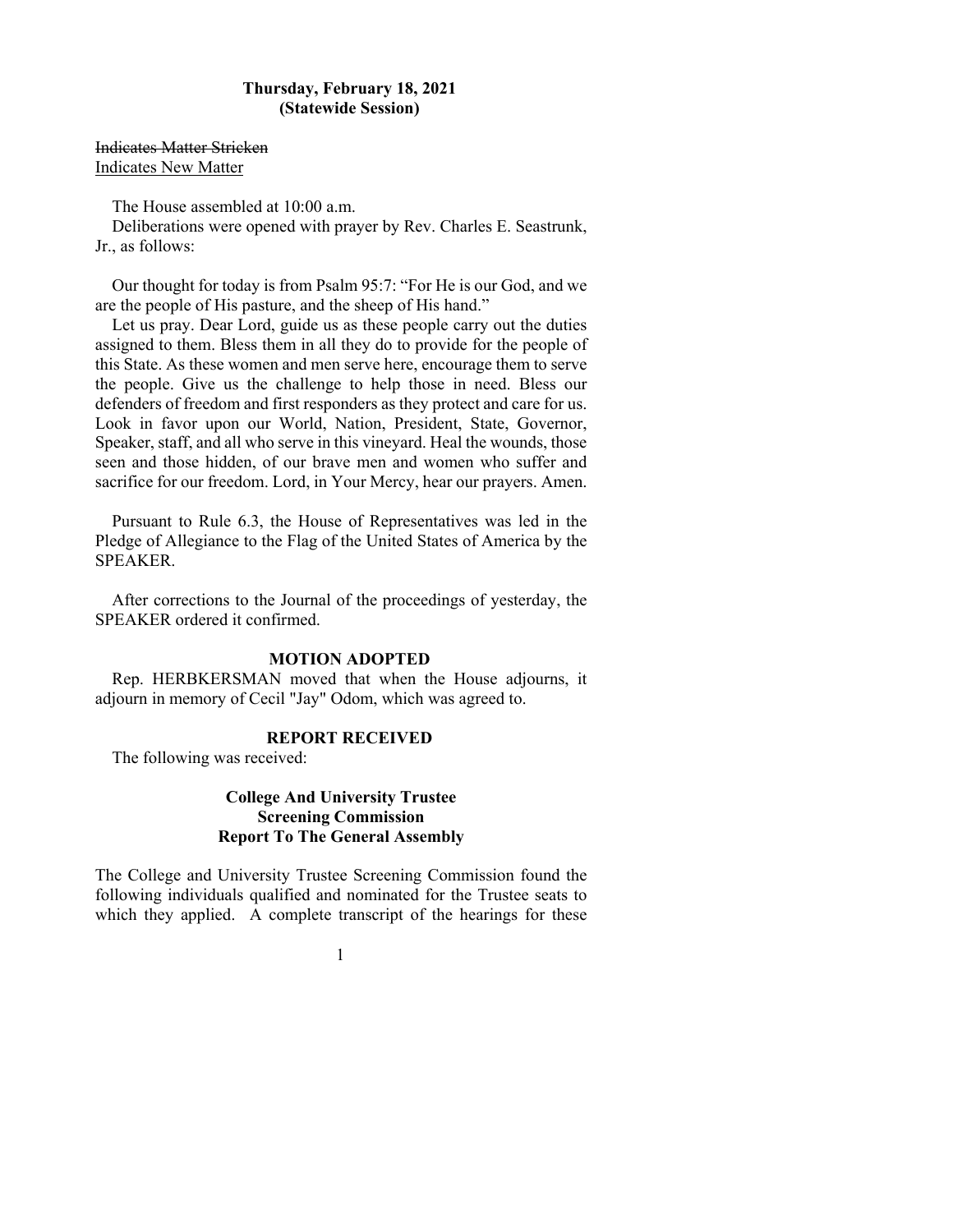**Thursday, February 18, 2021**
**(Statewide Session)**

~~Indicates Matter Stricken~~
<u>Indicates New Matter</u>

The House assembled at 10:00 a.m.
Deliberations were opened with prayer by Rev. Charles E. Seastrunk, Jr., as follows:

Our thought for today is from Psalm 95:7: "For He is our God, and we are the people of His pasture, and the sheep of His hand."
Let us pray. Dear Lord, guide us as these people carry out the duties assigned to them. Bless them in all they do to provide for the people of this State. As these women and men serve here, encourage them to serve the people. Give us the challenge to help those in need. Bless our defenders of freedom and first responders as they protect and care for us. Look in favor upon our World, Nation, President, State, Governor, Speaker, staff, and all who serve in this vineyard. Heal the wounds, those seen and those hidden, of our brave men and women who suffer and sacrifice for our freedom. Lord, in Your Mercy, hear our prayers. Amen.

Pursuant to Rule 6.3, the House of Representatives was led in the Pledge of Allegiance to the Flag of the United States of America by the SPEAKER.

After corrections to the Journal of the proceedings of yesterday, the SPEAKER ordered it confirmed.

**MOTION ADOPTED**

Rep. HERBKERSMAN moved that when the House adjourns, it adjourn in memory of Cecil "Jay" Odom, which was agreed to.

**REPORT RECEIVED**

The following was received:

**College And University Trustee Screening Commission Report To The General Assembly**

The College and University Trustee Screening Commission found the following individuals qualified and nominated for the Trustee seats to which they applied. A complete transcript of the hearings for these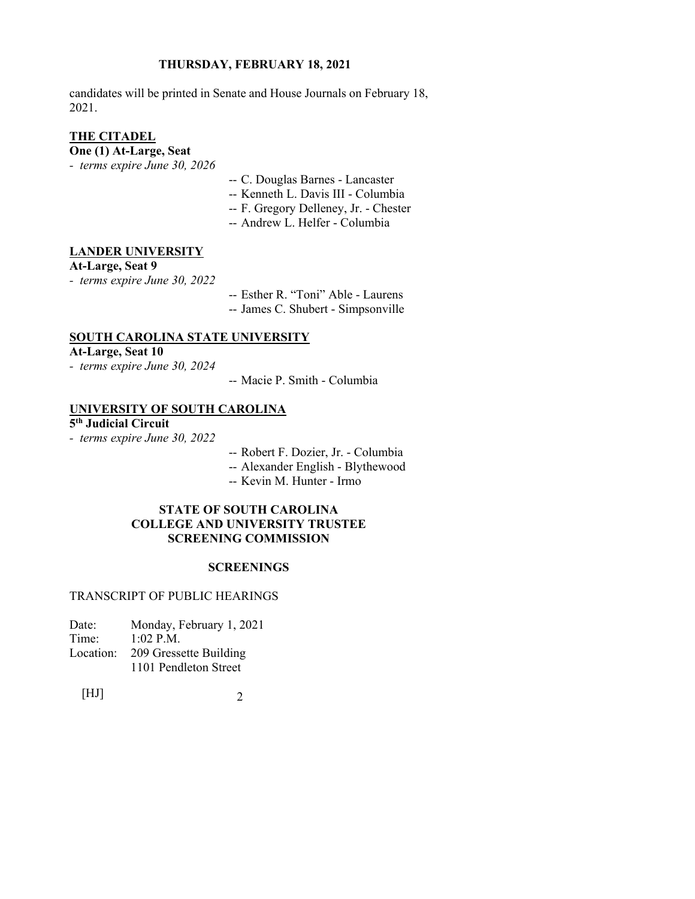candidates will be printed in Senate and House Journals on February 18, 2021.

**<u>THE CITADEL</u>**

**One (1) At-Large, Seat**

- *terms expire June 30, 2026*

-- C. Douglas Barnes - Lancaster
-- Kenneth L. Davis III - Columbia
-- F. Gregory Delleney, Jr. - Chester
-- Andrew L. Helfer - Columbia

**<u>LANDER UNIVERSITY</u>**

**At-Large, Seat 9**

- *terms expire June 30, 2022*

-- Esther R. "Toni" Able - Laurens
-- James C. Shubert - Simpsonville

**<u>SOUTH CAROLINA STATE UNIVERSITY</u>**

**At-Large, Seat 10**

- *terms expire June 30, 2024*

-- Macie P. Smith - Columbia

**<u>UNIVERSITY OF SOUTH CAROLINA</u>**

**5th Judicial Circuit**

- *terms expire June 30, 2022*

-- Robert F. Dozier, Jr. - Columbia
-- Alexander English - Blythewood
-- Kevin M. Hunter - Irmo

**STATE OF SOUTH CAROLINA
COLLEGE AND UNIVERSITY TRUSTEE
SCREENING COMMISSION**

**SCREENINGS**

TRANSCRIPT OF PUBLIC HEARINGS

Date: Monday, February 1, 2021
Time: 1:02 P.M.
Location: 209 Gressette Building
1101 Pendleton Street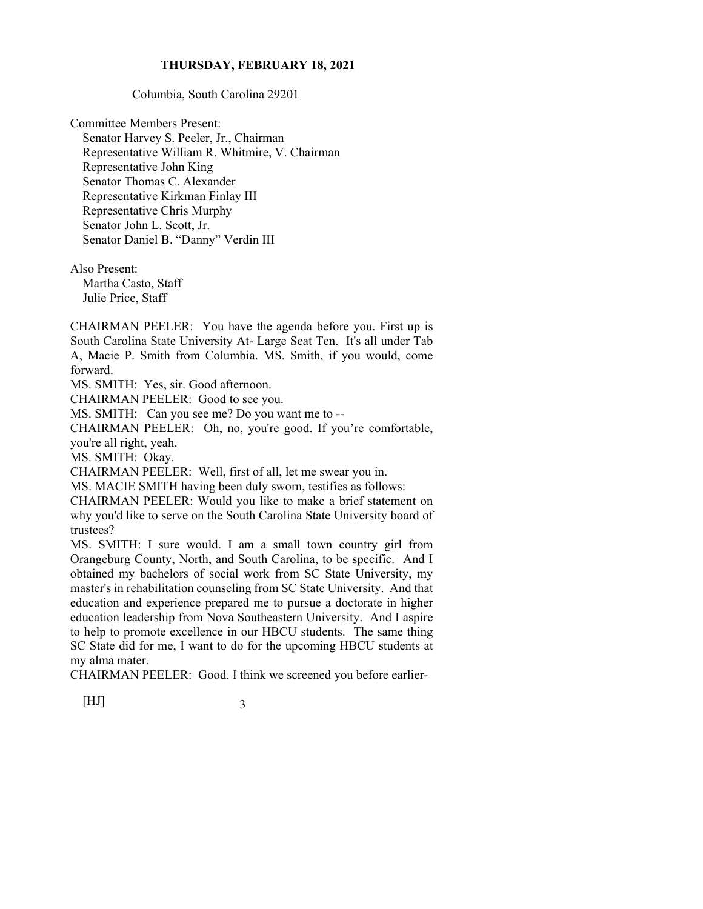**THURSDAY, FEBRUARY 18, 2021**

Columbia, South Carolina 29201

Committee Members Present:
Senator Harvey S. Peeler, Jr., Chairman
Representative William R. Whitmire, V. Chairman
Representative John King
Senator Thomas C. Alexander
Representative Kirkman Finlay III
Representative Chris Murphy
Senator John L. Scott, Jr.
Senator Daniel B. "Danny" Verdin III

Also Present:
Martha Casto, Staff
Julie Price, Staff

CHAIRMAN PEELER: You have the agenda before you. First up is South Carolina State University At- Large Seat Ten. It's all under Tab A, Macie P. Smith from Columbia. MS. Smith, if you would, come forward.

MS. SMITH: Yes, sir. Good afternoon.

CHAIRMAN PEELER: Good to see you.

MS. SMITH: Can you see me? Do you want me to --

CHAIRMAN PEELER: Oh, no, you're good. If you're comfortable, you're all right, yeah.

MS. SMITH: Okay.

CHAIRMAN PEELER: Well, first of all, let me swear you in.

MS. MACIE SMITH having been duly sworn, testifies as follows:

CHAIRMAN PEELER: Would you like to make a brief statement on why you'd like to serve on the South Carolina State University board of trustees?

MS. SMITH: I sure would. I am a small town country girl from Orangeburg County, North, and South Carolina, to be specific. And I obtained my bachelors of social work from SC State University, my master's in rehabilitation counseling from SC State University. And that education and experience prepared me to pursue a doctorate in higher education leadership from Nova Southeastern University. And I aspire to help to promote excellence in our HBCU students. The same thing SC State did for me, I want to do for the upcoming HBCU students at my alma mater.

CHAIRMAN PEELER: Good. I think we screened you before earlier-

[HJ]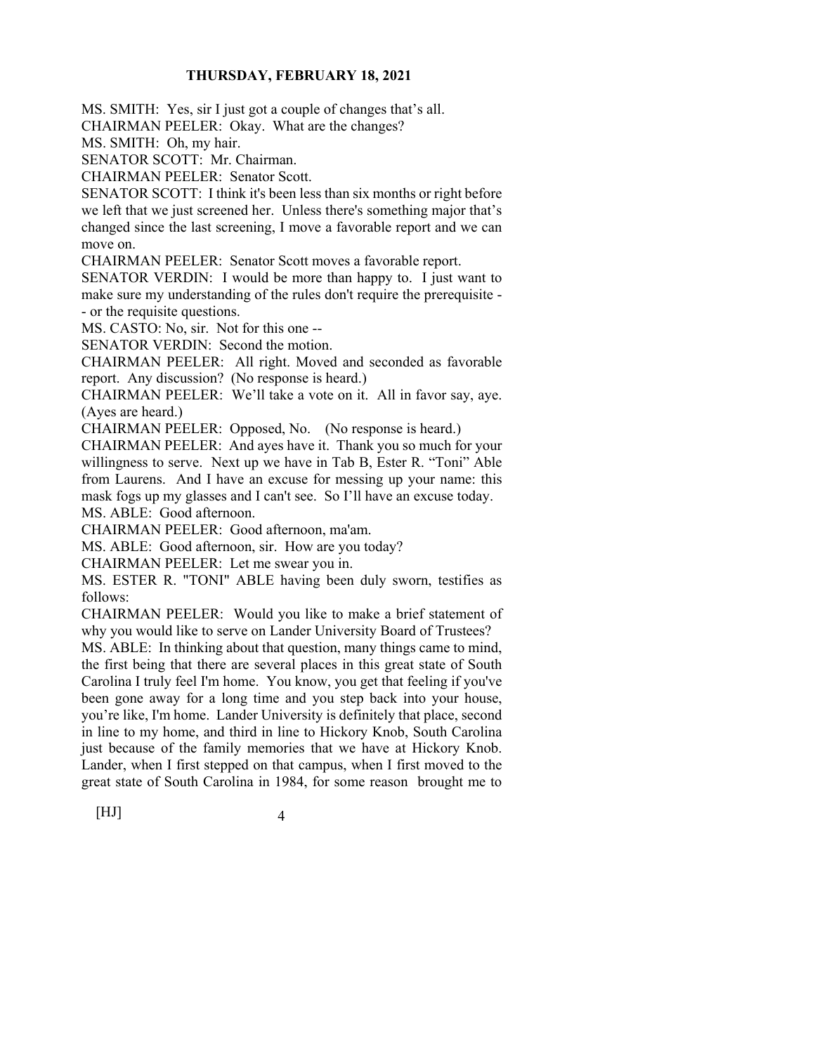MS. SMITH: Yes, sir I just got a couple of changes that's all.

CHAIRMAN PEELER: Okay. What are the changes?

MS. SMITH: Oh, my hair.

SENATOR SCOTT: Mr. Chairman.

CHAIRMAN PEELER: Senator Scott.

SENATOR SCOTT: I think it's been less than six months or right before we left that we just screened her. Unless there's something major that's changed since the last screening, I move a favorable report and we can move on.

CHAIRMAN PEELER: Senator Scott moves a favorable report.

SENATOR VERDIN: I would be more than happy to. I just want to make sure my understanding of the rules don't require the prerequisite -- or the requisite questions.

MS. CASTO: No, sir. Not for this one --

SENATOR VERDIN: Second the motion.

CHAIRMAN PEELER: All right. Moved and seconded as favorable report. Any discussion? (No response is heard.)

CHAIRMAN PEELER: We'll take a vote on it. All in favor say, aye. (Ayes are heard.)

CHAIRMAN PEELER: Opposed, No. (No response is heard.)

CHAIRMAN PEELER: And ayes have it. Thank you so much for your willingness to serve. Next up we have in Tab B, Ester R. "Toni" Able from Laurens. And I have an excuse for messing up your name: this mask fogs up my glasses and I can't see. So I'll have an excuse today.

MS. ABLE: Good afternoon.

CHAIRMAN PEELER: Good afternoon, ma'am.

MS. ABLE: Good afternoon, sir. How are you today?

CHAIRMAN PEELER: Let me swear you in.

MS. ESTER R. "TONI" ABLE having been duly sworn, testifies as follows:

CHAIRMAN PEELER: Would you like to make a brief statement of why you would like to serve on Lander University Board of Trustees?

MS. ABLE: In thinking about that question, many things came to mind, the first being that there are several places in this great state of South Carolina I truly feel I'm home. You know, you get that feeling if you've been gone away for a long time and you step back into your house, you're like, I'm home. Lander University is definitely that place, second in line to my home, and third in line to Hickory Knob, South Carolina just because of the family memories that we have at Hickory Knob. Lander, when I first stepped on that campus, when I first moved to the great state of South Carolina in 1984, for some reason brought me to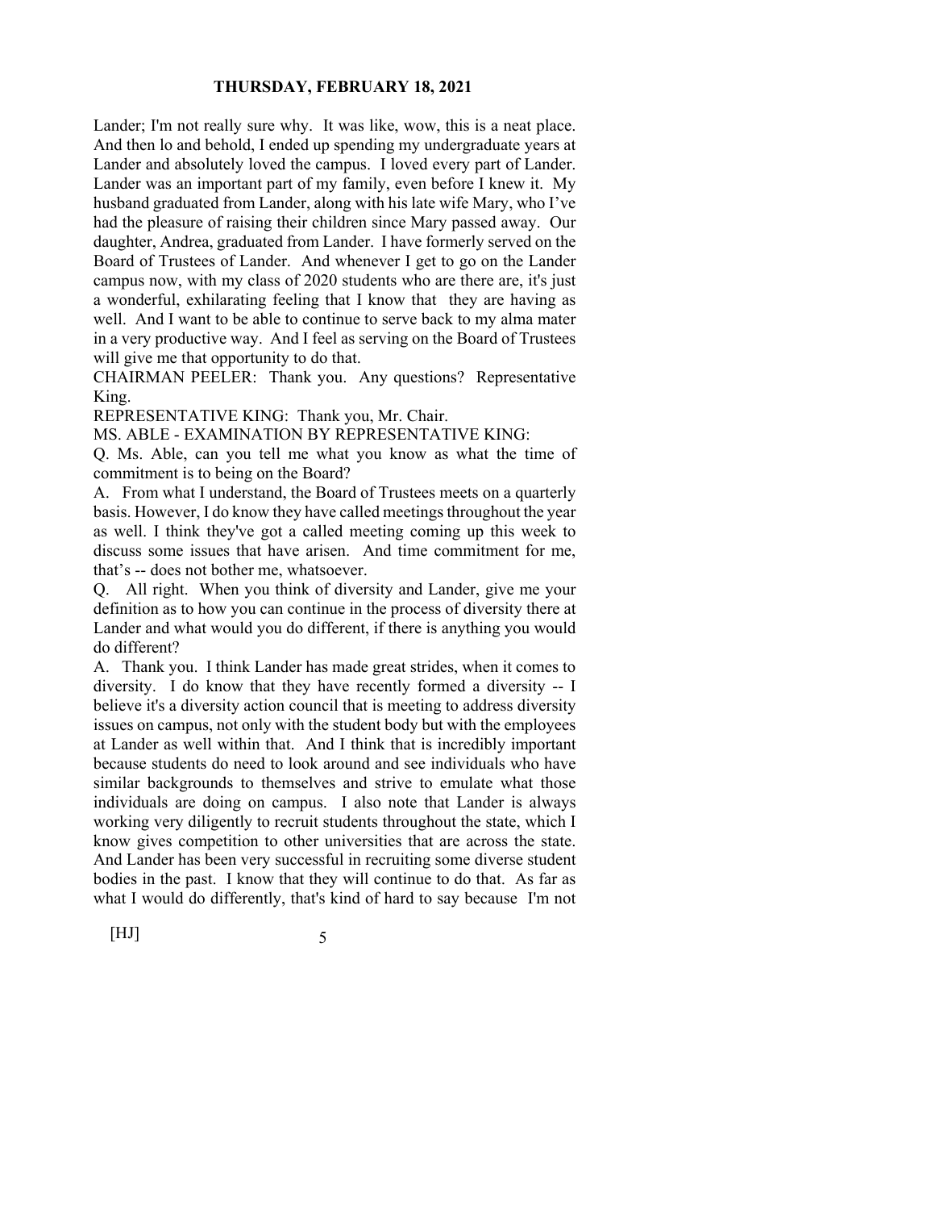Lander; I'm not really sure why. It was like, wow, this is a neat place. And then lo and behold, I ended up spending my undergraduate years at Lander and absolutely loved the campus. I loved every part of Lander. Lander was an important part of my family, even before I knew it. My husband graduated from Lander, along with his late wife Mary, who I've had the pleasure of raising their children since Mary passed away. Our daughter, Andrea, graduated from Lander. I have formerly served on the Board of Trustees of Lander. And whenever I get to go on the Lander campus now, with my class of 2020 students who are there are, it's just a wonderful, exhilarating feeling that I know that they are having as well. And I want to be able to continue to serve back to my alma mater in a very productive way. And I feel as serving on the Board of Trustees will give me that opportunity to do that.

CHAIRMAN PEELER: Thank you. Any questions? Representative King.

REPRESENTATIVE KING: Thank you, Mr. Chair.

MS. ABLE - EXAMINATION BY REPRESENTATIVE KING:

Q. Ms. Able, can you tell me what you know as what the time of commitment is to being on the Board?

A. From what I understand, the Board of Trustees meets on a quarterly basis. However, I do know they have called meetings throughout the year as well. I think they've got a called meeting coming up this week to discuss some issues that have arisen. And time commitment for me, that's -- does not bother me, whatsoever.

Q. All right. When you think of diversity and Lander, give me your definition as to how you can continue in the process of diversity there at Lander and what would you do different, if there is anything you would do different?

A. Thank you. I think Lander has made great strides, when it comes to diversity. I do know that they have recently formed a diversity -- I believe it's a diversity action council that is meeting to address diversity issues on campus, not only with the student body but with the employees at Lander as well within that. And I think that is incredibly important because students do need to look around and see individuals who have similar backgrounds to themselves and strive to emulate what those individuals are doing on campus. I also note that Lander is always working very diligently to recruit students throughout the state, which I know gives competition to other universities that are across the state. And Lander has been very successful in recruiting some diverse student bodies in the past. I know that they will continue to do that. As far as what I would do differently, that's kind of hard to say because I'm not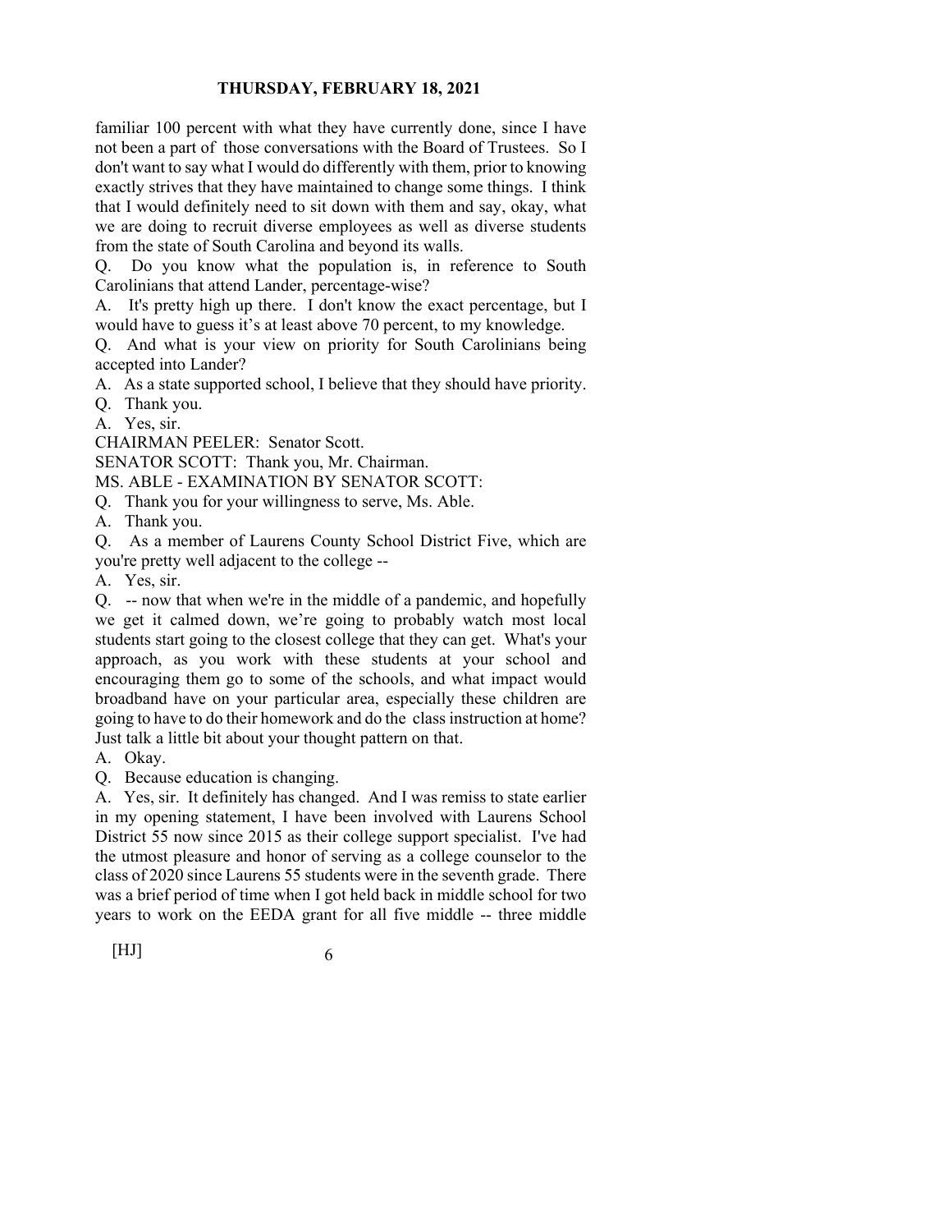familiar 100 percent with what they have currently done, since I have not been a part of those conversations with the Board of Trustees. So I don't want to say what I would do differently with them, prior to knowing exactly strives that they have maintained to change some things. I think that I would definitely need to sit down with them and say, okay, what we are doing to recruit diverse employees as well as diverse students from the state of South Carolina and beyond its walls.

Q. Do you know what the population is, in reference to South Carolinians that attend Lander, percentage-wise?

A. It's pretty high up there. I don't know the exact percentage, but I would have to guess it's at least above 70 percent, to my knowledge.

Q. And what is your view on priority for South Carolinians being accepted into Lander?

A. As a state supported school, I believe that they should have priority.

Q. Thank you.

A. Yes, sir.

CHAIRMAN PEELER: Senator Scott.

SENATOR SCOTT: Thank you, Mr. Chairman.

MS. ABLE - EXAMINATION BY SENATOR SCOTT:

Q. Thank you for your willingness to serve, Ms. Able.

A. Thank you.

Q. As a member of Laurens County School District Five, which are you're pretty well adjacent to the college --

A. Yes, sir.

Q. -- now that when we're in the middle of a pandemic, and hopefully we get it calmed down, we're going to probably watch most local students start going to the closest college that they can get. What's your approach, as you work with these students at your school and encouraging them go to some of the schools, and what impact would broadband have on your particular area, especially these children are going to have to do their homework and do the class instruction at home? Just talk a little bit about your thought pattern on that.

A. Okay.

Q. Because education is changing.

A. Yes, sir. It definitely has changed. And I was remiss to state earlier in my opening statement, I have been involved with Laurens School District 55 now since 2015 as their college support specialist. I've had the utmost pleasure and honor of serving as a college counselor to the class of 2020 since Laurens 55 students were in the seventh grade. There was a brief period of time when I got held back in middle school for two years to work on the EEDA grant for all five middle -- three middle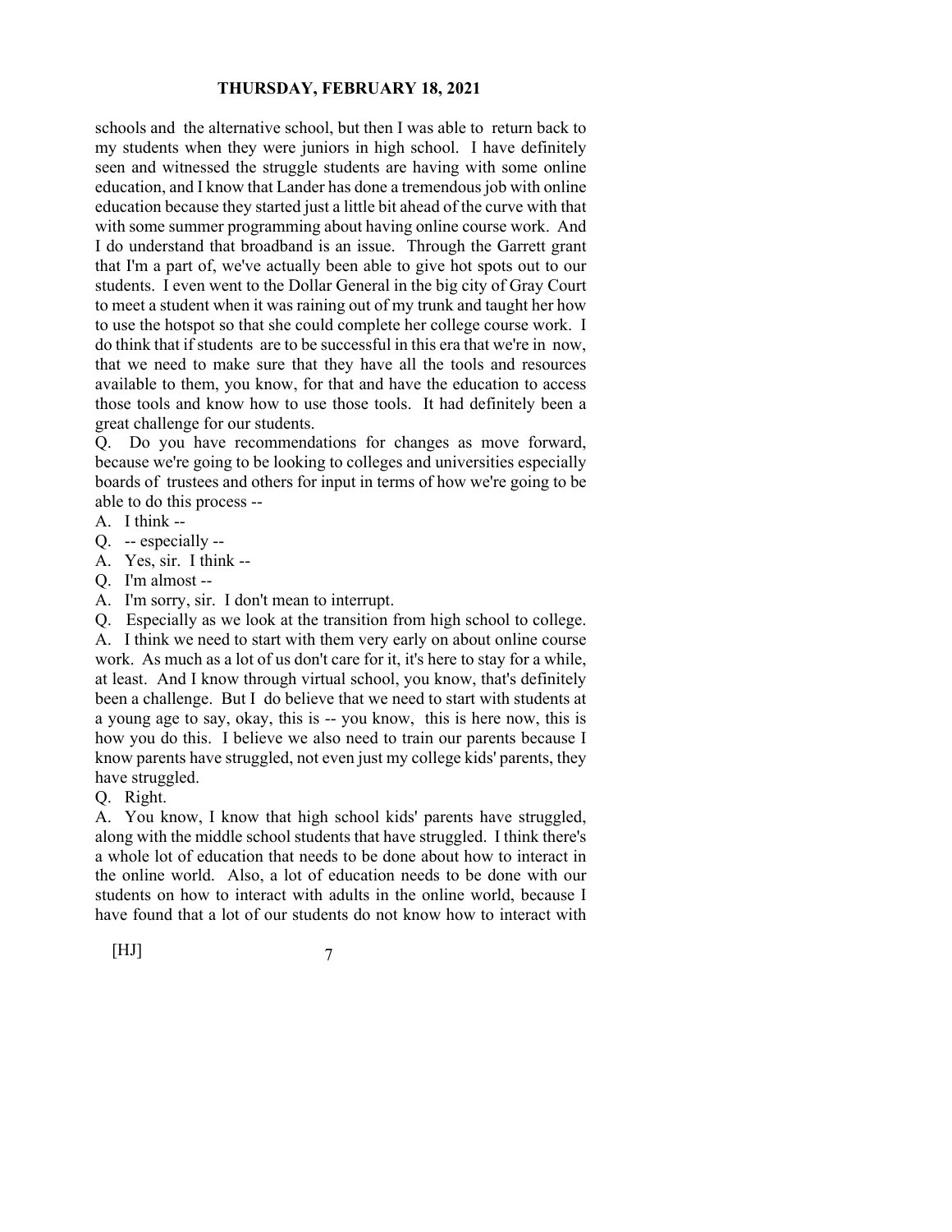schools and the alternative school, but then I was able to return back to my students when they were juniors in high school. I have definitely seen and witnessed the struggle students are having with some online education, and I know that Lander has done a tremendous job with online education because they started just a little bit ahead of the curve with that with some summer programming about having online course work. And I do understand that broadband is an issue. Through the Garrett grant that I'm a part of, we've actually been able to give hot spots out to our students. I even went to the Dollar General in the big city of Gray Court to meet a student when it was raining out of my trunk and taught her how to use the hotspot so that she could complete her college course work. I do think that if students are to be successful in this era that we're in now, that we need to make sure that they have all the tools and resources available to them, you know, for that and have the education to access those tools and know how to use those tools. It had definitely been a great challenge for our students.

Q. Do you have recommendations for changes as move forward, because we're going to be looking to colleges and universities especially boards of trustees and others for input in terms of how we're going to be able to do this process --

A. I think --

Q. -- especially --

A. Yes, sir. I think --

Q. I'm almost --

A. I'm sorry, sir. I don't mean to interrupt.

Q. Especially as we look at the transition from high school to college.

A. I think we need to start with them very early on about online course work. As much as a lot of us don't care for it, it's here to stay for a while, at least. And I know through virtual school, you know, that's definitely been a challenge. But I do believe that we need to start with students at a young age to say, okay, this is -- you know, this is here now, this is how you do this. I believe we also need to train our parents because I know parents have struggled, not even just my college kids' parents, they have struggled.

Q. Right.

A. You know, I know that high school kids' parents have struggled, along with the middle school students that have struggled. I think there's a whole lot of education that needs to be done about how to interact in the online world. Also, a lot of education needs to be done with our students on how to interact with adults in the online world, because I have found that a lot of our students do not know how to interact with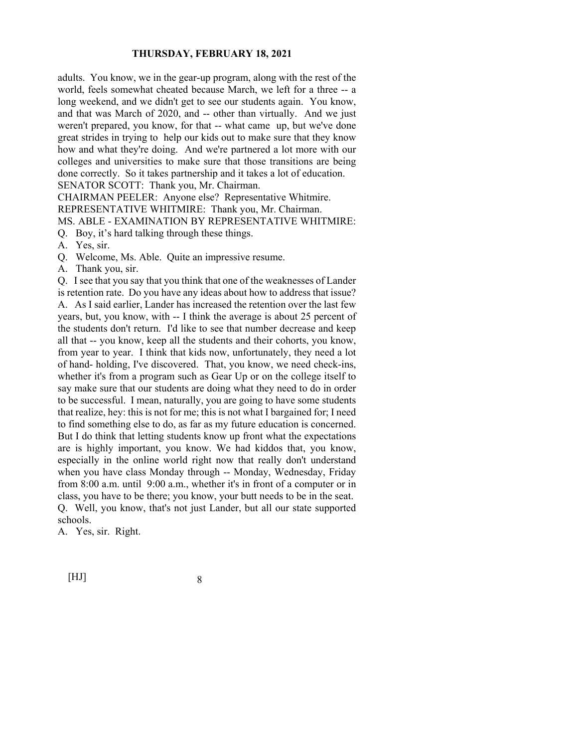adults. You know, we in the gear-up program, along with the rest of the world, feels somewhat cheated because March, we left for a three -- a long weekend, and we didn't get to see our students again. You know, and that was March of 2020, and -- other than virtually. And we just weren't prepared, you know, for that -- what came up, but we've done great strides in trying to help our kids out to make sure that they know how and what they're doing. And we're partnered a lot more with our colleges and universities to make sure that those transitions are being done correctly. So it takes partnership and it takes a lot of education.

SENATOR SCOTT: Thank you, Mr. Chairman.

CHAIRMAN PEELER: Anyone else? Representative Whitmire.

REPRESENTATIVE WHITMIRE: Thank you, Mr. Chairman.

MS. ABLE - EXAMINATION BY REPRESENTATIVE WHITMIRE:

Q. Boy, it's hard talking through these things.

A. Yes, sir.

Q. Welcome, Ms. Able. Quite an impressive resume.

A. Thank you, sir.

Q. I see that you say that you think that one of the weaknesses of Lander is retention rate. Do you have any ideas about how to address that issue?

A. As I said earlier, Lander has increased the retention over the last few years, but, you know, with -- I think the average is about 25 percent of the students don't return. I'd like to see that number decrease and keep all that -- you know, keep all the students and their cohorts, you know, from year to year. I think that kids now, unfortunately, they need a lot of hand- holding, I've discovered. That, you know, we need check-ins, whether it's from a program such as Gear Up or on the college itself to say make sure that our students are doing what they need to do in order to be successful. I mean, naturally, you are going to have some students that realize, hey: this is not for me; this is not what I bargained for; I need to find something else to do, as far as my future education is concerned. But I do think that letting students know up front what the expectations are is highly important, you know. We had kiddos that, you know, especially in the online world right now that really don't understand when you have class Monday through -- Monday, Wednesday, Friday from 8:00 a.m. until 9:00 a.m., whether it's in front of a computer or in class, you have to be there; you know, your butt needs to be in the seat.

Q. Well, you know, that's not just Lander, but all our state supported schools.

A. Yes, sir. Right.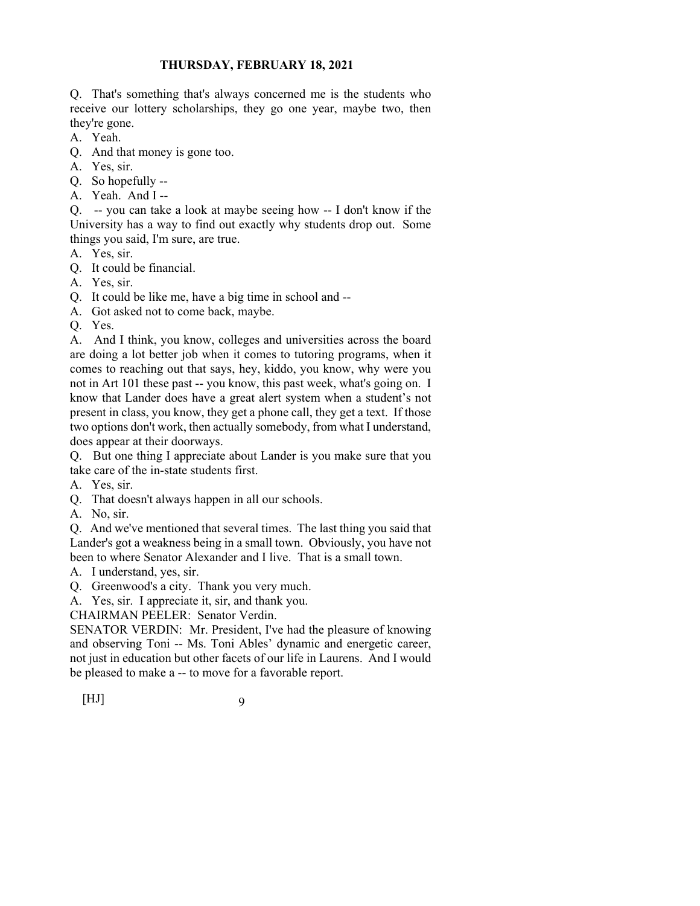Q. That's something that's always concerned me is the students who receive our lottery scholarships, they go one year, maybe two, then they're gone.

A. Yeah.

Q. And that money is gone too.

A. Yes, sir.

Q. So hopefully --

A. Yeah. And I --

Q. -- you can take a look at maybe seeing how -- I don't know if the University has a way to find out exactly why students drop out. Some things you said, I'm sure, are true.

A. Yes, sir.

Q. It could be financial.

A. Yes, sir.

Q. It could be like me, have a big time in school and --

A. Got asked not to come back, maybe.

Q. Yes.

A. And I think, you know, colleges and universities across the board are doing a lot better job when it comes to tutoring programs, when it comes to reaching out that says, hey, kiddo, you know, why were you not in Art 101 these past -- you know, this past week, what's going on. I know that Lander does have a great alert system when a student's not present in class, you know, they get a phone call, they get a text. If those two options don't work, then actually somebody, from what I understand, does appear at their doorways.

Q. But one thing I appreciate about Lander is you make sure that you take care of the in-state students first.

A. Yes, sir.

Q. That doesn't always happen in all our schools.

A. No, sir.

Q. And we've mentioned that several times. The last thing you said that Lander's got a weakness being in a small town. Obviously, you have not been to where Senator Alexander and I live. That is a small town.

A. I understand, yes, sir.

Q. Greenwood's a city. Thank you very much.

A. Yes, sir. I appreciate it, sir, and thank you.

CHAIRMAN PEELER: Senator Verdin.

SENATOR VERDIN: Mr. President, I've had the pleasure of knowing and observing Toni -- Ms. Toni Ables' dynamic and energetic career, not just in education but other facets of our life in Laurens. And I would be pleased to make a -- to move for a favorable report.

[HJ]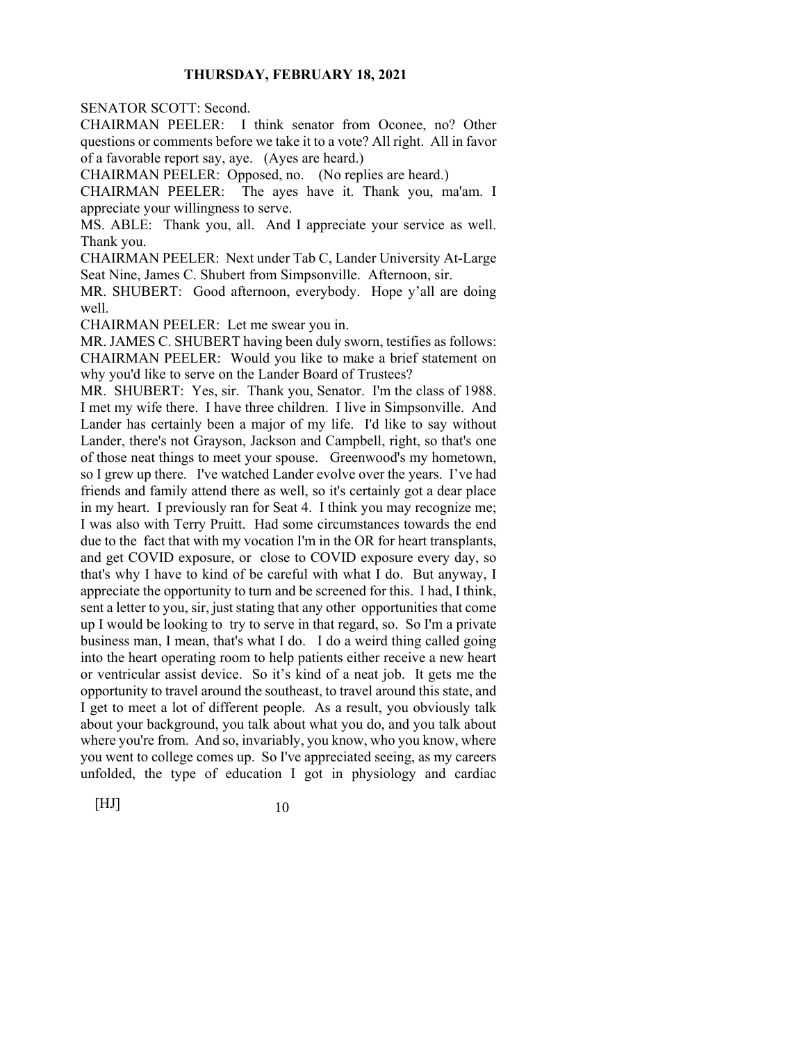SENATOR SCOTT: Second.

CHAIRMAN PEELER: I think senator from Oconee, no? Other questions or comments before we take it to a vote? All right. All in favor of a favorable report say, aye. (Ayes are heard.)

CHAIRMAN PEELER: Opposed, no. (No replies are heard.)

CHAIRMAN PEELER: The ayes have it. Thank you, ma'am. I appreciate your willingness to serve.

MS. ABLE: Thank you, all. And I appreciate your service as well. Thank you.

CHAIRMAN PEELER: Next under Tab C, Lander University At-Large Seat Nine, James C. Shubert from Simpsonville. Afternoon, sir.

MR. SHUBERT: Good afternoon, everybody. Hope y'all are doing well.

CHAIRMAN PEELER: Let me swear you in.

MR. JAMES C. SHUBERT having been duly sworn, testifies as follows:

CHAIRMAN PEELER: Would you like to make a brief statement on why you'd like to serve on the Lander Board of Trustees?

MR. SHUBERT: Yes, sir. Thank you, Senator. I'm the class of 1988. I met my wife there. I have three children. I live in Simpsonville. And Lander has certainly been a major of my life. I'd like to say without Lander, there's not Grayson, Jackson and Campbell, right, so that's one of those neat things to meet your spouse. Greenwood's my hometown, so I grew up there. I've watched Lander evolve over the years. I've had friends and family attend there as well, so it's certainly got a dear place in my heart. I previously ran for Seat 4. I think you may recognize me; I was also with Terry Pruitt. Had some circumstances towards the end due to the fact that with my vocation I'm in the OR for heart transplants, and get COVID exposure, or close to COVID exposure every day, so that's why I have to kind of be careful with what I do. But anyway, I appreciate the opportunity to turn and be screened for this. I had, I think, sent a letter to you, sir, just stating that any other opportunities that come up I would be looking to try to serve in that regard, so. So I'm a private business man, I mean, that's what I do. I do a weird thing called going into the heart operating room to help patients either receive a new heart or ventricular assist device. So it's kind of a neat job. It gets me the opportunity to travel around the southeast, to travel around this state, and I get to meet a lot of different people. As a result, you obviously talk about your background, you talk about what you do, and you talk about where you're from. And so, invariably, you know, who you know, where you went to college comes up. So I've appreciated seeing, as my careers unfolded, the type of education I got in physiology and cardiac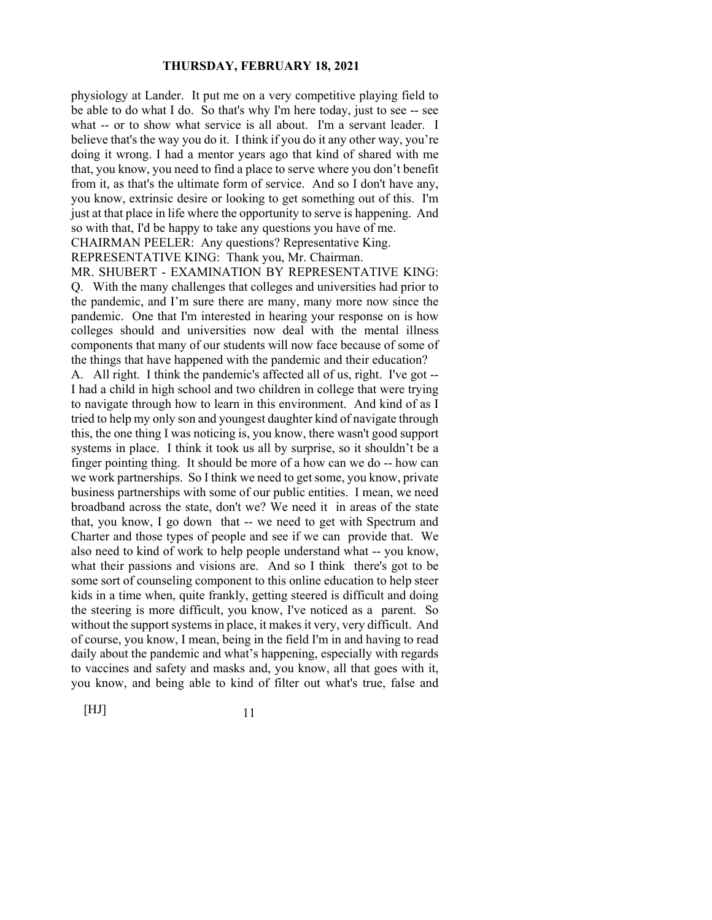physiology at Lander. It put me on a very competitive playing field to be able to do what I do. So that's why I'm here today, just to see -- see what -- or to show what service is all about. I'm a servant leader. I believe that's the way you do it. I think if you do it any other way, you're doing it wrong. I had a mentor years ago that kind of shared with me that, you know, you need to find a place to serve where you don't benefit from it, as that's the ultimate form of service. And so I don't have any, you know, extrinsic desire or looking to get something out of this. I'm just at that place in life where the opportunity to serve is happening. And so with that, I'd be happy to take any questions you have of me.

CHAIRMAN PEELER: Any questions? Representative King.

REPRESENTATIVE KING: Thank you, Mr. Chairman.

MR. SHUBERT - EXAMINATION BY REPRESENTATIVE KING:

Q. With the many challenges that colleges and universities had prior to the pandemic, and I'm sure there are many, many more now since the pandemic. One that I'm interested in hearing your response on is how colleges should and universities now deal with the mental illness components that many of our students will now face because of some of the things that have happened with the pandemic and their education?

A. All right. I think the pandemic's affected all of us, right. I've got -- I had a child in high school and two children in college that were trying to navigate through how to learn in this environment. And kind of as I tried to help my only son and youngest daughter kind of navigate through this, the one thing I was noticing is, you know, there wasn't good support systems in place. I think it took us all by surprise, so it shouldn't be a finger pointing thing. It should be more of a how can we do -- how can we work partnerships. So I think we need to get some, you know, private business partnerships with some of our public entities. I mean, we need broadband across the state, don't we? We need it in areas of the state that, you know, I go down that -- we need to get with Spectrum and Charter and those types of people and see if we can provide that. We also need to kind of work to help people understand what -- you know, what their passions and visions are. And so I think there's got to be some sort of counseling component to this online education to help steer kids in a time when, quite frankly, getting steered is difficult and doing the steering is more difficult, you know, I've noticed as a parent. So without the support systems in place, it makes it very, very difficult. And of course, you know, I mean, being in the field I'm in and having to read daily about the pandemic and what's happening, especially with regards to vaccines and safety and masks and, you know, all that goes with it, you know, and being able to kind of filter out what's true, false and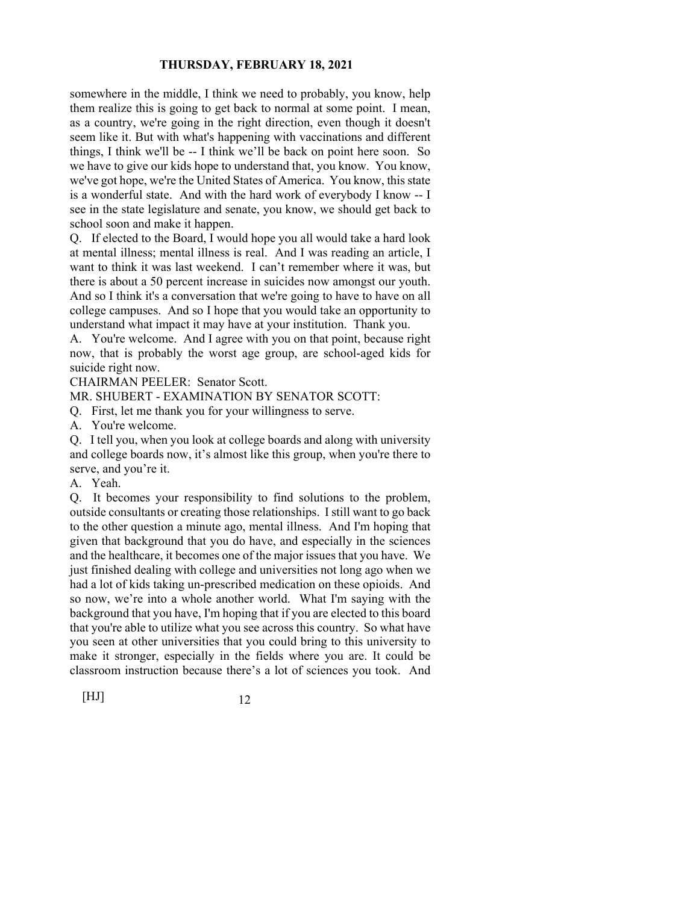somewhere in the middle, I think we need to probably, you know, help them realize this is going to get back to normal at some point. I mean, as a country, we're going in the right direction, even though it doesn't seem like it. But with what's happening with vaccinations and different things, I think we'll be -- I think we'll be back on point here soon. So we have to give our kids hope to understand that, you know. You know, we've got hope, we're the United States of America. You know, this state is a wonderful state. And with the hard work of everybody I know -- I see in the state legislature and senate, you know, we should get back to school soon and make it happen.

Q. If elected to the Board, I would hope you all would take a hard look at mental illness; mental illness is real. And I was reading an article, I want to think it was last weekend. I can't remember where it was, but there is about a 50 percent increase in suicides now amongst our youth. And so I think it's a conversation that we're going to have to have on all college campuses. And so I hope that you would take an opportunity to understand what impact it may have at your institution. Thank you.

A. You're welcome. And I agree with you on that point, because right now, that is probably the worst age group, are school-aged kids for suicide right now.

CHAIRMAN PEELER: Senator Scott.

MR. SHUBERT - EXAMINATION BY SENATOR SCOTT:

Q. First, let me thank you for your willingness to serve.

A. You're welcome.

Q. I tell you, when you look at college boards and along with university and college boards now, it's almost like this group, when you're there to serve, and you're it.

A. Yeah.

Q. It becomes your responsibility to find solutions to the problem, outside consultants or creating those relationships. I still want to go back to the other question a minute ago, mental illness. And I'm hoping that given that background that you do have, and especially in the sciences and the healthcare, it becomes one of the major issues that you have. We just finished dealing with college and universities not long ago when we had a lot of kids taking un-prescribed medication on these opioids. And so now, we're into a whole another world. What I'm saying with the background that you have, I'm hoping that if you are elected to this board that you're able to utilize what you see across this country. So what have you seen at other universities that you could bring to this university to make it stronger, especially in the fields where you are. It could be classroom instruction because there's a lot of sciences you took. And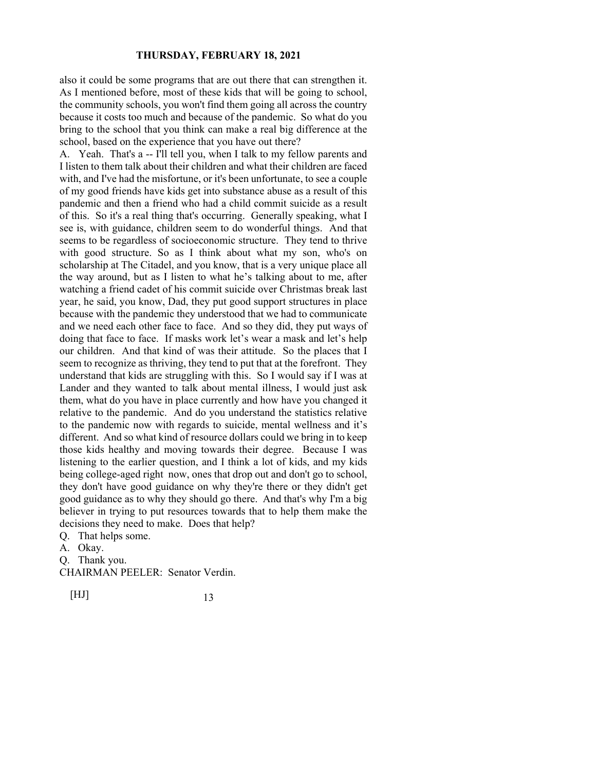also it could be some programs that are out there that can strengthen it. As I mentioned before, most of these kids that will be going to school, the community schools, you won't find them going all across the country because it costs too much and because of the pandemic. So what do you bring to the school that you think can make a real big difference at the school, based on the experience that you have out there?

A. Yeah. That's a -- I'll tell you, when I talk to my fellow parents and I listen to them talk about their children and what their children are faced with, and I've had the misfortune, or it's been unfortunate, to see a couple of my good friends have kids get into substance abuse as a result of this pandemic and then a friend who had a child commit suicide as a result of this. So it's a real thing that's occurring. Generally speaking, what I see is, with guidance, children seem to do wonderful things. And that seems to be regardless of socioeconomic structure. They tend to thrive with good structure. So as I think about what my son, who's on scholarship at The Citadel, and you know, that is a very unique place all the way around, but as I listen to what he's talking about to me, after watching a friend cadet of his commit suicide over Christmas break last year, he said, you know, Dad, they put good support structures in place because with the pandemic they understood that we had to communicate and we need each other face to face. And so they did, they put ways of doing that face to face. If masks work let's wear a mask and let's help our children. And that kind of was their attitude. So the places that I seem to recognize as thriving, they tend to put that at the forefront. They understand that kids are struggling with this. So I would say if I was at Lander and they wanted to talk about mental illness, I would just ask them, what do you have in place currently and how have you changed it relative to the pandemic. And do you understand the statistics relative to the pandemic now with regards to suicide, mental wellness and it's different. And so what kind of resource dollars could we bring in to keep those kids healthy and moving towards their degree. Because I was listening to the earlier question, and I think a lot of kids, and my kids being college-aged right now, ones that drop out and don't go to school, they don't have good guidance on why they're there or they didn't get good guidance as to why they should go there. And that's why I'm a big believer in trying to put resources towards that to help them make the decisions they need to make. Does that help?

Q. That helps some.

A. Okay.

Q. Thank you.

CHAIRMAN PEELER: Senator Verdin.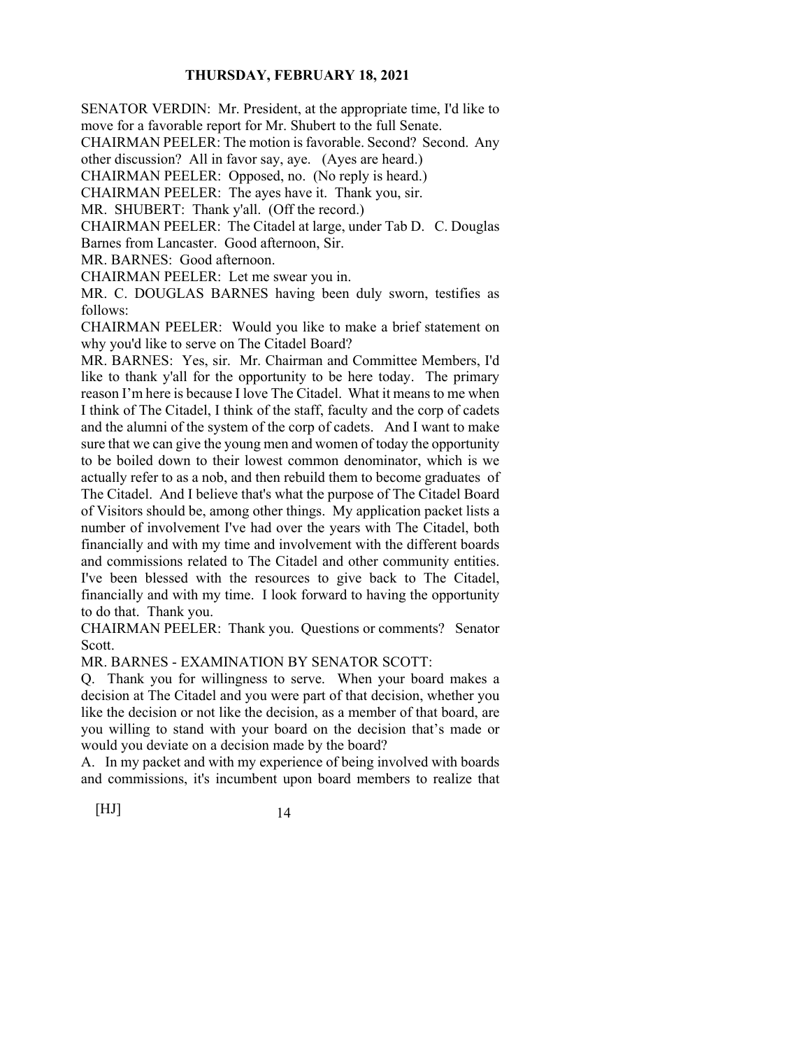**THURSDAY, FEBRUARY 18, 2021**

SENATOR VERDIN: Mr. President, at the appropriate time, I'd like to move for a favorable report for Mr. Shubert to the full Senate.

CHAIRMAN PEELER: The motion is favorable. Second? Second. Any other discussion? All in favor say, aye. (Ayes are heard.)

CHAIRMAN PEELER: Opposed, no. (No reply is heard.)

CHAIRMAN PEELER: The ayes have it. Thank you, sir.

MR. SHUBERT: Thank y'all. (Off the record.)

CHAIRMAN PEELER: The Citadel at large, under Tab D. C. Douglas Barnes from Lancaster. Good afternoon, Sir.

MR. BARNES: Good afternoon.

CHAIRMAN PEELER: Let me swear you in.

MR. C. DOUGLAS BARNES having been duly sworn, testifies as follows:

CHAIRMAN PEELER: Would you like to make a brief statement on why you'd like to serve on The Citadel Board?

MR. BARNES: Yes, sir. Mr. Chairman and Committee Members, I'd like to thank y'all for the opportunity to be here today. The primary reason I'm here is because I love The Citadel. What it means to me when I think of The Citadel, I think of the staff, faculty and the corp of cadets and the alumni of the system of the corp of cadets. And I want to make sure that we can give the young men and women of today the opportunity to be boiled down to their lowest common denominator, which is we actually refer to as a nob, and then rebuild them to become graduates of The Citadel. And I believe that's what the purpose of The Citadel Board of Visitors should be, among other things. My application packet lists a number of involvement I've had over the years with The Citadel, both financially and with my time and involvement with the different boards and commissions related to The Citadel and other community entities. I've been blessed with the resources to give back to The Citadel, financially and with my time. I look forward to having the opportunity to do that. Thank you.

CHAIRMAN PEELER: Thank you. Questions or comments? Senator Scott.

MR. BARNES - EXAMINATION BY SENATOR SCOTT:

Q. Thank you for willingness to serve. When your board makes a decision at The Citadel and you were part of that decision, whether you like the decision or not like the decision, as a member of that board, are you willing to stand with your board on the decision that's made or would you deviate on a decision made by the board?

A. In my packet and with my experience of being involved with boards and commissions, it's incumbent upon board members to realize that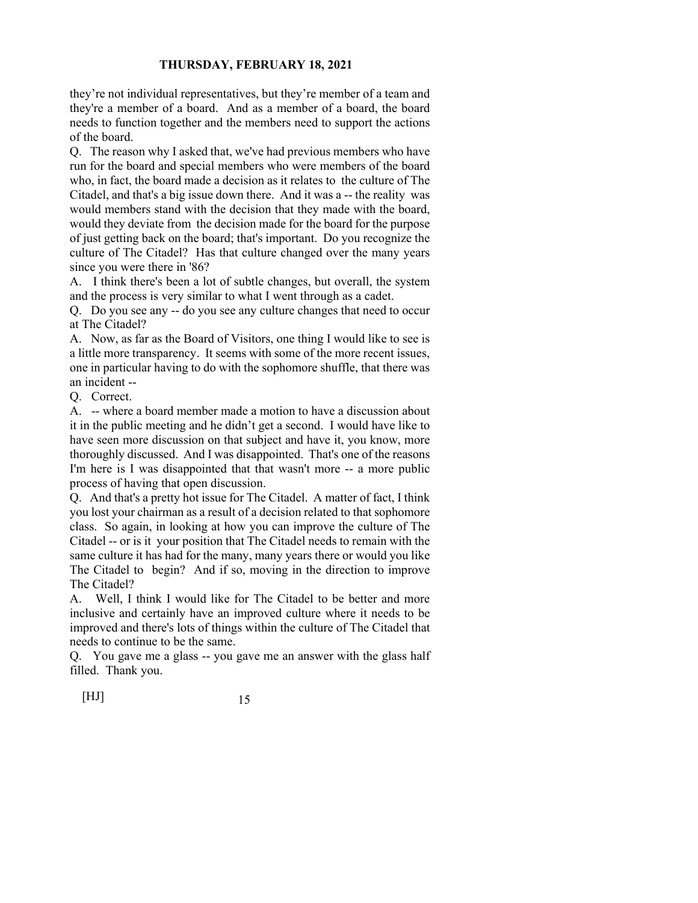they're not individual representatives, but they're member of a team and they're a member of a board. And as a member of a board, the board needs to function together and the members need to support the actions of the board.

Q. The reason why I asked that, we've had previous members who have run for the board and special members who were members of the board who, in fact, the board made a decision as it relates to the culture of The Citadel, and that's a big issue down there. And it was a -- the reality was would members stand with the decision that they made with the board, would they deviate from the decision made for the board for the purpose of just getting back on the board; that's important. Do you recognize the culture of The Citadel? Has that culture changed over the many years since you were there in '86?

A. I think there's been a lot of subtle changes, but overall, the system and the process is very similar to what I went through as a cadet.

Q. Do you see any -- do you see any culture changes that need to occur at The Citadel?

A. Now, as far as the Board of Visitors, one thing I would like to see is a little more transparency. It seems with some of the more recent issues, one in particular having to do with the sophomore shuffle, that there was an incident --

Q. Correct.

A. -- where a board member made a motion to have a discussion about it in the public meeting and he didn't get a second. I would have like to have seen more discussion on that subject and have it, you know, more thoroughly discussed. And I was disappointed. That's one of the reasons I'm here is I was disappointed that that wasn't more -- a more public process of having that open discussion.

Q. And that's a pretty hot issue for The Citadel. A matter of fact, I think you lost your chairman as a result of a decision related to that sophomore class. So again, in looking at how you can improve the culture of The Citadel -- or is it your position that The Citadel needs to remain with the same culture it has had for the many, many years there or would you like The Citadel to begin? And if so, moving in the direction to improve The Citadel?

A. Well, I think I would like for The Citadel to be better and more inclusive and certainly have an improved culture where it needs to be improved and there's lots of things within the culture of The Citadel that needs to continue to be the same.

Q. You gave me a glass -- you gave me an answer with the glass half filled. Thank you.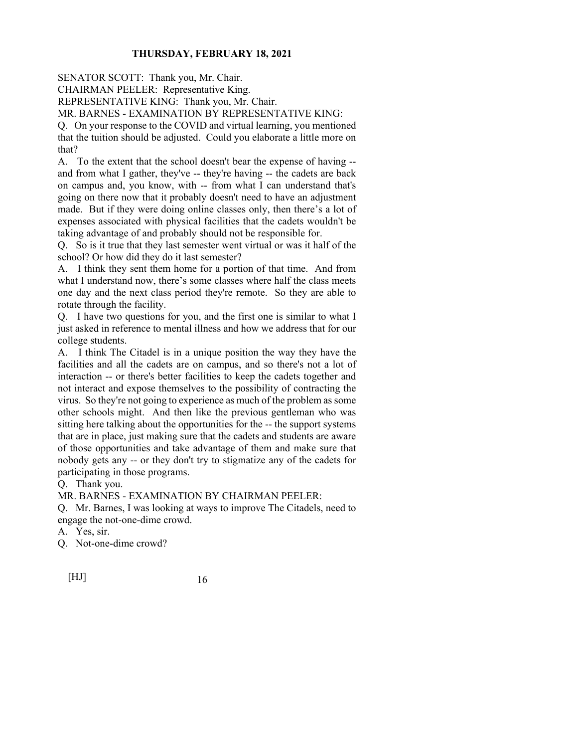**THURSDAY, FEBRUARY 18, 2021**

SENATOR SCOTT: Thank you, Mr. Chair.

CHAIRMAN PEELER: Representative King.

REPRESENTATIVE KING: Thank you, Mr. Chair.

MR. BARNES - EXAMINATION BY REPRESENTATIVE KING:

Q. On your response to the COVID and virtual learning, you mentioned that the tuition should be adjusted. Could you elaborate a little more on that?

A. To the extent that the school doesn't bear the expense of having -- and from what I gather, they've -- they're having -- the cadets are back on campus and, you know, with -- from what I can understand that's going on there now that it probably doesn't need to have an adjustment made. But if they were doing online classes only, then there's a lot of expenses associated with physical facilities that the cadets wouldn't be taking advantage of and probably should not be responsible for.

Q. So is it true that they last semester went virtual or was it half of the school? Or how did they do it last semester?

A. I think they sent them home for a portion of that time. And from what I understand now, there's some classes where half the class meets one day and the next class period they're remote. So they are able to rotate through the facility.

Q. I have two questions for you, and the first one is similar to what I just asked in reference to mental illness and how we address that for our college students.

A. I think The Citadel is in a unique position the way they have the facilities and all the cadets are on campus, and so there's not a lot of interaction -- or there's better facilities to keep the cadets together and not interact and expose themselves to the possibility of contracting the virus. So they're not going to experience as much of the problem as some other schools might. And then like the previous gentleman who was sitting here talking about the opportunities for the -- the support systems that are in place, just making sure that the cadets and students are aware of those opportunities and take advantage of them and make sure that nobody gets any -- or they don't try to stigmatize any of the cadets for participating in those programs.

Q. Thank you.

MR. BARNES - EXAMINATION BY CHAIRMAN PEELER:

Q. Mr. Barnes, I was looking at ways to improve The Citadels, need to engage the not-one-dime crowd.

A. Yes, sir.

Q. Not-one-dime crowd?

[HJ]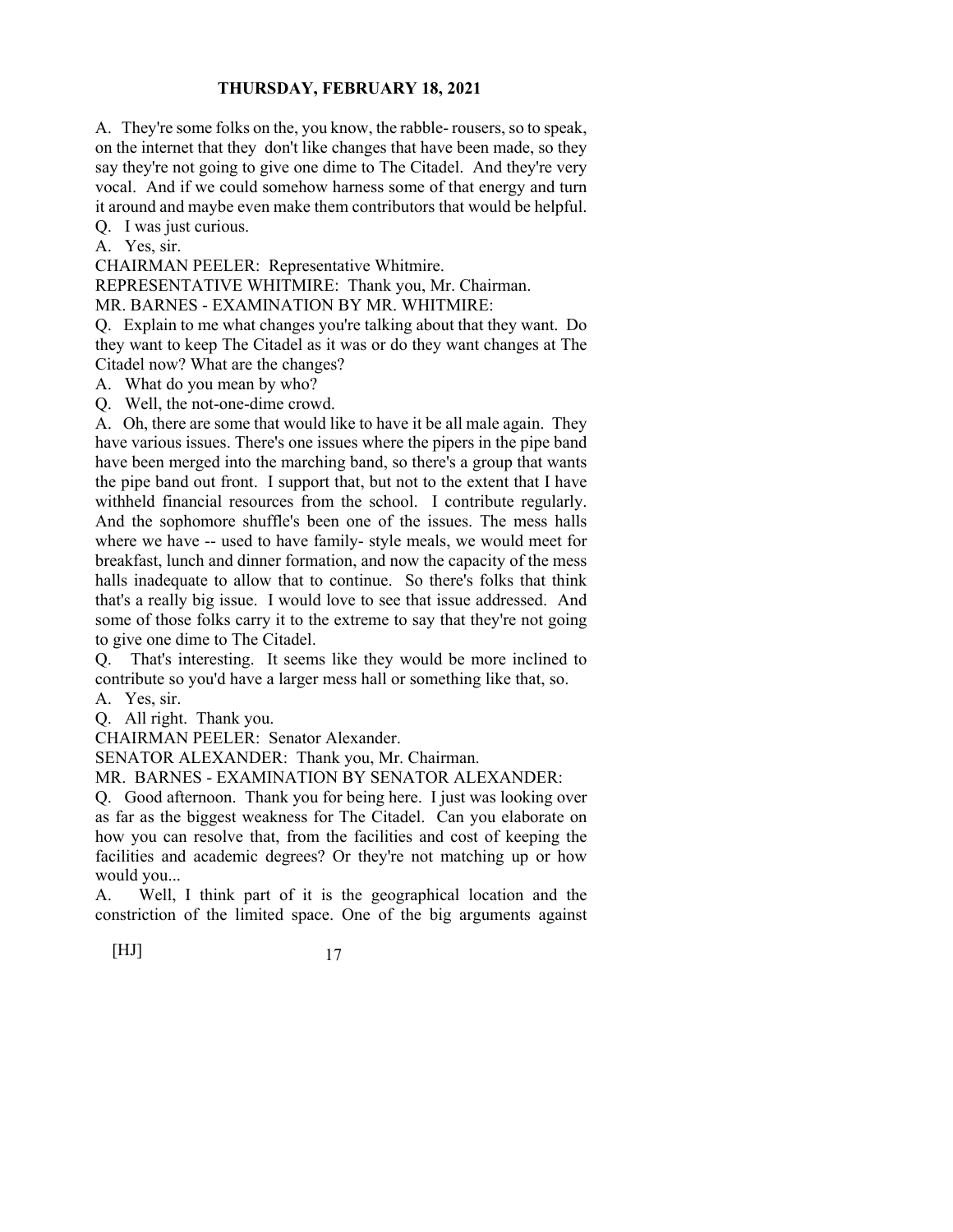A. They're some folks on the, you know, the rabble- rousers, so to speak, on the internet that they don't like changes that have been made, so they say they're not going to give one dime to The Citadel. And they're very vocal. And if we could somehow harness some of that energy and turn it around and maybe even make them contributors that would be helpful.

Q. I was just curious.

A. Yes, sir.

CHAIRMAN PEELER: Representative Whitmire.

REPRESENTATIVE WHITMIRE: Thank you, Mr. Chairman.

MR. BARNES - EXAMINATION BY MR. WHITMIRE:

Q. Explain to me what changes you're talking about that they want. Do they want to keep The Citadel as it was or do they want changes at The Citadel now? What are the changes?

A. What do you mean by who?

Q. Well, the not-one-dime crowd.

A. Oh, there are some that would like to have it be all male again. They have various issues. There's one issues where the pipers in the pipe band have been merged into the marching band, so there's a group that wants the pipe band out front. I support that, but not to the extent that I have withheld financial resources from the school. I contribute regularly. And the sophomore shuffle's been one of the issues. The mess halls where we have -- used to have family- style meals, we would meet for breakfast, lunch and dinner formation, and now the capacity of the mess halls inadequate to allow that to continue. So there's folks that think that's a really big issue. I would love to see that issue addressed. And some of those folks carry it to the extreme to say that they're not going to give one dime to The Citadel.

Q. That's interesting. It seems like they would be more inclined to contribute so you'd have a larger mess hall or something like that, so.

A. Yes, sir.

Q. All right. Thank you.

CHAIRMAN PEELER: Senator Alexander.

SENATOR ALEXANDER: Thank you, Mr. Chairman.

MR. BARNES - EXAMINATION BY SENATOR ALEXANDER:

Q. Good afternoon. Thank you for being here. I just was looking over as far as the biggest weakness for The Citadel. Can you elaborate on how you can resolve that, from the facilities and cost of keeping the facilities and academic degrees? Or they're not matching up or how would you...

A. Well, I think part of it is the geographical location and the constriction of the limited space. One of the big arguments against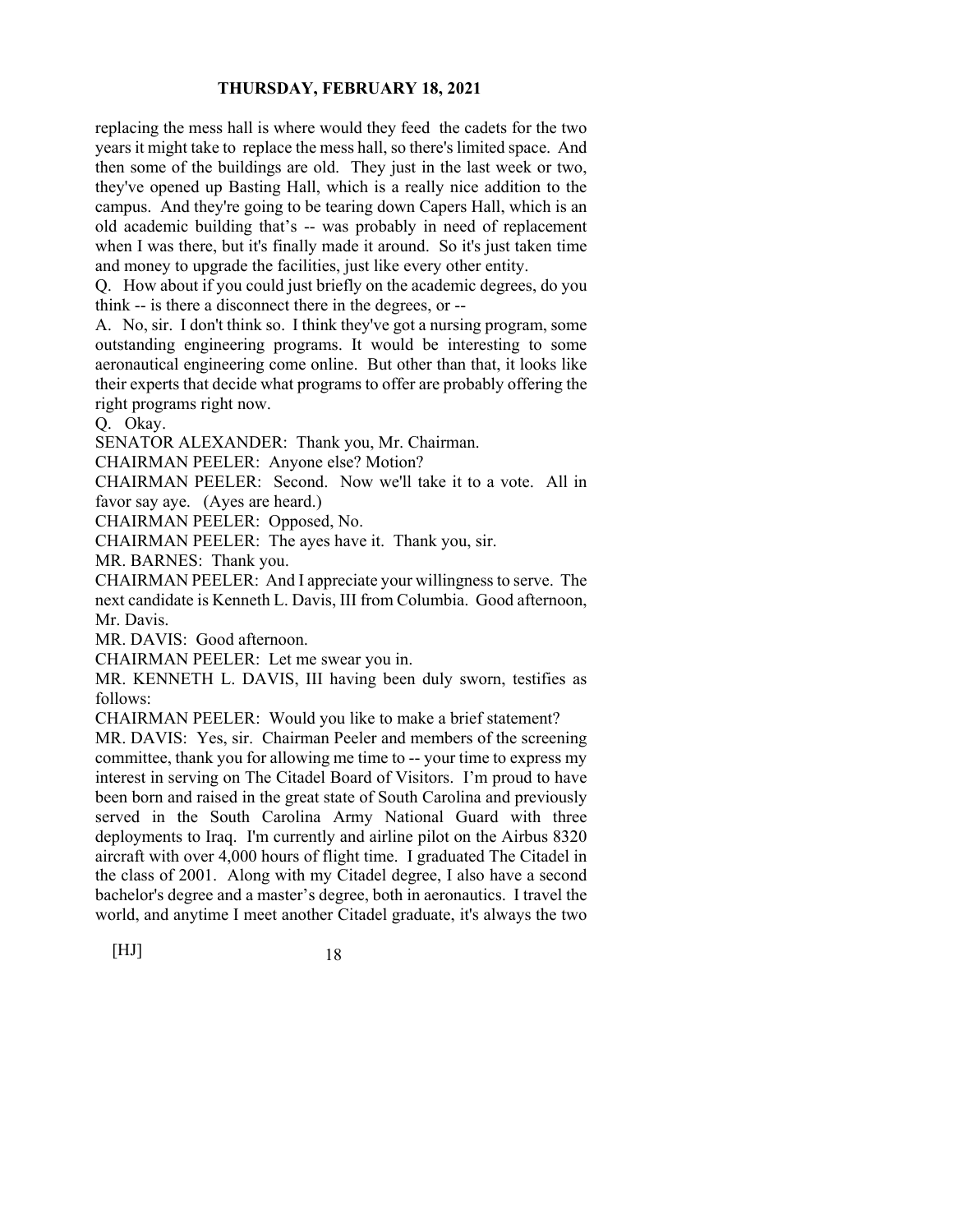replacing the mess hall is where would they feed the cadets for the two years it might take to replace the mess hall, so there's limited space. And then some of the buildings are old. They just in the last week or two, they've opened up Basting Hall, which is a really nice addition to the campus. And they're going to be tearing down Capers Hall, which is an old academic building that's -- was probably in need of replacement when I was there, but it's finally made it around. So it's just taken time and money to upgrade the facilities, just like every other entity.

Q. How about if you could just briefly on the academic degrees, do you think -- is there a disconnect there in the degrees, or --

A. No, sir. I don't think so. I think they've got a nursing program, some outstanding engineering programs. It would be interesting to some aeronautical engineering come online. But other than that, it looks like their experts that decide what programs to offer are probably offering the right programs right now.

Q. Okay.

SENATOR ALEXANDER: Thank you, Mr. Chairman.

CHAIRMAN PEELER: Anyone else? Motion?

CHAIRMAN PEELER: Second. Now we'll take it to a vote. All in favor say aye. (Ayes are heard.)

CHAIRMAN PEELER: Opposed, No.

CHAIRMAN PEELER: The ayes have it. Thank you, sir.

MR. BARNES: Thank you.

CHAIRMAN PEELER: And I appreciate your willingness to serve. The next candidate is Kenneth L. Davis, III from Columbia. Good afternoon, Mr. Davis.

MR. DAVIS: Good afternoon.

CHAIRMAN PEELER: Let me swear you in.

MR. KENNETH L. DAVIS, III having been duly sworn, testifies as follows:

CHAIRMAN PEELER: Would you like to make a brief statement?

MR. DAVIS: Yes, sir. Chairman Peeler and members of the screening committee, thank you for allowing me time to -- your time to express my interest in serving on The Citadel Board of Visitors. I'm proud to have been born and raised in the great state of South Carolina and previously served in the South Carolina Army National Guard with three deployments to Iraq. I'm currently and airline pilot on the Airbus 8320 aircraft with over 4,000 hours of flight time. I graduated The Citadel in the class of 2001. Along with my Citadel degree, I also have a second bachelor's degree and a master's degree, both in aeronautics. I travel the world, and anytime I meet another Citadel graduate, it's always the two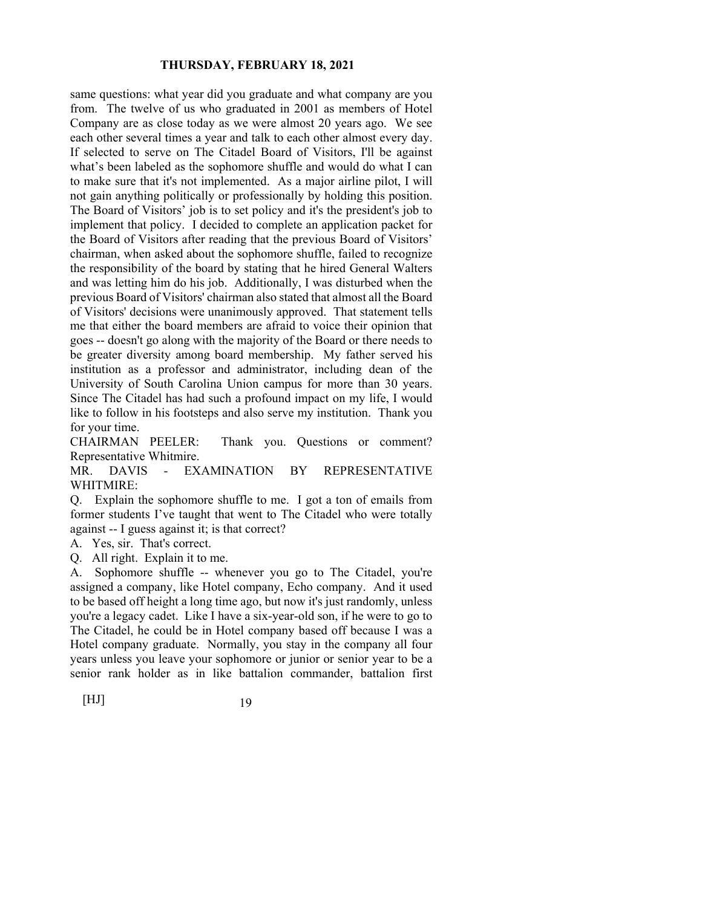same questions: what year did you graduate and what company are you from. The twelve of us who graduated in 2001 as members of Hotel Company are as close today as we were almost 20 years ago. We see each other several times a year and talk to each other almost every day. If selected to serve on The Citadel Board of Visitors, I'll be against what's been labeled as the sophomore shuffle and would do what I can to make sure that it's not implemented. As a major airline pilot, I will not gain anything politically or professionally by holding this position. The Board of Visitors' job is to set policy and it's the president's job to implement that policy. I decided to complete an application packet for the Board of Visitors after reading that the previous Board of Visitors' chairman, when asked about the sophomore shuffle, failed to recognize the responsibility of the board by stating that he hired General Walters and was letting him do his job. Additionally, I was disturbed when the previous Board of Visitors' chairman also stated that almost all the Board of Visitors' decisions were unanimously approved. That statement tells me that either the board members are afraid to voice their opinion that goes -- doesn't go along with the majority of the Board or there needs to be greater diversity among board membership. My father served his institution as a professor and administrator, including dean of the University of South Carolina Union campus for more than 30 years. Since The Citadel has had such a profound impact on my life, I would like to follow in his footsteps and also serve my institution. Thank you for your time.

CHAIRMAN PEELER: Thank you. Questions or comment? Representative Whitmire.

MR. DAVIS - EXAMINATION BY REPRESENTATIVE WHITMIRE:

Q. Explain the sophomore shuffle to me. I got a ton of emails from former students I've taught that went to The Citadel who were totally against -- I guess against it; is that correct?

A. Yes, sir. That's correct.

Q. All right. Explain it to me.

A. Sophomore shuffle -- whenever you go to The Citadel, you're assigned a company, like Hotel company, Echo company. And it used to be based off height a long time ago, but now it's just randomly, unless you're a legacy cadet. Like I have a six-year-old son, if he were to go to The Citadel, he could be in Hotel company based off because I was a Hotel company graduate. Normally, you stay in the company all four years unless you leave your sophomore or junior or senior year to be a senior rank holder as in like battalion commander, battalion first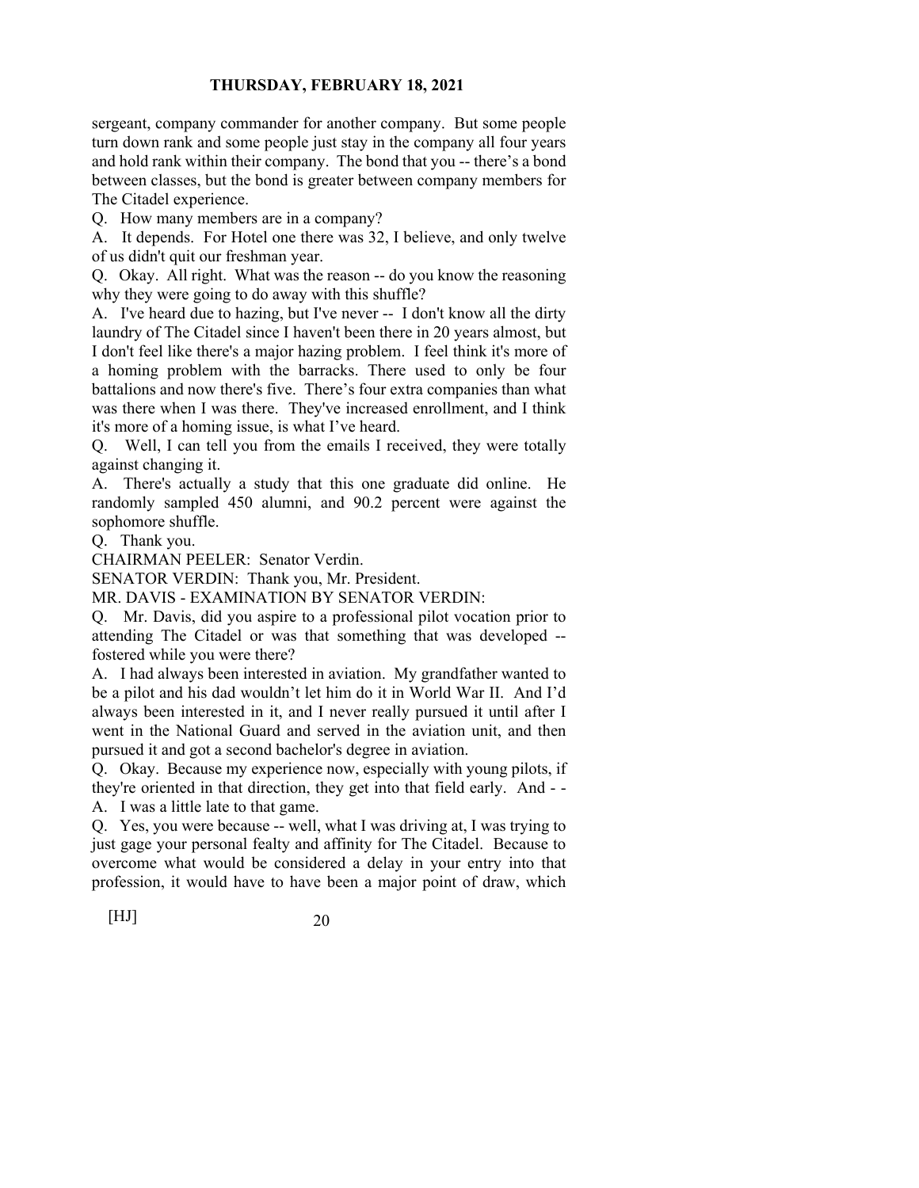sergeant, company commander for another company. But some people turn down rank and some people just stay in the company all four years and hold rank within their company. The bond that you -- there's a bond between classes, but the bond is greater between company members for The Citadel experience.

Q. How many members are in a company?

A. It depends. For Hotel one there was 32, I believe, and only twelve of us didn't quit our freshman year.

Q. Okay. All right. What was the reason -- do you know the reasoning why they were going to do away with this shuffle?

A. I've heard due to hazing, but I've never -- I don't know all the dirty laundry of The Citadel since I haven't been there in 20 years almost, but I don't feel like there's a major hazing problem. I feel think it's more of a homing problem with the barracks. There used to only be four battalions and now there's five. There's four extra companies than what was there when I was there. They've increased enrollment, and I think it's more of a homing issue, is what I've heard.

Q. Well, I can tell you from the emails I received, they were totally against changing it.

A. There's actually a study that this one graduate did online. He randomly sampled 450 alumni, and 90.2 percent were against the sophomore shuffle.

Q. Thank you.

CHAIRMAN PEELER: Senator Verdin.

SENATOR VERDIN: Thank you, Mr. President.

MR. DAVIS - EXAMINATION BY SENATOR VERDIN:

Q. Mr. Davis, did you aspire to a professional pilot vocation prior to attending The Citadel or was that something that was developed -- fostered while you were there?

A. I had always been interested in aviation. My grandfather wanted to be a pilot and his dad wouldn't let him do it in World War II. And I'd always been interested in it, and I never really pursued it until after I went in the National Guard and served in the aviation unit, and then pursued it and got a second bachelor's degree in aviation.

Q. Okay. Because my experience now, especially with young pilots, if they're oriented in that direction, they get into that field early. And - -

A. I was a little late to that game.

Q. Yes, you were because -- well, what I was driving at, I was trying to just gage your personal fealty and affinity for The Citadel. Because to overcome what would be considered a delay in your entry into that profession, it would have to have been a major point of draw, which

[HJ]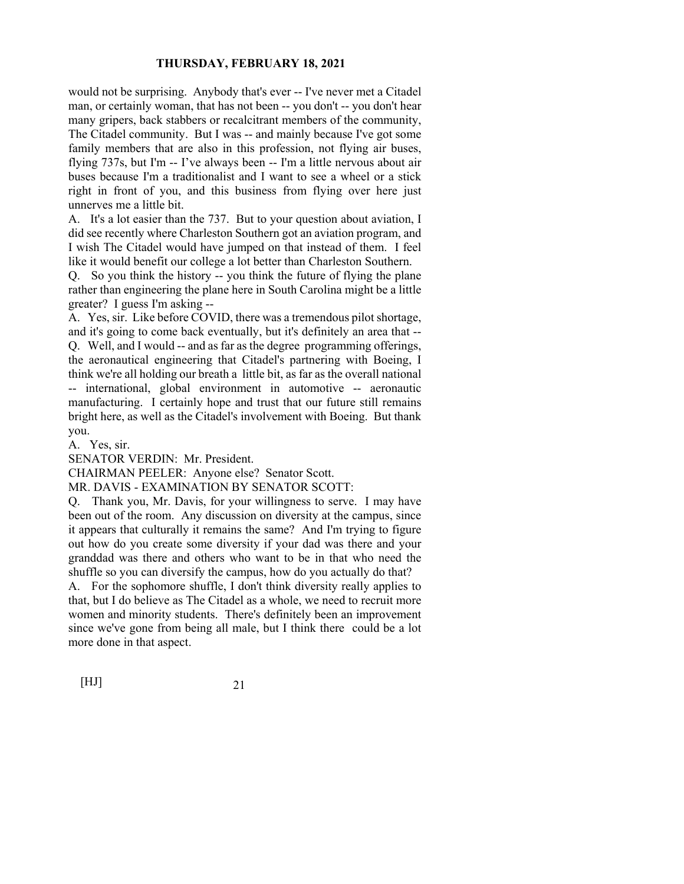would not be surprising. Anybody that's ever -- I've never met a Citadel man, or certainly woman, that has not been -- you don't -- you don't hear many gripers, back stabbers or recalcitrant members of the community, The Citadel community. But I was -- and mainly because I've got some family members that are also in this profession, not flying air buses, flying 737s, but I'm -- I've always been -- I'm a little nervous about air buses because I'm a traditionalist and I want to see a wheel or a stick right in front of you, and this business from flying over here just unnerves me a little bit.

A. It's a lot easier than the 737. But to your question about aviation, I did see recently where Charleston Southern got an aviation program, and I wish The Citadel would have jumped on that instead of them. I feel like it would benefit our college a lot better than Charleston Southern.

Q. So you think the history -- you think the future of flying the plane rather than engineering the plane here in South Carolina might be a little greater? I guess I'm asking --

A. Yes, sir. Like before COVID, there was a tremendous pilot shortage, and it's going to come back eventually, but it's definitely an area that --

Q. Well, and I would -- and as far as the degree programming offerings, the aeronautical engineering that Citadel's partnering with Boeing, I think we're all holding our breath a little bit, as far as the overall national -- international, global environment in automotive -- aeronautic manufacturing. I certainly hope and trust that our future still remains bright here, as well as the Citadel's involvement with Boeing. But thank you.

A. Yes, sir.

SENATOR VERDIN: Mr. President.

CHAIRMAN PEELER: Anyone else? Senator Scott.

MR. DAVIS - EXAMINATION BY SENATOR SCOTT:

Q. Thank you, Mr. Davis, for your willingness to serve. I may have been out of the room. Any discussion on diversity at the campus, since it appears that culturally it remains the same? And I'm trying to figure out how do you create some diversity if your dad was there and your granddad was there and others who want to be in that who need the shuffle so you can diversify the campus, how do you actually do that?

A. For the sophomore shuffle, I don't think diversity really applies to that, but I do believe as The Citadel as a whole, we need to recruit more women and minority students. There's definitely been an improvement since we've gone from being all male, but I think there could be a lot more done in that aspect.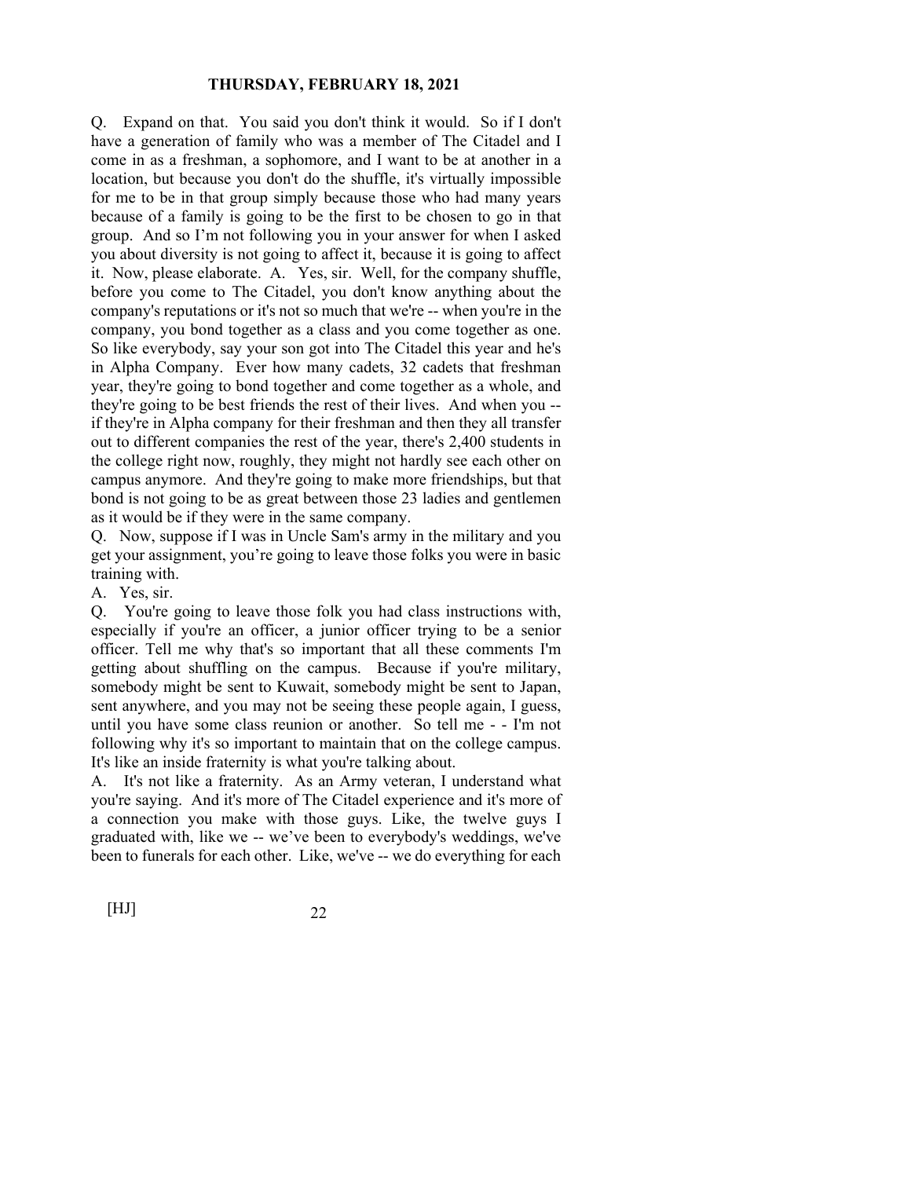Q. Expand on that. You said you don't think it would. So if I don't have a generation of family who was a member of The Citadel and I come in as a freshman, a sophomore, and I want to be at another in a location, but because you don't do the shuffle, it's virtually impossible for me to be in that group simply because those who had many years because of a family is going to be the first to be chosen to go in that group. And so I'm not following you in your answer for when I asked you about diversity is not going to affect it, because it is going to affect it. Now, please elaborate. A. Yes, sir. Well, for the company shuffle, before you come to The Citadel, you don't know anything about the company's reputations or it's not so much that we're -- when you're in the company, you bond together as a class and you come together as one. So like everybody, say your son got into The Citadel this year and he's in Alpha Company. Ever how many cadets, 32 cadets that freshman year, they're going to bond together and come together as a whole, and they're going to be best friends the rest of their lives. And when you -- if they're in Alpha company for their freshman and then they all transfer out to different companies the rest of the year, there's 2,400 students in the college right now, roughly, they might not hardly see each other on campus anymore. And they're going to make more friendships, but that bond is not going to be as great between those 23 ladies and gentlemen as it would be if they were in the same company.

Q. Now, suppose if I was in Uncle Sam's army in the military and you get your assignment, you're going to leave those folks you were in basic training with.

A. Yes, sir.

Q. You're going to leave those folk you had class instructions with, especially if you're an officer, a junior officer trying to be a senior officer. Tell me why that's so important that all these comments I'm getting about shuffling on the campus. Because if you're military, somebody might be sent to Kuwait, somebody might be sent to Japan, sent anywhere, and you may not be seeing these people again, I guess, until you have some class reunion or another. So tell me - - I'm not following why it's so important to maintain that on the college campus. It's like an inside fraternity is what you're talking about.

A. It's not like a fraternity. As an Army veteran, I understand what you're saying. And it's more of The Citadel experience and it's more of a connection you make with those guys. Like, the twelve guys I graduated with, like we -- we've been to everybody's weddings, we've been to funerals for each other. Like, we've -- we do everything for each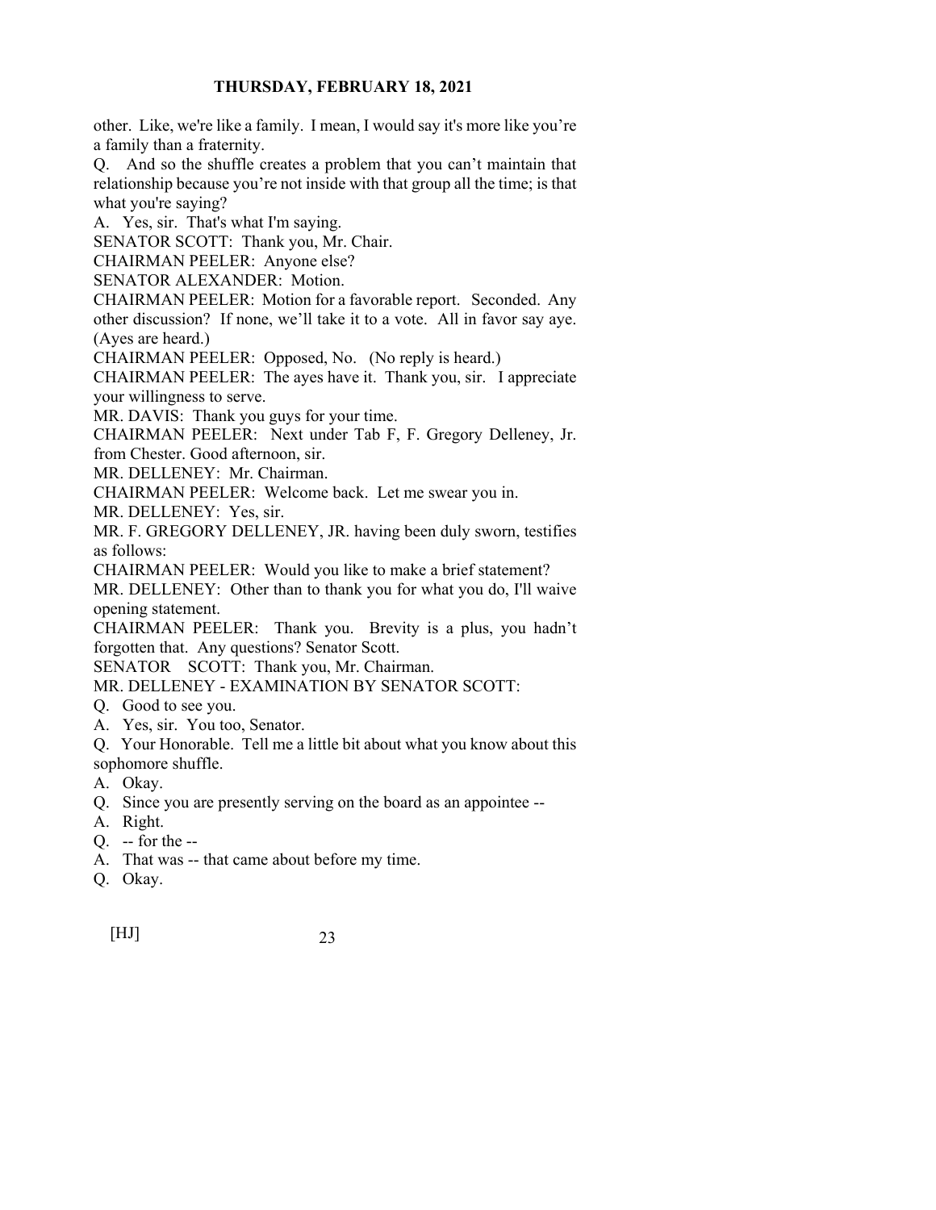other. Like, we're like a family. I mean, I would say it's more like you're a family than a fraternity.

Q. And so the shuffle creates a problem that you can't maintain that relationship because you're not inside with that group all the time; is that what you're saying?

A. Yes, sir. That's what I'm saying.

SENATOR SCOTT: Thank you, Mr. Chair.

CHAIRMAN PEELER: Anyone else?

SENATOR ALEXANDER: Motion.

CHAIRMAN PEELER: Motion for a favorable report. Seconded. Any other discussion? If none, we'll take it to a vote. All in favor say aye. (Ayes are heard.)

CHAIRMAN PEELER: Opposed, No. (No reply is heard.)

CHAIRMAN PEELER: The ayes have it. Thank you, sir. I appreciate your willingness to serve.

MR. DAVIS: Thank you guys for your time.

CHAIRMAN PEELER: Next under Tab F, F. Gregory Delleney, Jr. from Chester. Good afternoon, sir.

MR. DELLENEY: Mr. Chairman.

CHAIRMAN PEELER: Welcome back. Let me swear you in.

MR. DELLENEY: Yes, sir.

MR. F. GREGORY DELLENEY, JR. having been duly sworn, testifies as follows:

CHAIRMAN PEELER: Would you like to make a brief statement?

MR. DELLENEY: Other than to thank you for what you do, I'll waive opening statement.

CHAIRMAN PEELER: Thank you. Brevity is a plus, you hadn't forgotten that. Any questions? Senator Scott.

SENATOR SCOTT: Thank you, Mr. Chairman.

MR. DELLENEY - EXAMINATION BY SENATOR SCOTT:

Q. Good to see you.

A. Yes, sir. You too, Senator.

Q. Your Honorable. Tell me a little bit about what you know about this sophomore shuffle.

A. Okay.

Q. Since you are presently serving on the board as an appointee --

A. Right.

Q. -- for the --

A. That was -- that came about before my time.

Q. Okay.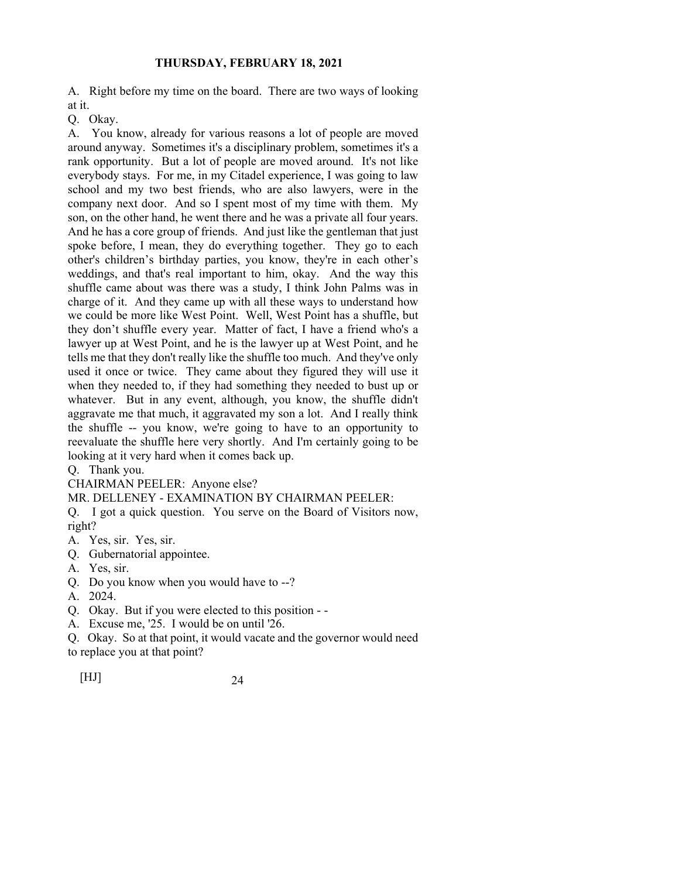A. Right before my time on the board. There are two ways of looking at it.

Q. Okay.

A. You know, already for various reasons a lot of people are moved around anyway. Sometimes it's a disciplinary problem, sometimes it's a rank opportunity. But a lot of people are moved around. It's not like everybody stays. For me, in my Citadel experience, I was going to law school and my two best friends, who are also lawyers, were in the company next door. And so I spent most of my time with them. My son, on the other hand, he went there and he was a private all four years. And he has a core group of friends. And just like the gentleman that just spoke before, I mean, they do everything together. They go to each other's children's birthday parties, you know, they're in each other's weddings, and that's real important to him, okay. And the way this shuffle came about was there was a study, I think John Palms was in charge of it. And they came up with all these ways to understand how we could be more like West Point. Well, West Point has a shuffle, but they don't shuffle every year. Matter of fact, I have a friend who's a lawyer up at West Point, and he is the lawyer up at West Point, and he tells me that they don't really like the shuffle too much. And they've only used it once or twice. They came about they figured they will use it when they needed to, if they had something they needed to bust up or whatever. But in any event, although, you know, the shuffle didn't aggravate me that much, it aggravated my son a lot. And I really think the shuffle -- you know, we're going to have to an opportunity to reevaluate the shuffle here very shortly. And I'm certainly going to be looking at it very hard when it comes back up.

Q. Thank you.

CHAIRMAN PEELER: Anyone else?

MR. DELLENEY - EXAMINATION BY CHAIRMAN PEELER:

Q. I got a quick question. You serve on the Board of Visitors now, right?

A. Yes, sir. Yes, sir.

Q. Gubernatorial appointee.

A. Yes, sir.

Q. Do you know when you would have to --?

A. 2024.

Q. Okay. But if you were elected to this position - -

A. Excuse me, '25. I would be on until '26.

Q. Okay. So at that point, it would vacate and the governor would need to replace you at that point?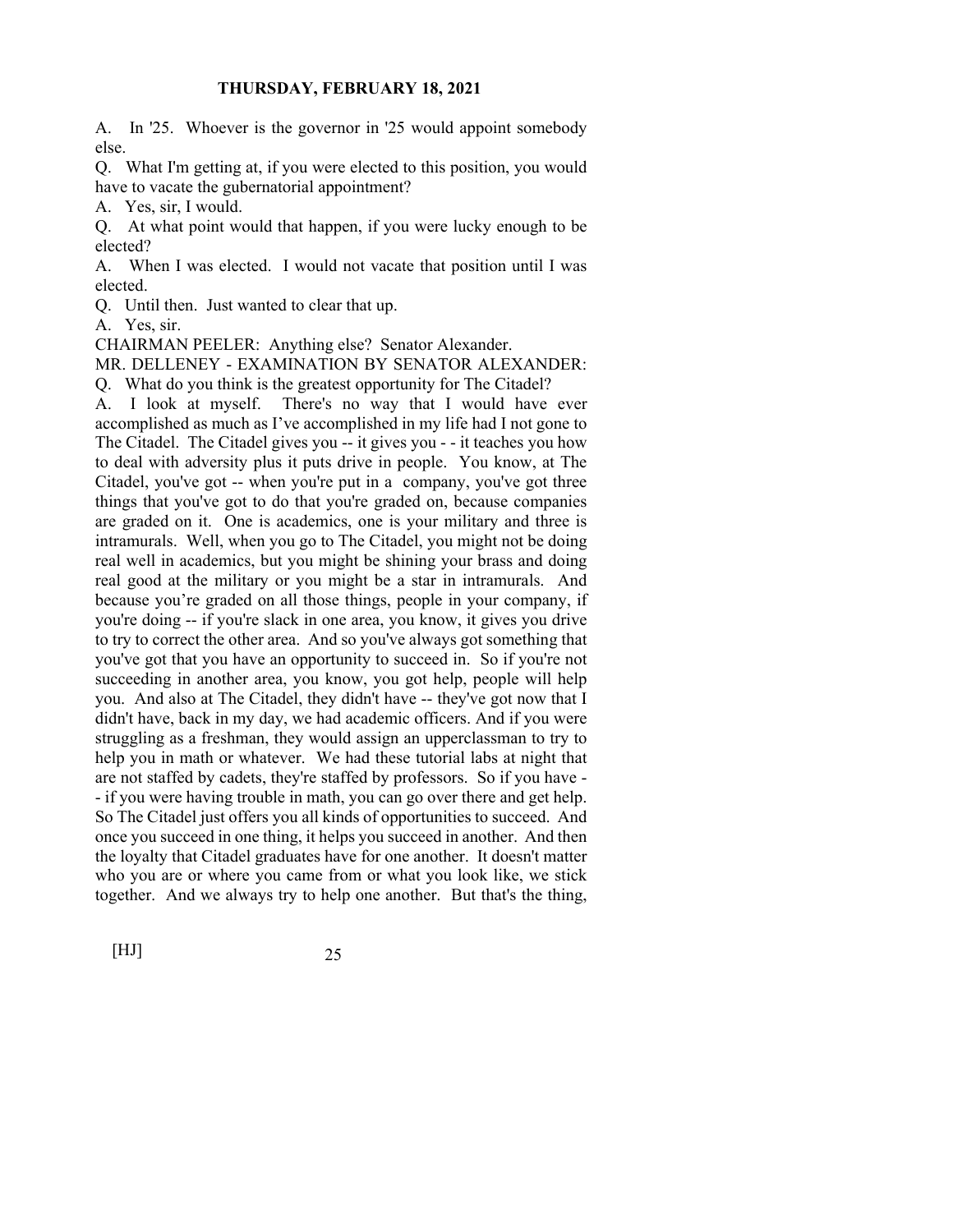A. In '25. Whoever is the governor in '25 would appoint somebody else.

Q. What I'm getting at, if you were elected to this position, you would have to vacate the gubernatorial appointment?

A. Yes, sir, I would.

Q. At what point would that happen, if you were lucky enough to be elected?

A. When I was elected. I would not vacate that position until I was elected.

Q. Until then. Just wanted to clear that up.

A. Yes, sir.

CHAIRMAN PEELER: Anything else? Senator Alexander.

MR. DELLENEY - EXAMINATION BY SENATOR ALEXANDER:

Q. What do you think is the greatest opportunity for The Citadel?

A. I look at myself. There's no way that I would have ever accomplished as much as I've accomplished in my life had I not gone to The Citadel. The Citadel gives you -- it gives you - - it teaches you how to deal with adversity plus it puts drive in people. You know, at The Citadel, you've got -- when you're put in a company, you've got three things that you've got to do that you're graded on, because companies are graded on it. One is academics, one is your military and three is intramurals. Well, when you go to The Citadel, you might not be doing real well in academics, but you might be shining your brass and doing real good at the military or you might be a star in intramurals. And because you're graded on all those things, people in your company, if you're doing -- if you're slack in one area, you know, it gives you drive to try to correct the other area. And so you've always got something that you've got that you have an opportunity to succeed in. So if you're not succeeding in another area, you know, you got help, people will help you. And also at The Citadel, they didn't have -- they've got now that I didn't have, back in my day, we had academic officers. And if you were struggling as a freshman, they would assign an upperclassman to try to help you in math or whatever. We had these tutorial labs at night that are not staffed by cadets, they're staffed by professors. So if you have - - if you were having trouble in math, you can go over there and get help. So The Citadel just offers you all kinds of opportunities to succeed. And once you succeed in one thing, it helps you succeed in another. And then the loyalty that Citadel graduates have for one another. It doesn't matter who you are or where you came from or what you look like, we stick together. And we always try to help one another. But that's the thing,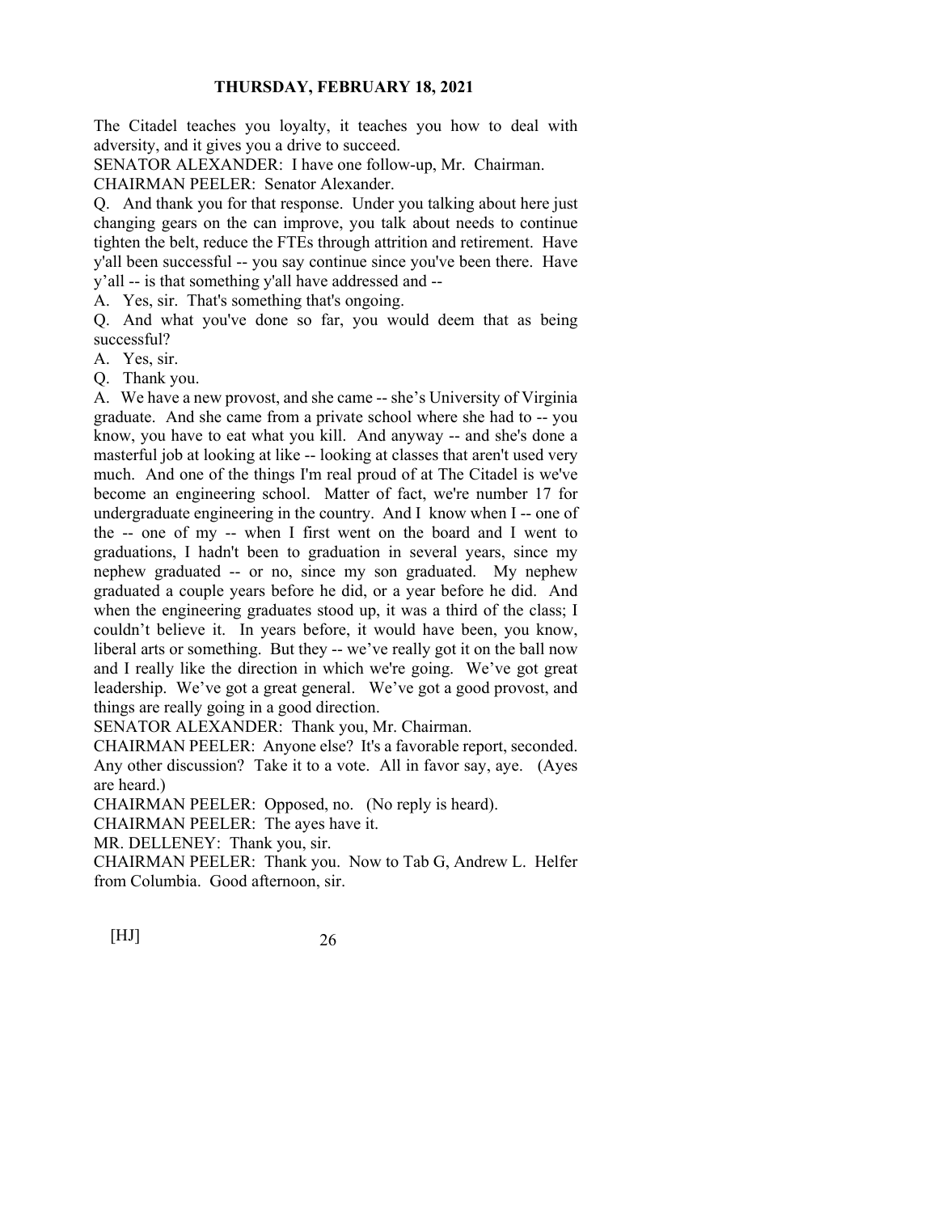The Citadel teaches you loyalty, it teaches you how to deal with adversity, and it gives you a drive to succeed.

SENATOR ALEXANDER: I have one follow-up, Mr. Chairman.

CHAIRMAN PEELER: Senator Alexander.

Q. And thank you for that response. Under you talking about here just changing gears on the can improve, you talk about needs to continue tighten the belt, reduce the FTEs through attrition and retirement. Have y'all been successful -- you say continue since you've been there. Have y'all -- is that something y'all have addressed and --

A. Yes, sir. That's something that's ongoing.

Q. And what you've done so far, you would deem that as being successful?

A. Yes, sir.

Q. Thank you.

A. We have a new provost, and she came -- she's University of Virginia graduate. And she came from a private school where she had to -- you know, you have to eat what you kill. And anyway -- and she's done a masterful job at looking at like -- looking at classes that aren't used very much. And one of the things I'm real proud of at The Citadel is we've become an engineering school. Matter of fact, we're number 17 for undergraduate engineering in the country. And I know when I -- one of the -- one of my -- when I first went on the board and I went to graduations, I hadn't been to graduation in several years, since my nephew graduated -- or no, since my son graduated. My nephew graduated a couple years before he did, or a year before he did. And when the engineering graduates stood up, it was a third of the class; I couldn't believe it. In years before, it would have been, you know, liberal arts or something. But they -- we've really got it on the ball now and I really like the direction in which we're going. We've got great leadership. We've got a great general. We've got a good provost, and things are really going in a good direction.

SENATOR ALEXANDER: Thank you, Mr. Chairman.

CHAIRMAN PEELER: Anyone else? It's a favorable report, seconded. Any other discussion? Take it to a vote. All in favor say, aye. (Ayes are heard.)

CHAIRMAN PEELER: Opposed, no. (No reply is heard).

CHAIRMAN PEELER: The ayes have it.

MR. DELLENEY: Thank you, sir.

CHAIRMAN PEELER: Thank you. Now to Tab G, Andrew L. Helfer from Columbia. Good afternoon, sir.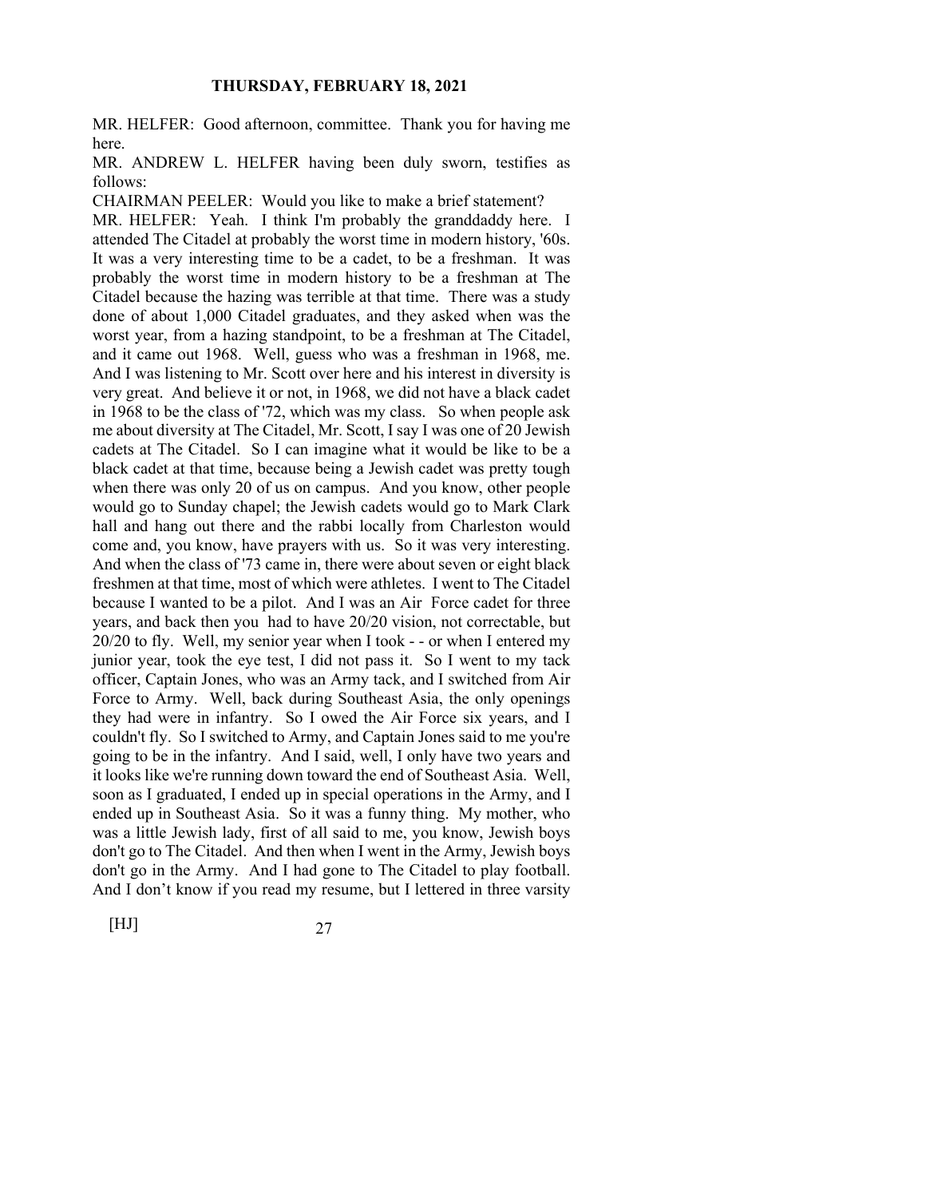**THURSDAY, FEBRUARY 18, 2021**

MR. HELFER: Good afternoon, committee. Thank you for having me here.

MR. ANDREW L. HELFER having been duly sworn, testifies as follows:

CHAIRMAN PEELER: Would you like to make a brief statement?

MR. HELFER: Yeah. I think I'm probably the granddaddy here. I attended The Citadel at probably the worst time in modern history, '60s. It was a very interesting time to be a cadet, to be a freshman. It was probably the worst time in modern history to be a freshman at The Citadel because the hazing was terrible at that time. There was a study done of about 1,000 Citadel graduates, and they asked when was the worst year, from a hazing standpoint, to be a freshman at The Citadel, and it came out 1968. Well, guess who was a freshman in 1968, me. And I was listening to Mr. Scott over here and his interest in diversity is very great. And believe it or not, in 1968, we did not have a black cadet in 1968 to be the class of '72, which was my class. So when people ask me about diversity at The Citadel, Mr. Scott, I say I was one of 20 Jewish cadets at The Citadel. So I can imagine what it would be like to be a black cadet at that time, because being a Jewish cadet was pretty tough when there was only 20 of us on campus. And you know, other people would go to Sunday chapel; the Jewish cadets would go to Mark Clark hall and hang out there and the rabbi locally from Charleston would come and, you know, have prayers with us. So it was very interesting. And when the class of '73 came in, there were about seven or eight black freshmen at that time, most of which were athletes. I went to The Citadel because I wanted to be a pilot. And I was an Air Force cadet for three years, and back then you had to have 20/20 vision, not correctable, but 20/20 to fly. Well, my senior year when I took - - or when I entered my junior year, took the eye test, I did not pass it. So I went to my tack officer, Captain Jones, who was an Army tack, and I switched from Air Force to Army. Well, back during Southeast Asia, the only openings they had were in infantry. So I owed the Air Force six years, and I couldn't fly. So I switched to Army, and Captain Jones said to me you're going to be in the infantry. And I said, well, I only have two years and it looks like we're running down toward the end of Southeast Asia. Well, soon as I graduated, I ended up in special operations in the Army, and I ended up in Southeast Asia. So it was a funny thing. My mother, who was a little Jewish lady, first of all said to me, you know, Jewish boys don't go to The Citadel. And then when I went in the Army, Jewish boys don't go in the Army. And I had gone to The Citadel to play football. And I don't know if you read my resume, but I lettered in three varsity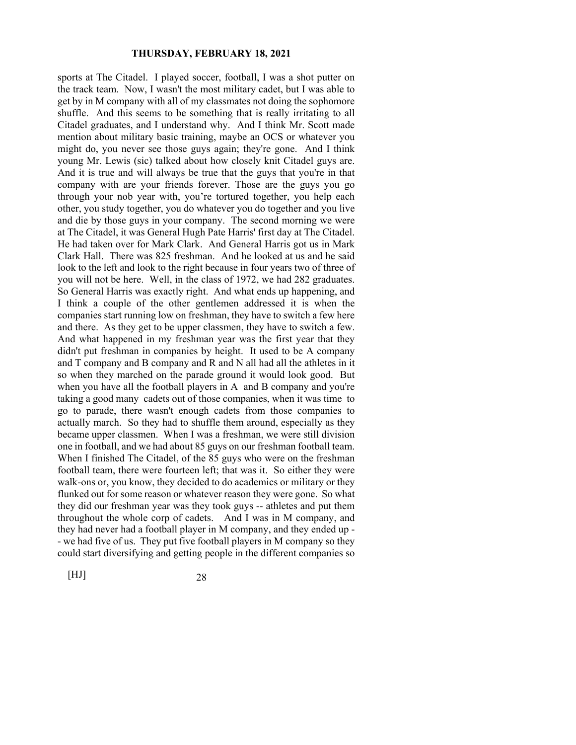sports at The Citadel. I played soccer, football, I was a shot putter on the track team. Now, I wasn't the most military cadet, but I was able to get by in M company with all of my classmates not doing the sophomore shuffle. And this seems to be something that is really irritating to all Citadel graduates, and I understand why. And I think Mr. Scott made mention about military basic training, maybe an OCS or whatever you might do, you never see those guys again; they're gone. And I think young Mr. Lewis (sic) talked about how closely knit Citadel guys are. And it is true and will always be true that the guys that you're in that company with are your friends forever. Those are the guys you go through your nob year with, you're tortured together, you help each other, you study together, you do whatever you do together and you live and die by those guys in your company. The second morning we were at The Citadel, it was General Hugh Pate Harris' first day at The Citadel. He had taken over for Mark Clark. And General Harris got us in Mark Clark Hall. There was 825 freshman. And he looked at us and he said look to the left and look to the right because in four years two of three of you will not be here. Well, in the class of 1972, we had 282 graduates. So General Harris was exactly right. And what ends up happening, and I think a couple of the other gentlemen addressed it is when the companies start running low on freshman, they have to switch a few here and there. As they get to be upper classmen, they have to switch a few. And what happened in my freshman year was the first year that they didn't put freshman in companies by height. It used to be A company and T company and B company and R and N all had all the athletes in it so when they marched on the parade ground it would look good. But when you have all the football players in A and B company and you're taking a good many cadets out of those companies, when it was time to go to parade, there wasn't enough cadets from those companies to actually march. So they had to shuffle them around, especially as they became upper classmen. When I was a freshman, we were still division one in football, and we had about 85 guys on our freshman football team. When I finished The Citadel, of the 85 guys who were on the freshman football team, there were fourteen left; that was it. So either they were walk-ons or, you know, they decided to do academics or military or they flunked out for some reason or whatever reason they were gone. So what they did our freshman year was they took guys -- athletes and put them throughout the whole corp of cadets. And I was in M company, and they had never had a football player in M company, and they ended up -- we had five of us. They put five football players in M company so they could start diversifying and getting people in the different companies so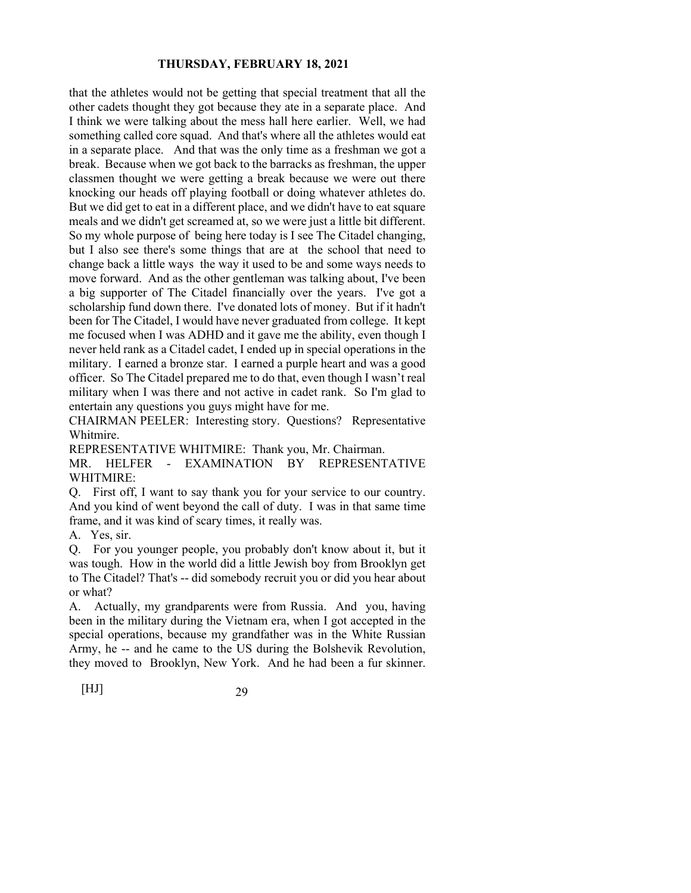that the athletes would not be getting that special treatment that all the other cadets thought they got because they ate in a separate place. And I think we were talking about the mess hall here earlier. Well, we had something called core squad. And that's where all the athletes would eat in a separate place. And that was the only time as a freshman we got a break. Because when we got back to the barracks as freshman, the upper classmen thought we were getting a break because we were out there knocking our heads off playing football or doing whatever athletes do. But we did get to eat in a different place, and we didn't have to eat square meals and we didn't get screamed at, so we were just a little bit different. So my whole purpose of being here today is I see The Citadel changing, but I also see there's some things that are at the school that need to change back a little ways the way it used to be and some ways needs to move forward. And as the other gentleman was talking about, I've been a big supporter of The Citadel financially over the years. I've got a scholarship fund down there. I've donated lots of money. But if it hadn't been for The Citadel, I would have never graduated from college. It kept me focused when I was ADHD and it gave me the ability, even though I never held rank as a Citadel cadet, I ended up in special operations in the military. I earned a bronze star. I earned a purple heart and was a good officer. So The Citadel prepared me to do that, even though I wasn't real military when I was there and not active in cadet rank. So I'm glad to entertain any questions you guys might have for me.

CHAIRMAN PEELER: Interesting story. Questions? Representative Whitmire.

REPRESENTATIVE WHITMIRE: Thank you, Mr. Chairman.

MR. HELFER - EXAMINATION BY REPRESENTATIVE WHITMIRE:

Q. First off, I want to say thank you for your service to our country. And you kind of went beyond the call of duty. I was in that same time frame, and it was kind of scary times, it really was.

A. Yes, sir.

Q. For you younger people, you probably don't know about it, but it was tough. How in the world did a little Jewish boy from Brooklyn get to The Citadel? That's -- did somebody recruit you or did you hear about or what?

A. Actually, my grandparents were from Russia. And you, having been in the military during the Vietnam era, when I got accepted in the special operations, because my grandfather was in the White Russian Army, he -- and he came to the US during the Bolshevik Revolution, they moved to Brooklyn, New York. And he had been a fur skinner.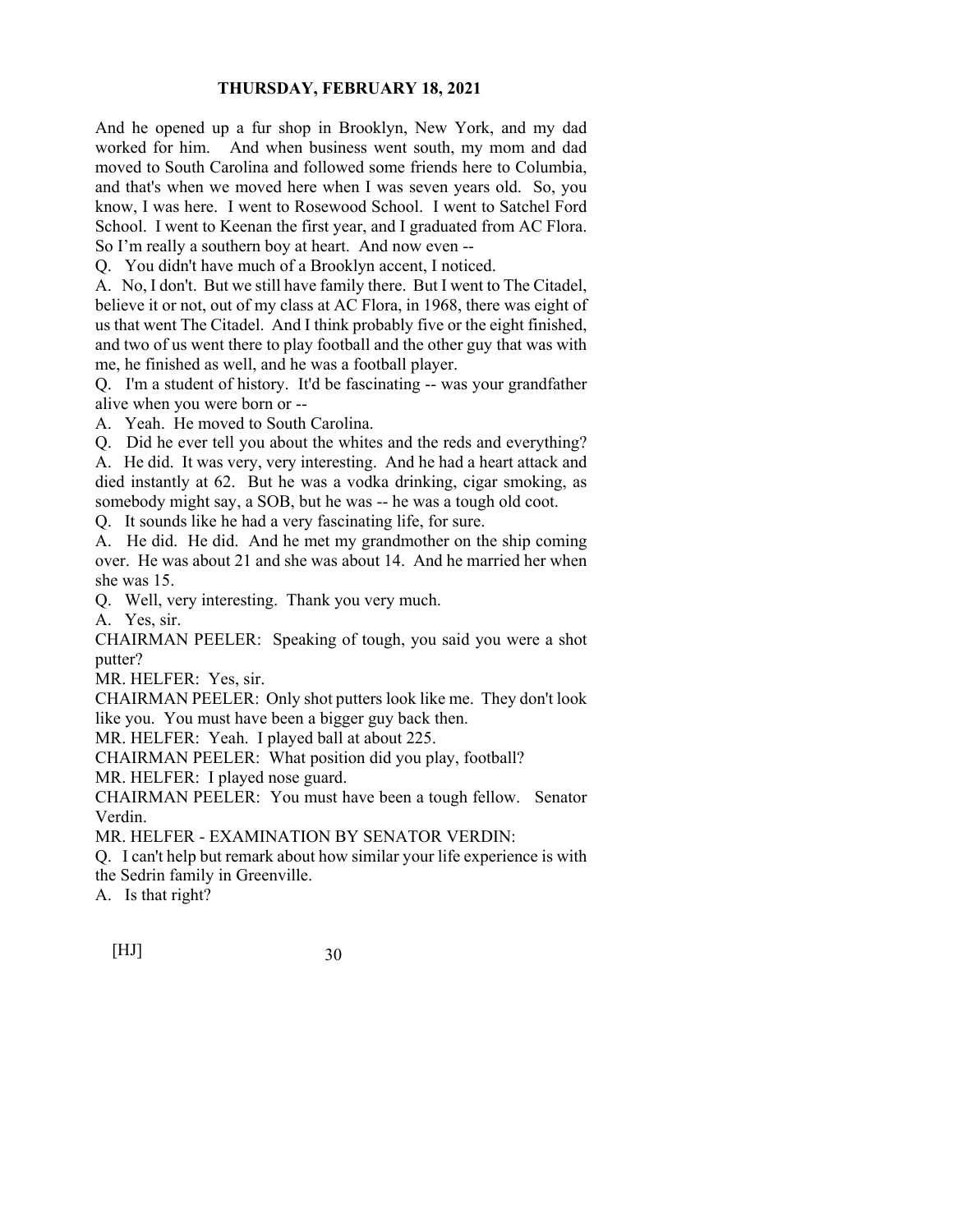And he opened up a fur shop in Brooklyn, New York, and my dad worked for him. And when business went south, my mom and dad moved to South Carolina and followed some friends here to Columbia, and that's when we moved here when I was seven years old. So, you know, I was here. I went to Rosewood School. I went to Satchel Ford School. I went to Keenan the first year, and I graduated from AC Flora. So I'm really a southern boy at heart. And now even --

Q. You didn't have much of a Brooklyn accent, I noticed.

A. No, I don't. But we still have family there. But I went to The Citadel, believe it or not, out of my class at AC Flora, in 1968, there was eight of us that went The Citadel. And I think probably five or the eight finished, and two of us went there to play football and the other guy that was with me, he finished as well, and he was a football player.

Q. I'm a student of history. It'd be fascinating -- was your grandfather alive when you were born or --

A. Yeah. He moved to South Carolina.

Q. Did he ever tell you about the whites and the reds and everything?

A. He did. It was very, very interesting. And he had a heart attack and died instantly at 62. But he was a vodka drinking, cigar smoking, as somebody might say, a SOB, but he was -- he was a tough old coot.

Q. It sounds like he had a very fascinating life, for sure.

A. He did. He did. And he met my grandmother on the ship coming over. He was about 21 and she was about 14. And he married her when she was 15.

Q. Well, very interesting. Thank you very much.

A. Yes, sir.

CHAIRMAN PEELER: Speaking of tough, you said you were a shot putter?

MR. HELFER: Yes, sir.

CHAIRMAN PEELER: Only shot putters look like me. They don't look like you. You must have been a bigger guy back then.

MR. HELFER: Yeah. I played ball at about 225.

CHAIRMAN PEELER: What position did you play, football?

MR. HELFER: I played nose guard.

CHAIRMAN PEELER: You must have been a tough fellow. Senator Verdin.

MR. HELFER - EXAMINATION BY SENATOR VERDIN:

Q. I can't help but remark about how similar your life experience is with the Sedrin family in Greenville.

A. Is that right?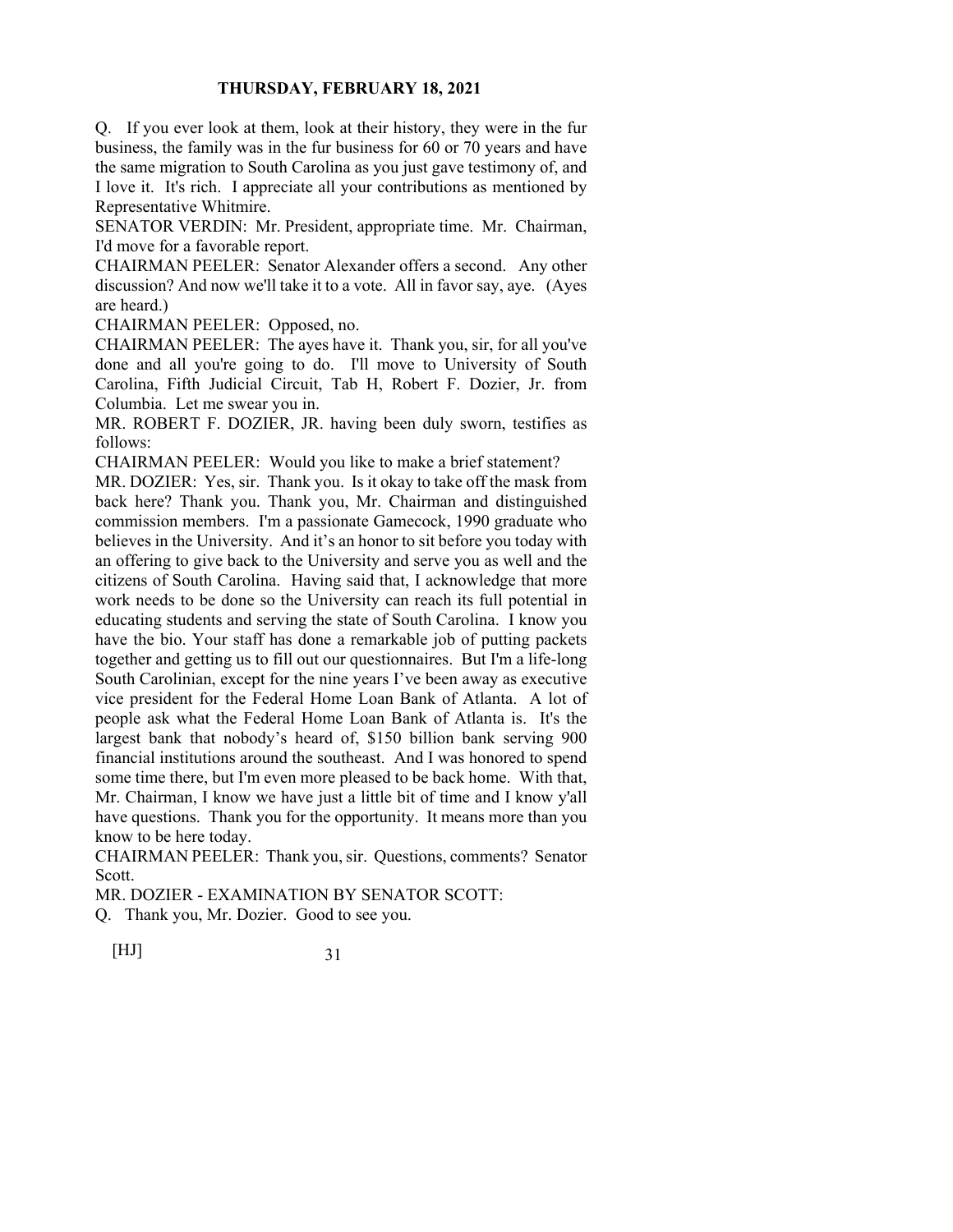Q. If you ever look at them, look at their history, they were in the fur business, the family was in the fur business for 60 or 70 years and have the same migration to South Carolina as you just gave testimony of, and I love it. It's rich. I appreciate all your contributions as mentioned by Representative Whitmire.

SENATOR VERDIN: Mr. President, appropriate time. Mr. Chairman, I'd move for a favorable report.

CHAIRMAN PEELER: Senator Alexander offers a second. Any other discussion? And now we'll take it to a vote. All in favor say, aye. (Ayes are heard.)

CHAIRMAN PEELER: Opposed, no.

CHAIRMAN PEELER: The ayes have it. Thank you, sir, for all you've done and all you're going to do. I'll move to University of South Carolina, Fifth Judicial Circuit, Tab H, Robert F. Dozier, Jr. from Columbia. Let me swear you in.

MR. ROBERT F. DOZIER, JR. having been duly sworn, testifies as follows:

CHAIRMAN PEELER: Would you like to make a brief statement?

MR. DOZIER: Yes, sir. Thank you. Is it okay to take off the mask from back here? Thank you. Thank you, Mr. Chairman and distinguished commission members. I'm a passionate Gamecock, 1990 graduate who believes in the University. And it's an honor to sit before you today with an offering to give back to the University and serve you as well and the citizens of South Carolina. Having said that, I acknowledge that more work needs to be done so the University can reach its full potential in educating students and serving the state of South Carolina. I know you have the bio. Your staff has done a remarkable job of putting packets together and getting us to fill out our questionnaires. But I'm a life-long South Carolinian, except for the nine years I've been away as executive vice president for the Federal Home Loan Bank of Atlanta. A lot of people ask what the Federal Home Loan Bank of Atlanta is. It's the largest bank that nobody's heard of, $150 billion bank serving 900 financial institutions around the southeast. And I was honored to spend some time there, but I'm even more pleased to be back home. With that, Mr. Chairman, I know we have just a little bit of time and I know y'all have questions. Thank you for the opportunity. It means more than you know to be here today.

CHAIRMAN PEELER: Thank you, sir. Questions, comments? Senator Scott.

MR. DOZIER - EXAMINATION BY SENATOR SCOTT:

Q. Thank you, Mr. Dozier. Good to see you.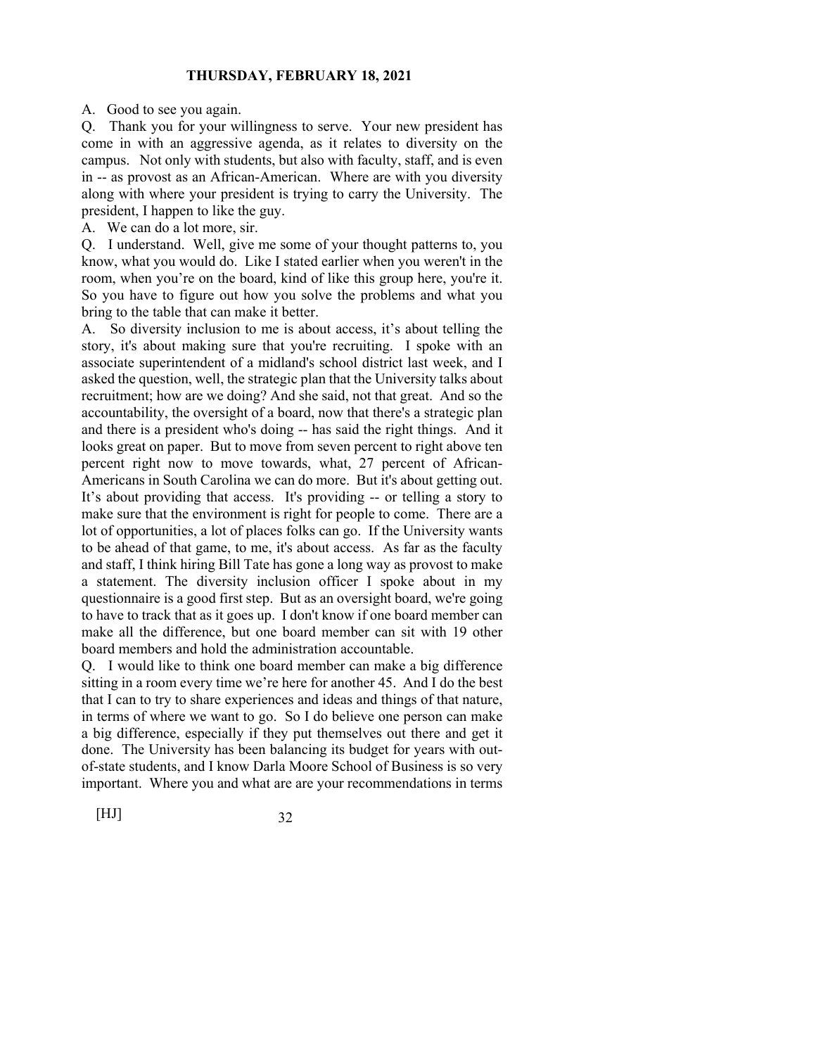A. Good to see you again.

Q. Thank you for your willingness to serve. Your new president has come in with an aggressive agenda, as it relates to diversity on the campus. Not only with students, but also with faculty, staff, and is even in -- as provost as an African-American. Where are with you diversity along with where your president is trying to carry the University. The president, I happen to like the guy.

A. We can do a lot more, sir.

Q. I understand. Well, give me some of your thought patterns to, you know, what you would do. Like I stated earlier when you weren't in the room, when you're on the board, kind of like this group here, you're it. So you have to figure out how you solve the problems and what you bring to the table that can make it better.

A. So diversity inclusion to me is about access, it's about telling the story, it's about making sure that you're recruiting. I spoke with an associate superintendent of a midland's school district last week, and I asked the question, well, the strategic plan that the University talks about recruitment; how are we doing? And she said, not that great. And so the accountability, the oversight of a board, now that there's a strategic plan and there is a president who's doing -- has said the right things. And it looks great on paper. But to move from seven percent to right above ten percent right now to move towards, what, 27 percent of African-Americans in South Carolina we can do more. But it's about getting out. It's about providing that access. It's providing -- or telling a story to make sure that the environment is right for people to come. There are a lot of opportunities, a lot of places folks can go. If the University wants to be ahead of that game, to me, it's about access. As far as the faculty and staff, I think hiring Bill Tate has gone a long way as provost to make a statement. The diversity inclusion officer I spoke about in my questionnaire is a good first step. But as an oversight board, we're going to have to track that as it goes up. I don't know if one board member can make all the difference, but one board member can sit with 19 other board members and hold the administration accountable.

Q. I would like to think one board member can make a big difference sitting in a room every time we're here for another 45. And I do the best that I can to try to share experiences and ideas and things of that nature, in terms of where we want to go. So I do believe one person can make a big difference, especially if they put themselves out there and get it done. The University has been balancing its budget for years with out-of-state students, and I know Darla Moore School of Business is so very important. Where you and what are are your recommendations in terms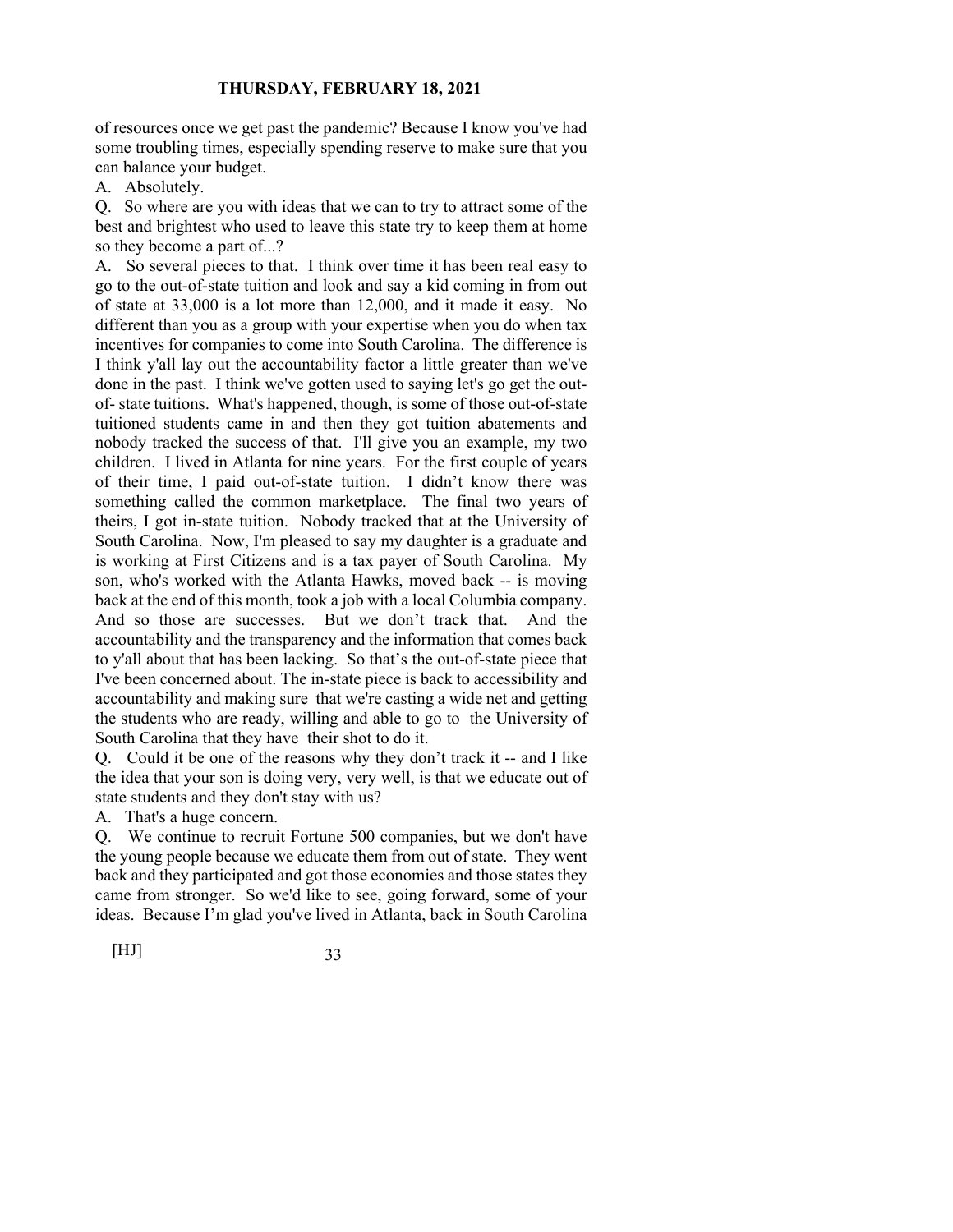of resources once we get past the pandemic? Because I know you've had some troubling times, especially spending reserve to make sure that you can balance your budget.

A. Absolutely.

Q. So where are you with ideas that we can to try to attract some of the best and brightest who used to leave this state try to keep them at home so they become a part of...?

A. So several pieces to that. I think over time it has been real easy to go to the out-of-state tuition and look and say a kid coming in from out of state at 33,000 is a lot more than 12,000, and it made it easy. No different than you as a group with your expertise when you do when tax incentives for companies to come into South Carolina. The difference is I think y'all lay out the accountability factor a little greater than we've done in the past. I think we've gotten used to saying let's go get the out-of- state tuitions. What's happened, though, is some of those out-of-state tuitioned students came in and then they got tuition abatements and nobody tracked the success of that. I'll give you an example, my two children. I lived in Atlanta for nine years. For the first couple of years of their time, I paid out-of-state tuition. I didn't know there was something called the common marketplace. The final two years of theirs, I got in-state tuition. Nobody tracked that at the University of South Carolina. Now, I'm pleased to say my daughter is a graduate and is working at First Citizens and is a tax payer of South Carolina. My son, who's worked with the Atlanta Hawks, moved back -- is moving back at the end of this month, took a job with a local Columbia company. And so those are successes. But we don't track that. And the accountability and the transparency and the information that comes back to y'all about that has been lacking. So that's the out-of-state piece that I've been concerned about. The in-state piece is back to accessibility and accountability and making sure that we're casting a wide net and getting the students who are ready, willing and able to go to the University of South Carolina that they have their shot to do it.

Q. Could it be one of the reasons why they don't track it -- and I like the idea that your son is doing very, very well, is that we educate out of state students and they don't stay with us?

A. That's a huge concern.

Q. We continue to recruit Fortune 500 companies, but we don't have the young people because we educate them from out of state. They went back and they participated and got those economies and those states they came from stronger. So we'd like to see, going forward, some of your ideas. Because I'm glad you've lived in Atlanta, back in South Carolina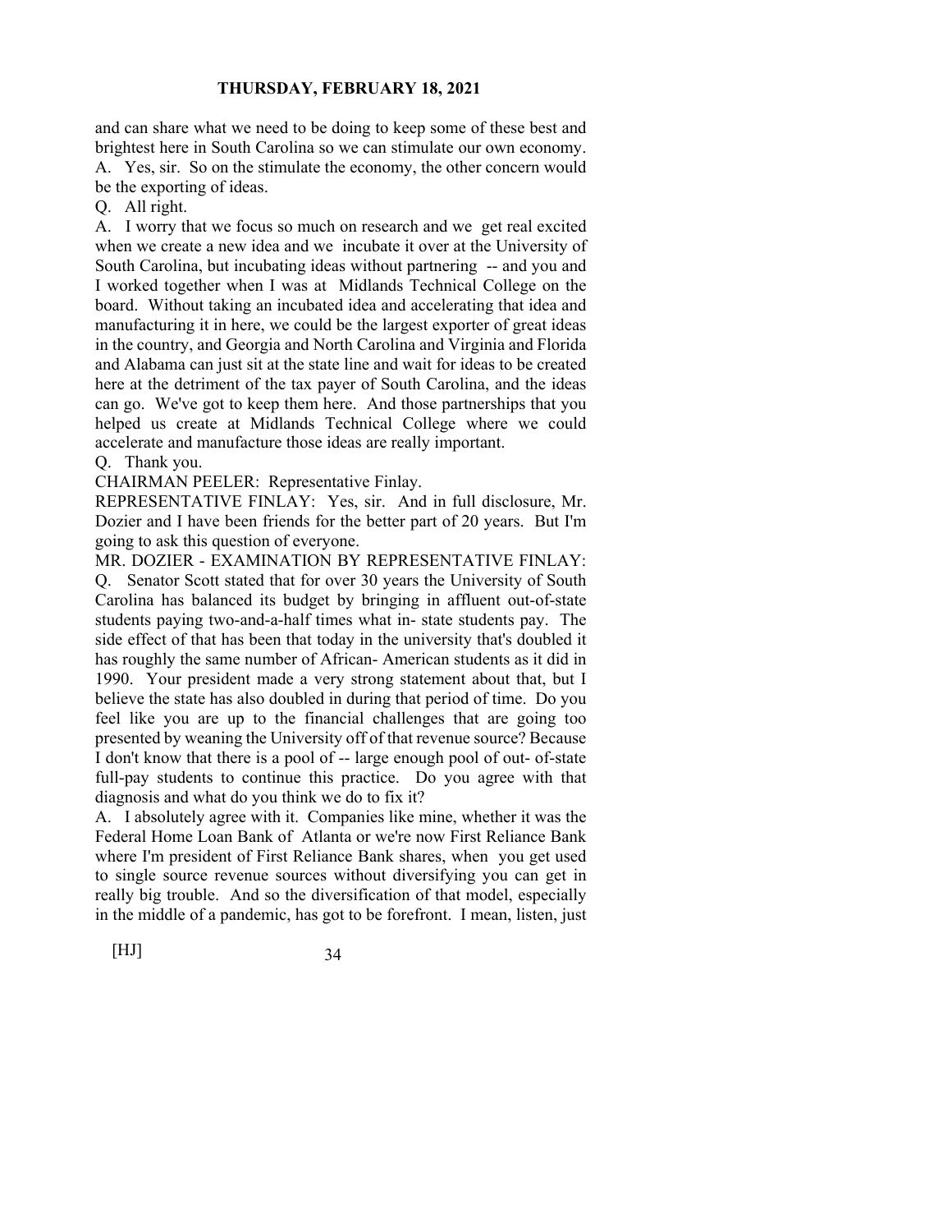and can share what we need to be doing to keep some of these best and brightest here in South Carolina so we can stimulate our own economy.

A. Yes, sir. So on the stimulate the economy, the other concern would be the exporting of ideas.

Q. All right.

A. I worry that we focus so much on research and we get real excited when we create a new idea and we incubate it over at the University of South Carolina, but incubating ideas without partnering -- and you and I worked together when I was at Midlands Technical College on the board. Without taking an incubated idea and accelerating that idea and manufacturing it in here, we could be the largest exporter of great ideas in the country, and Georgia and North Carolina and Virginia and Florida and Alabama can just sit at the state line and wait for ideas to be created here at the detriment of the tax payer of South Carolina, and the ideas can go. We've got to keep them here. And those partnerships that you helped us create at Midlands Technical College where we could accelerate and manufacture those ideas are really important.

Q. Thank you.

CHAIRMAN PEELER: Representative Finlay.

REPRESENTATIVE FINLAY: Yes, sir. And in full disclosure, Mr. Dozier and I have been friends for the better part of 20 years. But I'm going to ask this question of everyone.

MR. DOZIER - EXAMINATION BY REPRESENTATIVE FINLAY:

Q. Senator Scott stated that for over 30 years the University of South Carolina has balanced its budget by bringing in affluent out-of-state students paying two-and-a-half times what in- state students pay. The side effect of that has been that today in the university that's doubled it has roughly the same number of African- American students as it did in 1990. Your president made a very strong statement about that, but I believe the state has also doubled in during that period of time. Do you feel like you are up to the financial challenges that are going too presented by weaning the University off of that revenue source? Because I don't know that there is a pool of -- large enough pool of out- of-state full-pay students to continue this practice. Do you agree with that diagnosis and what do you think we do to fix it?

A. I absolutely agree with it. Companies like mine, whether it was the Federal Home Loan Bank of Atlanta or we're now First Reliance Bank where I'm president of First Reliance Bank shares, when you get used to single source revenue sources without diversifying you can get in really big trouble. And so the diversification of that model, especially in the middle of a pandemic, has got to be forefront. I mean, listen, just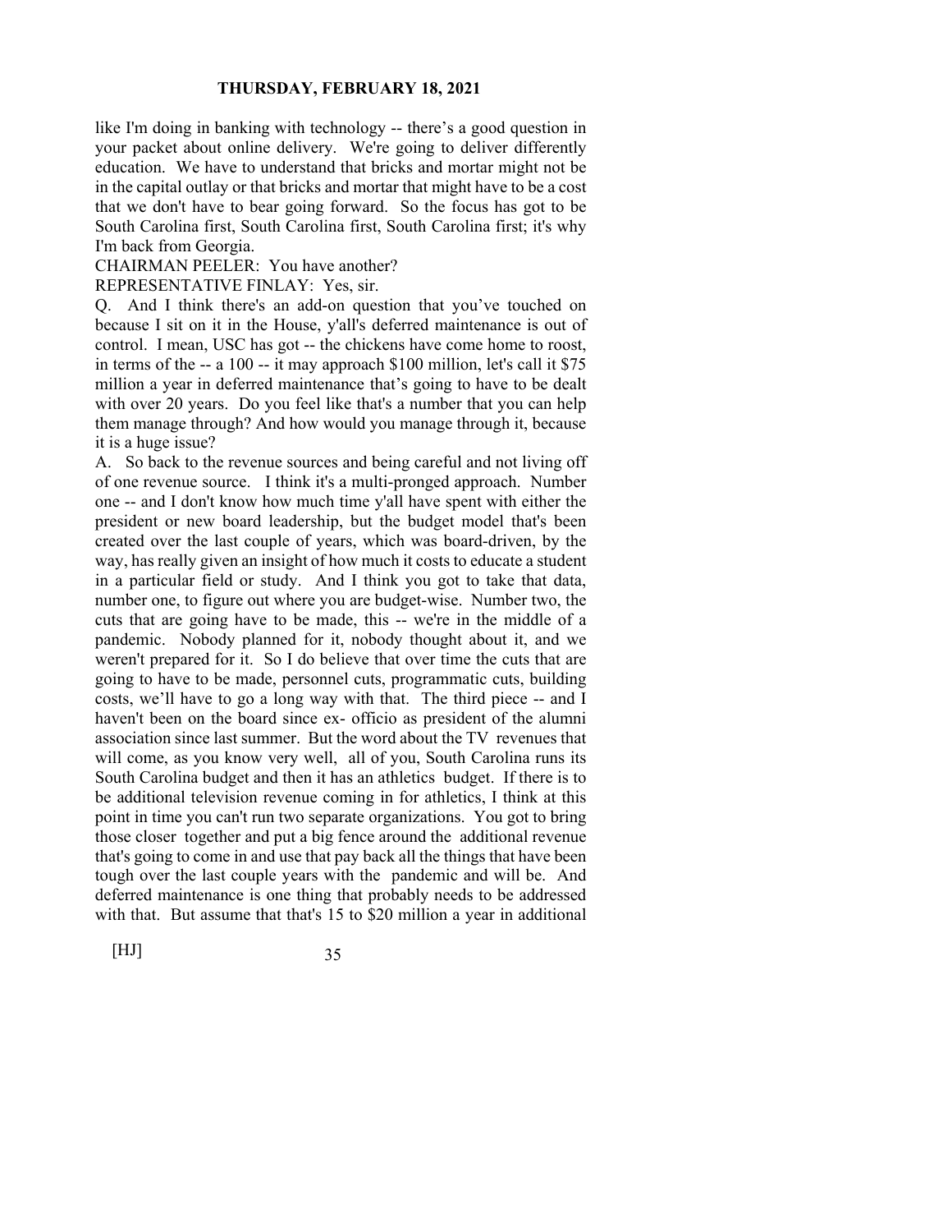like I'm doing in banking with technology -- there's a good question in your packet about online delivery. We're going to deliver differently education. We have to understand that bricks and mortar might not be in the capital outlay or that bricks and mortar that might have to be a cost that we don't have to bear going forward. So the focus has got to be South Carolina first, South Carolina first, South Carolina first; it's why I'm back from Georgia.

CHAIRMAN PEELER: You have another?

REPRESENTATIVE FINLAY: Yes, sir.

Q. And I think there's an add-on question that you've touched on because I sit on it in the House, y'all's deferred maintenance is out of control. I mean, USC has got -- the chickens have come home to roost, in terms of the -- a 100 -- it may approach \$100 million, let's call it \$75 million a year in deferred maintenance that's going to have to be dealt with over 20 years. Do you feel like that's a number that you can help them manage through? And how would you manage through it, because it is a huge issue?

A. So back to the revenue sources and being careful and not living off of one revenue source. I think it's a multi-pronged approach. Number one -- and I don't know how much time y'all have spent with either the president or new board leadership, but the budget model that's been created over the last couple of years, which was board-driven, by the way, has really given an insight of how much it costs to educate a student in a particular field or study. And I think you got to take that data, number one, to figure out where you are budget-wise. Number two, the cuts that are going have to be made, this -- we're in the middle of a pandemic. Nobody planned for it, nobody thought about it, and we weren't prepared for it. So I do believe that over time the cuts that are going to have to be made, personnel cuts, programmatic cuts, building costs, we'll have to go a long way with that. The third piece -- and I haven't been on the board since ex- officio as president of the alumni association since last summer. But the word about the TV revenues that will come, as you know very well, all of you, South Carolina runs its South Carolina budget and then it has an athletics budget. If there is to be additional television revenue coming in for athletics, I think at this point in time you can't run two separate organizations. You got to bring those closer together and put a big fence around the additional revenue that's going to come in and use that pay back all the things that have been tough over the last couple years with the pandemic and will be. And deferred maintenance is one thing that probably needs to be addressed with that. But assume that that's 15 to \$20 million a year in additional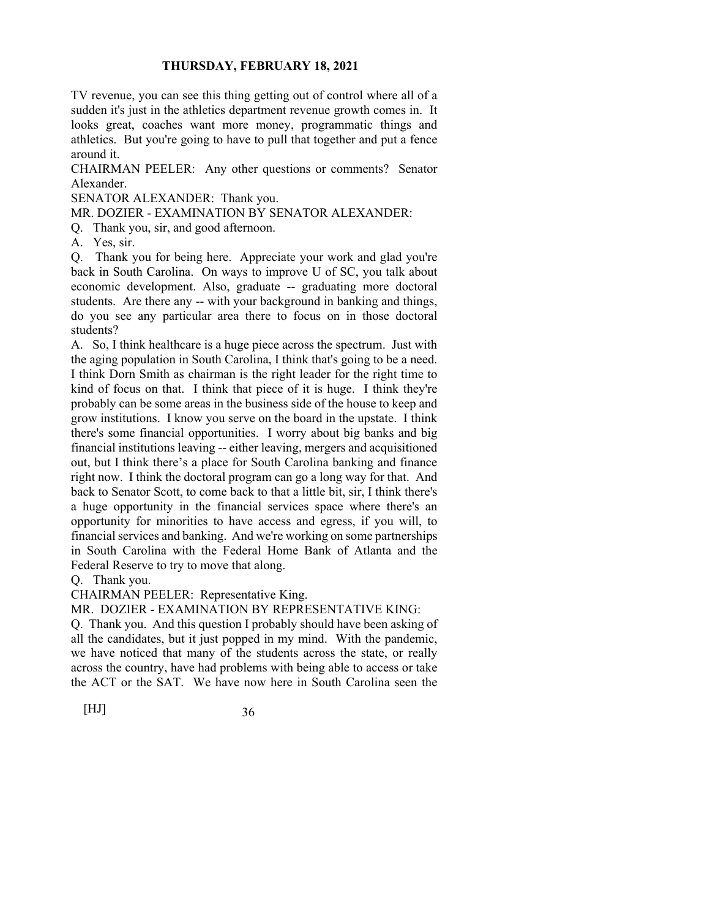TV revenue, you can see this thing getting out of control where all of a sudden it's just in the athletics department revenue growth comes in. It looks great, coaches want more money, programmatic things and athletics. But you're going to have to pull that together and put a fence around it.

CHAIRMAN PEELER: Any other questions or comments? Senator Alexander.

SENATOR ALEXANDER: Thank you.

MR. DOZIER - EXAMINATION BY SENATOR ALEXANDER:

Q. Thank you, sir, and good afternoon.

A. Yes, sir.

Q. Thank you for being here. Appreciate your work and glad you're back in South Carolina. On ways to improve U of SC, you talk about economic development. Also, graduate -- graduating more doctoral students. Are there any -- with your background in banking and things, do you see any particular area there to focus on in those doctoral students?

A. So, I think healthcare is a huge piece across the spectrum. Just with the aging population in South Carolina, I think that's going to be a need. I think Dorn Smith as chairman is the right leader for the right time to kind of focus on that. I think that piece of it is huge. I think they're probably can be some areas in the business side of the house to keep and grow institutions. I know you serve on the board in the upstate. I think there's some financial opportunities. I worry about big banks and big financial institutions leaving -- either leaving, mergers and acquisitioned out, but I think there's a place for South Carolina banking and finance right now. I think the doctoral program can go a long way for that. And back to Senator Scott, to come back to that a little bit, sir, I think there's a huge opportunity in the financial services space where there's an opportunity for minorities to have access and egress, if you will, to financial services and banking. And we're working on some partnerships in South Carolina with the Federal Home Bank of Atlanta and the Federal Reserve to try to move that along.

Q. Thank you.

CHAIRMAN PEELER: Representative King.

MR. DOZIER - EXAMINATION BY REPRESENTATIVE KING:

Q. Thank you. And this question I probably should have been asking of all the candidates, but it just popped in my mind. With the pandemic, we have noticed that many of the students across the state, or really across the country, have had problems with being able to access or take the ACT or the SAT. We have now here in South Carolina seen the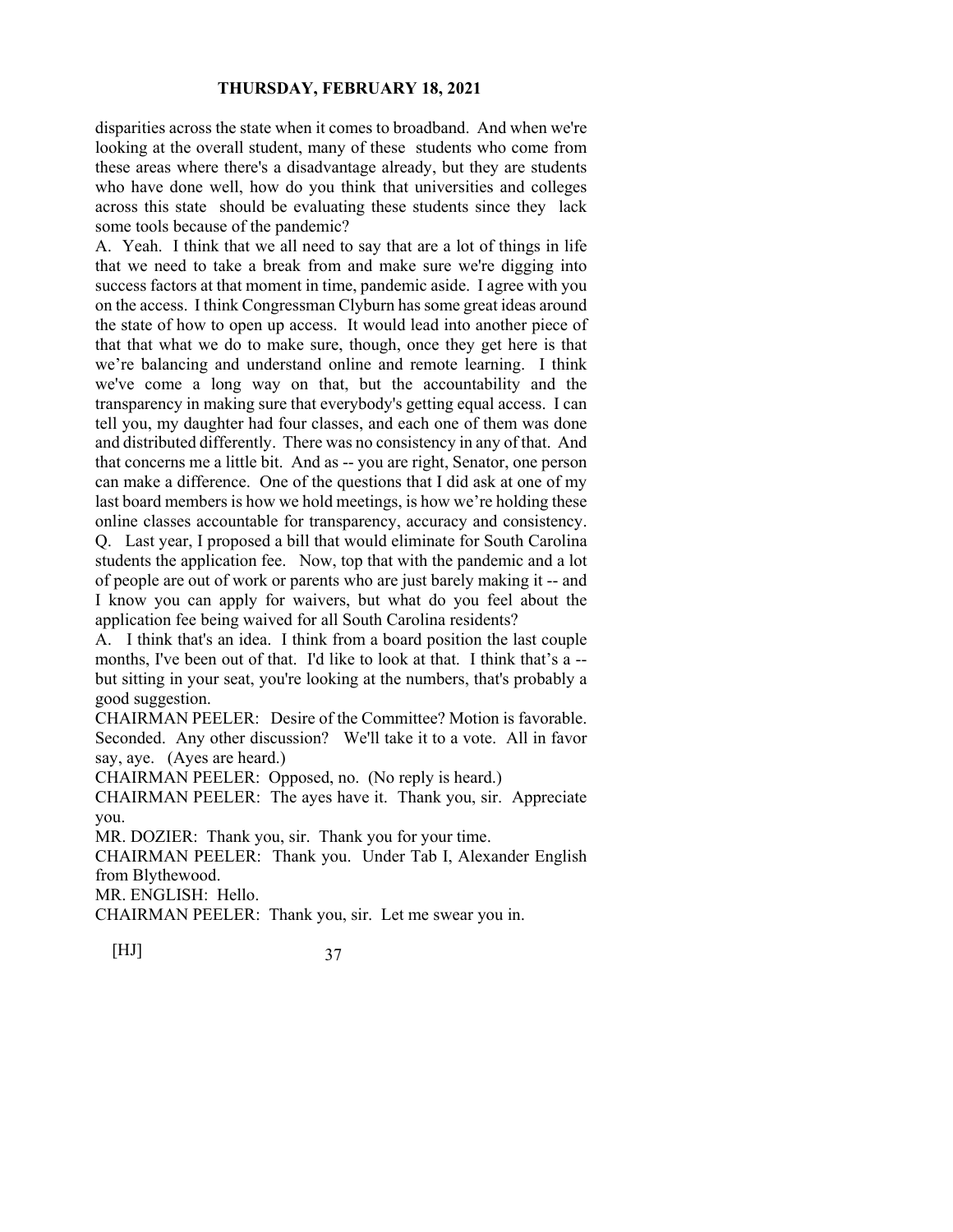disparities across the state when it comes to broadband. And when we're looking at the overall student, many of these students who come from these areas where there's a disadvantage already, but they are students who have done well, how do you think that universities and colleges across this state should be evaluating these students since they lack some tools because of the pandemic?

A. Yeah. I think that we all need to say that are a lot of things in life that we need to take a break from and make sure we're digging into success factors at that moment in time, pandemic aside. I agree with you on the access. I think Congressman Clyburn has some great ideas around the state of how to open up access. It would lead into another piece of that that what we do to make sure, though, once they get here is that we're balancing and understand online and remote learning. I think we've come a long way on that, but the accountability and the transparency in making sure that everybody's getting equal access. I can tell you, my daughter had four classes, and each one of them was done and distributed differently. There was no consistency in any of that. And that concerns me a little bit. And as -- you are right, Senator, one person can make a difference. One of the questions that I did ask at one of my last board members is how we hold meetings, is how we're holding these online classes accountable for transparency, accuracy and consistency.

Q. Last year, I proposed a bill that would eliminate for South Carolina students the application fee. Now, top that with the pandemic and a lot of people are out of work or parents who are just barely making it -- and I know you can apply for waivers, but what do you feel about the application fee being waived for all South Carolina residents?

A. I think that's an idea. I think from a board position the last couple months, I've been out of that. I'd like to look at that. I think that's a -- but sitting in your seat, you're looking at the numbers, that's probably a good suggestion.

CHAIRMAN PEELER: Desire of the Committee? Motion is favorable. Seconded. Any other discussion? We'll take it to a vote. All in favor say, aye. (Ayes are heard.)

CHAIRMAN PEELER: Opposed, no. (No reply is heard.)

CHAIRMAN PEELER: The ayes have it. Thank you, sir. Appreciate you.

MR. DOZIER: Thank you, sir. Thank you for your time.

CHAIRMAN PEELER: Thank you. Under Tab I, Alexander English from Blythewood.

MR. ENGLISH: Hello.

CHAIRMAN PEELER: Thank you, sir. Let me swear you in.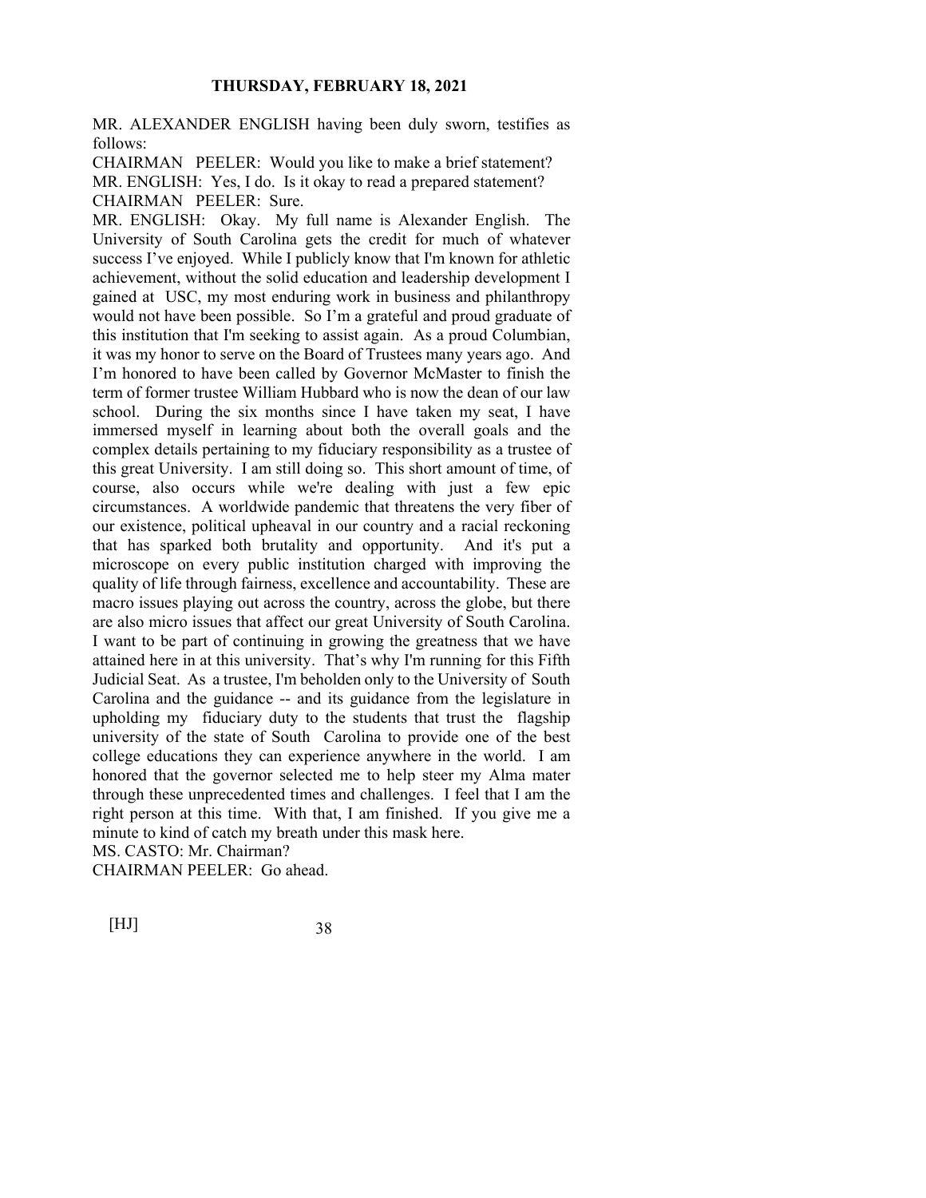**THURSDAY, FEBRUARY 18, 2021**

MR. ALEXANDER ENGLISH having been duly sworn, testifies as follows:

CHAIRMAN PEELER: Would you like to make a brief statement?

MR. ENGLISH: Yes, I do. Is it okay to read a prepared statement?

CHAIRMAN PEELER: Sure.

MR. ENGLISH: Okay. My full name is Alexander English. The University of South Carolina gets the credit for much of whatever success I've enjoyed. While I publicly know that I'm known for athletic achievement, without the solid education and leadership development I gained at USC, my most enduring work in business and philanthropy would not have been possible. So I'm a grateful and proud graduate of this institution that I'm seeking to assist again. As a proud Columbian, it was my honor to serve on the Board of Trustees many years ago. And I'm honored to have been called by Governor McMaster to finish the term of former trustee William Hubbard who is now the dean of our law school. During the six months since I have taken my seat, I have immersed myself in learning about both the overall goals and the complex details pertaining to my fiduciary responsibility as a trustee of this great University. I am still doing so. This short amount of time, of course, also occurs while we're dealing with just a few epic circumstances. A worldwide pandemic that threatens the very fiber of our existence, political upheaval in our country and a racial reckoning that has sparked both brutality and opportunity. And it's put a microscope on every public institution charged with improving the quality of life through fairness, excellence and accountability. These are macro issues playing out across the country, across the globe, but there are also micro issues that affect our great University of South Carolina. I want to be part of continuing in growing the greatness that we have attained here in at this university. That's why I'm running for this Fifth Judicial Seat. As a trustee, I'm beholden only to the University of South Carolina and the guidance -- and its guidance from the legislature in upholding my fiduciary duty to the students that trust the flagship university of the state of South Carolina to provide one of the best college educations they can experience anywhere in the world. I am honored that the governor selected me to help steer my Alma mater through these unprecedented times and challenges. I feel that I am the right person at this time. With that, I am finished. If you give me a minute to kind of catch my breath under this mask here.

MS. CASTO: Mr. Chairman?

CHAIRMAN PEELER: Go ahead.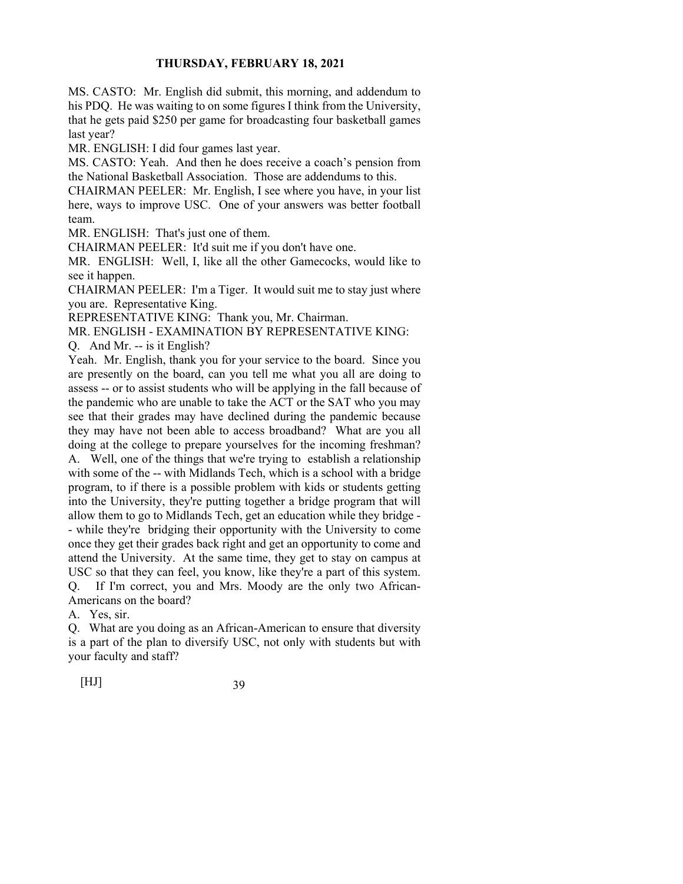MS. CASTO: Mr. English did submit, this morning, and addendum to his PDQ. He was waiting to on some figures I think from the University, that he gets paid $250 per game for broadcasting four basketball games last year?

MR. ENGLISH: I did four games last year.

MS. CASTO: Yeah. And then he does receive a coach's pension from the National Basketball Association. Those are addendums to this.

CHAIRMAN PEELER: Mr. English, I see where you have, in your list here, ways to improve USC. One of your answers was better football team.

MR. ENGLISH: That's just one of them.

CHAIRMAN PEELER: It'd suit me if you don't have one.

MR. ENGLISH: Well, I, like all the other Gamecocks, would like to see it happen.

CHAIRMAN PEELER: I'm a Tiger. It would suit me to stay just where you are. Representative King.

REPRESENTATIVE KING: Thank you, Mr. Chairman.

MR. ENGLISH - EXAMINATION BY REPRESENTATIVE KING:

Q. And Mr. -- is it English?

Yeah. Mr. English, thank you for your service to the board. Since you are presently on the board, can you tell me what you all are doing to assess -- or to assist students who will be applying in the fall because of the pandemic who are unable to take the ACT or the SAT who you may see that their grades may have declined during the pandemic because they may have not been able to access broadband? What are you all doing at the college to prepare yourselves for the incoming freshman?

A. Well, one of the things that we're trying to establish a relationship with some of the -- with Midlands Tech, which is a school with a bridge program, to if there is a possible problem with kids or students getting into the University, they're putting together a bridge program that will allow them to go to Midlands Tech, get an education while they bridge -- while they're bridging their opportunity with the University to come once they get their grades back right and get an opportunity to come and attend the University. At the same time, they get to stay on campus at USC so that they can feel, you know, like they're a part of this system.

Q. If I'm correct, you and Mrs. Moody are the only two African-Americans on the board?

A. Yes, sir.

Q. What are you doing as an African-American to ensure that diversity is a part of the plan to diversify USC, not only with students but with your faculty and staff?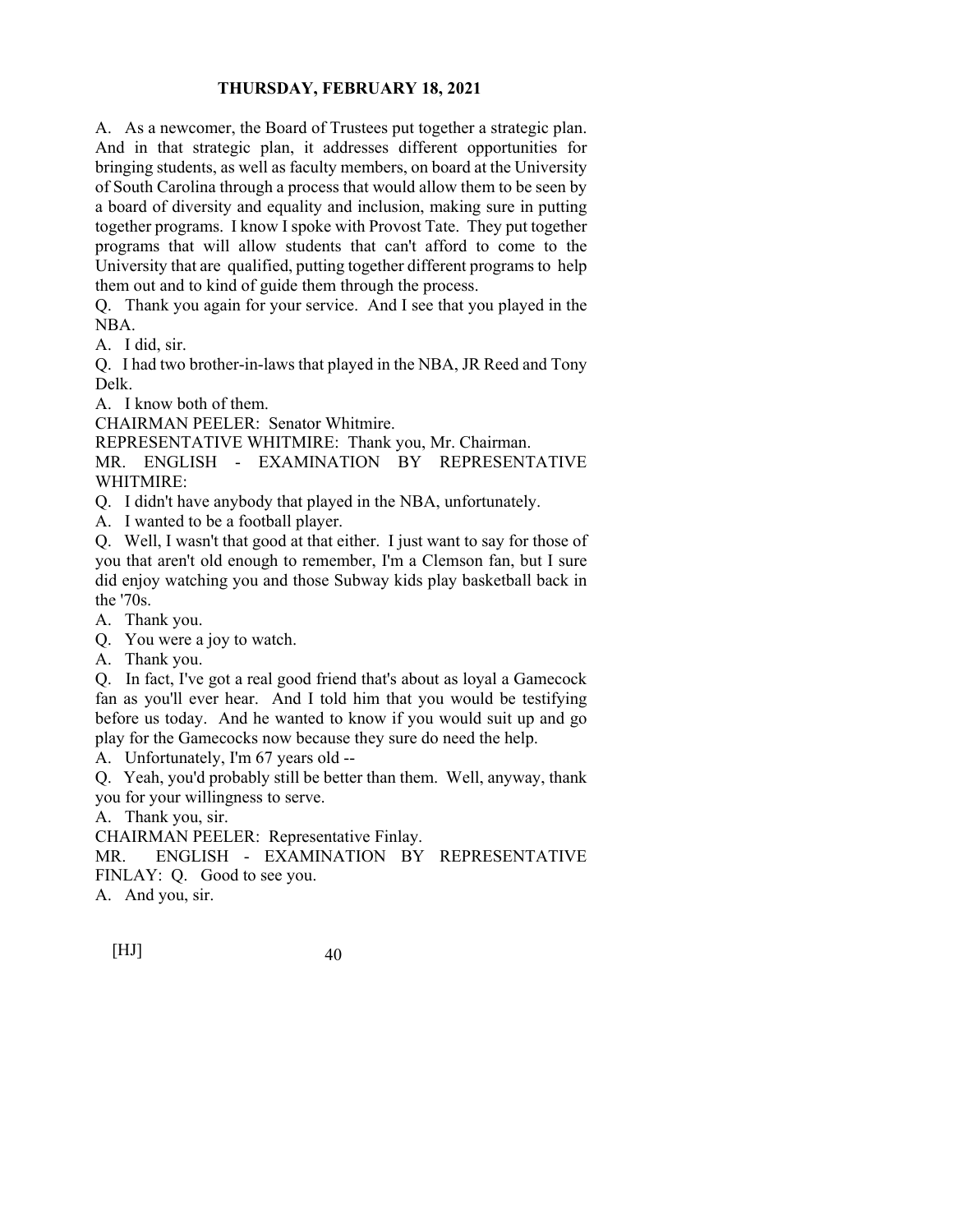**THURSDAY, FEBRUARY 18, 2021**

A. As a newcomer, the Board of Trustees put together a strategic plan. And in that strategic plan, it addresses different opportunities for bringing students, as well as faculty members, on board at the University of South Carolina through a process that would allow them to be seen by a board of diversity and equality and inclusion, making sure in putting together programs. I know I spoke with Provost Tate. They put together programs that will allow students that can't afford to come to the University that are qualified, putting together different programs to help them out and to kind of guide them through the process.

Q. Thank you again for your service. And I see that you played in the NBA.

A. I did, sir.

Q. I had two brother-in-laws that played in the NBA, JR Reed and Tony Delk.

A. I know both of them.

CHAIRMAN PEELER: Senator Whitmire.

REPRESENTATIVE WHITMIRE: Thank you, Mr. Chairman.

MR. ENGLISH - EXAMINATION BY REPRESENTATIVE WHITMIRE:

Q. I didn't have anybody that played in the NBA, unfortunately.

A. I wanted to be a football player.

Q. Well, I wasn't that good at that either. I just want to say for those of you that aren't old enough to remember, I'm a Clemson fan, but I sure did enjoy watching you and those Subway kids play basketball back in the '70s.

A. Thank you.

Q. You were a joy to watch.

A. Thank you.

Q. In fact, I've got a real good friend that's about as loyal a Gamecock fan as you'll ever hear. And I told him that you would be testifying before us today. And he wanted to know if you would suit up and go play for the Gamecocks now because they sure do need the help.

A. Unfortunately, I'm 67 years old --

Q. Yeah, you'd probably still be better than them. Well, anyway, thank you for your willingness to serve.

A. Thank you, sir.

CHAIRMAN PEELER: Representative Finlay.

MR. ENGLISH - EXAMINATION BY REPRESENTATIVE FINLAY: Q. Good to see you.

A. And you, sir.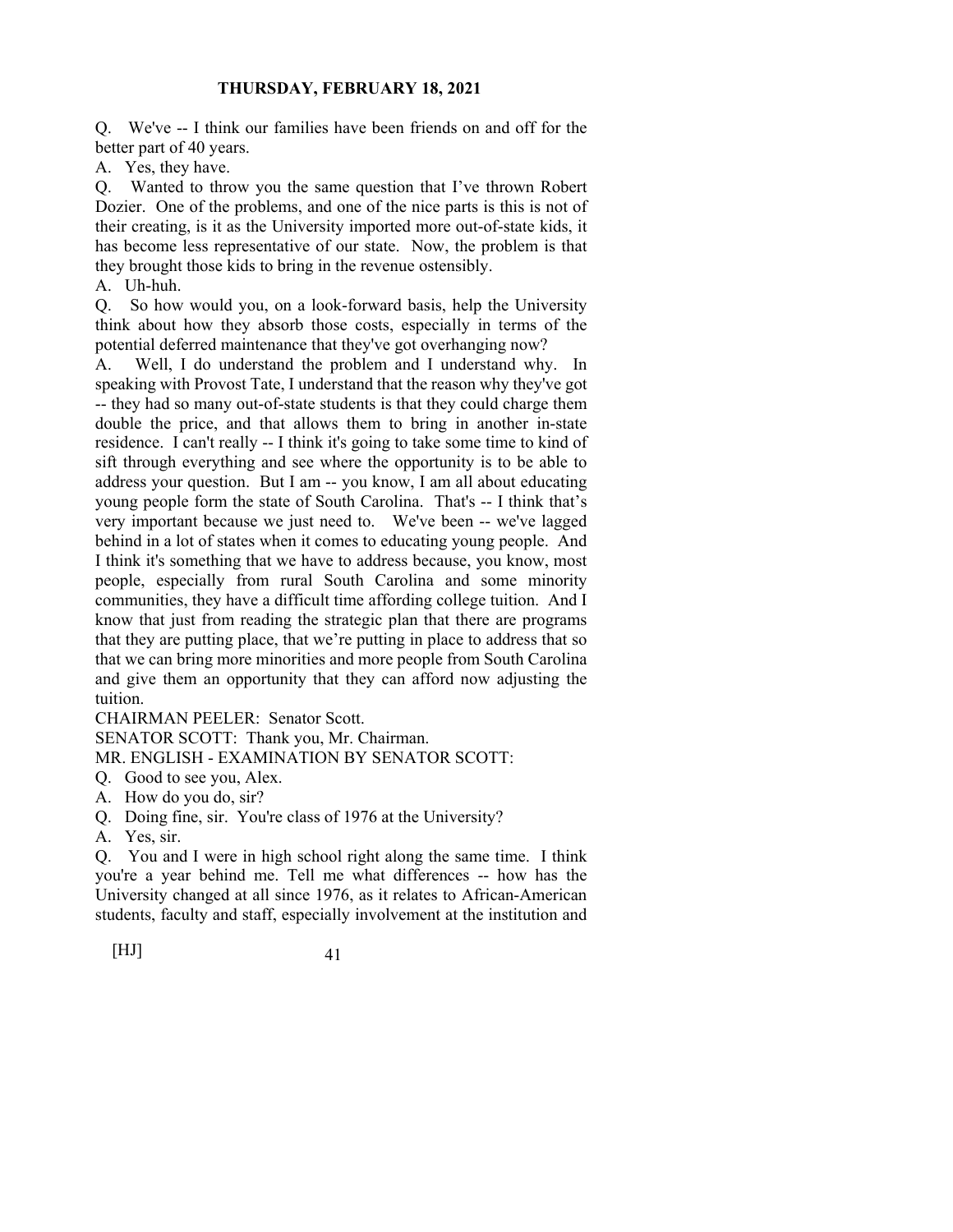Q. We've -- I think our families have been friends on and off for the better part of 40 years.

A. Yes, they have.

Q. Wanted to throw you the same question that I've thrown Robert Dozier. One of the problems, and one of the nice parts is this is not of their creating, is it as the University imported more out-of-state kids, it has become less representative of our state. Now, the problem is that they brought those kids to bring in the revenue ostensibly.

A. Uh-huh.

Q. So how would you, on a look-forward basis, help the University think about how they absorb those costs, especially in terms of the potential deferred maintenance that they've got overhanging now?

A. Well, I do understand the problem and I understand why. In speaking with Provost Tate, I understand that the reason why they've got -- they had so many out-of-state students is that they could charge them double the price, and that allows them to bring in another in-state residence. I can't really -- I think it's going to take some time to kind of sift through everything and see where the opportunity is to be able to address your question. But I am -- you know, I am all about educating young people form the state of South Carolina. That's -- I think that's very important because we just need to. We've been -- we've lagged behind in a lot of states when it comes to educating young people. And I think it's something that we have to address because, you know, most people, especially from rural South Carolina and some minority communities, they have a difficult time affording college tuition. And I know that just from reading the strategic plan that there are programs that they are putting place, that we're putting in place to address that so that we can bring more minorities and more people from South Carolina and give them an opportunity that they can afford now adjusting the tuition.

CHAIRMAN PEELER: Senator Scott.

SENATOR SCOTT: Thank you, Mr. Chairman.

MR. ENGLISH - EXAMINATION BY SENATOR SCOTT:

Q. Good to see you, Alex.

A. How do you do, sir?

Q. Doing fine, sir. You're class of 1976 at the University?

A. Yes, sir.

Q. You and I were in high school right along the same time. I think you're a year behind me. Tell me what differences -- how has the University changed at all since 1976, as it relates to African-American students, faculty and staff, especially involvement at the institution and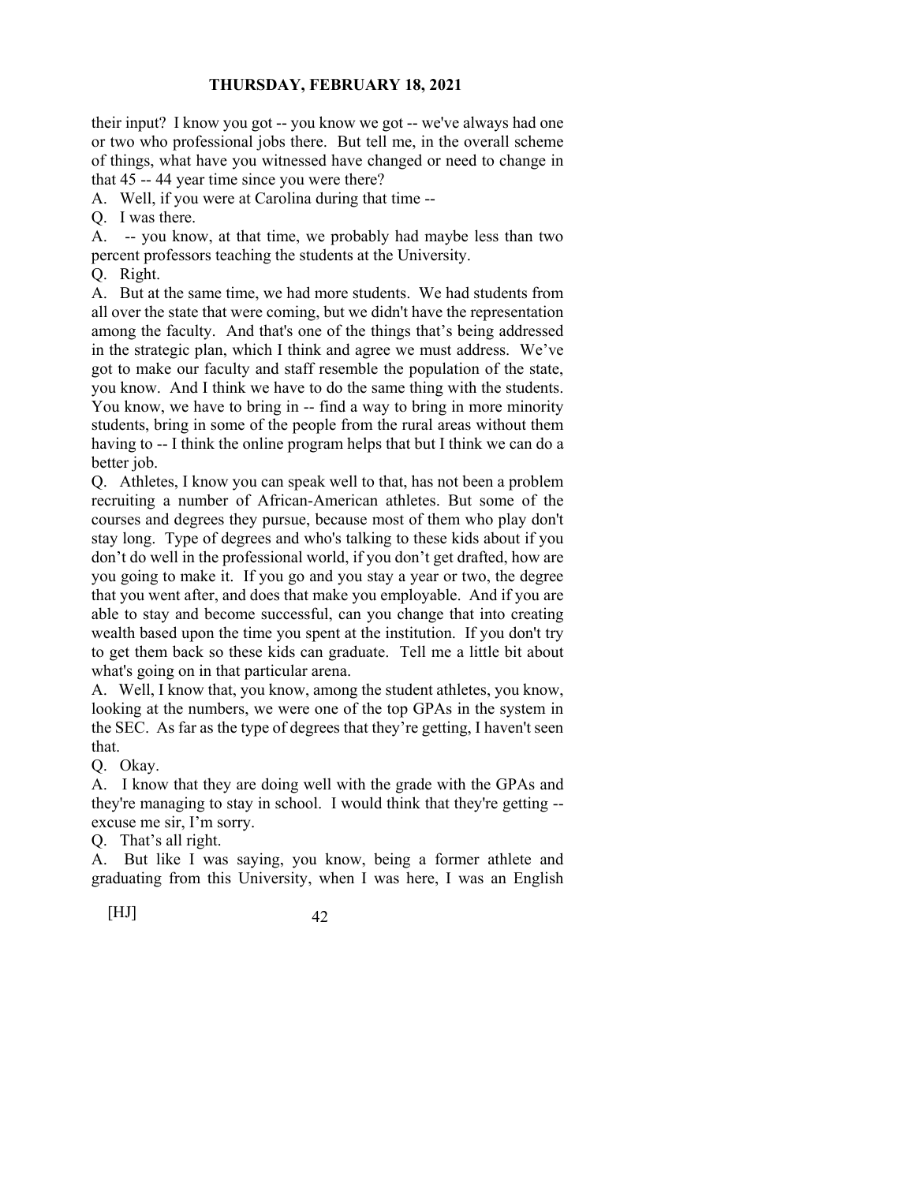their input? I know you got -- you know we got -- we've always had one or two who professional jobs there. But tell me, in the overall scheme of things, what have you witnessed have changed or need to change in that 45 -- 44 year time since you were there?

A. Well, if you were at Carolina during that time --

Q. I was there.

A. -- you know, at that time, we probably had maybe less than two percent professors teaching the students at the University.

Q. Right.

A. But at the same time, we had more students. We had students from all over the state that were coming, but we didn't have the representation among the faculty. And that's one of the things that's being addressed in the strategic plan, which I think and agree we must address. We've got to make our faculty and staff resemble the population of the state, you know. And I think we have to do the same thing with the students. You know, we have to bring in -- find a way to bring in more minority students, bring in some of the people from the rural areas without them having to -- I think the online program helps that but I think we can do a better job.

Q. Athletes, I know you can speak well to that, has not been a problem recruiting a number of African-American athletes. But some of the courses and degrees they pursue, because most of them who play don't stay long. Type of degrees and who's talking to these kids about if you don't do well in the professional world, if you don't get drafted, how are you going to make it. If you go and you stay a year or two, the degree that you went after, and does that make you employable. And if you are able to stay and become successful, can you change that into creating wealth based upon the time you spent at the institution. If you don't try to get them back so these kids can graduate. Tell me a little bit about what's going on in that particular arena.

A. Well, I know that, you know, among the student athletes, you know, looking at the numbers, we were one of the top GPAs in the system in the SEC. As far as the type of degrees that they're getting, I haven't seen that.

Q. Okay.

A. I know that they are doing well with the grade with the GPAs and they're managing to stay in school. I would think that they're getting -- excuse me sir, I'm sorry.

Q. That's all right.

A. But like I was saying, you know, being a former athlete and graduating from this University, when I was here, I was an English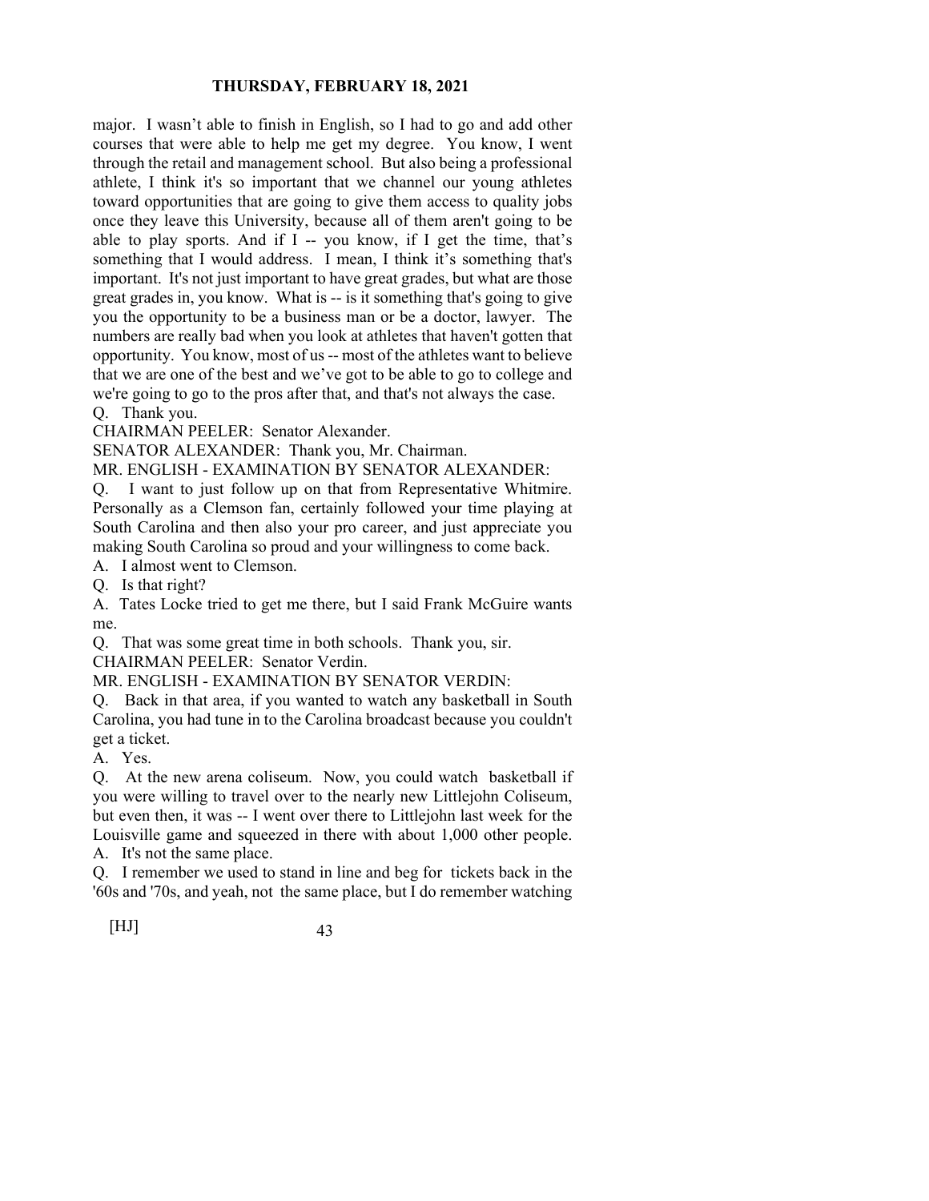major. I wasn't able to finish in English, so I had to go and add other courses that were able to help me get my degree. You know, I went through the retail and management school. But also being a professional athlete, I think it's so important that we channel our young athletes toward opportunities that are going to give them access to quality jobs once they leave this University, because all of them aren't going to be able to play sports. And if I -- you know, if I get the time, that's something that I would address. I mean, I think it's something that's important. It's not just important to have great grades, but what are those great grades in, you know. What is -- is it something that's going to give you the opportunity to be a business man or be a doctor, lawyer. The numbers are really bad when you look at athletes that haven't gotten that opportunity. You know, most of us -- most of the athletes want to believe that we are one of the best and we've got to be able to go to college and we're going to go to the pros after that, and that's not always the case.

Q. Thank you.

CHAIRMAN PEELER: Senator Alexander.

SENATOR ALEXANDER: Thank you, Mr. Chairman.

MR. ENGLISH - EXAMINATION BY SENATOR ALEXANDER:

Q. I want to just follow up on that from Representative Whitmire. Personally as a Clemson fan, certainly followed your time playing at South Carolina and then also your pro career, and just appreciate you making South Carolina so proud and your willingness to come back.

A. I almost went to Clemson.

Q. Is that right?

A. Tates Locke tried to get me there, but I said Frank McGuire wants me.

Q. That was some great time in both schools. Thank you, sir.

CHAIRMAN PEELER: Senator Verdin.

MR. ENGLISH - EXAMINATION BY SENATOR VERDIN:

Q. Back in that area, if you wanted to watch any basketball in South Carolina, you had tune in to the Carolina broadcast because you couldn't get a ticket.

A. Yes.

Q. At the new arena coliseum. Now, you could watch basketball if you were willing to travel over to the nearly new Littlejohn Coliseum, but even then, it was -- I went over there to Littlejohn last week for the Louisville game and squeezed in there with about 1,000 other people.

A. It's not the same place.

Q. I remember we used to stand in line and beg for tickets back in the '60s and '70s, and yeah, not the same place, but I do remember watching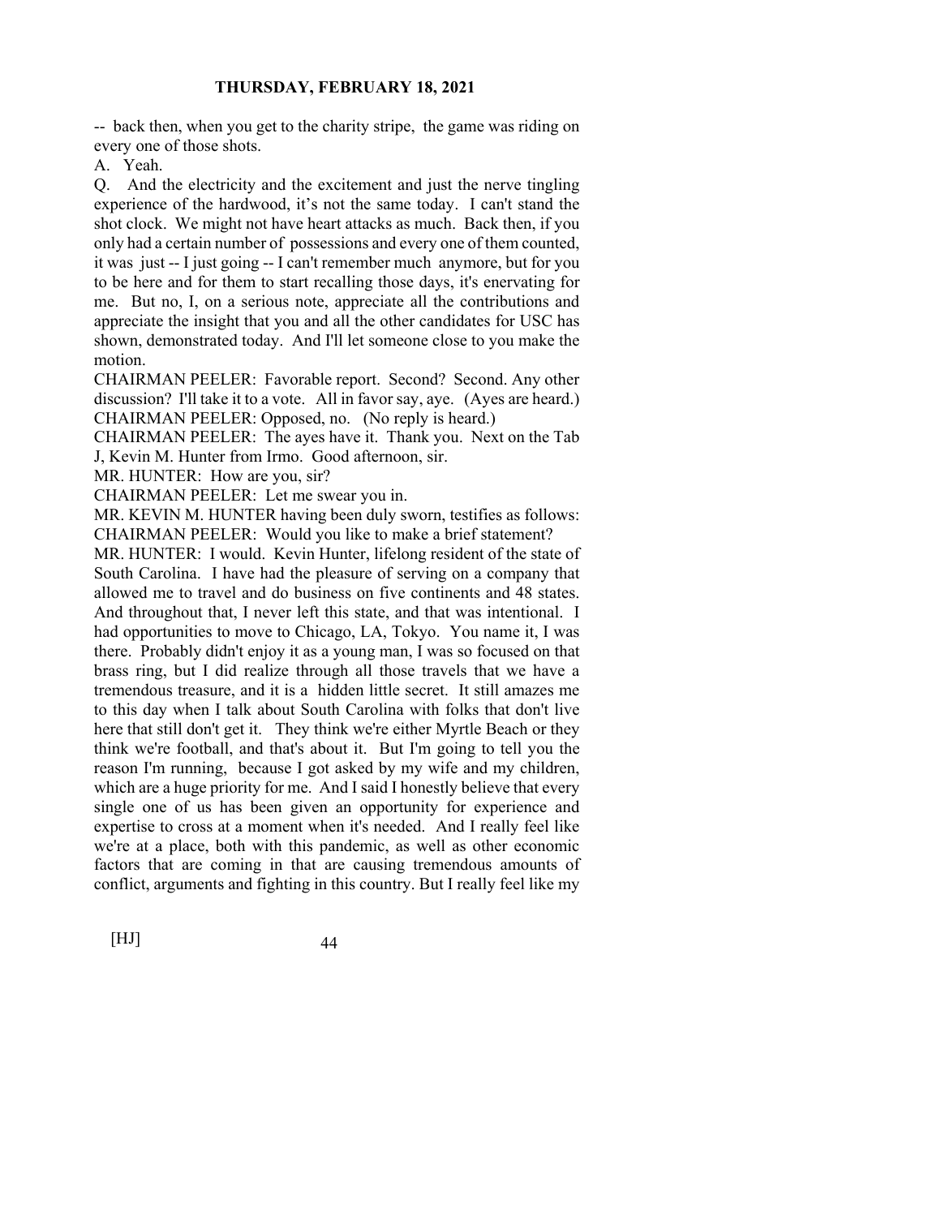-- back then, when you get to the charity stripe, the game was riding on every one of those shots.

A. Yeah.

Q. And the electricity and the excitement and just the nerve tingling experience of the hardwood, it's not the same today. I can't stand the shot clock. We might not have heart attacks as much. Back then, if you only had a certain number of possessions and every one of them counted, it was just -- I just going -- I can't remember much anymore, but for you to be here and for them to start recalling those days, it's enervating for me. But no, I, on a serious note, appreciate all the contributions and appreciate the insight that you and all the other candidates for USC has shown, demonstrated today. And I'll let someone close to you make the motion.

CHAIRMAN PEELER: Favorable report. Second? Second. Any other discussion? I'll take it to a vote. All in favor say, aye. (Ayes are heard.)

CHAIRMAN PEELER: Opposed, no. (No reply is heard.)

CHAIRMAN PEELER: The ayes have it. Thank you. Next on the Tab J, Kevin M. Hunter from Irmo. Good afternoon, sir.

MR. HUNTER: How are you, sir?

CHAIRMAN PEELER: Let me swear you in.

MR. KEVIN M. HUNTER having been duly sworn, testifies as follows:

CHAIRMAN PEELER: Would you like to make a brief statement?

MR. HUNTER: I would. Kevin Hunter, lifelong resident of the state of South Carolina. I have had the pleasure of serving on a company that allowed me to travel and do business on five continents and 48 states. And throughout that, I never left this state, and that was intentional. I had opportunities to move to Chicago, LA, Tokyo. You name it, I was there. Probably didn't enjoy it as a young man, I was so focused on that brass ring, but I did realize through all those travels that we have a tremendous treasure, and it is a hidden little secret. It still amazes me to this day when I talk about South Carolina with folks that don't live here that still don't get it. They think we're either Myrtle Beach or they think we're football, and that's about it. But I'm going to tell you the reason I'm running, because I got asked by my wife and my children, which are a huge priority for me. And I said I honestly believe that every single one of us has been given an opportunity for experience and expertise to cross at a moment when it's needed. And I really feel like we're at a place, both with this pandemic, as well as other economic factors that are coming in that are causing tremendous amounts of conflict, arguments and fighting in this country. But I really feel like my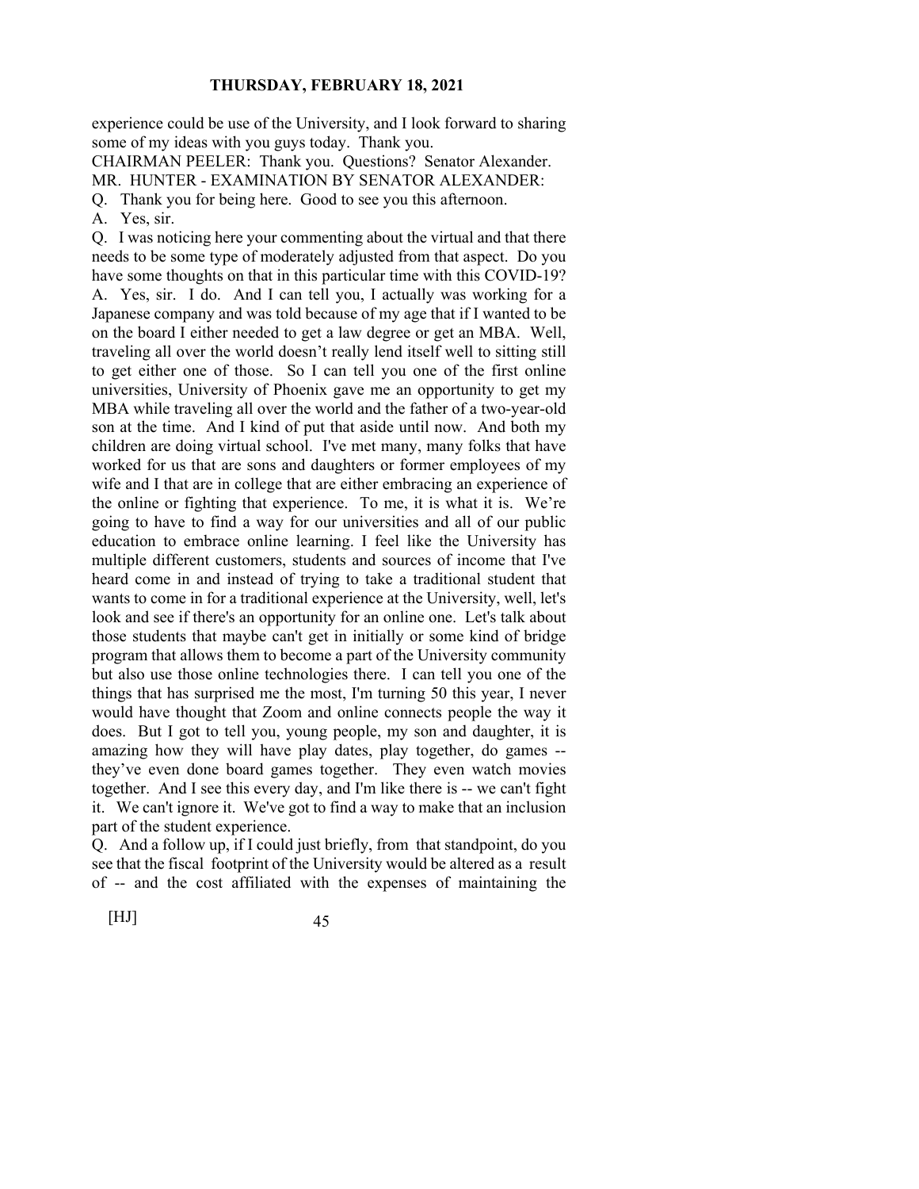experience could be use of the University, and I look forward to sharing some of my ideas with you guys today. Thank you.

CHAIRMAN PEELER: Thank you. Questions? Senator Alexander.

MR. HUNTER - EXAMINATION BY SENATOR ALEXANDER:

Q. Thank you for being here. Good to see you this afternoon.

A. Yes, sir.

Q. I was noticing here your commenting about the virtual and that there needs to be some type of moderately adjusted from that aspect. Do you have some thoughts on that in this particular time with this COVID-19?

A. Yes, sir. I do. And I can tell you, I actually was working for a Japanese company and was told because of my age that if I wanted to be on the board I either needed to get a law degree or get an MBA. Well, traveling all over the world doesn't really lend itself well to sitting still to get either one of those. So I can tell you one of the first online universities, University of Phoenix gave me an opportunity to get my MBA while traveling all over the world and the father of a two-year-old son at the time. And I kind of put that aside until now. And both my children are doing virtual school. I've met many, many folks that have worked for us that are sons and daughters or former employees of my wife and I that are in college that are either embracing an experience of the online or fighting that experience. To me, it is what it is. We're going to have to find a way for our universities and all of our public education to embrace online learning. I feel like the University has multiple different customers, students and sources of income that I've heard come in and instead of trying to take a traditional student that wants to come in for a traditional experience at the University, well, let's look and see if there's an opportunity for an online one. Let's talk about those students that maybe can't get in initially or some kind of bridge program that allows them to become a part of the University community but also use those online technologies there. I can tell you one of the things that has surprised me the most, I'm turning 50 this year, I never would have thought that Zoom and online connects people the way it does. But I got to tell you, young people, my son and daughter, it is amazing how they will have play dates, play together, do games -- they've even done board games together. They even watch movies together. And I see this every day, and I'm like there is -- we can't fight it. We can't ignore it. We've got to find a way to make that an inclusion part of the student experience.

Q. And a follow up, if I could just briefly, from that standpoint, do you see that the fiscal footprint of the University would be altered as a result of -- and the cost affiliated with the expenses of maintaining the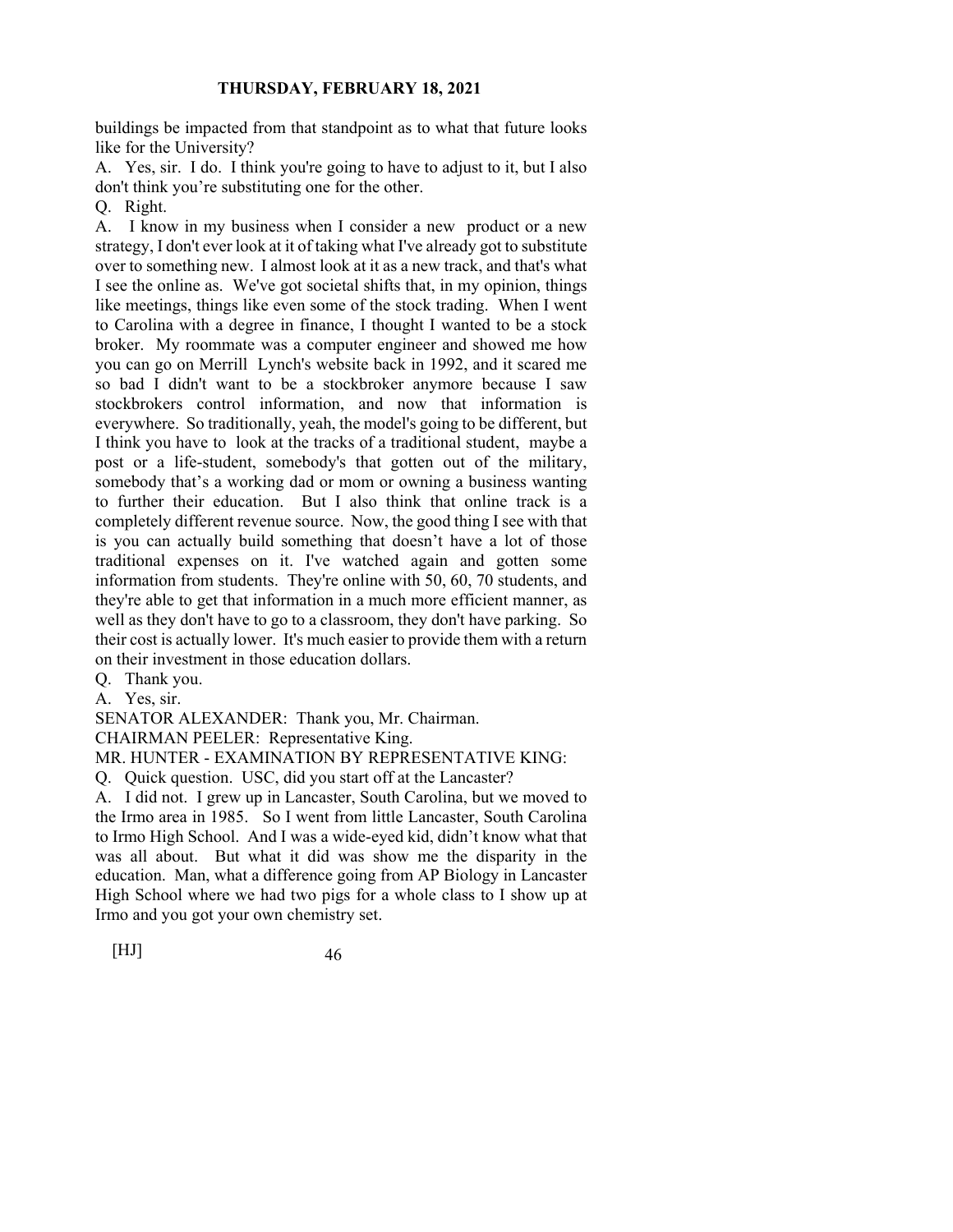buildings be impacted from that standpoint as to what that future looks like for the University?

A. Yes, sir. I do. I think you're going to have to adjust to it, but I also don't think you're substituting one for the other.

Q. Right.

A. I know in my business when I consider a new product or a new strategy, I don't ever look at it of taking what I've already got to substitute over to something new. I almost look at it as a new track, and that's what I see the online as. We've got societal shifts that, in my opinion, things like meetings, things like even some of the stock trading. When I went to Carolina with a degree in finance, I thought I wanted to be a stock broker. My roommate was a computer engineer and showed me how you can go on Merrill Lynch's website back in 1992, and it scared me so bad I didn't want to be a stockbroker anymore because I saw stockbrokers control information, and now that information is everywhere. So traditionally, yeah, the model's going to be different, but I think you have to look at the tracks of a traditional student, maybe a post or a life-student, somebody's that gotten out of the military, somebody that's a working dad or mom or owning a business wanting to further their education. But I also think that online track is a completely different revenue source. Now, the good thing I see with that is you can actually build something that doesn't have a lot of those traditional expenses on it. I've watched again and gotten some information from students. They're online with 50, 60, 70 students, and they're able to get that information in a much more efficient manner, as well as they don't have to go to a classroom, they don't have parking. So their cost is actually lower. It's much easier to provide them with a return on their investment in those education dollars.

Q. Thank you.

A. Yes, sir.

SENATOR ALEXANDER: Thank you, Mr. Chairman.

CHAIRMAN PEELER: Representative King.

MR. HUNTER - EXAMINATION BY REPRESENTATIVE KING:

Q. Quick question. USC, did you start off at the Lancaster?

A. I did not. I grew up in Lancaster, South Carolina, but we moved to the Irmo area in 1985. So I went from little Lancaster, South Carolina to Irmo High School. And I was a wide-eyed kid, didn't know what that was all about. But what it did was show me the disparity in the education. Man, what a difference going from AP Biology in Lancaster High School where we had two pigs for a whole class to I show up at Irmo and you got your own chemistry set.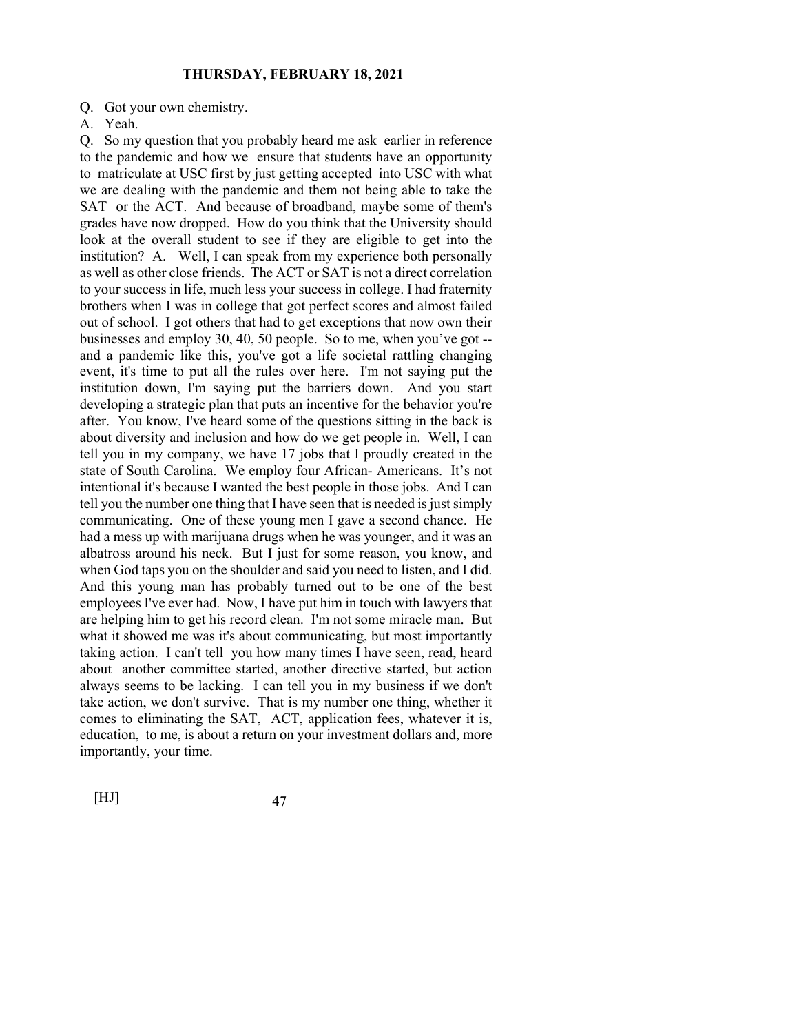Q. Got your own chemistry.

A. Yeah.

Q. So my question that you probably heard me ask earlier in reference to the pandemic and how we ensure that students have an opportunity to matriculate at USC first by just getting accepted into USC with what we are dealing with the pandemic and them not being able to take the SAT or the ACT. And because of broadband, maybe some of them's grades have now dropped. How do you think that the University should look at the overall student to see if they are eligible to get into the institution? A. Well, I can speak from my experience both personally as well as other close friends. The ACT or SAT is not a direct correlation to your success in life, much less your success in college. I had fraternity brothers when I was in college that got perfect scores and almost failed out of school. I got others that had to get exceptions that now own their businesses and employ 30, 40, 50 people. So to me, when you've got -- and a pandemic like this, you've got a life societal rattling changing event, it's time to put all the rules over here. I'm not saying put the institution down, I'm saying put the barriers down. And you start developing a strategic plan that puts an incentive for the behavior you're after. You know, I've heard some of the questions sitting in the back is about diversity and inclusion and how do we get people in. Well, I can tell you in my company, we have 17 jobs that I proudly created in the state of South Carolina. We employ four African- Americans. It's not intentional it's because I wanted the best people in those jobs. And I can tell you the number one thing that I have seen that is needed is just simply communicating. One of these young men I gave a second chance. He had a mess up with marijuana drugs when he was younger, and it was an albatross around his neck. But I just for some reason, you know, and when God taps you on the shoulder and said you need to listen, and I did. And this young man has probably turned out to be one of the best employees I've ever had. Now, I have put him in touch with lawyers that are helping him to get his record clean. I'm not some miracle man. But what it showed me was it's about communicating, but most importantly taking action. I can't tell you how many times I have seen, read, heard about another committee started, another directive started, but action always seems to be lacking. I can tell you in my business if we don't take action, we don't survive. That is my number one thing, whether it comes to eliminating the SAT, ACT, application fees, whatever it is, education, to me, is about a return on your investment dollars and, more importantly, your time.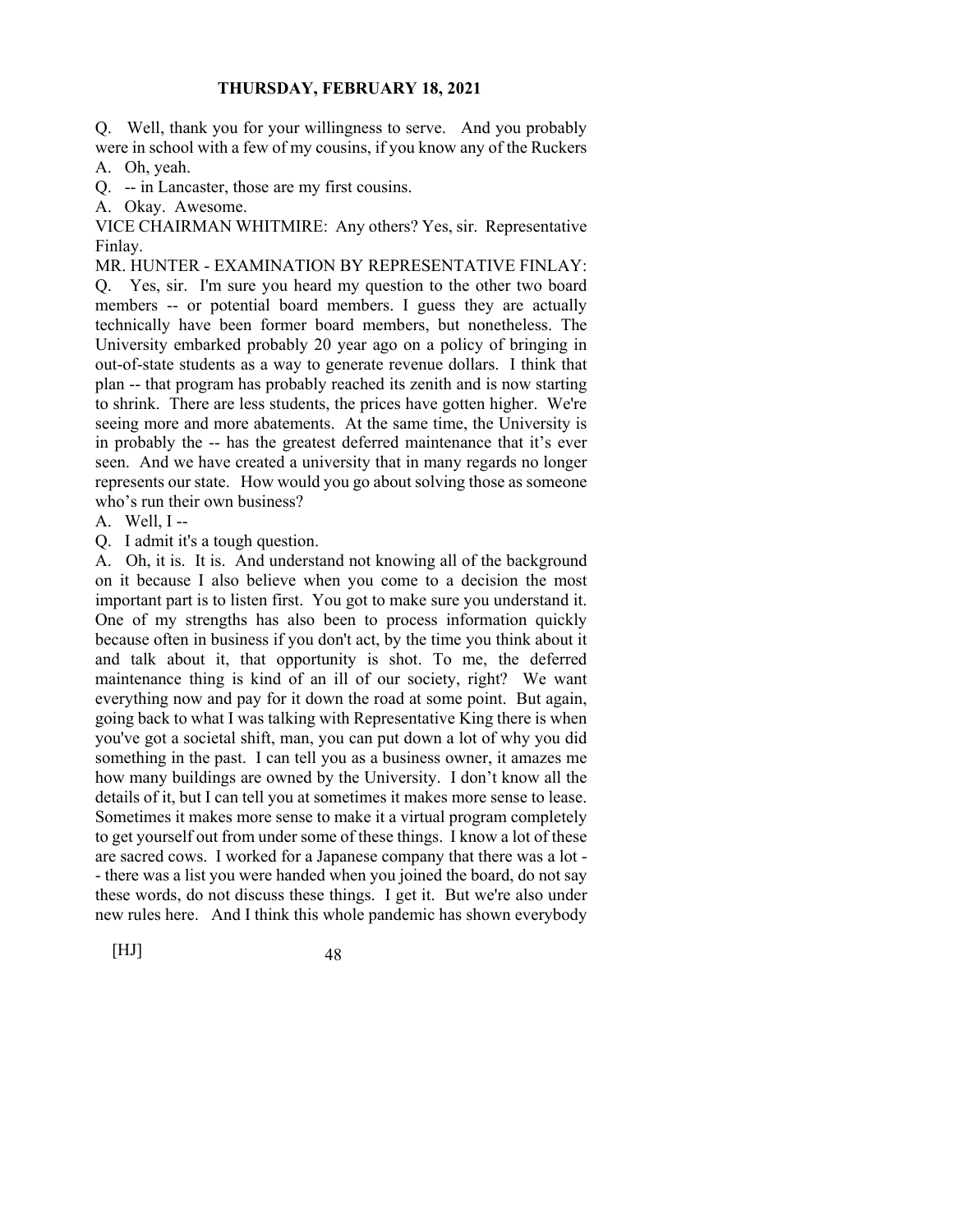Q. Well, thank you for your willingness to serve. And you probably were in school with a few of my cousins, if you know any of the Ruckers

A. Oh, yeah.

Q. -- in Lancaster, those are my first cousins.

A. Okay. Awesome.

VICE CHAIRMAN WHITMIRE: Any others? Yes, sir. Representative Finlay.

MR. HUNTER - EXAMINATION BY REPRESENTATIVE FINLAY:

Q. Yes, sir. I'm sure you heard my question to the other two board members -- or potential board members. I guess they are actually technically have been former board members, but nonetheless. The University embarked probably 20 year ago on a policy of bringing in out-of-state students as a way to generate revenue dollars. I think that plan -- that program has probably reached its zenith and is now starting to shrink. There are less students, the prices have gotten higher. We're seeing more and more abatements. At the same time, the University is in probably the -- has the greatest deferred maintenance that it's ever seen. And we have created a university that in many regards no longer represents our state. How would you go about solving those as someone who's run their own business?

A. Well, I --

Q. I admit it's a tough question.

A. Oh, it is. It is. And understand not knowing all of the background on it because I also believe when you come to a decision the most important part is to listen first. You got to make sure you understand it. One of my strengths has also been to process information quickly because often in business if you don't act, by the time you think about it and talk about it, that opportunity is shot. To me, the deferred maintenance thing is kind of an ill of our society, right? We want everything now and pay for it down the road at some point. But again, going back to what I was talking with Representative King there is when you've got a societal shift, man, you can put down a lot of why you did something in the past. I can tell you as a business owner, it amazes me how many buildings are owned by the University. I don't know all the details of it, but I can tell you at sometimes it makes more sense to lease. Sometimes it makes more sense to make it a virtual program completely to get yourself out from under some of these things. I know a lot of these are sacred cows. I worked for a Japanese company that there was a lot -- there was a list you were handed when you joined the board, do not say these words, do not discuss these things. I get it. But we're also under new rules here. And I think this whole pandemic has shown everybody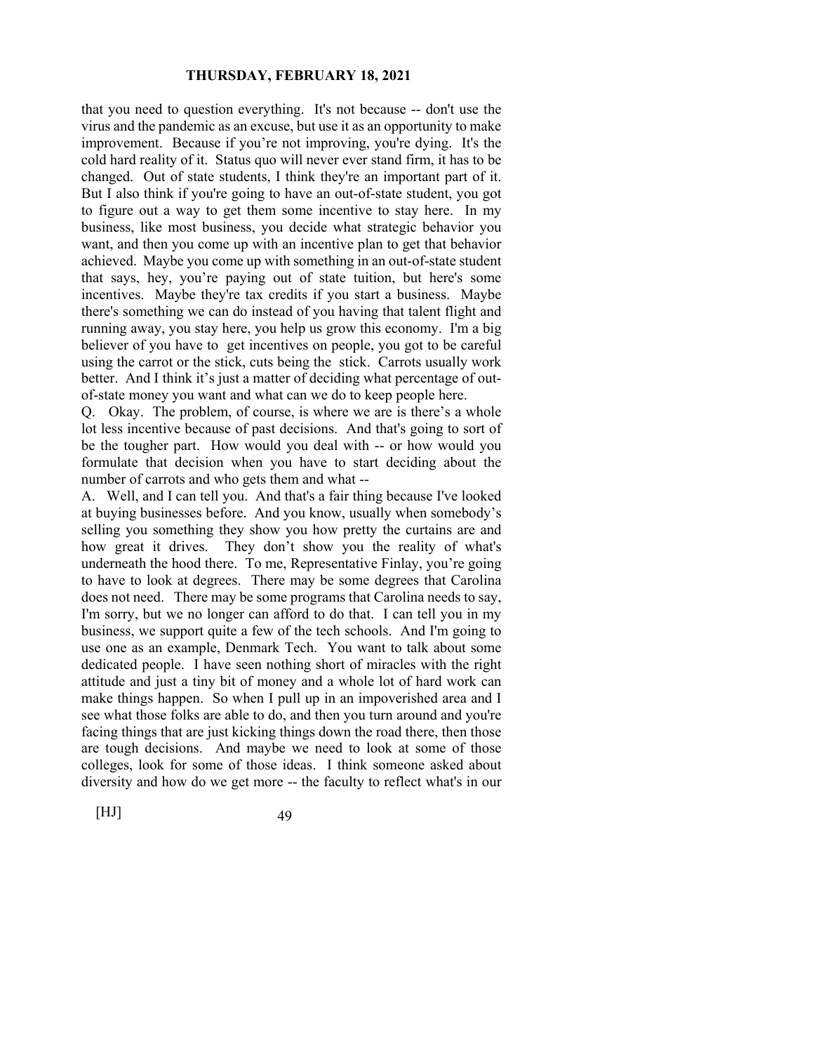that you need to question everything. It's not because -- don't use the virus and the pandemic as an excuse, but use it as an opportunity to make improvement. Because if you're not improving, you're dying. It's the cold hard reality of it. Status quo will never ever stand firm, it has to be changed. Out of state students, I think they're an important part of it. But I also think if you're going to have an out-of-state student, you got to figure out a way to get them some incentive to stay here. In my business, like most business, you decide what strategic behavior you want, and then you come up with an incentive plan to get that behavior achieved. Maybe you come up with something in an out-of-state student that says, hey, you're paying out of state tuition, but here's some incentives. Maybe they're tax credits if you start a business. Maybe there's something we can do instead of you having that talent flight and running away, you stay here, you help us grow this economy. I'm a big believer of you have to get incentives on people, you got to be careful using the carrot or the stick, cuts being the stick. Carrots usually work better. And I think it's just a matter of deciding what percentage of out-of-state money you want and what can we do to keep people here.

Q. Okay. The problem, of course, is where we are is there's a whole lot less incentive because of past decisions. And that's going to sort of be the tougher part. How would you deal with -- or how would you formulate that decision when you have to start deciding about the number of carrots and who gets them and what --

A. Well, and I can tell you. And that's a fair thing because I've looked at buying businesses before. And you know, usually when somebody's selling you something they show you how pretty the curtains are and how great it drives. They don't show you the reality of what's underneath the hood there. To me, Representative Finlay, you're going to have to look at degrees. There may be some degrees that Carolina does not need. There may be some programs that Carolina needs to say, I'm sorry, but we no longer can afford to do that. I can tell you in my business, we support quite a few of the tech schools. And I'm going to use one as an example, Denmark Tech. You want to talk about some dedicated people. I have seen nothing short of miracles with the right attitude and just a tiny bit of money and a whole lot of hard work can make things happen. So when I pull up in an impoverished area and I see what those folks are able to do, and then you turn around and you're facing things that are just kicking things down the road there, then those are tough decisions. And maybe we need to look at some of those colleges, look for some of those ideas. I think someone asked about diversity and how do we get more -- the faculty to reflect what's in our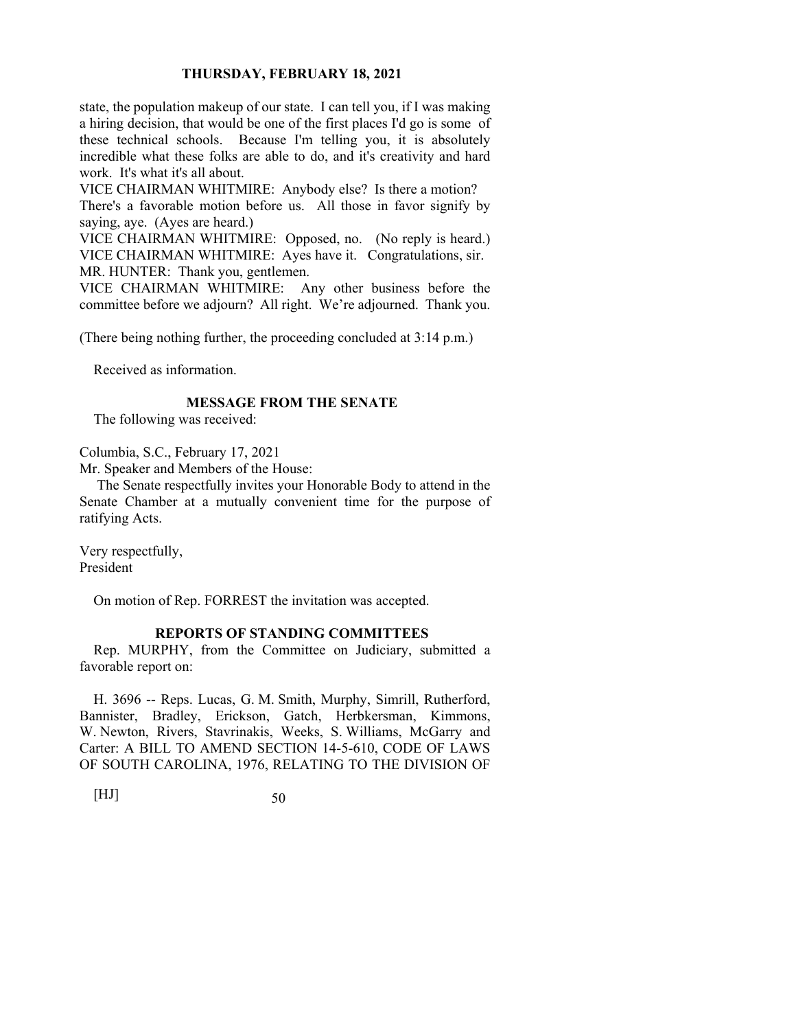state, the population makeup of our state. I can tell you, if I was making a hiring decision, that would be one of the first places I'd go is some of these technical schools. Because I'm telling you, it is absolutely incredible what these folks are able to do, and it's creativity and hard work. It's what it's all about.

VICE CHAIRMAN WHITMIRE: Anybody else? Is there a motion? There's a favorable motion before us. All those in favor signify by saying, aye. (Ayes are heard.)

VICE CHAIRMAN WHITMIRE: Opposed, no. (No reply is heard.)

VICE CHAIRMAN WHITMIRE: Ayes have it. Congratulations, sir.

MR. HUNTER: Thank you, gentlemen.

VICE CHAIRMAN WHITMIRE: Any other business before the committee before we adjourn? All right. We're adjourned. Thank you.

(There being nothing further, the proceeding concluded at 3:14 p.m.)

Received as information.

## MESSAGE FROM THE SENATE

The following was received:

Columbia, S.C., February 17, 2021
Mr. Speaker and Members of the House:

The Senate respectfully invites your Honorable Body to attend in the Senate Chamber at a mutually convenient time for the purpose of ratifying Acts.

Very respectfully,
President

On motion of Rep. FORREST the invitation was accepted.

## REPORTS OF STANDING COMMITTEES

Rep. MURPHY, from the Committee on Judiciary, submitted a favorable report on:

H. 3696 -- Reps. Lucas, G. M. Smith, Murphy, Simrill, Rutherford, Bannister, Bradley, Erickson, Gatch, Herbkersman, Kimmons, W. Newton, Rivers, Stavrinakis, Weeks, S. Williams, McGarry and Carter: A BILL TO AMEND SECTION 14-5-610, CODE OF LAWS OF SOUTH CAROLINA, 1976, RELATING TO THE DIVISION OF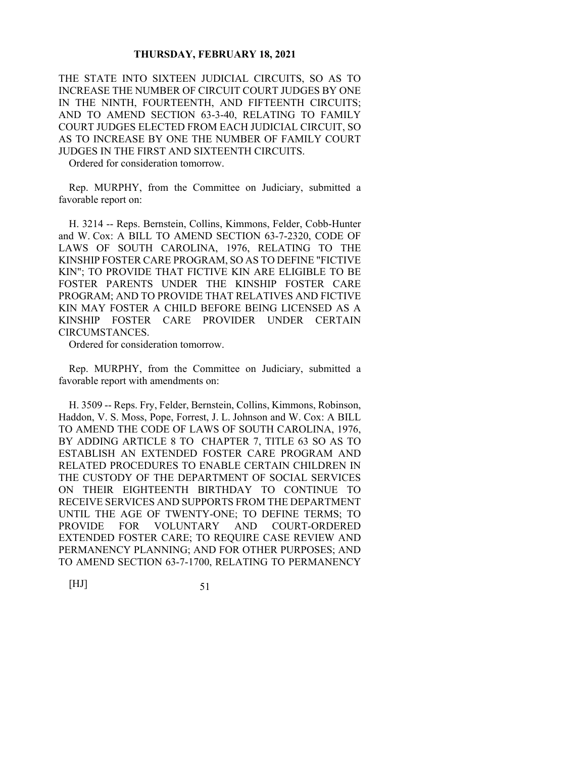THE STATE INTO SIXTEEN JUDICIAL CIRCUITS, SO AS TO INCREASE THE NUMBER OF CIRCUIT COURT JUDGES BY ONE IN THE NINTH, FOURTEENTH, AND FIFTEENTH CIRCUITS; AND TO AMEND SECTION 63-3-40, RELATING TO FAMILY COURT JUDGES ELECTED FROM EACH JUDICIAL CIRCUIT, SO AS TO INCREASE BY ONE THE NUMBER OF FAMILY COURT JUDGES IN THE FIRST AND SIXTEENTH CIRCUITS.

Ordered for consideration tomorrow.

Rep. MURPHY, from the Committee on Judiciary, submitted a favorable report on:

H. 3214 -- Reps. Bernstein, Collins, Kimmons, Felder, Cobb-Hunter and W. Cox: A BILL TO AMEND SECTION 63-7-2320, CODE OF LAWS OF SOUTH CAROLINA, 1976, RELATING TO THE KINSHIP FOSTER CARE PROGRAM, SO AS TO DEFINE "FICTIVE KIN"; TO PROVIDE THAT FICTIVE KIN ARE ELIGIBLE TO BE FOSTER PARENTS UNDER THE KINSHIP FOSTER CARE PROGRAM; AND TO PROVIDE THAT RELATIVES AND FICTIVE KIN MAY FOSTER A CHILD BEFORE BEING LICENSED AS A KINSHIP FOSTER CARE PROVIDER UNDER CERTAIN CIRCUMSTANCES.

Ordered for consideration tomorrow.

Rep. MURPHY, from the Committee on Judiciary, submitted a favorable report with amendments on:

H. 3509 -- Reps. Fry, Felder, Bernstein, Collins, Kimmons, Robinson, Haddon, V. S. Moss, Pope, Forrest, J. L. Johnson and W. Cox: A BILL TO AMEND THE CODE OF LAWS OF SOUTH CAROLINA, 1976, BY ADDING ARTICLE 8 TO CHAPTER 7, TITLE 63 SO AS TO ESTABLISH AN EXTENDED FOSTER CARE PROGRAM AND RELATED PROCEDURES TO ENABLE CERTAIN CHILDREN IN THE CUSTODY OF THE DEPARTMENT OF SOCIAL SERVICES ON THEIR EIGHTEENTH BIRTHDAY TO CONTINUE TO RECEIVE SERVICES AND SUPPORTS FROM THE DEPARTMENT UNTIL THE AGE OF TWENTY-ONE; TO DEFINE TERMS; TO PROVIDE FOR VOLUNTARY AND COURT-ORDERED EXTENDED FOSTER CARE; TO REQUIRE CASE REVIEW AND PERMANENCY PLANNING; AND FOR OTHER PURPOSES; AND TO AMEND SECTION 63-7-1700, RELATING TO PERMANENCY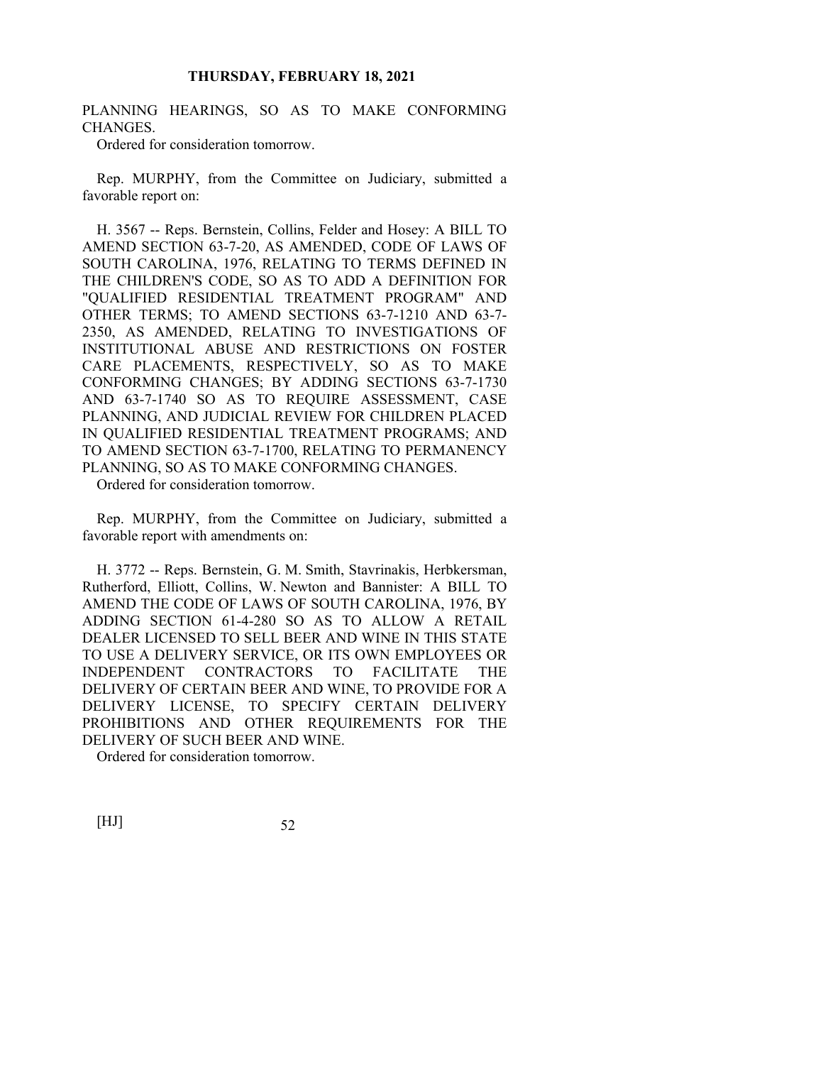PLANNING HEARINGS, SO AS TO MAKE CONFORMING CHANGES.

Ordered for consideration tomorrow.

Rep. MURPHY, from the Committee on Judiciary, submitted a favorable report on:

H. 3567 -- Reps. Bernstein, Collins, Felder and Hosey: A BILL TO AMEND SECTION 63-7-20, AS AMENDED, CODE OF LAWS OF SOUTH CAROLINA, 1976, RELATING TO TERMS DEFINED IN THE CHILDREN'S CODE, SO AS TO ADD A DEFINITION FOR "QUALIFIED RESIDENTIAL TREATMENT PROGRAM" AND OTHER TERMS; TO AMEND SECTIONS 63-7-1210 AND 63-7-2350, AS AMENDED, RELATING TO INVESTIGATIONS OF INSTITUTIONAL ABUSE AND RESTRICTIONS ON FOSTER CARE PLACEMENTS, RESPECTIVELY, SO AS TO MAKE CONFORMING CHANGES; BY ADDING SECTIONS 63-7-1730 AND 63-7-1740 SO AS TO REQUIRE ASSESSMENT, CASE PLANNING, AND JUDICIAL REVIEW FOR CHILDREN PLACED IN QUALIFIED RESIDENTIAL TREATMENT PROGRAMS; AND TO AMEND SECTION 63-7-1700, RELATING TO PERMANENCY PLANNING, SO AS TO MAKE CONFORMING CHANGES.

Ordered for consideration tomorrow.

Rep. MURPHY, from the Committee on Judiciary, submitted a favorable report with amendments on:

H. 3772 -- Reps. Bernstein, G. M. Smith, Stavrinakis, Herbkersman, Rutherford, Elliott, Collins, W. Newton and Bannister: A BILL TO AMEND THE CODE OF LAWS OF SOUTH CAROLINA, 1976, BY ADDING SECTION 61-4-280 SO AS TO ALLOW A RETAIL DEALER LICENSED TO SELL BEER AND WINE IN THIS STATE TO USE A DELIVERY SERVICE, OR ITS OWN EMPLOYEES OR INDEPENDENT CONTRACTORS TO FACILITATE THE DELIVERY OF CERTAIN BEER AND WINE, TO PROVIDE FOR A DELIVERY LICENSE, TO SPECIFY CERTAIN DELIVERY PROHIBITIONS AND OTHER REQUIREMENTS FOR THE DELIVERY OF SUCH BEER AND WINE.

Ordered for consideration tomorrow.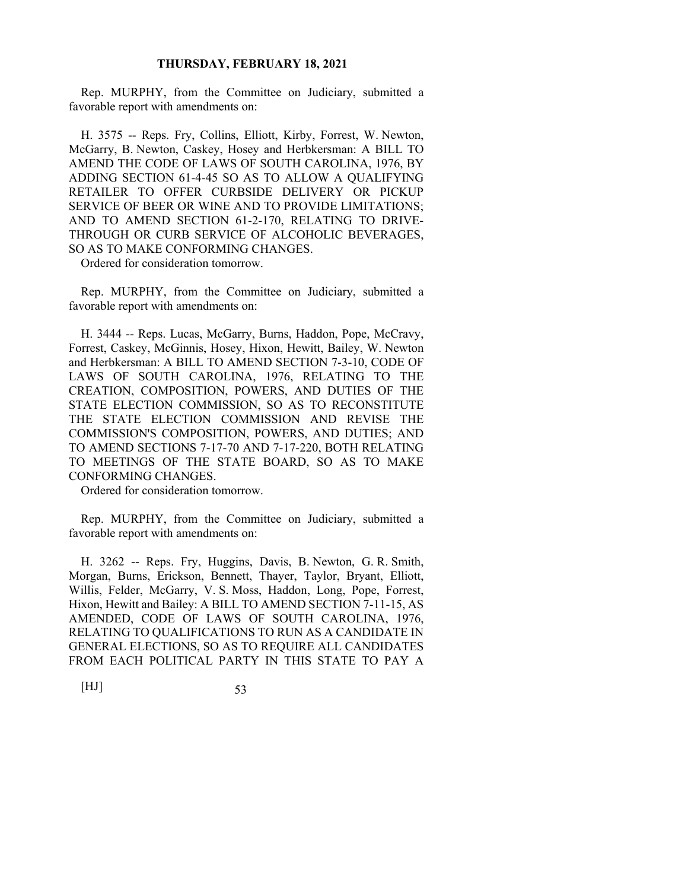Rep. MURPHY, from the Committee on Judiciary, submitted a favorable report with amendments on:

H. 3575 -- Reps. Fry, Collins, Elliott, Kirby, Forrest, W. Newton, McGarry, B. Newton, Caskey, Hosey and Herbkersman: A BILL TO AMEND THE CODE OF LAWS OF SOUTH CAROLINA, 1976, BY ADDING SECTION 61-4-45 SO AS TO ALLOW A QUALIFYING RETAILER TO OFFER CURBSIDE DELIVERY OR PICKUP SERVICE OF BEER OR WINE AND TO PROVIDE LIMITATIONS; AND TO AMEND SECTION 61-2-170, RELATING TO DRIVE-THROUGH OR CURB SERVICE OF ALCOHOLIC BEVERAGES, SO AS TO MAKE CONFORMING CHANGES.

Ordered for consideration tomorrow.

Rep. MURPHY, from the Committee on Judiciary, submitted a favorable report with amendments on:

H. 3444 -- Reps. Lucas, McGarry, Burns, Haddon, Pope, McCravy, Forrest, Caskey, McGinnis, Hosey, Hixon, Hewitt, Bailey, W. Newton and Herbkersman: A BILL TO AMEND SECTION 7-3-10, CODE OF LAWS OF SOUTH CAROLINA, 1976, RELATING TO THE CREATION, COMPOSITION, POWERS, AND DUTIES OF THE STATE ELECTION COMMISSION, SO AS TO RECONSTITUTE THE STATE ELECTION COMMISSION AND REVISE THE COMMISSION'S COMPOSITION, POWERS, AND DUTIES; AND TO AMEND SECTIONS 7-17-70 AND 7-17-220, BOTH RELATING TO MEETINGS OF THE STATE BOARD, SO AS TO MAKE CONFORMING CHANGES.

Ordered for consideration tomorrow.

Rep. MURPHY, from the Committee on Judiciary, submitted a favorable report with amendments on:

H. 3262 -- Reps. Fry, Huggins, Davis, B. Newton, G. R. Smith, Morgan, Burns, Erickson, Bennett, Thayer, Taylor, Bryant, Elliott, Willis, Felder, McGarry, V. S. Moss, Haddon, Long, Pope, Forrest, Hixon, Hewitt and Bailey: A BILL TO AMEND SECTION 7-11-15, AS AMENDED, CODE OF LAWS OF SOUTH CAROLINA, 1976, RELATING TO QUALIFICATIONS TO RUN AS A CANDIDATE IN GENERAL ELECTIONS, SO AS TO REQUIRE ALL CANDIDATES FROM EACH POLITICAL PARTY IN THIS STATE TO PAY A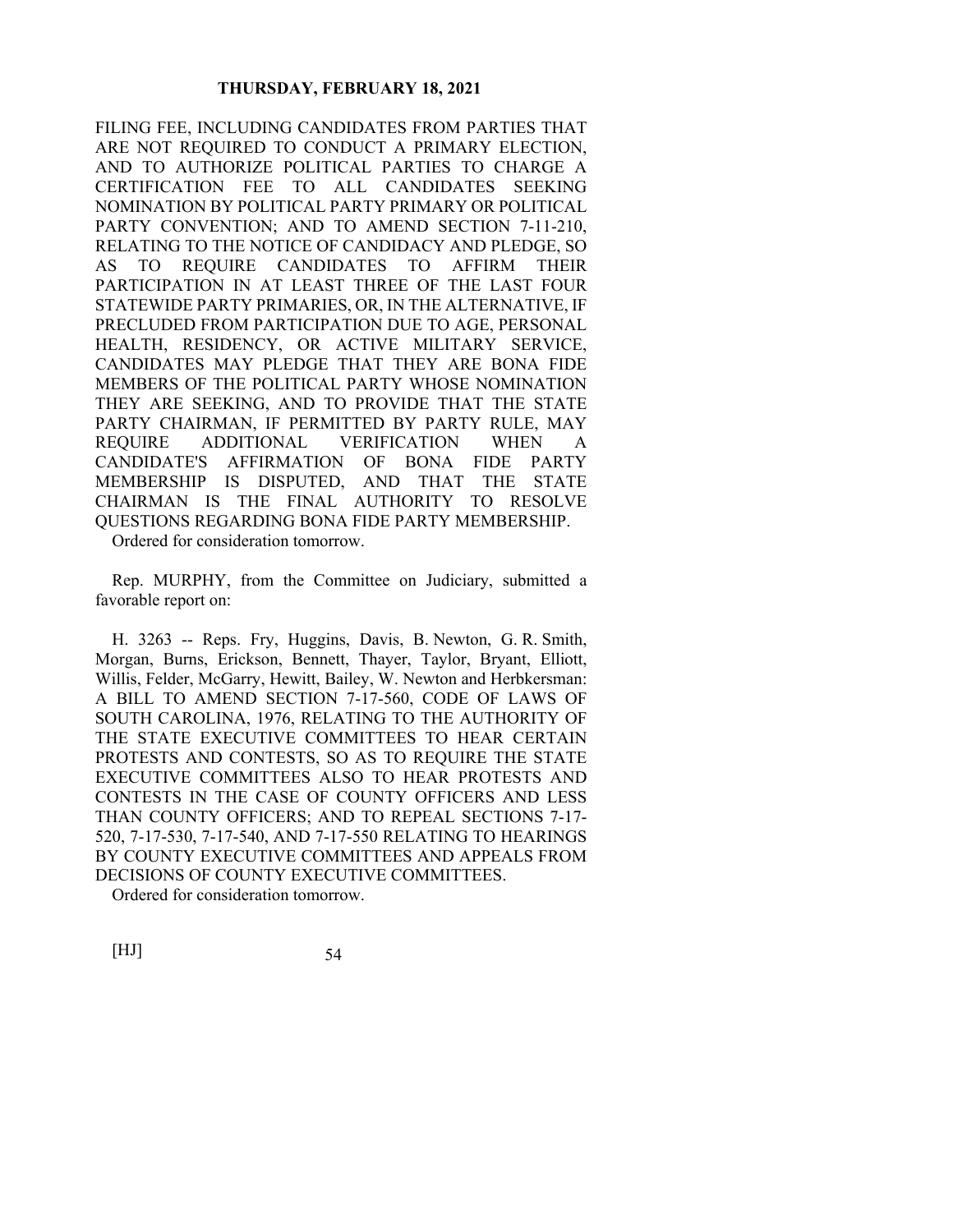FILING FEE, INCLUDING CANDIDATES FROM PARTIES THAT ARE NOT REQUIRED TO CONDUCT A PRIMARY ELECTION, AND TO AUTHORIZE POLITICAL PARTIES TO CHARGE A CERTIFICATION FEE TO ALL CANDIDATES SEEKING NOMINATION BY POLITICAL PARTY PRIMARY OR POLITICAL PARTY CONVENTION; AND TO AMEND SECTION 7-11-210, RELATING TO THE NOTICE OF CANDIDACY AND PLEDGE, SO AS TO REQUIRE CANDIDATES TO AFFIRM THEIR PARTICIPATION IN AT LEAST THREE OF THE LAST FOUR STATEWIDE PARTY PRIMARIES, OR, IN THE ALTERNATIVE, IF PRECLUDED FROM PARTICIPATION DUE TO AGE, PERSONAL HEALTH, RESIDENCY, OR ACTIVE MILITARY SERVICE, CANDIDATES MAY PLEDGE THAT THEY ARE BONA FIDE MEMBERS OF THE POLITICAL PARTY WHOSE NOMINATION THEY ARE SEEKING, AND TO PROVIDE THAT THE STATE PARTY CHAIRMAN, IF PERMITTED BY PARTY RULE, MAY REQUIRE ADDITIONAL VERIFICATION WHEN A CANDIDATE'S AFFIRMATION OF BONA FIDE PARTY MEMBERSHIP IS DISPUTED, AND THAT THE STATE CHAIRMAN IS THE FINAL AUTHORITY TO RESOLVE QUESTIONS REGARDING BONA FIDE PARTY MEMBERSHIP.

Ordered for consideration tomorrow.

Rep. MURPHY, from the Committee on Judiciary, submitted a favorable report on:

H. 3263 -- Reps. Fry, Huggins, Davis, B. Newton, G. R. Smith, Morgan, Burns, Erickson, Bennett, Thayer, Taylor, Bryant, Elliott, Willis, Felder, McGarry, Hewitt, Bailey, W. Newton and Herbkersman: A BILL TO AMEND SECTION 7-17-560, CODE OF LAWS OF SOUTH CAROLINA, 1976, RELATING TO THE AUTHORITY OF THE STATE EXECUTIVE COMMITTEES TO HEAR CERTAIN PROTESTS AND CONTESTS, SO AS TO REQUIRE THE STATE EXECUTIVE COMMITTEES ALSO TO HEAR PROTESTS AND CONTESTS IN THE CASE OF COUNTY OFFICERS AND LESS THAN COUNTY OFFICERS; AND TO REPEAL SECTIONS 7-17-520, 7-17-530, 7-17-540, AND 7-17-550 RELATING TO HEARINGS BY COUNTY EXECUTIVE COMMITTEES AND APPEALS FROM DECISIONS OF COUNTY EXECUTIVE COMMITTEES.

Ordered for consideration tomorrow.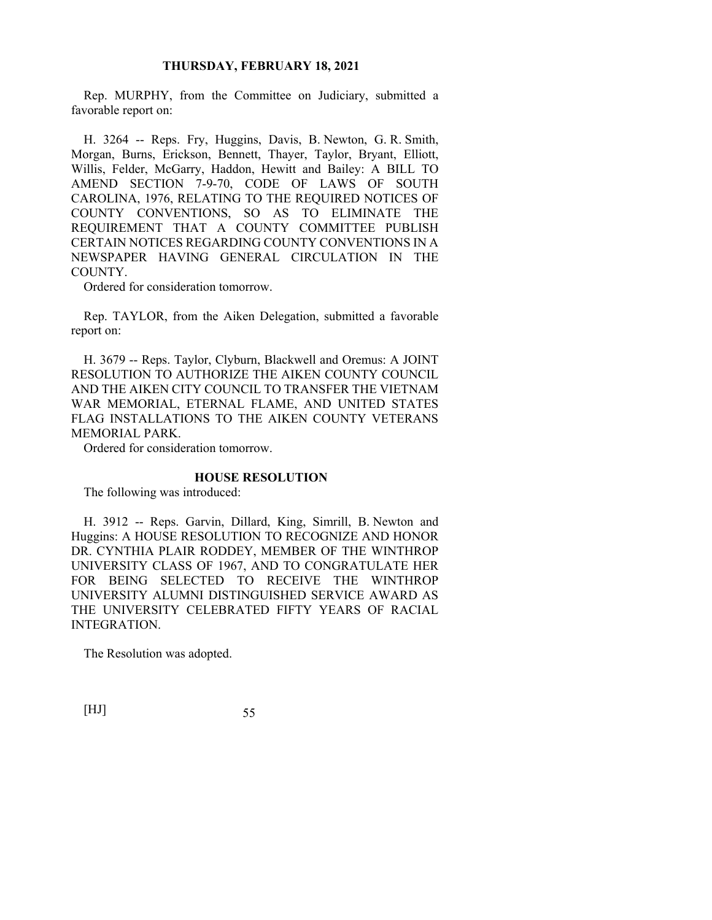Rep. MURPHY, from the Committee on Judiciary, submitted a favorable report on:

H. 3264 -- Reps. Fry, Huggins, Davis, B. Newton, G. R. Smith, Morgan, Burns, Erickson, Bennett, Thayer, Taylor, Bryant, Elliott, Willis, Felder, McGarry, Haddon, Hewitt and Bailey: A BILL TO AMEND SECTION 7-9-70, CODE OF LAWS OF SOUTH CAROLINA, 1976, RELATING TO THE REQUIRED NOTICES OF COUNTY CONVENTIONS, SO AS TO ELIMINATE THE REQUIREMENT THAT A COUNTY COMMITTEE PUBLISH CERTAIN NOTICES REGARDING COUNTY CONVENTIONS IN A NEWSPAPER HAVING GENERAL CIRCULATION IN THE COUNTY.

Ordered for consideration tomorrow.

Rep. TAYLOR, from the Aiken Delegation, submitted a favorable report on:

H. 3679 -- Reps. Taylor, Clyburn, Blackwell and Oremus: A JOINT RESOLUTION TO AUTHORIZE THE AIKEN COUNTY COUNCIL AND THE AIKEN CITY COUNCIL TO TRANSFER THE VIETNAM WAR MEMORIAL, ETERNAL FLAME, AND UNITED STATES FLAG INSTALLATIONS TO THE AIKEN COUNTY VETERANS MEMORIAL PARK.

Ordered for consideration tomorrow.

## HOUSE RESOLUTION

The following was introduced:

H. 3912 -- Reps. Garvin, Dillard, King, Simrill, B. Newton and Huggins: A HOUSE RESOLUTION TO RECOGNIZE AND HONOR DR. CYNTHIA PLAIR RODDEY, MEMBER OF THE WINTHROP UNIVERSITY CLASS OF 1967, AND TO CONGRATULATE HER FOR BEING SELECTED TO RECEIVE THE WINTHROP UNIVERSITY ALUMNI DISTINGUISHED SERVICE AWARD AS THE UNIVERSITY CELEBRATED FIFTY YEARS OF RACIAL INTEGRATION.

The Resolution was adopted.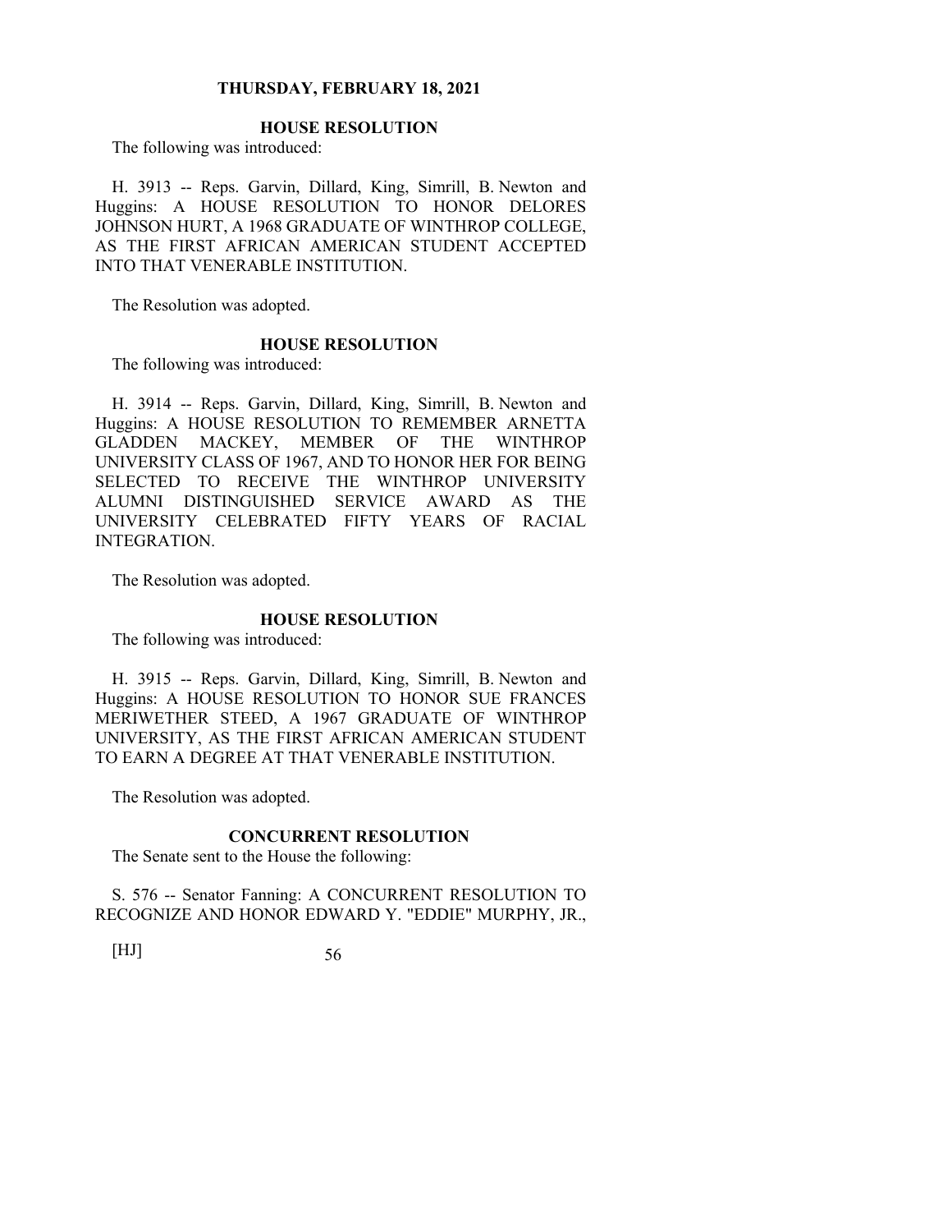## THURSDAY, FEBRUARY 18, 2021

### HOUSE RESOLUTION

The following was introduced:

H. 3913 -- Reps. Garvin, Dillard, King, Simrill, B. Newton and Huggins: A HOUSE RESOLUTION TO HONOR DELORES JOHNSON HURT, A 1968 GRADUATE OF WINTHROP COLLEGE, AS THE FIRST AFRICAN AMERICAN STUDENT ACCEPTED INTO THAT VENERABLE INSTITUTION.

The Resolution was adopted.

### HOUSE RESOLUTION

The following was introduced:

H. 3914 -- Reps. Garvin, Dillard, King, Simrill, B. Newton and Huggins: A HOUSE RESOLUTION TO REMEMBER ARNETTA GLADDEN MACKEY, MEMBER OF THE WINTHROP UNIVERSITY CLASS OF 1967, AND TO HONOR HER FOR BEING SELECTED TO RECEIVE THE WINTHROP UNIVERSITY ALUMNI DISTINGUISHED SERVICE AWARD AS THE UNIVERSITY CELEBRATED FIFTY YEARS OF RACIAL INTEGRATION.

The Resolution was adopted.

### HOUSE RESOLUTION

The following was introduced:

H. 3915 -- Reps. Garvin, Dillard, King, Simrill, B. Newton and Huggins: A HOUSE RESOLUTION TO HONOR SUE FRANCES MERIWETHER STEED, A 1967 GRADUATE OF WINTHROP UNIVERSITY, AS THE FIRST AFRICAN AMERICAN STUDENT TO EARN A DEGREE AT THAT VENERABLE INSTITUTION.

The Resolution was adopted.

### CONCURRENT RESOLUTION

The Senate sent to the House the following:

S. 576 -- Senator Fanning: A CONCURRENT RESOLUTION TO RECOGNIZE AND HONOR EDWARD Y. "EDDIE" MURPHY, JR.,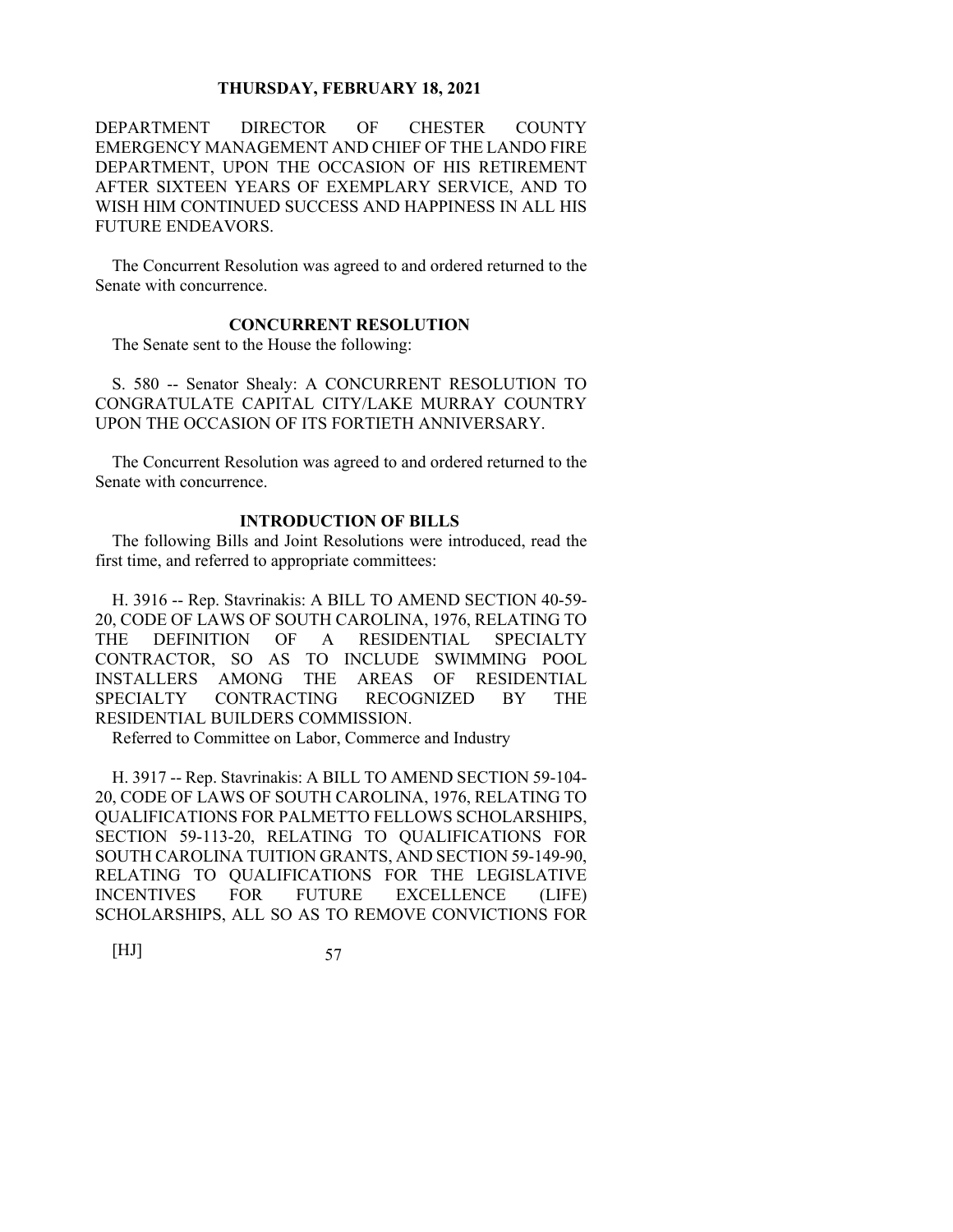DEPARTMENT DIRECTOR OF CHESTER COUNTY EMERGENCY MANAGEMENT AND CHIEF OF THE LANDO FIRE DEPARTMENT, UPON THE OCCASION OF HIS RETIREMENT AFTER SIXTEEN YEARS OF EXEMPLARY SERVICE, AND TO WISH HIM CONTINUED SUCCESS AND HAPPINESS IN ALL HIS FUTURE ENDEAVORS.

The Concurrent Resolution was agreed to and ordered returned to the Senate with concurrence.

### CONCURRENT RESOLUTION

The Senate sent to the House the following:

S. 580 -- Senator Shealy: A CONCURRENT RESOLUTION TO CONGRATULATE CAPITAL CITY/LAKE MURRAY COUNTRY UPON THE OCCASION OF ITS FORTIETH ANNIVERSARY.

The Concurrent Resolution was agreed to and ordered returned to the Senate with concurrence.

### INTRODUCTION OF BILLS

The following Bills and Joint Resolutions were introduced, read the first time, and referred to appropriate committees:

H. 3916 -- Rep. Stavrinakis: A BILL TO AMEND SECTION 40-59-20, CODE OF LAWS OF SOUTH CAROLINA, 1976, RELATING TO THE DEFINITION OF A RESIDENTIAL SPECIALTY CONTRACTOR, SO AS TO INCLUDE SWIMMING POOL INSTALLERS AMONG THE AREAS OF RESIDENTIAL SPECIALTY CONTRACTING RECOGNIZED BY THE RESIDENTIAL BUILDERS COMMISSION.

Referred to Committee on Labor, Commerce and Industry

H. 3917 -- Rep. Stavrinakis: A BILL TO AMEND SECTION 59-104-20, CODE OF LAWS OF SOUTH CAROLINA, 1976, RELATING TO QUALIFICATIONS FOR PALMETTO FELLOWS SCHOLARSHIPS, SECTION 59-113-20, RELATING TO QUALIFICATIONS FOR SOUTH CAROLINA TUITION GRANTS, AND SECTION 59-149-90, RELATING TO QUALIFICATIONS FOR THE LEGISLATIVE INCENTIVES FOR FUTURE EXCELLENCE (LIFE) SCHOLARSHIPS, ALL SO AS TO REMOVE CONVICTIONS FOR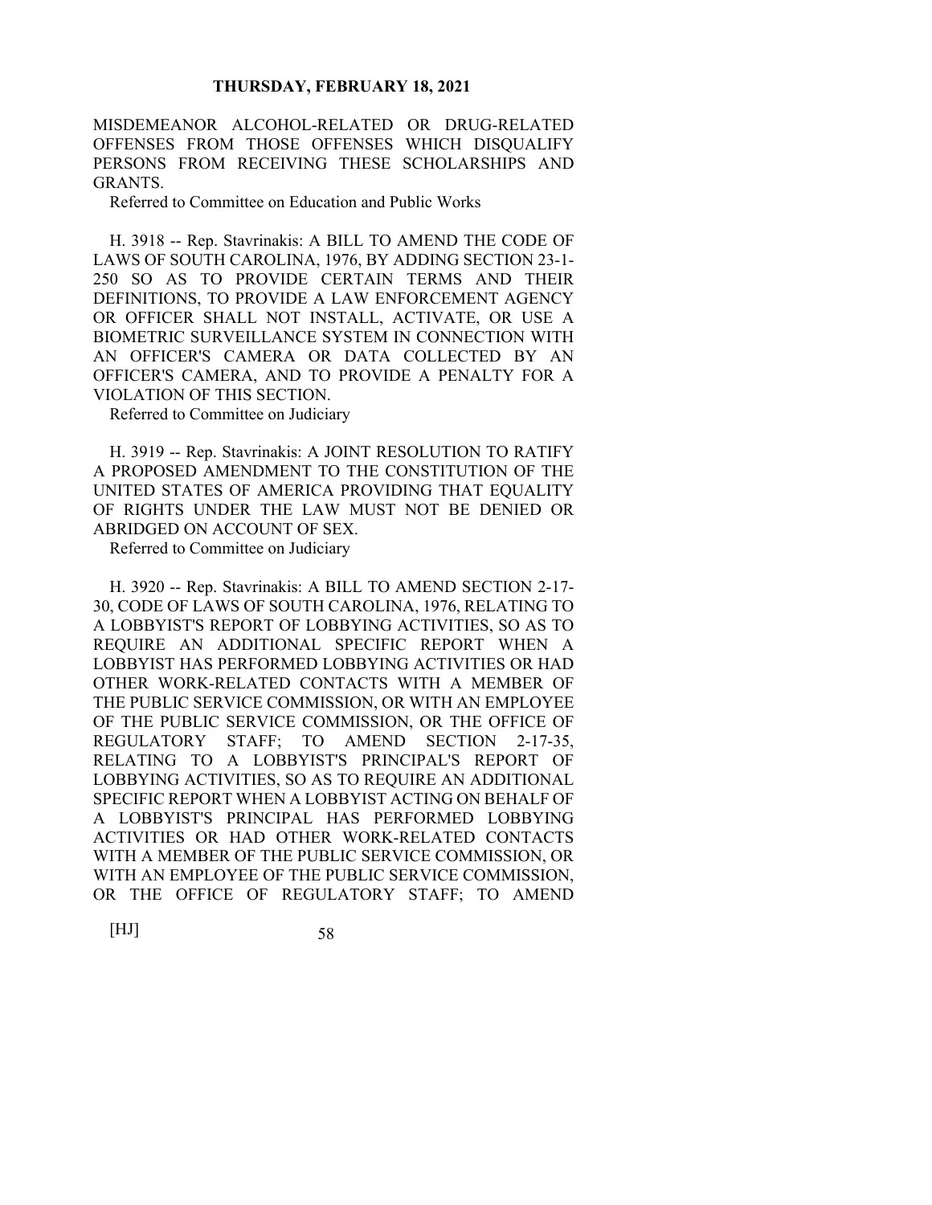MISDEMEANOR ALCOHOL-RELATED OR DRUG-RELATED OFFENSES FROM THOSE OFFENSES WHICH DISQUALIFY PERSONS FROM RECEIVING THESE SCHOLARSHIPS AND GRANTS.

Referred to Committee on Education and Public Works

H. 3918 -- Rep. Stavrinakis: A BILL TO AMEND THE CODE OF LAWS OF SOUTH CAROLINA, 1976, BY ADDING SECTION 23-1-250 SO AS TO PROVIDE CERTAIN TERMS AND THEIR DEFINITIONS, TO PROVIDE A LAW ENFORCEMENT AGENCY OR OFFICER SHALL NOT INSTALL, ACTIVATE, OR USE A BIOMETRIC SURVEILLANCE SYSTEM IN CONNECTION WITH AN OFFICER'S CAMERA OR DATA COLLECTED BY AN OFFICER'S CAMERA, AND TO PROVIDE A PENALTY FOR A VIOLATION OF THIS SECTION.

Referred to Committee on Judiciary

H. 3919 -- Rep. Stavrinakis: A JOINT RESOLUTION TO RATIFY A PROPOSED AMENDMENT TO THE CONSTITUTION OF THE UNITED STATES OF AMERICA PROVIDING THAT EQUALITY OF RIGHTS UNDER THE LAW MUST NOT BE DENIED OR ABRIDGED ON ACCOUNT OF SEX.

Referred to Committee on Judiciary

H. 3920 -- Rep. Stavrinakis: A BILL TO AMEND SECTION 2-17-30, CODE OF LAWS OF SOUTH CAROLINA, 1976, RELATING TO A LOBBYIST'S REPORT OF LOBBYING ACTIVITIES, SO AS TO REQUIRE AN ADDITIONAL SPECIFIC REPORT WHEN A LOBBYIST HAS PERFORMED LOBBYING ACTIVITIES OR HAD OTHER WORK-RELATED CONTACTS WITH A MEMBER OF THE PUBLIC SERVICE COMMISSION, OR WITH AN EMPLOYEE OF THE PUBLIC SERVICE COMMISSION, OR THE OFFICE OF REGULATORY STAFF; TO AMEND SECTION 2-17-35, RELATING TO A LOBBYIST'S PRINCIPAL'S REPORT OF LOBBYING ACTIVITIES, SO AS TO REQUIRE AN ADDITIONAL SPECIFIC REPORT WHEN A LOBBYIST ACTING ON BEHALF OF A LOBBYIST'S PRINCIPAL HAS PERFORMED LOBBYING ACTIVITIES OR HAD OTHER WORK-RELATED CONTACTS WITH A MEMBER OF THE PUBLIC SERVICE COMMISSION, OR WITH AN EMPLOYEE OF THE PUBLIC SERVICE COMMISSION, OR THE OFFICE OF REGULATORY STAFF; TO AMEND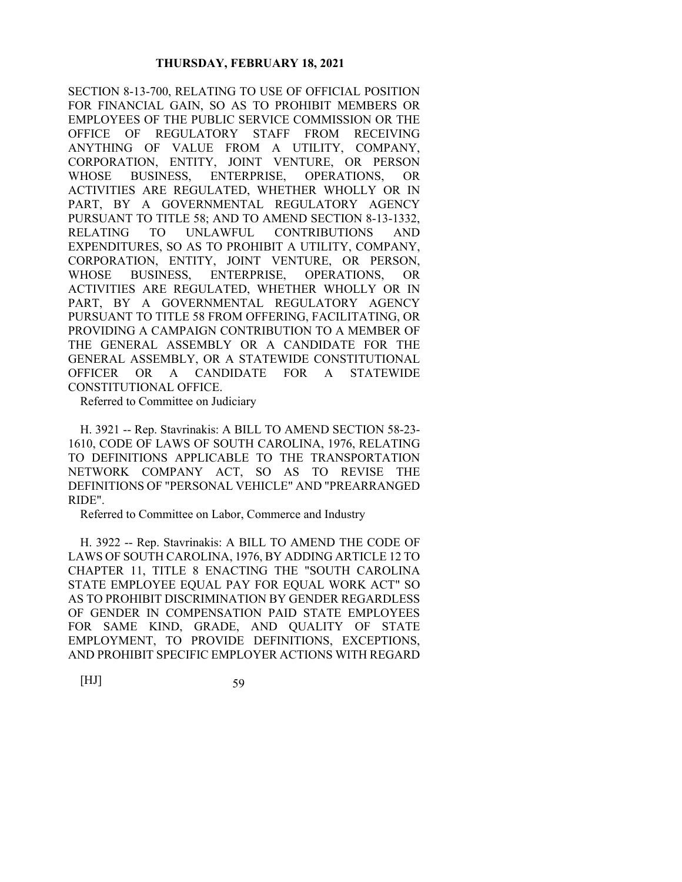SECTION 8-13-700, RELATING TO USE OF OFFICIAL POSITION FOR FINANCIAL GAIN, SO AS TO PROHIBIT MEMBERS OR EMPLOYEES OF THE PUBLIC SERVICE COMMISSION OR THE OFFICE OF REGULATORY STAFF FROM RECEIVING ANYTHING OF VALUE FROM A UTILITY, COMPANY, CORPORATION, ENTITY, JOINT VENTURE, OR PERSON WHOSE BUSINESS, ENTERPRISE, OPERATIONS, OR ACTIVITIES ARE REGULATED, WHETHER WHOLLY OR IN PART, BY A GOVERNMENTAL REGULATORY AGENCY PURSUANT TO TITLE 58; AND TO AMEND SECTION 8-13-1332, RELATING TO UNLAWFUL CONTRIBUTIONS AND EXPENDITURES, SO AS TO PROHIBIT A UTILITY, COMPANY, CORPORATION, ENTITY, JOINT VENTURE, OR PERSON, WHOSE BUSINESS, ENTERPRISE, OPERATIONS, OR ACTIVITIES ARE REGULATED, WHETHER WHOLLY OR IN PART, BY A GOVERNMENTAL REGULATORY AGENCY PURSUANT TO TITLE 58 FROM OFFERING, FACILITATING, OR PROVIDING A CAMPAIGN CONTRIBUTION TO A MEMBER OF THE GENERAL ASSEMBLY OR A CANDIDATE FOR THE GENERAL ASSEMBLY, OR A STATEWIDE CONSTITUTIONAL OFFICER OR A CANDIDATE FOR A STATEWIDE CONSTITUTIONAL OFFICE.

Referred to Committee on Judiciary

H. 3921 -- Rep. Stavrinakis: A BILL TO AMEND SECTION 58-23-1610, CODE OF LAWS OF SOUTH CAROLINA, 1976, RELATING TO DEFINITIONS APPLICABLE TO THE TRANSPORTATION NETWORK COMPANY ACT, SO AS TO REVISE THE DEFINITIONS OF "PERSONAL VEHICLE" AND "PREARRANGED RIDE".

Referred to Committee on Labor, Commerce and Industry

H. 3922 -- Rep. Stavrinakis: A BILL TO AMEND THE CODE OF LAWS OF SOUTH CAROLINA, 1976, BY ADDING ARTICLE 12 TO CHAPTER 11, TITLE 8 ENACTING THE "SOUTH CAROLINA STATE EMPLOYEE EQUAL PAY FOR EQUAL WORK ACT" SO AS TO PROHIBIT DISCRIMINATION BY GENDER REGARDLESS OF GENDER IN COMPENSATION PAID STATE EMPLOYEES FOR SAME KIND, GRADE, AND QUALITY OF STATE EMPLOYMENT, TO PROVIDE DEFINITIONS, EXCEPTIONS, AND PROHIBIT SPECIFIC EMPLOYER ACTIONS WITH REGARD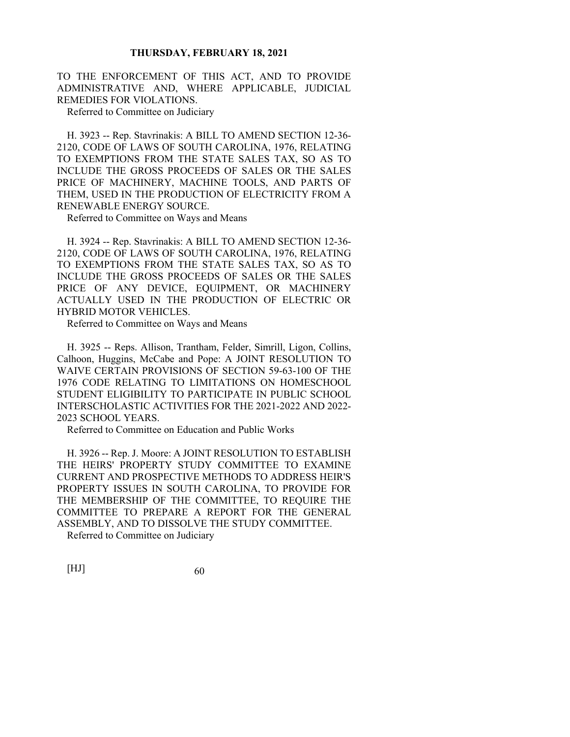TO THE ENFORCEMENT OF THIS ACT, AND TO PROVIDE ADMINISTRATIVE AND, WHERE APPLICABLE, JUDICIAL REMEDIES FOR VIOLATIONS.

Referred to Committee on Judiciary

H. 3923 -- Rep. Stavrinakis: A BILL TO AMEND SECTION 12-36-2120, CODE OF LAWS OF SOUTH CAROLINA, 1976, RELATING TO EXEMPTIONS FROM THE STATE SALES TAX, SO AS TO INCLUDE THE GROSS PROCEEDS OF SALES OR THE SALES PRICE OF MACHINERY, MACHINE TOOLS, AND PARTS OF THEM, USED IN THE PRODUCTION OF ELECTRICITY FROM A RENEWABLE ENERGY SOURCE.

Referred to Committee on Ways and Means

H. 3924 -- Rep. Stavrinakis: A BILL TO AMEND SECTION 12-36-2120, CODE OF LAWS OF SOUTH CAROLINA, 1976, RELATING TO EXEMPTIONS FROM THE STATE SALES TAX, SO AS TO INCLUDE THE GROSS PROCEEDS OF SALES OR THE SALES PRICE OF ANY DEVICE, EQUIPMENT, OR MACHINERY ACTUALLY USED IN THE PRODUCTION OF ELECTRIC OR HYBRID MOTOR VEHICLES.

Referred to Committee on Ways and Means

H. 3925 -- Reps. Allison, Trantham, Felder, Simrill, Ligon, Collins, Calhoon, Huggins, McCabe and Pope: A JOINT RESOLUTION TO WAIVE CERTAIN PROVISIONS OF SECTION 59-63-100 OF THE 1976 CODE RELATING TO LIMITATIONS ON HOMESCHOOL STUDENT ELIGIBILITY TO PARTICIPATE IN PUBLIC SCHOOL INTERSCHOLASTIC ACTIVITIES FOR THE 2021-2022 AND 2022-2023 SCHOOL YEARS.

Referred to Committee on Education and Public Works

H. 3926 -- Rep. J. Moore: A JOINT RESOLUTION TO ESTABLISH THE HEIRS' PROPERTY STUDY COMMITTEE TO EXAMINE CURRENT AND PROSPECTIVE METHODS TO ADDRESS HEIR'S PROPERTY ISSUES IN SOUTH CAROLINA, TO PROVIDE FOR THE MEMBERSHIP OF THE COMMITTEE, TO REQUIRE THE COMMITTEE TO PREPARE A REPORT FOR THE GENERAL ASSEMBLY, AND TO DISSOLVE THE STUDY COMMITTEE.

Referred to Committee on Judiciary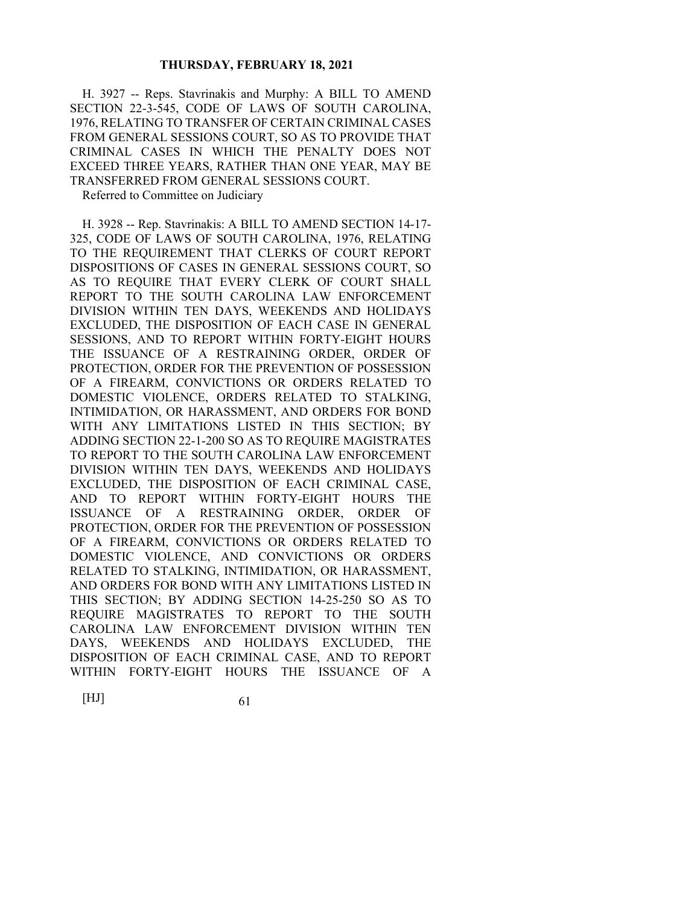H. 3927 -- Reps. Stavrinakis and Murphy: A BILL TO AMEND SECTION 22-3-545, CODE OF LAWS OF SOUTH CAROLINA, 1976, RELATING TO TRANSFER OF CERTAIN CRIMINAL CASES FROM GENERAL SESSIONS COURT, SO AS TO PROVIDE THAT CRIMINAL CASES IN WHICH THE PENALTY DOES NOT EXCEED THREE YEARS, RATHER THAN ONE YEAR, MAY BE TRANSFERRED FROM GENERAL SESSIONS COURT.

Referred to Committee on Judiciary

H. 3928 -- Rep. Stavrinakis: A BILL TO AMEND SECTION 14-17-325, CODE OF LAWS OF SOUTH CAROLINA, 1976, RELATING TO THE REQUIREMENT THAT CLERKS OF COURT REPORT DISPOSITIONS OF CASES IN GENERAL SESSIONS COURT, SO AS TO REQUIRE THAT EVERY CLERK OF COURT SHALL REPORT TO THE SOUTH CAROLINA LAW ENFORCEMENT DIVISION WITHIN TEN DAYS, WEEKENDS AND HOLIDAYS EXCLUDED, THE DISPOSITION OF EACH CASE IN GENERAL SESSIONS, AND TO REPORT WITHIN FORTY-EIGHT HOURS THE ISSUANCE OF A RESTRAINING ORDER, ORDER OF PROTECTION, ORDER FOR THE PREVENTION OF POSSESSION OF A FIREARM, CONVICTIONS OR ORDERS RELATED TO DOMESTIC VIOLENCE, ORDERS RELATED TO STALKING, INTIMIDATION, OR HARASSMENT, AND ORDERS FOR BOND WITH ANY LIMITATIONS LISTED IN THIS SECTION; BY ADDING SECTION 22-1-200 SO AS TO REQUIRE MAGISTRATES TO REPORT TO THE SOUTH CAROLINA LAW ENFORCEMENT DIVISION WITHIN TEN DAYS, WEEKENDS AND HOLIDAYS EXCLUDED, THE DISPOSITION OF EACH CRIMINAL CASE, AND TO REPORT WITHIN FORTY-EIGHT HOURS THE ISSUANCE OF A RESTRAINING ORDER, ORDER OF PROTECTION, ORDER FOR THE PREVENTION OF POSSESSION OF A FIREARM, CONVICTIONS OR ORDERS RELATED TO DOMESTIC VIOLENCE, AND CONVICTIONS OR ORDERS RELATED TO STALKING, INTIMIDATION, OR HARASSMENT, AND ORDERS FOR BOND WITH ANY LIMITATIONS LISTED IN THIS SECTION; BY ADDING SECTION 14-25-250 SO AS TO REQUIRE MAGISTRATES TO REPORT TO THE SOUTH CAROLINA LAW ENFORCEMENT DIVISION WITHIN TEN DAYS, WEEKENDS AND HOLIDAYS EXCLUDED, THE DISPOSITION OF EACH CRIMINAL CASE, AND TO REPORT WITHIN FORTY-EIGHT HOURS THE ISSUANCE OF A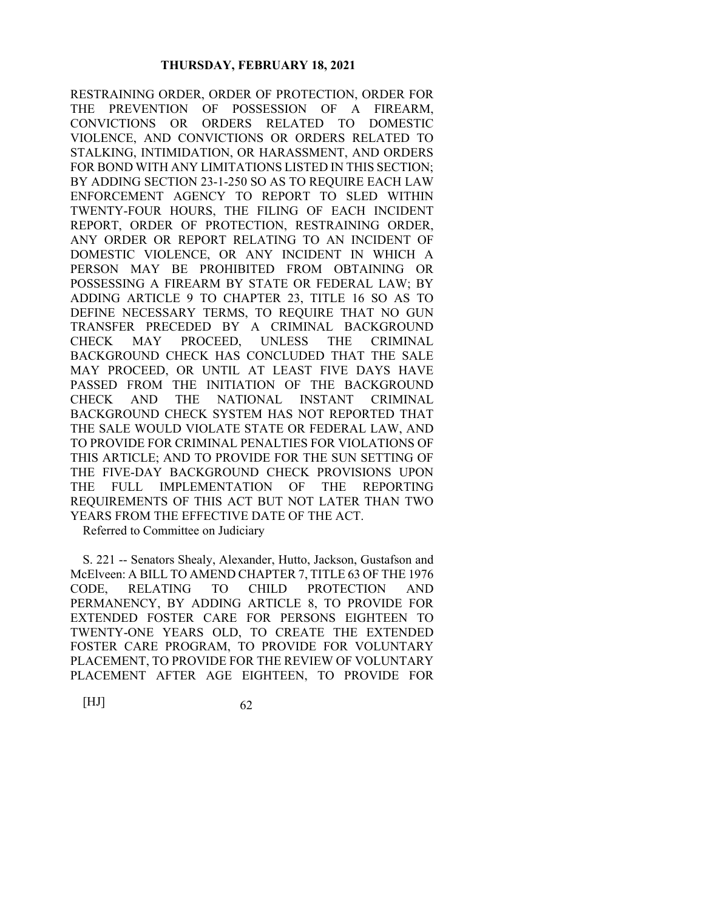RESTRAINING ORDER, ORDER OF PROTECTION, ORDER FOR THE PREVENTION OF POSSESSION OF A FIREARM, CONVICTIONS OR ORDERS RELATED TO DOMESTIC VIOLENCE, AND CONVICTIONS OR ORDERS RELATED TO STALKING, INTIMIDATION, OR HARASSMENT, AND ORDERS FOR BOND WITH ANY LIMITATIONS LISTED IN THIS SECTION; BY ADDING SECTION 23-1-250 SO AS TO REQUIRE EACH LAW ENFORCEMENT AGENCY TO REPORT TO SLED WITHIN TWENTY-FOUR HOURS, THE FILING OF EACH INCIDENT REPORT, ORDER OF PROTECTION, RESTRAINING ORDER, ANY ORDER OR REPORT RELATING TO AN INCIDENT OF DOMESTIC VIOLENCE, OR ANY INCIDENT IN WHICH A PERSON MAY BE PROHIBITED FROM OBTAINING OR POSSESSING A FIREARM BY STATE OR FEDERAL LAW; BY ADDING ARTICLE 9 TO CHAPTER 23, TITLE 16 SO AS TO DEFINE NECESSARY TERMS, TO REQUIRE THAT NO GUN TRANSFER PRECEDED BY A CRIMINAL BACKGROUND CHECK MAY PROCEED, UNLESS THE CRIMINAL BACKGROUND CHECK HAS CONCLUDED THAT THE SALE MAY PROCEED, OR UNTIL AT LEAST FIVE DAYS HAVE PASSED FROM THE INITIATION OF THE BACKGROUND CHECK AND THE NATIONAL INSTANT CRIMINAL BACKGROUND CHECK SYSTEM HAS NOT REPORTED THAT THE SALE WOULD VIOLATE STATE OR FEDERAL LAW, AND TO PROVIDE FOR CRIMINAL PENALTIES FOR VIOLATIONS OF THIS ARTICLE; AND TO PROVIDE FOR THE SUN SETTING OF THE FIVE-DAY BACKGROUND CHECK PROVISIONS UPON THE FULL IMPLEMENTATION OF THE REPORTING REQUIREMENTS OF THIS ACT BUT NOT LATER THAN TWO YEARS FROM THE EFFECTIVE DATE OF THE ACT.

Referred to Committee on Judiciary

S. 221 -- Senators Shealy, Alexander, Hutto, Jackson, Gustafson and McElveen: A BILL TO AMEND CHAPTER 7, TITLE 63 OF THE 1976 CODE, RELATING TO CHILD PROTECTION AND PERMANENCY, BY ADDING ARTICLE 8, TO PROVIDE FOR EXTENDED FOSTER CARE FOR PERSONS EIGHTEEN TO TWENTY-ONE YEARS OLD, TO CREATE THE EXTENDED FOSTER CARE PROGRAM, TO PROVIDE FOR VOLUNTARY PLACEMENT, TO PROVIDE FOR THE REVIEW OF VOLUNTARY PLACEMENT AFTER AGE EIGHTEEN, TO PROVIDE FOR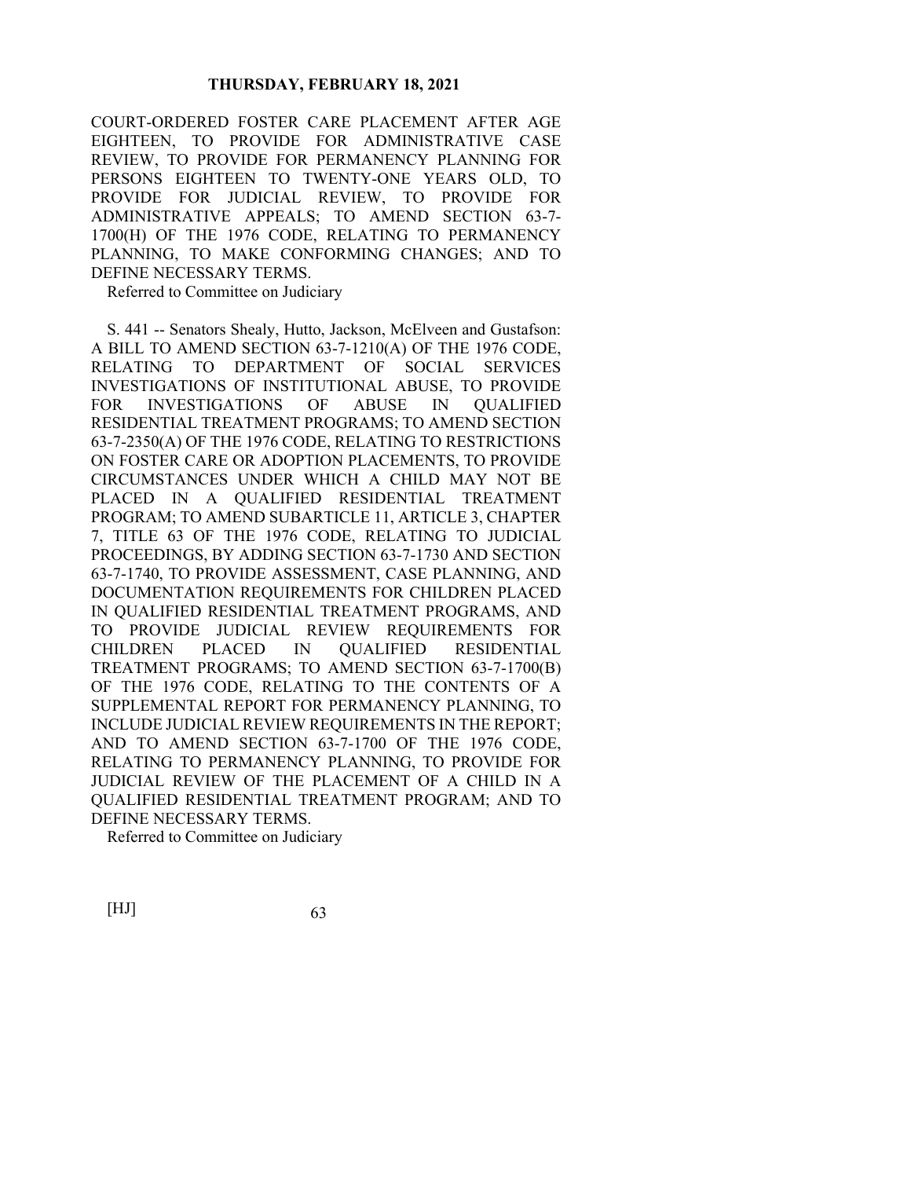COURT-ORDERED FOSTER CARE PLACEMENT AFTER AGE EIGHTEEN, TO PROVIDE FOR ADMINISTRATIVE CASE REVIEW, TO PROVIDE FOR PERMANENCY PLANNING FOR PERSONS EIGHTEEN TO TWENTY-ONE YEARS OLD, TO PROVIDE FOR JUDICIAL REVIEW, TO PROVIDE FOR ADMINISTRATIVE APPEALS; TO AMEND SECTION 63-7-1700(H) OF THE 1976 CODE, RELATING TO PERMANENCY PLANNING, TO MAKE CONFORMING CHANGES; AND TO DEFINE NECESSARY TERMS.

Referred to Committee on Judiciary

S. 441 -- Senators Shealy, Hutto, Jackson, McElveen and Gustafson: A BILL TO AMEND SECTION 63-7-1210(A) OF THE 1976 CODE, RELATING TO DEPARTMENT OF SOCIAL SERVICES INVESTIGATIONS OF INSTITUTIONAL ABUSE, TO PROVIDE FOR INVESTIGATIONS OF ABUSE IN QUALIFIED RESIDENTIAL TREATMENT PROGRAMS; TO AMEND SECTION 63-7-2350(A) OF THE 1976 CODE, RELATING TO RESTRICTIONS ON FOSTER CARE OR ADOPTION PLACEMENTS, TO PROVIDE CIRCUMSTANCES UNDER WHICH A CHILD MAY NOT BE PLACED IN A QUALIFIED RESIDENTIAL TREATMENT PROGRAM; TO AMEND SUBARTICLE 11, ARTICLE 3, CHAPTER 7, TITLE 63 OF THE 1976 CODE, RELATING TO JUDICIAL PROCEEDINGS, BY ADDING SECTION 63-7-1730 AND SECTION 63-7-1740, TO PROVIDE ASSESSMENT, CASE PLANNING, AND DOCUMENTATION REQUIREMENTS FOR CHILDREN PLACED IN QUALIFIED RESIDENTIAL TREATMENT PROGRAMS, AND TO PROVIDE JUDICIAL REVIEW REQUIREMENTS FOR CHILDREN PLACED IN QUALIFIED RESIDENTIAL TREATMENT PROGRAMS; TO AMEND SECTION 63-7-1700(B) OF THE 1976 CODE, RELATING TO THE CONTENTS OF A SUPPLEMENTAL REPORT FOR PERMANENCY PLANNING, TO INCLUDE JUDICIAL REVIEW REQUIREMENTS IN THE REPORT; AND TO AMEND SECTION 63-7-1700 OF THE 1976 CODE, RELATING TO PERMANENCY PLANNING, TO PROVIDE FOR JUDICIAL REVIEW OF THE PLACEMENT OF A CHILD IN A QUALIFIED RESIDENTIAL TREATMENT PROGRAM; AND TO DEFINE NECESSARY TERMS.

Referred to Committee on Judiciary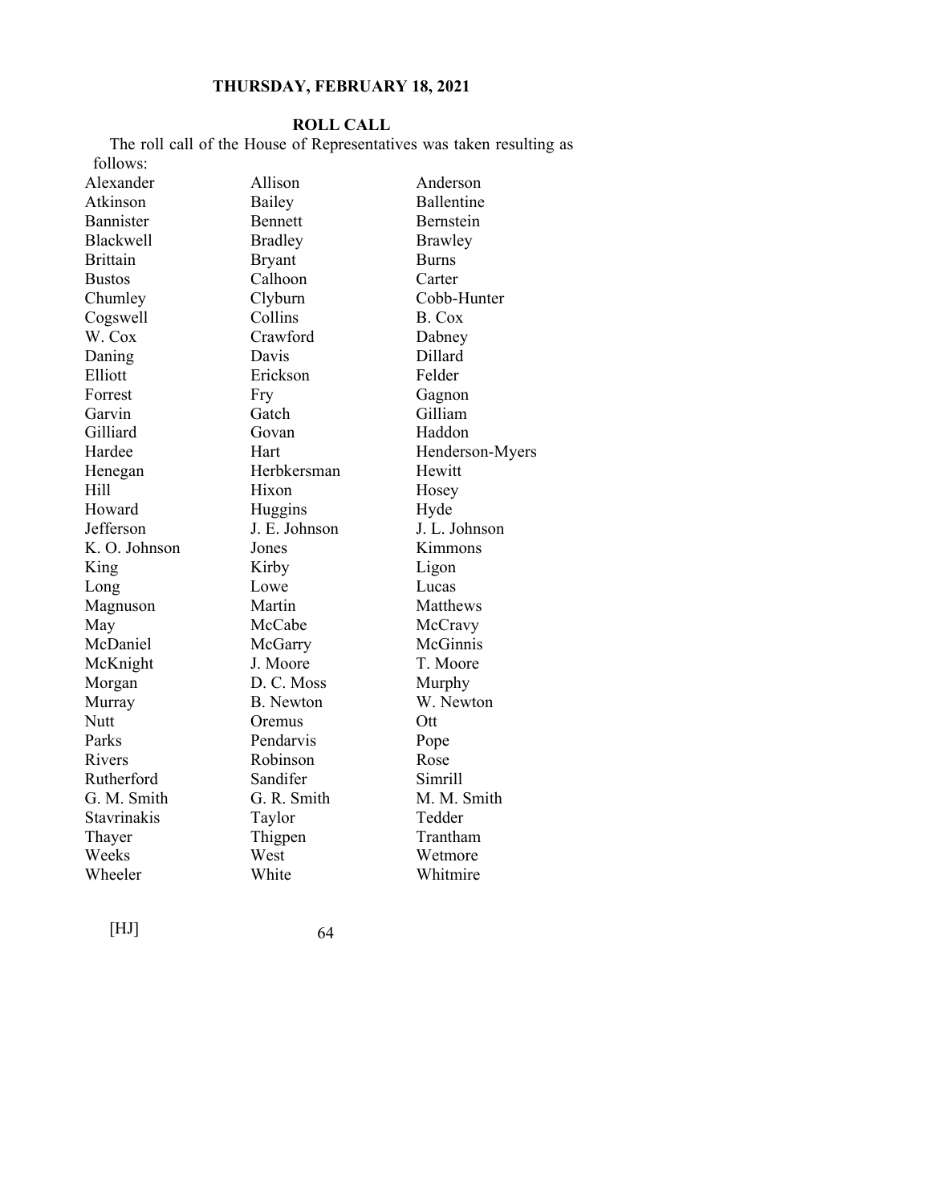**THURSDAY, FEBRUARY 18, 2021**

**ROLL CALL**

The roll call of the House of Representatives was taken resulting as follows:

| | | |
|---|---|---|
| Alexander | Allison | Anderson |
| Atkinson | Bailey | Ballentine |
| Bannister | Bennett | Bernstein |
| Blackwell | Bradley | Brawley |
| Brittain | Bryant | Burns |
| Bustos | Calhoon | Carter |
| Chumley | Clyburn | Cobb-Hunter |
| Cogswell | Collins | B. Cox |
| W. Cox | Crawford | Dabney |
| Daning | Davis | Dillard |
| Elliott | Erickson | Felder |
| Forrest | Fry | Gagnon |
| Garvin | Gatch | Gilliam |
| Gilliard | Govan | Haddon |
| Hardee | Hart | Henderson-Myers |
| Henegan | Herbkersman | Hewitt |
| Hill | Hixon | Hosey |
| Howard | Huggins | Hyde |
| Jefferson | J. E. Johnson | J. L. Johnson |
| K. O. Johnson | Jones | Kimmons |
| King | Kirby | Ligon |
| Long | Lowe | Lucas |
| Magnuson | Martin | Matthews |
| May | McCabe | McCravy |
| McDaniel | McGarry | McGinnis |
| McKnight | J. Moore | T. Moore |
| Morgan | D. C. Moss | Murphy |
| Murray | B. Newton | W. Newton |
| Nutt | Oremus | Ott |
| Parks | Pendarvis | Pope |
| Rivers | Robinson | Rose |
| Rutherford | Sandifer | Simrill |
| G. M. Smith | G. R. Smith | M. M. Smith |
| Stavrinakis | Taylor | Tedder |
| Thayer | Thigpen | Trantham |
| Weeks | West | Wetmore |
| Wheeler | White | Whitmire |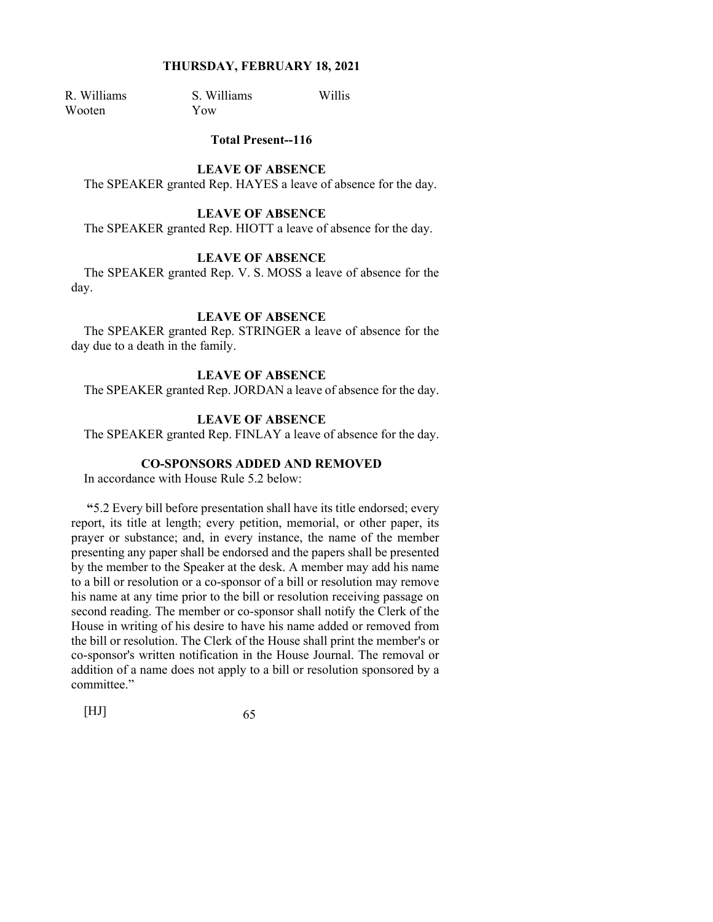| R. Williams | S. Williams | Willis |
|---|---|---|
| Wooten | Yow | |

**Total Present--116**

**LEAVE OF ABSENCE**

The SPEAKER granted Rep. HAYES a leave of absence for the day.

**LEAVE OF ABSENCE**

The SPEAKER granted Rep. HIOTT a leave of absence for the day.

**LEAVE OF ABSENCE**

The SPEAKER granted Rep. V. S. MOSS a leave of absence for the day.

**LEAVE OF ABSENCE**

The SPEAKER granted Rep. STRINGER a leave of absence for the day due to a death in the family.

**LEAVE OF ABSENCE**

The SPEAKER granted Rep. JORDAN a leave of absence for the day.

**LEAVE OF ABSENCE**

The SPEAKER granted Rep. FINLAY a leave of absence for the day.

**CO-SPONSORS ADDED AND REMOVED**

In accordance with House Rule 5.2 below:

"5.2 Every bill before presentation shall have its title endorsed; every report, its title at length; every petition, memorial, or other paper, its prayer or substance; and, in every instance, the name of the member presenting any paper shall be endorsed and the papers shall be presented by the member to the Speaker at the desk. A member may add his name to a bill or resolution or a co-sponsor of a bill or resolution may remove his name at any time prior to the bill or resolution receiving passage on second reading. The member or co-sponsor shall notify the Clerk of the House in writing of his desire to have his name added or removed from the bill or resolution. The Clerk of the House shall print the member's or co-sponsor's written notification in the House Journal. The removal or addition of a name does not apply to a bill or resolution sponsored by a committee."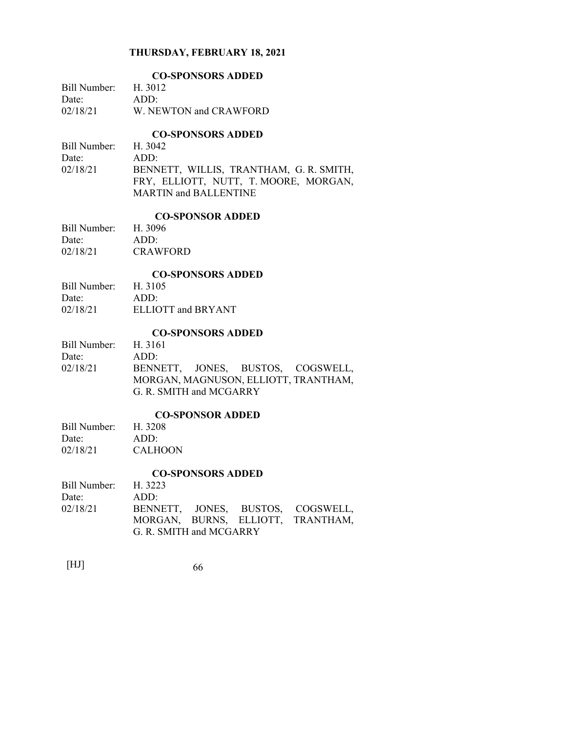THURSDAY, FEBRUARY 18, 2021

**CO-SPONSORS ADDED**

| Bill Number: | H. 3012 |
|---|---|
| Date: | ADD: |
| 02/18/21 | W. NEWTON and CRAWFORD |

**CO-SPONSORS ADDED**

| Bill Number: | H. 3042 |
|---|---|
| Date: | ADD: |
| 02/18/21 | BENNETT, WILLIS, TRANTHAM, G. R. SMITH, FRY, ELLIOTT, NUTT, T. MOORE, MORGAN, MARTIN and BALLENTINE |

**CO-SPONSOR ADDED**

| Bill Number: | H. 3096 |
|---|---|
| Date: | ADD: |
| 02/18/21 | CRAWFORD |

**CO-SPONSORS ADDED**

| Bill Number: | H. 3105 |
|---|---|
| Date: | ADD: |
| 02/18/21 | ELLIOTT and BRYANT |

**CO-SPONSORS ADDED**

| Bill Number: | H. 3161 |
|---|---|
| Date: | ADD: |
| 02/18/21 | BENNETT, JONES, BUSTOS, COGSWELL, MORGAN, MAGNUSON, ELLIOTT, TRANTHAM, G. R. SMITH and MCGARRY |

**CO-SPONSOR ADDED**

| Bill Number: | H. 3208 |
|---|---|
| Date: | ADD: |
| 02/18/21 | CALHOON |

**CO-SPONSORS ADDED**

| Bill Number: | H. 3223 |
|---|---|
| Date: | ADD: |
| 02/18/21 | BENNETT, JONES, BUSTOS, COGSWELL, MORGAN, BURNS, ELLIOTT, TRANTHAM, G. R. SMITH and MCGARRY |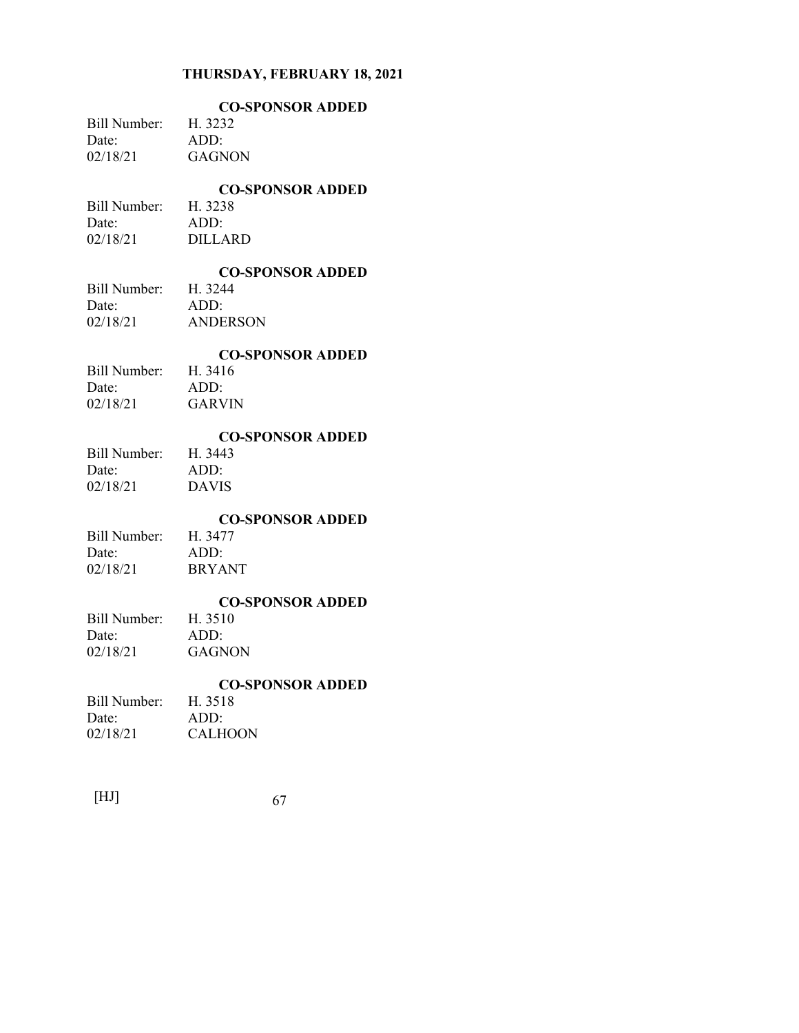**THURSDAY, FEBRUARY 18, 2021**

**CO-SPONSOR ADDED**

Bill Number: H. 3232
Date: ADD:
02/18/21 GAGNON

**CO-SPONSOR ADDED**

Bill Number: H. 3238
Date: ADD:
02/18/21 DILLARD

**CO-SPONSOR ADDED**

Bill Number: H. 3244
Date: ADD:
02/18/21 ANDERSON

**CO-SPONSOR ADDED**

Bill Number: H. 3416
Date: ADD:
02/18/21 GARVIN

**CO-SPONSOR ADDED**

Bill Number: H. 3443
Date: ADD:
02/18/21 DAVIS

**CO-SPONSOR ADDED**

Bill Number: H. 3477
Date: ADD:
02/18/21 BRYANT

**CO-SPONSOR ADDED**

Bill Number: H. 3510
Date: ADD:
02/18/21 GAGNON

**CO-SPONSOR ADDED**

Bill Number: H. 3518
Date: ADD:
02/18/21 CALHOON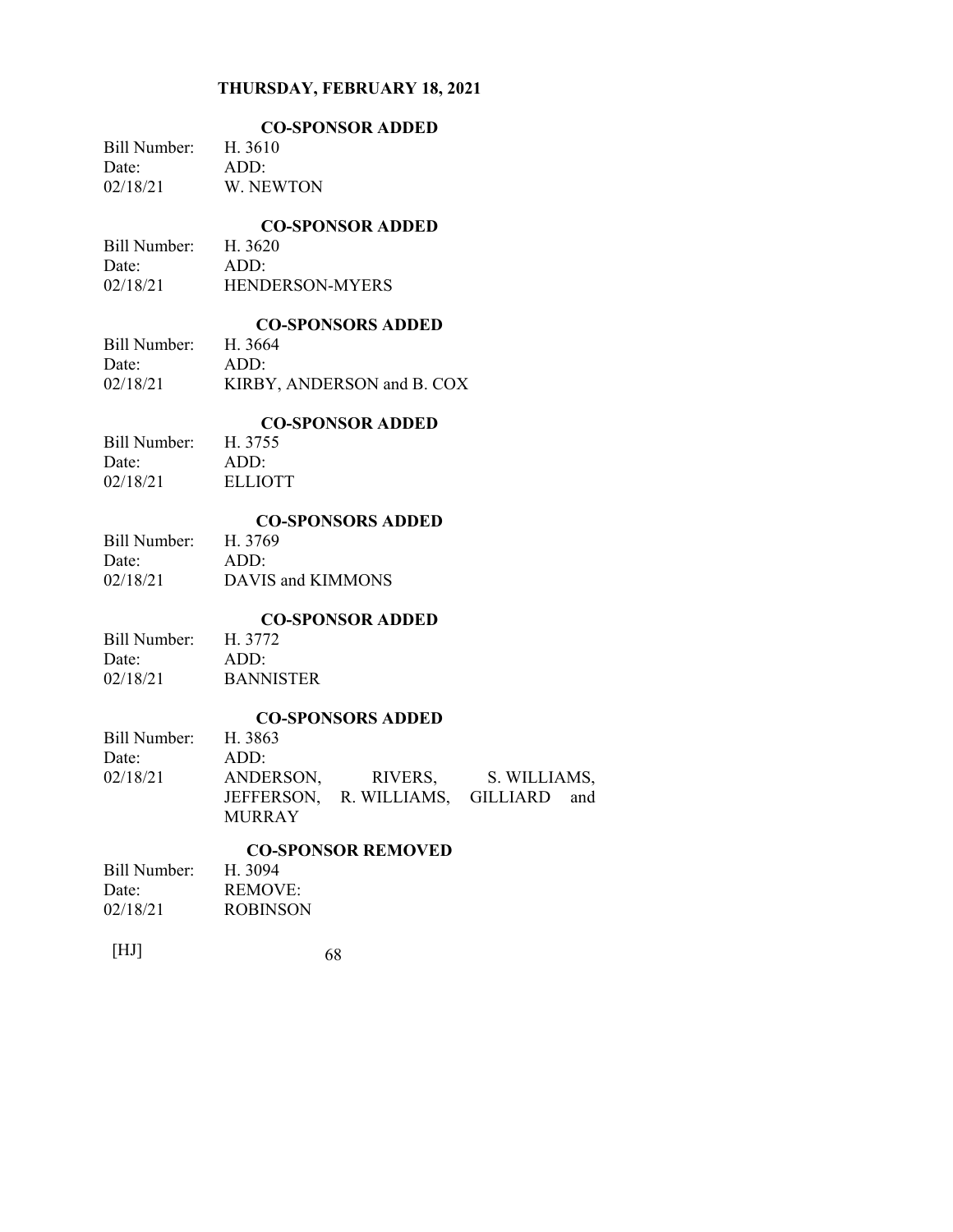## THURSDAY, FEBRUARY 18, 2021

### CO-SPONSOR ADDED

| Bill Number: | H. 3610 |
| --- | --- |
| Date: | ADD: |
| 02/18/21 | W. NEWTON |

### CO-SPONSOR ADDED

| Bill Number: | H. 3620 |
| --- | --- |
| Date: | ADD: |
| 02/18/21 | HENDERSON-MYERS |

### CO-SPONSORS ADDED

| Bill Number: | H. 3664 |
| --- | --- |
| Date: | ADD: |
| 02/18/21 | KIRBY, ANDERSON and B. COX |

### CO-SPONSOR ADDED

| Bill Number: | H. 3755 |
| --- | --- |
| Date: | ADD: |
| 02/18/21 | ELLIOTT |

### CO-SPONSORS ADDED

| Bill Number: | H. 3769 |
| --- | --- |
| Date: | ADD: |
| 02/18/21 | DAVIS and KIMMONS |

### CO-SPONSOR ADDED

| Bill Number: | H. 3772 |
| --- | --- |
| Date: | ADD: |
| 02/18/21 | BANNISTER |

### CO-SPONSORS ADDED

| Bill Number: | H. 3863 |
| --- | --- |
| Date: | ADD: |
| 02/18/21 | ANDERSON, RIVERS, S. WILLIAMS, JEFFERSON, R. WILLIAMS, GILLIARD and MURRAY |

### CO-SPONSOR REMOVED

| Bill Number: | H. 3094 |
| --- | --- |
| Date: | REMOVE: |
| 02/18/21 | ROBINSON |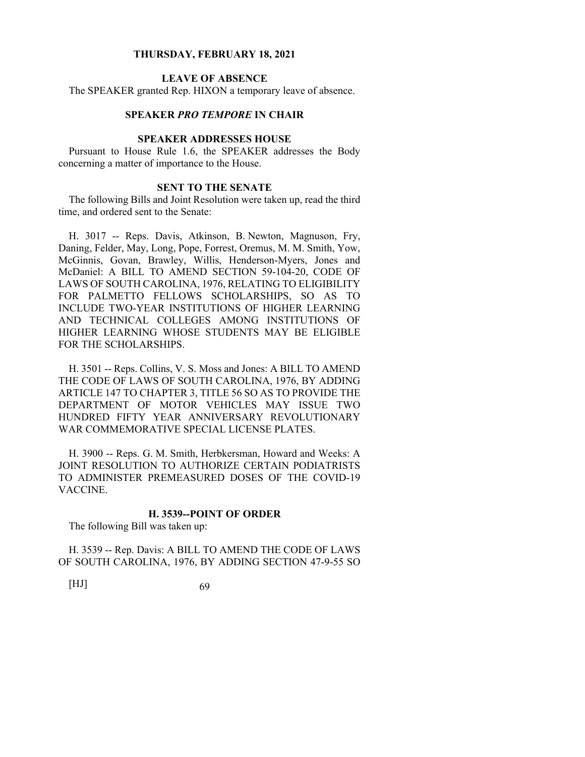## THURSDAY, FEBRUARY 18, 2021

### LEAVE OF ABSENCE

The SPEAKER granted Rep. HIXON a temporary leave of absence.

### SPEAKER *PRO TEMPORE* IN CHAIR

### SPEAKER ADDRESSES HOUSE

Pursuant to House Rule 1.6, the SPEAKER addresses the Body concerning a matter of importance to the House.

### SENT TO THE SENATE

The following Bills and Joint Resolution were taken up, read the third time, and ordered sent to the Senate:

H. 3017 -- Reps. Davis, Atkinson, B. Newton, Magnuson, Fry, Daning, Felder, May, Long, Pope, Forrest, Oremus, M. M. Smith, Yow, McGinnis, Govan, Brawley, Willis, Henderson-Myers, Jones and McDaniel: A BILL TO AMEND SECTION 59-104-20, CODE OF LAWS OF SOUTH CAROLINA, 1976, RELATING TO ELIGIBILITY FOR PALMETTO FELLOWS SCHOLARSHIPS, SO AS TO INCLUDE TWO-YEAR INSTITUTIONS OF HIGHER LEARNING AND TECHNICAL COLLEGES AMONG INSTITUTIONS OF HIGHER LEARNING WHOSE STUDENTS MAY BE ELIGIBLE FOR THE SCHOLARSHIPS.

H. 3501 -- Reps. Collins, V. S. Moss and Jones: A BILL TO AMEND THE CODE OF LAWS OF SOUTH CAROLINA, 1976, BY ADDING ARTICLE 147 TO CHAPTER 3, TITLE 56 SO AS TO PROVIDE THE DEPARTMENT OF MOTOR VEHICLES MAY ISSUE TWO HUNDRED FIFTY YEAR ANNIVERSARY REVOLUTIONARY WAR COMMEMORATIVE SPECIAL LICENSE PLATES.

H. 3900 -- Reps. G. M. Smith, Herbkersman, Howard and Weeks: A JOINT RESOLUTION TO AUTHORIZE CERTAIN PODIATRISTS TO ADMINISTER PREMEASURED DOSES OF THE COVID-19 VACCINE.

### H. 3539--POINT OF ORDER

The following Bill was taken up:

H. 3539 -- Rep. Davis: A BILL TO AMEND THE CODE OF LAWS OF SOUTH CAROLINA, 1976, BY ADDING SECTION 47-9-55 SO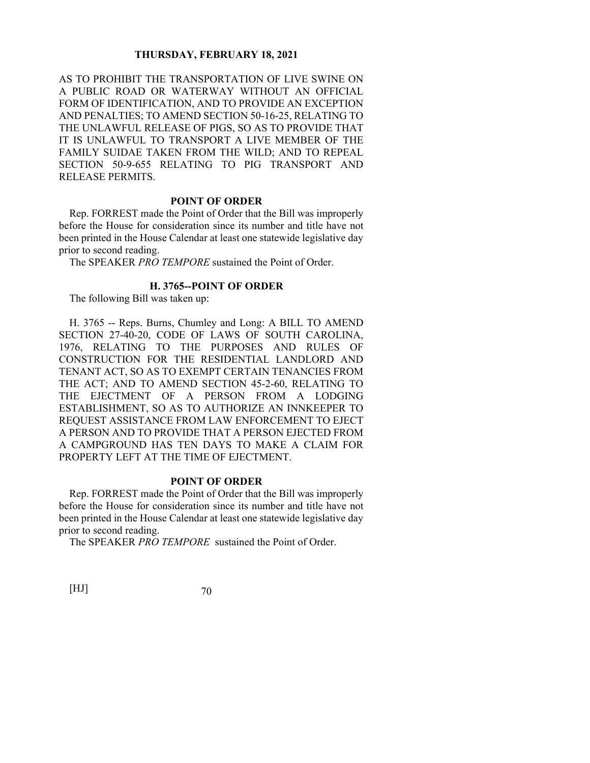AS TO PROHIBIT THE TRANSPORTATION OF LIVE SWINE ON A PUBLIC ROAD OR WATERWAY WITHOUT AN OFFICIAL FORM OF IDENTIFICATION, AND TO PROVIDE AN EXCEPTION AND PENALTIES; TO AMEND SECTION 50-16-25, RELATING TO THE UNLAWFUL RELEASE OF PIGS, SO AS TO PROVIDE THAT IT IS UNLAWFUL TO TRANSPORT A LIVE MEMBER OF THE FAMILY SUIDAE TAKEN FROM THE WILD; AND TO REPEAL SECTION 50-9-655 RELATING TO PIG TRANSPORT AND RELEASE PERMITS.

### POINT OF ORDER

Rep. FORREST made the Point of Order that the Bill was improperly before the House for consideration since its number and title have not been printed in the House Calendar at least one statewide legislative day prior to second reading.

The SPEAKER *PRO TEMPORE* sustained the Point of Order.

### H. 3765--POINT OF ORDER

The following Bill was taken up:

H. 3765 -- Reps. Burns, Chumley and Long: A BILL TO AMEND SECTION 27-40-20, CODE OF LAWS OF SOUTH CAROLINA, 1976, RELATING TO THE PURPOSES AND RULES OF CONSTRUCTION FOR THE RESIDENTIAL LANDLORD AND TENANT ACT, SO AS TO EXEMPT CERTAIN TENANCIES FROM THE ACT; AND TO AMEND SECTION 45-2-60, RELATING TO THE EJECTMENT OF A PERSON FROM A LODGING ESTABLISHMENT, SO AS TO AUTHORIZE AN INNKEEPER TO REQUEST ASSISTANCE FROM LAW ENFORCEMENT TO EJECT A PERSON AND TO PROVIDE THAT A PERSON EJECTED FROM A CAMPGROUND HAS TEN DAYS TO MAKE A CLAIM FOR PROPERTY LEFT AT THE TIME OF EJECTMENT.

### POINT OF ORDER

Rep. FORREST made the Point of Order that the Bill was improperly before the House for consideration since its number and title have not been printed in the House Calendar at least one statewide legislative day prior to second reading.

The SPEAKER *PRO TEMPORE* sustained the Point of Order.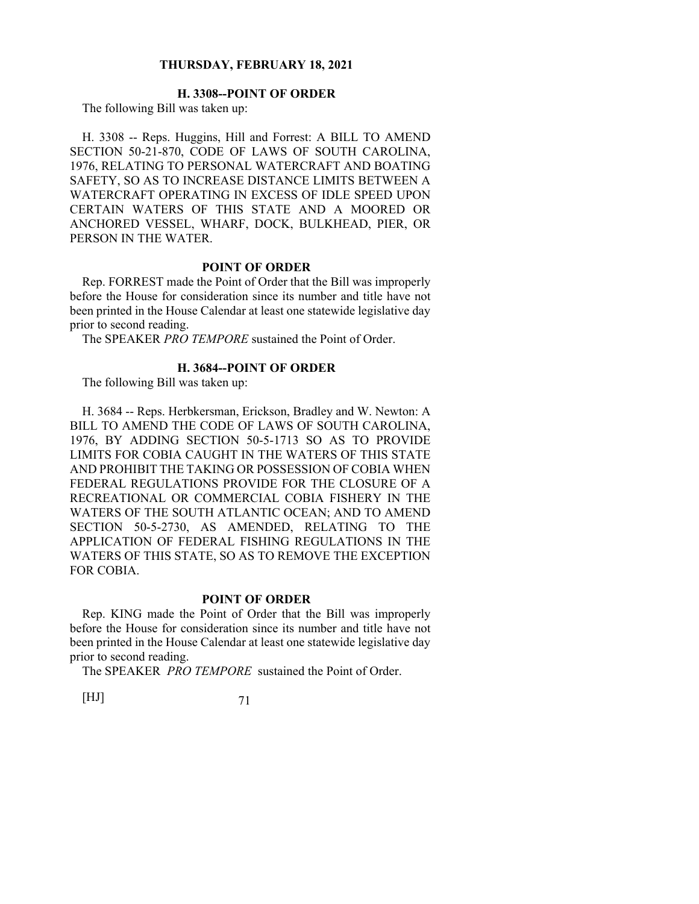## H. 3308--POINT OF ORDER

The following Bill was taken up:

H. 3308 -- Reps. Huggins, Hill and Forrest: A BILL TO AMEND SECTION 50-21-870, CODE OF LAWS OF SOUTH CAROLINA, 1976, RELATING TO PERSONAL WATERCRAFT AND BOATING SAFETY, SO AS TO INCREASE DISTANCE LIMITS BETWEEN A WATERCRAFT OPERATING IN EXCESS OF IDLE SPEED UPON CERTAIN WATERS OF THIS STATE AND A MOORED OR ANCHORED VESSEL, WHARF, DOCK, BULKHEAD, PIER, OR PERSON IN THE WATER.

### POINT OF ORDER

Rep. FORREST made the Point of Order that the Bill was improperly before the House for consideration since its number and title have not been printed in the House Calendar at least one statewide legislative day prior to second reading.

The SPEAKER *PRO TEMPORE* sustained the Point of Order.

## H. 3684--POINT OF ORDER

The following Bill was taken up:

H. 3684 -- Reps. Herbkersman, Erickson, Bradley and W. Newton: A BILL TO AMEND THE CODE OF LAWS OF SOUTH CAROLINA, 1976, BY ADDING SECTION 50-5-1713 SO AS TO PROVIDE LIMITS FOR COBIA CAUGHT IN THE WATERS OF THIS STATE AND PROHIBIT THE TAKING OR POSSESSION OF COBIA WHEN FEDERAL REGULATIONS PROVIDE FOR THE CLOSURE OF A RECREATIONAL OR COMMERCIAL COBIA FISHERY IN THE WATERS OF THE SOUTH ATLANTIC OCEAN; AND TO AMEND SECTION 50-5-2730, AS AMENDED, RELATING TO THE APPLICATION OF FEDERAL FISHING REGULATIONS IN THE WATERS OF THIS STATE, SO AS TO REMOVE THE EXCEPTION FOR COBIA.

### POINT OF ORDER

Rep. KING made the Point of Order that the Bill was improperly before the House for consideration since its number and title have not been printed in the House Calendar at least one statewide legislative day prior to second reading.

The SPEAKER *PRO TEMPORE* sustained the Point of Order.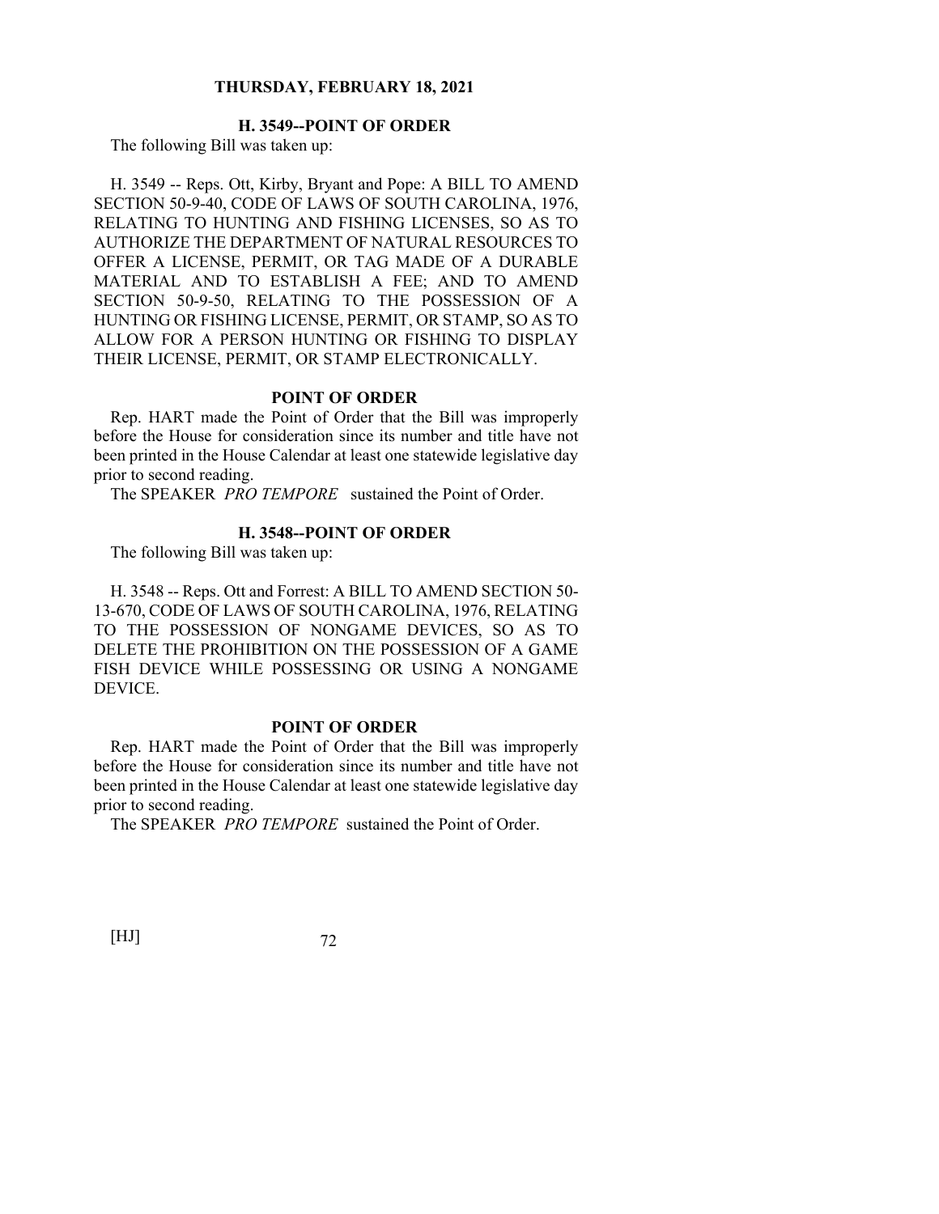# THURSDAY, FEBRUARY 18, 2021

## H. 3549--POINT OF ORDER

The following Bill was taken up:

H. 3549 -- Reps. Ott, Kirby, Bryant and Pope: A BILL TO AMEND SECTION 50-9-40, CODE OF LAWS OF SOUTH CAROLINA, 1976, RELATING TO HUNTING AND FISHING LICENSES, SO AS TO AUTHORIZE THE DEPARTMENT OF NATURAL RESOURCES TO OFFER A LICENSE, PERMIT, OR TAG MADE OF A DURABLE MATERIAL AND TO ESTABLISH A FEE; AND TO AMEND SECTION 50-9-50, RELATING TO THE POSSESSION OF A HUNTING OR FISHING LICENSE, PERMIT, OR STAMP, SO AS TO ALLOW FOR A PERSON HUNTING OR FISHING TO DISPLAY THEIR LICENSE, PERMIT, OR STAMP ELECTRONICALLY.

### POINT OF ORDER

Rep. HART made the Point of Order that the Bill was improperly before the House for consideration since its number and title have not been printed in the House Calendar at least one statewide legislative day prior to second reading.

The SPEAKER *PRO TEMPORE* sustained the Point of Order.

## H. 3548--POINT OF ORDER

The following Bill was taken up:

H. 3548 -- Reps. Ott and Forrest: A BILL TO AMEND SECTION 50-13-670, CODE OF LAWS OF SOUTH CAROLINA, 1976, RELATING TO THE POSSESSION OF NONGAME DEVICES, SO AS TO DELETE THE PROHIBITION ON THE POSSESSION OF A GAME FISH DEVICE WHILE POSSESSING OR USING A NONGAME DEVICE.

### POINT OF ORDER

Rep. HART made the Point of Order that the Bill was improperly before the House for consideration since its number and title have not been printed in the House Calendar at least one statewide legislative day prior to second reading.

The SPEAKER *PRO TEMPORE* sustained the Point of Order.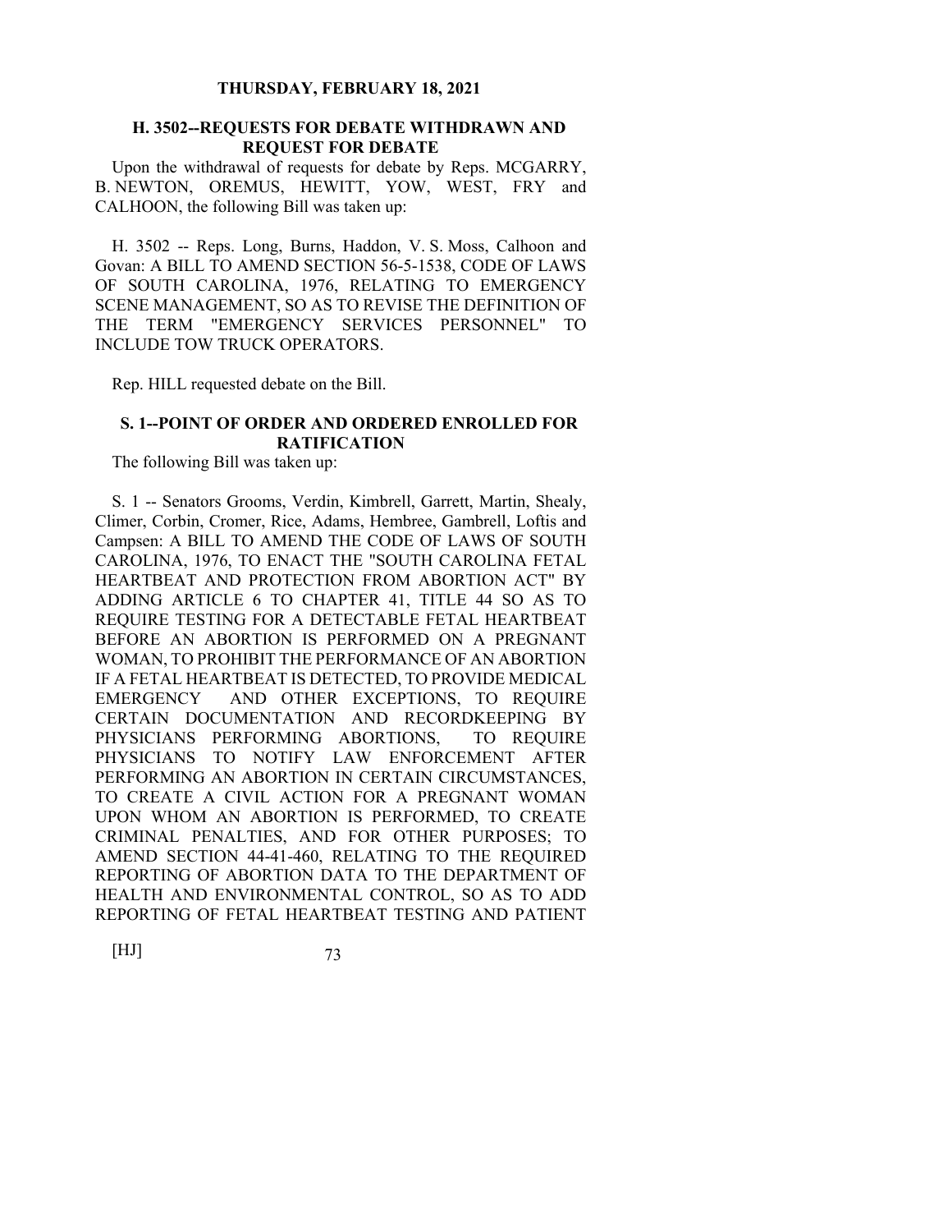**THURSDAY, FEBRUARY 18, 2021**

### H. 3502--REQUESTS FOR DEBATE WITHDRAWN AND REQUEST FOR DEBATE

Upon the withdrawal of requests for debate by Reps. MCGARRY, B. NEWTON, OREMUS, HEWITT, YOW, WEST, FRY and CALHOON, the following Bill was taken up:

H. 3502 -- Reps. Long, Burns, Haddon, V. S. Moss, Calhoon and Govan: A BILL TO AMEND SECTION 56-5-1538, CODE OF LAWS OF SOUTH CAROLINA, 1976, RELATING TO EMERGENCY SCENE MANAGEMENT, SO AS TO REVISE THE DEFINITION OF THE TERM "EMERGENCY SERVICES PERSONNEL" TO INCLUDE TOW TRUCK OPERATORS.

Rep. HILL requested debate on the Bill.

### S. 1--POINT OF ORDER AND ORDERED ENROLLED FOR RATIFICATION

The following Bill was taken up:

S. 1 -- Senators Grooms, Verdin, Kimbrell, Garrett, Martin, Shealy, Climer, Corbin, Cromer, Rice, Adams, Hembree, Gambrell, Loftis and Campsen: A BILL TO AMEND THE CODE OF LAWS OF SOUTH CAROLINA, 1976, TO ENACT THE "SOUTH CAROLINA FETAL HEARTBEAT AND PROTECTION FROM ABORTION ACT" BY ADDING ARTICLE 6 TO CHAPTER 41, TITLE 44 SO AS TO REQUIRE TESTING FOR A DETECTABLE FETAL HEARTBEAT BEFORE AN ABORTION IS PERFORMED ON A PREGNANT WOMAN, TO PROHIBIT THE PERFORMANCE OF AN ABORTION IF A FETAL HEARTBEAT IS DETECTED, TO PROVIDE MEDICAL EMERGENCY AND OTHER EXCEPTIONS, TO REQUIRE CERTAIN DOCUMENTATION AND RECORDKEEPING BY PHYSICIANS PERFORMING ABORTIONS, TO REQUIRE PHYSICIANS TO NOTIFY LAW ENFORCEMENT AFTER PERFORMING AN ABORTION IN CERTAIN CIRCUMSTANCES, TO CREATE A CIVIL ACTION FOR A PREGNANT WOMAN UPON WHOM AN ABORTION IS PERFORMED, TO CREATE CRIMINAL PENALTIES, AND FOR OTHER PURPOSES; TO AMEND SECTION 44-41-460, RELATING TO THE REQUIRED REPORTING OF ABORTION DATA TO THE DEPARTMENT OF HEALTH AND ENVIRONMENTAL CONTROL, SO AS TO ADD REPORTING OF FETAL HEARTBEAT TESTING AND PATIENT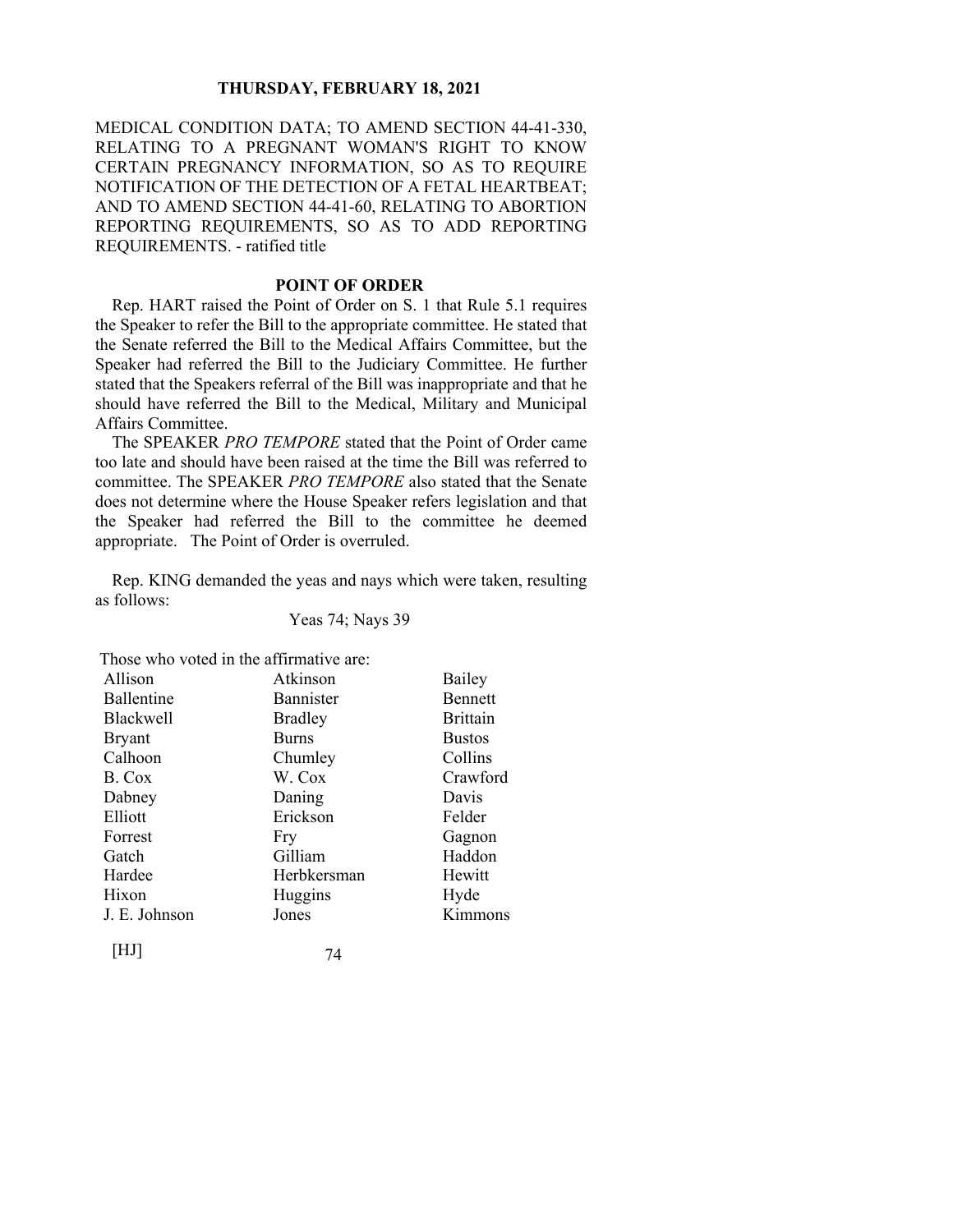MEDICAL CONDITION DATA; TO AMEND SECTION 44-41-330, RELATING TO A PREGNANT WOMAN'S RIGHT TO KNOW CERTAIN PREGNANCY INFORMATION, SO AS TO REQUIRE NOTIFICATION OF THE DETECTION OF A FETAL HEARTBEAT; AND TO AMEND SECTION 44-41-60, RELATING TO ABORTION REPORTING REQUIREMENTS, SO AS TO ADD REPORTING REQUIREMENTS. - ratified title

## POINT OF ORDER

Rep. HART raised the Point of Order on S. 1 that Rule 5.1 requires the Speaker to refer the Bill to the appropriate committee. He stated that the Senate referred the Bill to the Medical Affairs Committee, but the Speaker had referred the Bill to the Judiciary Committee. He further stated that the Speakers referral of the Bill was inappropriate and that he should have referred the Bill to the Medical, Military and Municipal Affairs Committee.

The SPEAKER *PRO TEMPORE* stated that the Point of Order came too late and should have been raised at the time the Bill was referred to committee. The SPEAKER *PRO TEMPORE* also stated that the Senate does not determine where the House Speaker refers legislation and that the Speaker had referred the Bill to the committee he deemed appropriate. The Point of Order is overruled.

Rep. KING demanded the yeas and nays which were taken, resulting as follows:

Yeas 74; Nays 39

Those who voted in the affirmative are:

| | | |
|---|---|---|
| Allison | Atkinson | Bailey |
| Ballentine | Bannister | Bennett |
| Blackwell | Bradley | Brittain |
| Bryant | Burns | Bustos |
| Calhoon | Chumley | Collins |
| B. Cox | W. Cox | Crawford |
| Dabney | Daning | Davis |
| Elliott | Erickson | Felder |
| Forrest | Fry | Gagnon |
| Gatch | Gilliam | Haddon |
| Hardee | Herbkersman | Hewitt |
| Hixon | Huggins | Hyde |
| J. E. Johnson | Jones | Kimmons |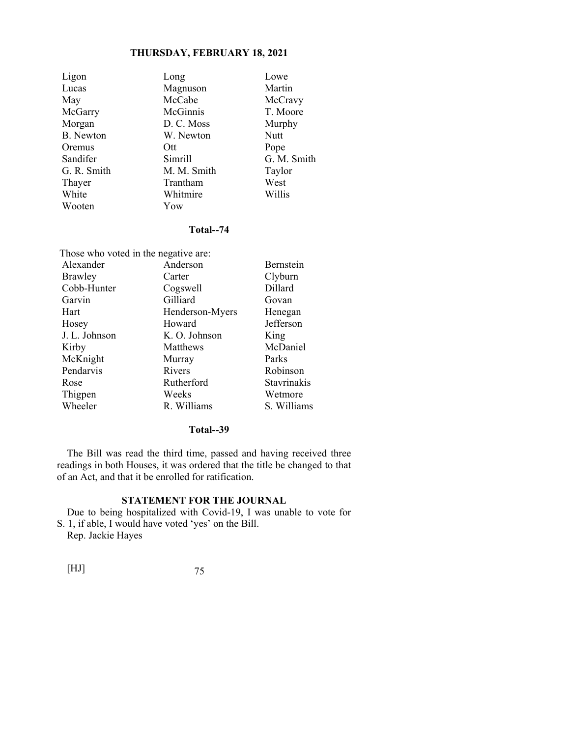| | | |
|---|---|---|
| Ligon | Long | Lowe |
| Lucas | Magnuson | Martin |
| May | McCabe | McCravy |
| McGarry | McGinnis | T. Moore |
| Morgan | D. C. Moss | Murphy |
| B. Newton | W. Newton | Nutt |
| Oremus | Ott | Pope |
| Sandifer | Simrill | G. M. Smith |
| G. R. Smith | M. M. Smith | Taylor |
| Thayer | Trantham | West |
| White | Whitmire | Willis |
| Wooten | Yow | |

**Total--74**

Those who voted in the negative are:

| | | |
|---|---|---|
| Alexander | Anderson | Bernstein |
| Brawley | Carter | Clyburn |
| Cobb-Hunter | Cogswell | Dillard |
| Garvin | Gilliard | Govan |
| Hart | Henderson-Myers | Henegan |
| Hosey | Howard | Jefferson |
| J. L. Johnson | K. O. Johnson | King |
| Kirby | Matthews | McDaniel |
| McKnight | Murray | Parks |
| Pendarvis | Rivers | Robinson |
| Rose | Rutherford | Stavrinakis |
| Thigpen | Weeks | Wetmore |
| Wheeler | R. Williams | S. Williams |

**Total--39**

The Bill was read the third time, passed and having received three readings in both Houses, it was ordered that the title be changed to that of an Act, and that it be enrolled for ratification.

**STATEMENT FOR THE JOURNAL**

Due to being hospitalized with Covid-19, I was unable to vote for S. 1, if able, I would have voted 'yes' on the Bill.
Rep. Jackie Hayes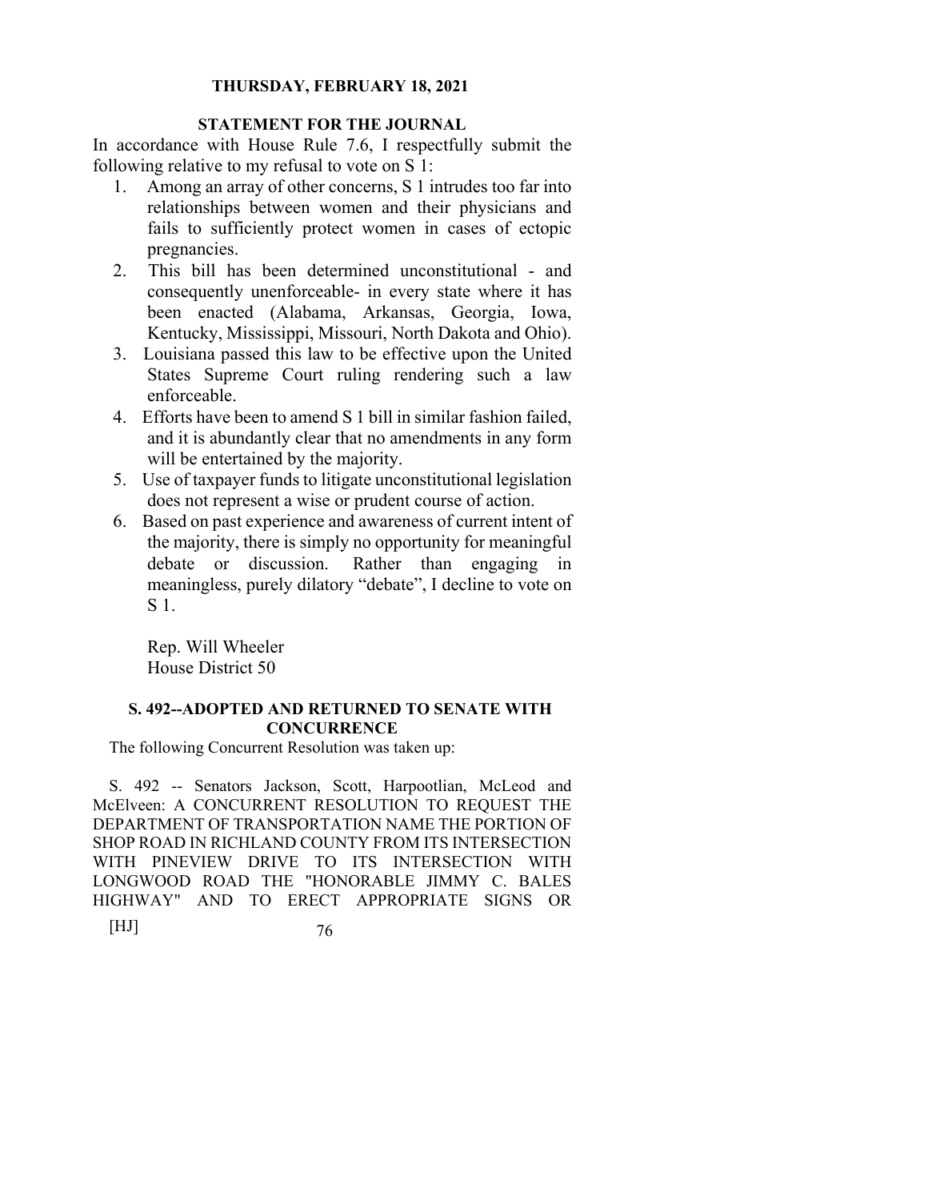THURSDAY, FEBRUARY 18, 2021

## STATEMENT FOR THE JOURNAL

In accordance with House Rule 7.6, I respectfully submit the following relative to my refusal to vote on S 1:

1. Among an array of other concerns, S 1 intrudes too far into relationships between women and their physicians and fails to sufficiently protect women in cases of ectopic pregnancies.
2. This bill has been determined unconstitutional - and consequently unenforceable- in every state where it has been enacted (Alabama, Arkansas, Georgia, Iowa, Kentucky, Mississippi, Missouri, North Dakota and Ohio).
3. Louisiana passed this law to be effective upon the United States Supreme Court ruling rendering such a law enforceable.
4. Efforts have been to amend S 1 bill in similar fashion failed, and it is abundantly clear that no amendments in any form will be entertained by the majority.
5. Use of taxpayer funds to litigate unconstitutional legislation does not represent a wise or prudent course of action.
6. Based on past experience and awareness of current intent of the majority, there is simply no opportunity for meaningful debate or discussion. Rather than engaging in meaningless, purely dilatory "debate", I decline to vote on S 1.

Rep. Will Wheeler
House District 50

## S. 492--ADOPTED AND RETURNED TO SENATE WITH CONCURRENCE

The following Concurrent Resolution was taken up:

S. 492 -- Senators Jackson, Scott, Harpootlian, McLeod and McElveen: A CONCURRENT RESOLUTION TO REQUEST THE DEPARTMENT OF TRANSPORTATION NAME THE PORTION OF SHOP ROAD IN RICHLAND COUNTY FROM ITS INTERSECTION WITH PINEVIEW DRIVE TO ITS INTERSECTION WITH LONGWOOD ROAD THE "HONORABLE JIMMY C. BALES HIGHWAY" AND TO ERECT APPROPRIATE SIGNS OR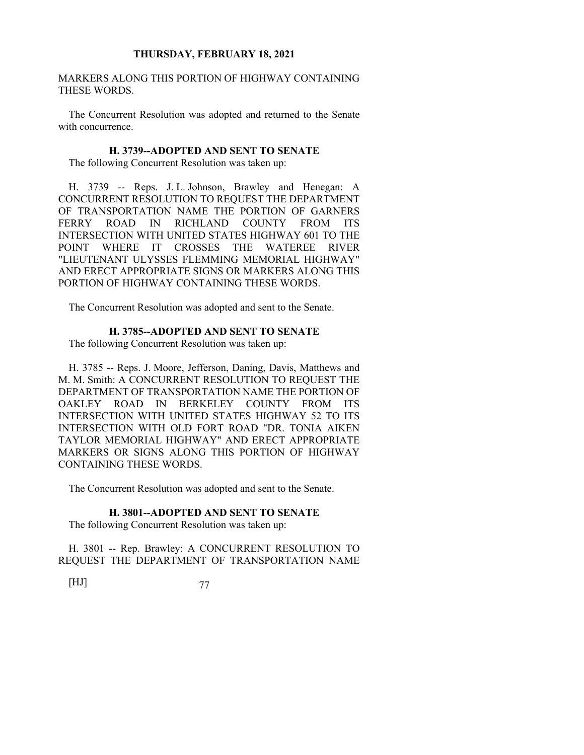MARKERS ALONG THIS PORTION OF HIGHWAY CONTAINING THESE WORDS.

The Concurrent Resolution was adopted and returned to the Senate with concurrence.

### H. 3739--ADOPTED AND SENT TO SENATE

The following Concurrent Resolution was taken up:

H. 3739 -- Reps. J. L. Johnson, Brawley and Henegan: A CONCURRENT RESOLUTION TO REQUEST THE DEPARTMENT OF TRANSPORTATION NAME THE PORTION OF GARNERS FERRY ROAD IN RICHLAND COUNTY FROM ITS INTERSECTION WITH UNITED STATES HIGHWAY 601 TO THE POINT WHERE IT CROSSES THE WATEREE RIVER "LIEUTENANT ULYSSES FLEMMING MEMORIAL HIGHWAY" AND ERECT APPROPRIATE SIGNS OR MARKERS ALONG THIS PORTION OF HIGHWAY CONTAINING THESE WORDS.

The Concurrent Resolution was adopted and sent to the Senate.

### H. 3785--ADOPTED AND SENT TO SENATE

The following Concurrent Resolution was taken up:

H. 3785 -- Reps. J. Moore, Jefferson, Daning, Davis, Matthews and M. M. Smith: A CONCURRENT RESOLUTION TO REQUEST THE DEPARTMENT OF TRANSPORTATION NAME THE PORTION OF OAKLEY ROAD IN BERKELEY COUNTY FROM ITS INTERSECTION WITH UNITED STATES HIGHWAY 52 TO ITS INTERSECTION WITH OLD FORT ROAD "DR. TONIA AIKEN TAYLOR MEMORIAL HIGHWAY" AND ERECT APPROPRIATE MARKERS OR SIGNS ALONG THIS PORTION OF HIGHWAY CONTAINING THESE WORDS.

The Concurrent Resolution was adopted and sent to the Senate.

### H. 3801--ADOPTED AND SENT TO SENATE

The following Concurrent Resolution was taken up:

H. 3801 -- Rep. Brawley: A CONCURRENT RESOLUTION TO REQUEST THE DEPARTMENT OF TRANSPORTATION NAME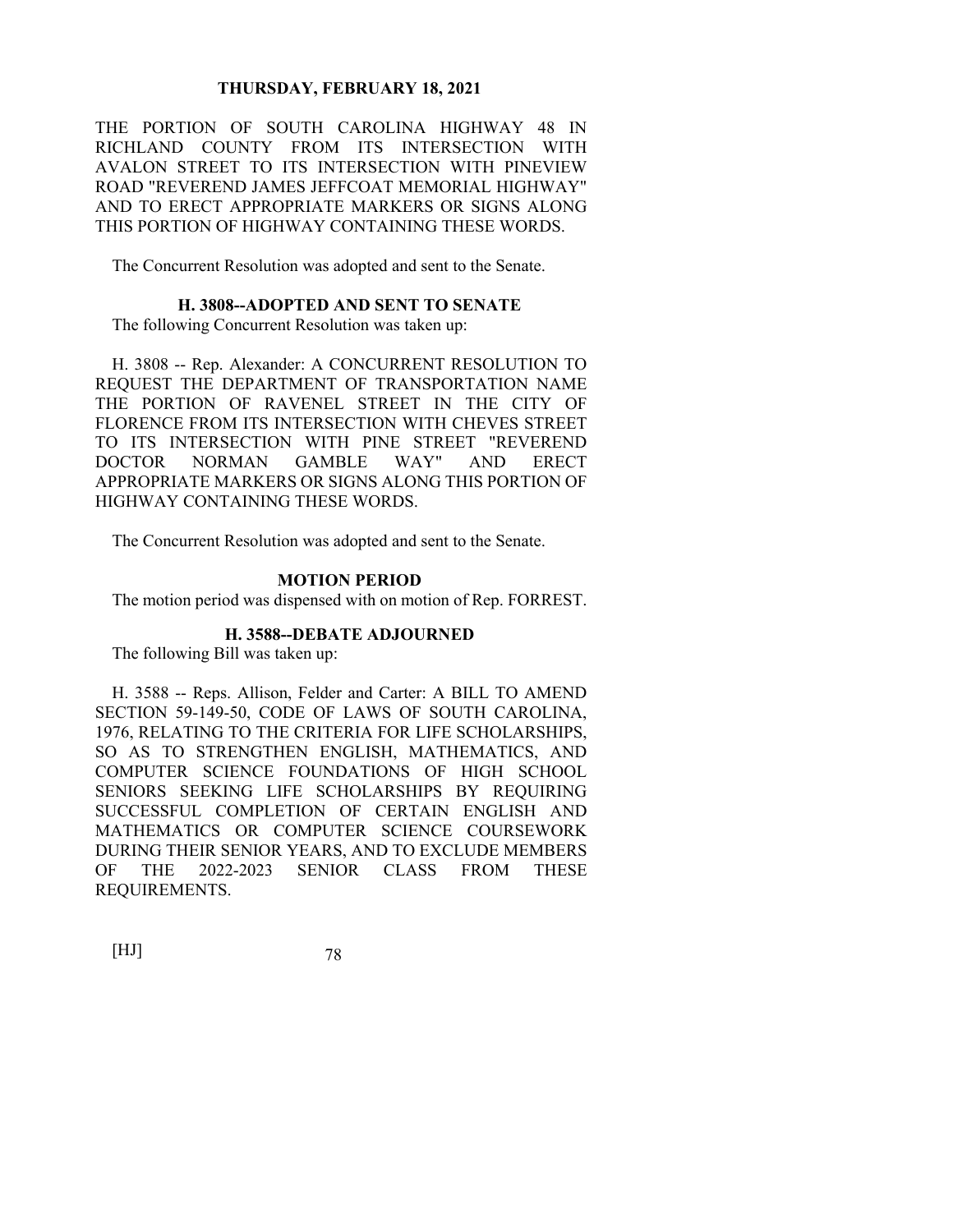THE PORTION OF SOUTH CAROLINA HIGHWAY 48 IN RICHLAND COUNTY FROM ITS INTERSECTION WITH AVALON STREET TO ITS INTERSECTION WITH PINEVIEW ROAD "REVEREND JAMES JEFFCOAT MEMORIAL HIGHWAY" AND TO ERECT APPROPRIATE MARKERS OR SIGNS ALONG THIS PORTION OF HIGHWAY CONTAINING THESE WORDS.

The Concurrent Resolution was adopted and sent to the Senate.

**H. 3808--ADOPTED AND SENT TO SENATE**

The following Concurrent Resolution was taken up:

H. 3808 -- Rep. Alexander: A CONCURRENT RESOLUTION TO REQUEST THE DEPARTMENT OF TRANSPORTATION NAME THE PORTION OF RAVENEL STREET IN THE CITY OF FLORENCE FROM ITS INTERSECTION WITH CHEVES STREET TO ITS INTERSECTION WITH PINE STREET "REVEREND DOCTOR NORMAN GAMBLE WAY" AND ERECT APPROPRIATE MARKERS OR SIGNS ALONG THIS PORTION OF HIGHWAY CONTAINING THESE WORDS.

The Concurrent Resolution was adopted and sent to the Senate.

**MOTION PERIOD**

The motion period was dispensed with on motion of Rep. FORREST.

**H. 3588--DEBATE ADJOURNED**

The following Bill was taken up:

H. 3588 -- Reps. Allison, Felder and Carter: A BILL TO AMEND SECTION 59-149-50, CODE OF LAWS OF SOUTH CAROLINA, 1976, RELATING TO THE CRITERIA FOR LIFE SCHOLARSHIPS, SO AS TO STRENGTHEN ENGLISH, MATHEMATICS, AND COMPUTER SCIENCE FOUNDATIONS OF HIGH SCHOOL SENIORS SEEKING LIFE SCHOLARSHIPS BY REQUIRING SUCCESSFUL COMPLETION OF CERTAIN ENGLISH AND MATHEMATICS OR COMPUTER SCIENCE COURSEWORK DURING THEIR SENIOR YEARS, AND TO EXCLUDE MEMBERS OF THE 2022-2023 SENIOR CLASS FROM THESE REQUIREMENTS.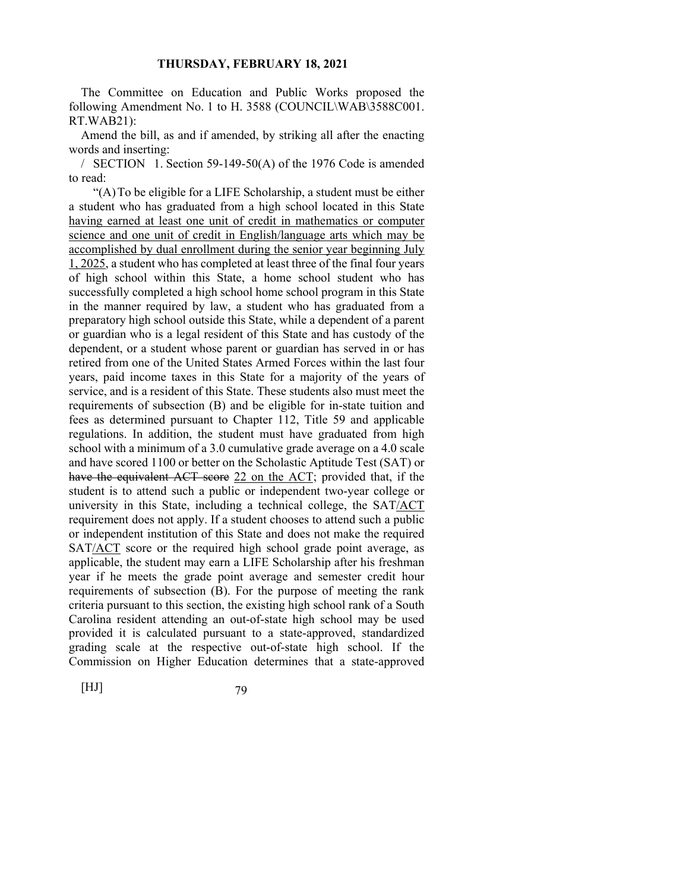The Committee on Education and Public Works proposed the following Amendment No. 1 to H. 3588 (COUNCIL\WAB\3588C001.RT.WAB21):

Amend the bill, as and if amended, by striking all after the enacting words and inserting:

/ SECTION 1. Section 59-149-50(A) of the 1976 Code is amended to read:

"(A) To be eligible for a LIFE Scholarship, a student must be either a student who has graduated from a high school located in this State <u>having earned at least one unit of credit in mathematics or computer science and one unit of credit in English/language arts which may be accomplished by dual enrollment during the senior year beginning July 1, 2025</u>, a student who has completed at least three of the final four years of high school within this State, a home school student who has successfully completed a high school home school program in this State in the manner required by law, a student who has graduated from a preparatory high school outside this State, while a dependent of a parent or guardian who is a legal resident of this State and has custody of the dependent, or a student whose parent or guardian has served in or has retired from one of the United States Armed Forces within the last four years, paid income taxes in this State for a majority of the years of service, and is a resident of this State. These students also must meet the requirements of subsection (B) and be eligible for in-state tuition and fees as determined pursuant to Chapter 112, Title 59 and applicable regulations. In addition, the student must have graduated from high school with a minimum of a 3.0 cumulative grade average on a 4.0 scale and have scored 1100 or better on the Scholastic Aptitude Test (SAT) or ~~have the equivalent ACT score~~ <u>22 on the ACT</u>; provided that, if the student is to attend such a public or independent two-year college or university in this State, including a technical college, the SAT<u>/ACT</u> requirement does not apply. If a student chooses to attend such a public or independent institution of this State and does not make the required SAT<u>/ACT</u> score or the required high school grade point average, as applicable, the student may earn a LIFE Scholarship after his freshman year if he meets the grade point average and semester credit hour requirements of subsection (B). For the purpose of meeting the rank criteria pursuant to this section, the existing high school rank of a South Carolina resident attending an out-of-state high school may be used provided it is calculated pursuant to a state-approved, standardized grading scale at the respective out-of-state high school. If the Commission on Higher Education determines that a state-approved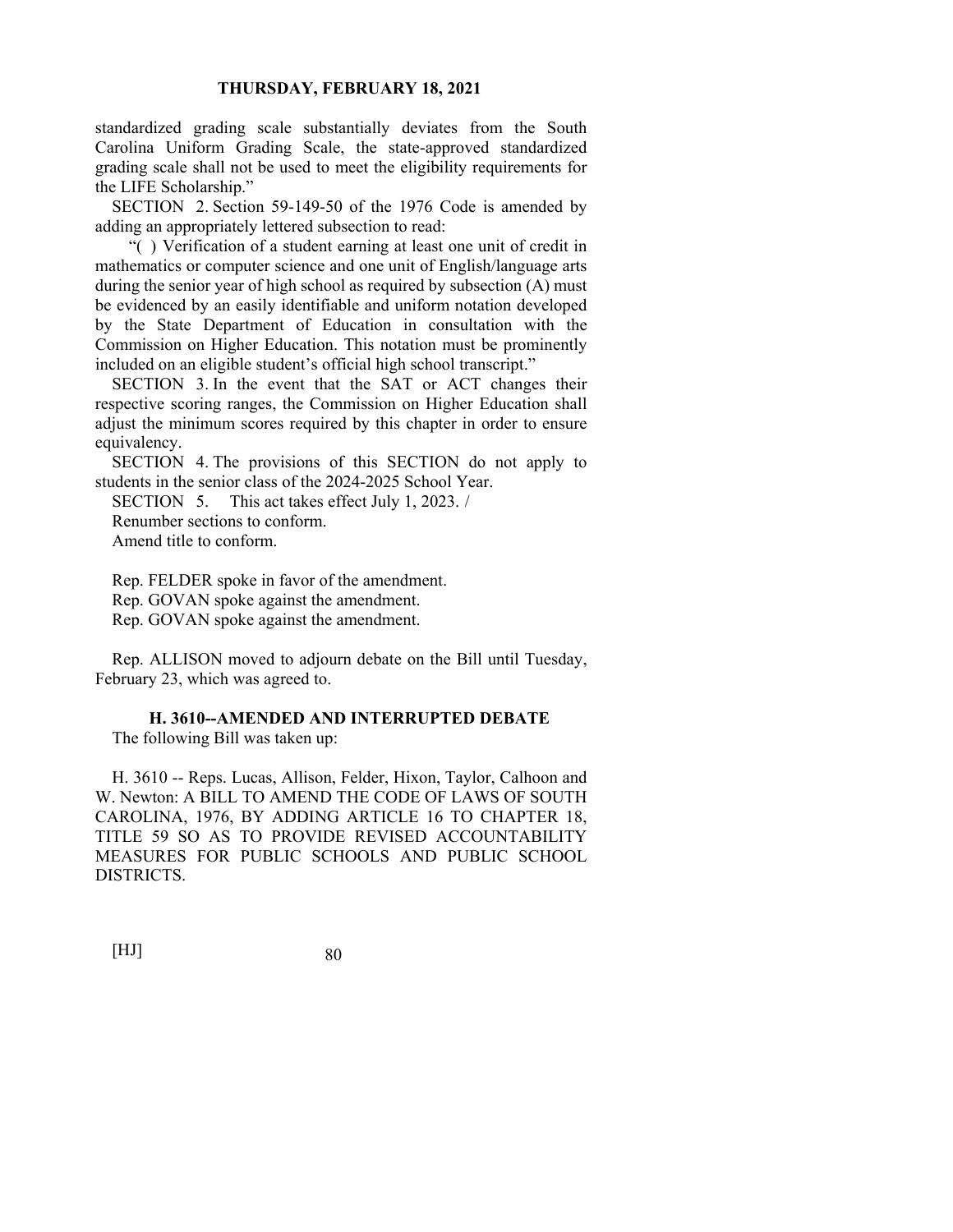standardized grading scale substantially deviates from the South Carolina Uniform Grading Scale, the state-approved standardized grading scale shall not be used to meet the eligibility requirements for the LIFE Scholarship."

SECTION 2. Section 59-149-50 of the 1976 Code is amended by adding an appropriately lettered subsection to read:

"( ) Verification of a student earning at least one unit of credit in mathematics or computer science and one unit of English/language arts during the senior year of high school as required by subsection (A) must be evidenced by an easily identifiable and uniform notation developed by the State Department of Education in consultation with the Commission on Higher Education. This notation must be prominently included on an eligible student's official high school transcript."

SECTION 3. In the event that the SAT or ACT changes their respective scoring ranges, the Commission on Higher Education shall adjust the minimum scores required by this chapter in order to ensure equivalency.

SECTION 4. The provisions of this SECTION do not apply to students in the senior class of the 2024-2025 School Year.

SECTION 5. This act takes effect July 1, 2023. /

Renumber sections to conform.

Amend title to conform.

Rep. FELDER spoke in favor of the amendment.

Rep. GOVAN spoke against the amendment.

Rep. GOVAN spoke against the amendment.

Rep. ALLISON moved to adjourn debate on the Bill until Tuesday, February 23, which was agreed to.

## H. 3610--AMENDED AND INTERRUPTED DEBATE

The following Bill was taken up:

H. 3610 -- Reps. Lucas, Allison, Felder, Hixon, Taylor, Calhoon and W. Newton: A BILL TO AMEND THE CODE OF LAWS OF SOUTH CAROLINA, 1976, BY ADDING ARTICLE 16 TO CHAPTER 18, TITLE 59 SO AS TO PROVIDE REVISED ACCOUNTABILITY MEASURES FOR PUBLIC SCHOOLS AND PUBLIC SCHOOL DISTRICTS.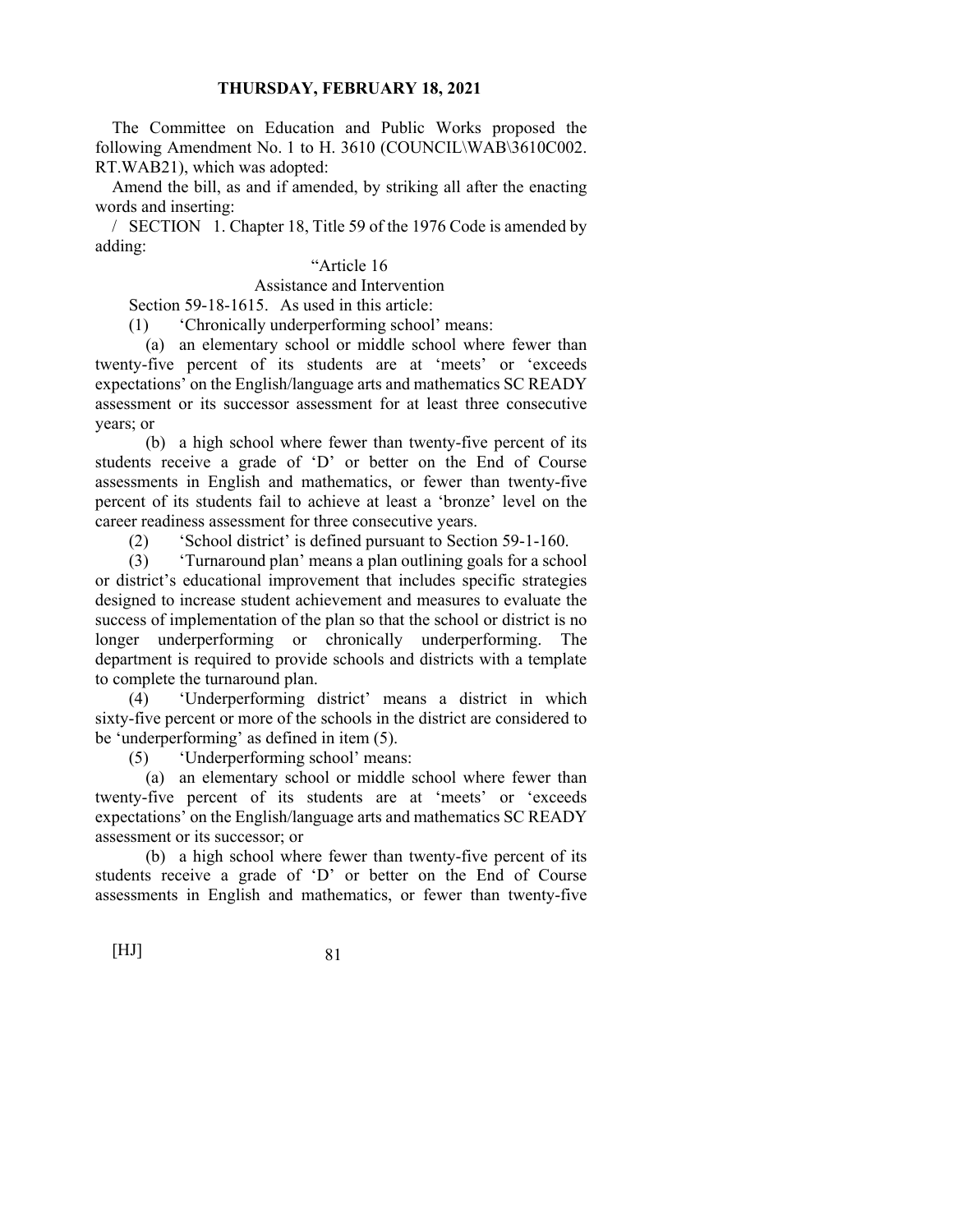The Committee on Education and Public Works proposed the following Amendment No. 1 to H. 3610 (COUNCIL\WAB\3610C002.RT.WAB21), which was adopted:

Amend the bill, as and if amended, by striking all after the enacting words and inserting:

/ SECTION 1. Chapter 18, Title 59 of the 1976 Code is amended by adding:

"Article 16

Assistance and Intervention

Section 59-18-1615. As used in this article:

(1) 'Chronically underperforming school' means:

(a) an elementary school or middle school where fewer than twenty-five percent of its students are at 'meets' or 'exceeds expectations' on the English/language arts and mathematics SC READY assessment or its successor assessment for at least three consecutive years; or

(b) a high school where fewer than twenty-five percent of its students receive a grade of 'D' or better on the End of Course assessments in English and mathematics, or fewer than twenty-five percent of its students fail to achieve at least a 'bronze' level on the career readiness assessment for three consecutive years.

(2) 'School district' is defined pursuant to Section 59-1-160.

(3) 'Turnaround plan' means a plan outlining goals for a school or district's educational improvement that includes specific strategies designed to increase student achievement and measures to evaluate the success of implementation of the plan so that the school or district is no longer underperforming or chronically underperforming. The department is required to provide schools and districts with a template to complete the turnaround plan.

(4) 'Underperforming district' means a district in which sixty-five percent or more of the schools in the district are considered to be 'underperforming' as defined in item (5).

(5) 'Underperforming school' means:

(a) an elementary school or middle school where fewer than twenty-five percent of its students are at 'meets' or 'exceeds expectations' on the English/language arts and mathematics SC READY assessment or its successor; or

(b) a high school where fewer than twenty-five percent of its students receive a grade of 'D' or better on the End of Course assessments in English and mathematics, or fewer than twenty-five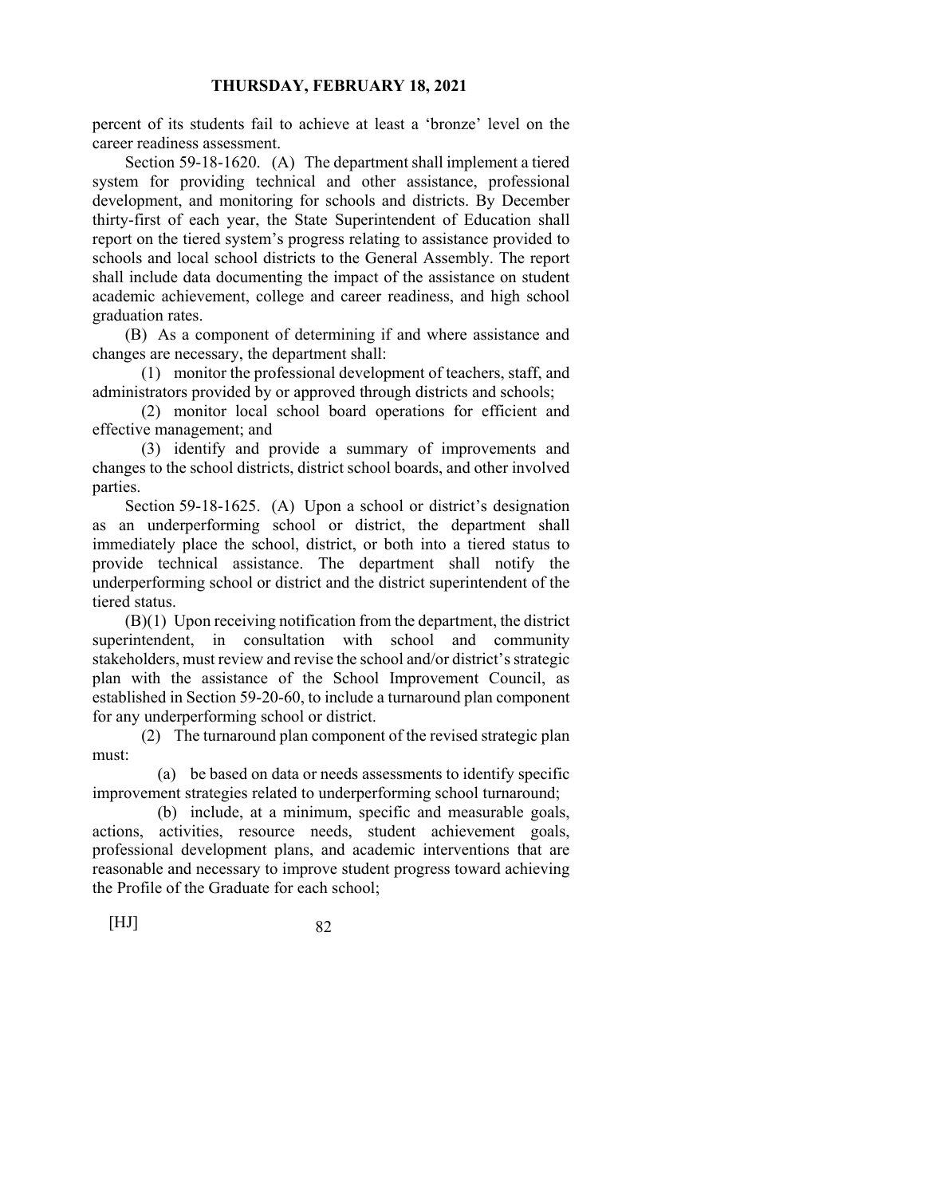percent of its students fail to achieve at least a 'bronze' level on the career readiness assessment.

Section 59-18-1620. (A) The department shall implement a tiered system for providing technical and other assistance, professional development, and monitoring for schools and districts. By December thirty-first of each year, the State Superintendent of Education shall report on the tiered system's progress relating to assistance provided to schools and local school districts to the General Assembly. The report shall include data documenting the impact of the assistance on student academic achievement, college and career readiness, and high school graduation rates.

(B) As a component of determining if and where assistance and changes are necessary, the department shall:

(1) monitor the professional development of teachers, staff, and administrators provided by or approved through districts and schools;

(2) monitor local school board operations for efficient and effective management; and

(3) identify and provide a summary of improvements and changes to the school districts, district school boards, and other involved parties.

Section 59-18-1625. (A) Upon a school or district's designation as an underperforming school or district, the department shall immediately place the school, district, or both into a tiered status to provide technical assistance. The department shall notify the underperforming school or district and the district superintendent of the tiered status.

(B)(1) Upon receiving notification from the department, the district superintendent, in consultation with school and community stakeholders, must review and revise the school and/or district's strategic plan with the assistance of the School Improvement Council, as established in Section 59-20-60, to include a turnaround plan component for any underperforming school or district.

(2) The turnaround plan component of the revised strategic plan must:

(a) be based on data or needs assessments to identify specific improvement strategies related to underperforming school turnaround;

(b) include, at a minimum, specific and measurable goals, actions, activities, resource needs, student achievement goals, professional development plans, and academic interventions that are reasonable and necessary to improve student progress toward achieving the Profile of the Graduate for each school;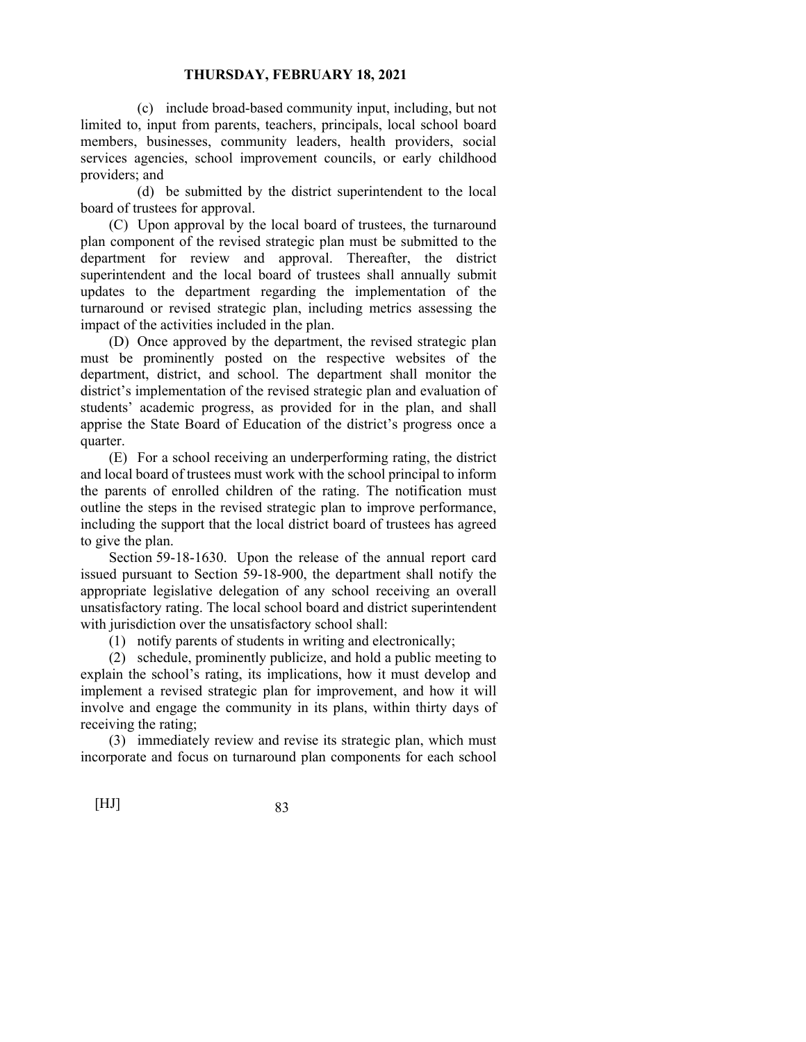(c) include broad-based community input, including, but not limited to, input from parents, teachers, principals, local school board members, businesses, community leaders, health providers, social services agencies, school improvement councils, or early childhood providers; and

(d) be submitted by the district superintendent to the local board of trustees for approval.

(C) Upon approval by the local board of trustees, the turnaround plan component of the revised strategic plan must be submitted to the department for review and approval. Thereafter, the district superintendent and the local board of trustees shall annually submit updates to the department regarding the implementation of the turnaround or revised strategic plan, including metrics assessing the impact of the activities included in the plan.

(D) Once approved by the department, the revised strategic plan must be prominently posted on the respective websites of the department, district, and school. The department shall monitor the district's implementation of the revised strategic plan and evaluation of students' academic progress, as provided for in the plan, and shall apprise the State Board of Education of the district's progress once a quarter.

(E) For a school receiving an underperforming rating, the district and local board of trustees must work with the school principal to inform the parents of enrolled children of the rating. The notification must outline the steps in the revised strategic plan to improve performance, including the support that the local district board of trustees has agreed to give the plan.

Section 59-18-1630. Upon the release of the annual report card issued pursuant to Section 59-18-900, the department shall notify the appropriate legislative delegation of any school receiving an overall unsatisfactory rating. The local school board and district superintendent with jurisdiction over the unsatisfactory school shall:

(1) notify parents of students in writing and electronically;

(2) schedule, prominently publicize, and hold a public meeting to explain the school's rating, its implications, how it must develop and implement a revised strategic plan for improvement, and how it will involve and engage the community in its plans, within thirty days of receiving the rating;

(3) immediately review and revise its strategic plan, which must incorporate and focus on turnaround plan components for each school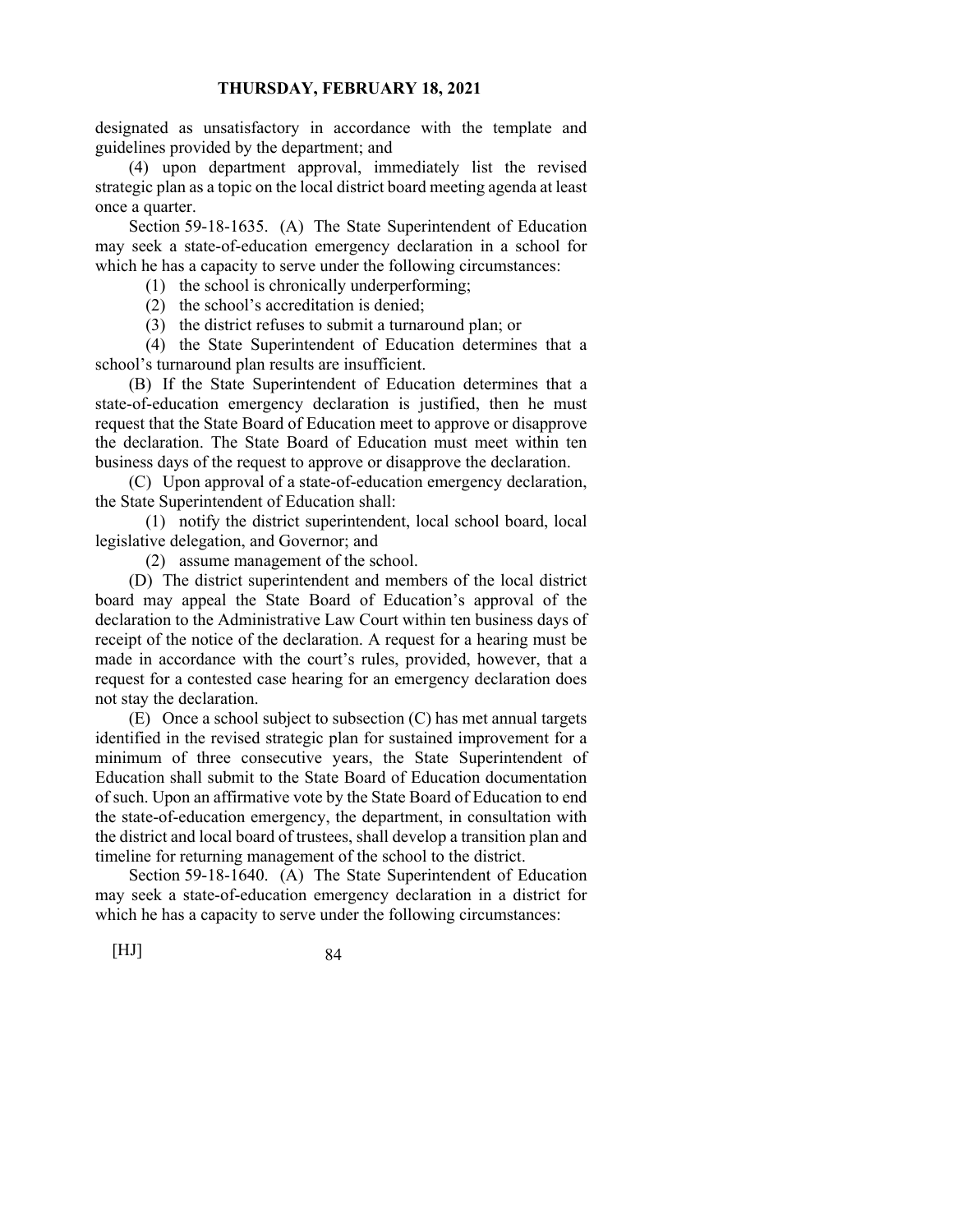designated as unsatisfactory in accordance with the template and guidelines provided by the department; and

(4) upon department approval, immediately list the revised strategic plan as a topic on the local district board meeting agenda at least once a quarter.

Section 59-18-1635. (A) The State Superintendent of Education may seek a state-of-education emergency declaration in a school for which he has a capacity to serve under the following circumstances:

(1) the school is chronically underperforming;

(2) the school's accreditation is denied;

(3) the district refuses to submit a turnaround plan; or

(4) the State Superintendent of Education determines that a school's turnaround plan results are insufficient.

(B) If the State Superintendent of Education determines that a state-of-education emergency declaration is justified, then he must request that the State Board of Education meet to approve or disapprove the declaration. The State Board of Education must meet within ten business days of the request to approve or disapprove the declaration.

(C) Upon approval of a state-of-education emergency declaration, the State Superintendent of Education shall:

(1) notify the district superintendent, local school board, local legislative delegation, and Governor; and

(2) assume management of the school.

(D) The district superintendent and members of the local district board may appeal the State Board of Education's approval of the declaration to the Administrative Law Court within ten business days of receipt of the notice of the declaration. A request for a hearing must be made in accordance with the court's rules, provided, however, that a request for a contested case hearing for an emergency declaration does not stay the declaration.

(E) Once a school subject to subsection (C) has met annual targets identified in the revised strategic plan for sustained improvement for a minimum of three consecutive years, the State Superintendent of Education shall submit to the State Board of Education documentation of such. Upon an affirmative vote by the State Board of Education to end the state-of-education emergency, the department, in consultation with the district and local board of trustees, shall develop a transition plan and timeline for returning management of the school to the district.

Section 59-18-1640. (A) The State Superintendent of Education may seek a state-of-education emergency declaration in a district for which he has a capacity to serve under the following circumstances: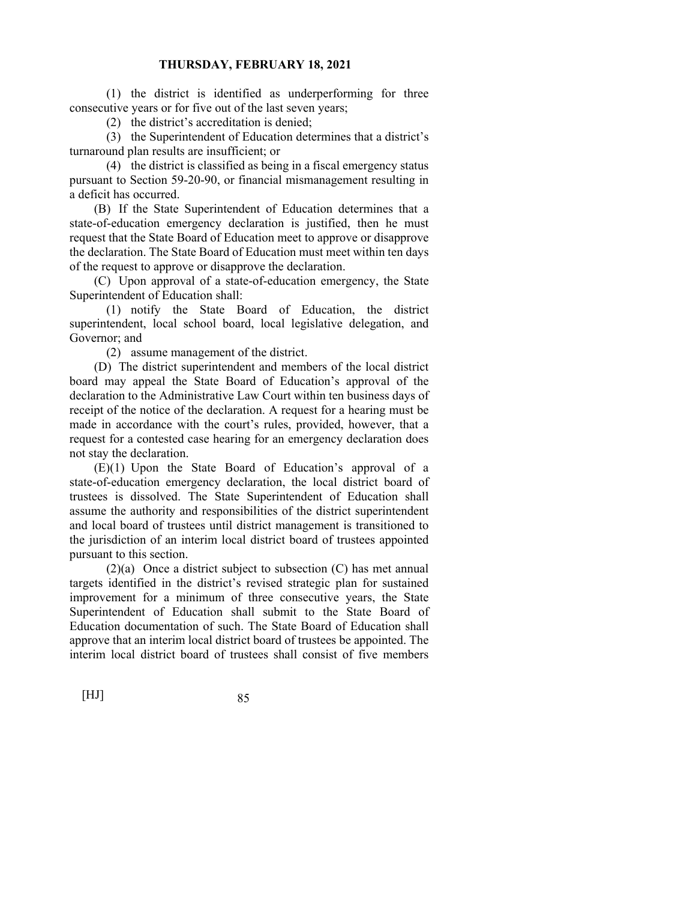(1) the district is identified as underperforming for three consecutive years or for five out of the last seven years;

(2) the district's accreditation is denied;

(3) the Superintendent of Education determines that a district's turnaround plan results are insufficient; or

(4) the district is classified as being in a fiscal emergency status pursuant to Section 59-20-90, or financial mismanagement resulting in a deficit has occurred.

(B) If the State Superintendent of Education determines that a state-of-education emergency declaration is justified, then he must request that the State Board of Education meet to approve or disapprove the declaration. The State Board of Education must meet within ten days of the request to approve or disapprove the declaration.

(C) Upon approval of a state-of-education emergency, the State Superintendent of Education shall:

(1) notify the State Board of Education, the district superintendent, local school board, local legislative delegation, and Governor; and

(2) assume management of the district.

(D) The district superintendent and members of the local district board may appeal the State Board of Education's approval of the declaration to the Administrative Law Court within ten business days of receipt of the notice of the declaration. A request for a hearing must be made in accordance with the court's rules, provided, however, that a request for a contested case hearing for an emergency declaration does not stay the declaration.

(E)(1) Upon the State Board of Education's approval of a state-of-education emergency declaration, the local district board of trustees is dissolved. The State Superintendent of Education shall assume the authority and responsibilities of the district superintendent and local board of trustees until district management is transitioned to the jurisdiction of an interim local district board of trustees appointed pursuant to this section.

(2)(a) Once a district subject to subsection (C) has met annual targets identified in the district's revised strategic plan for sustained improvement for a minimum of three consecutive years, the State Superintendent of Education shall submit to the State Board of Education documentation of such. The State Board of Education shall approve that an interim local district board of trustees be appointed. The interim local district board of trustees shall consist of five members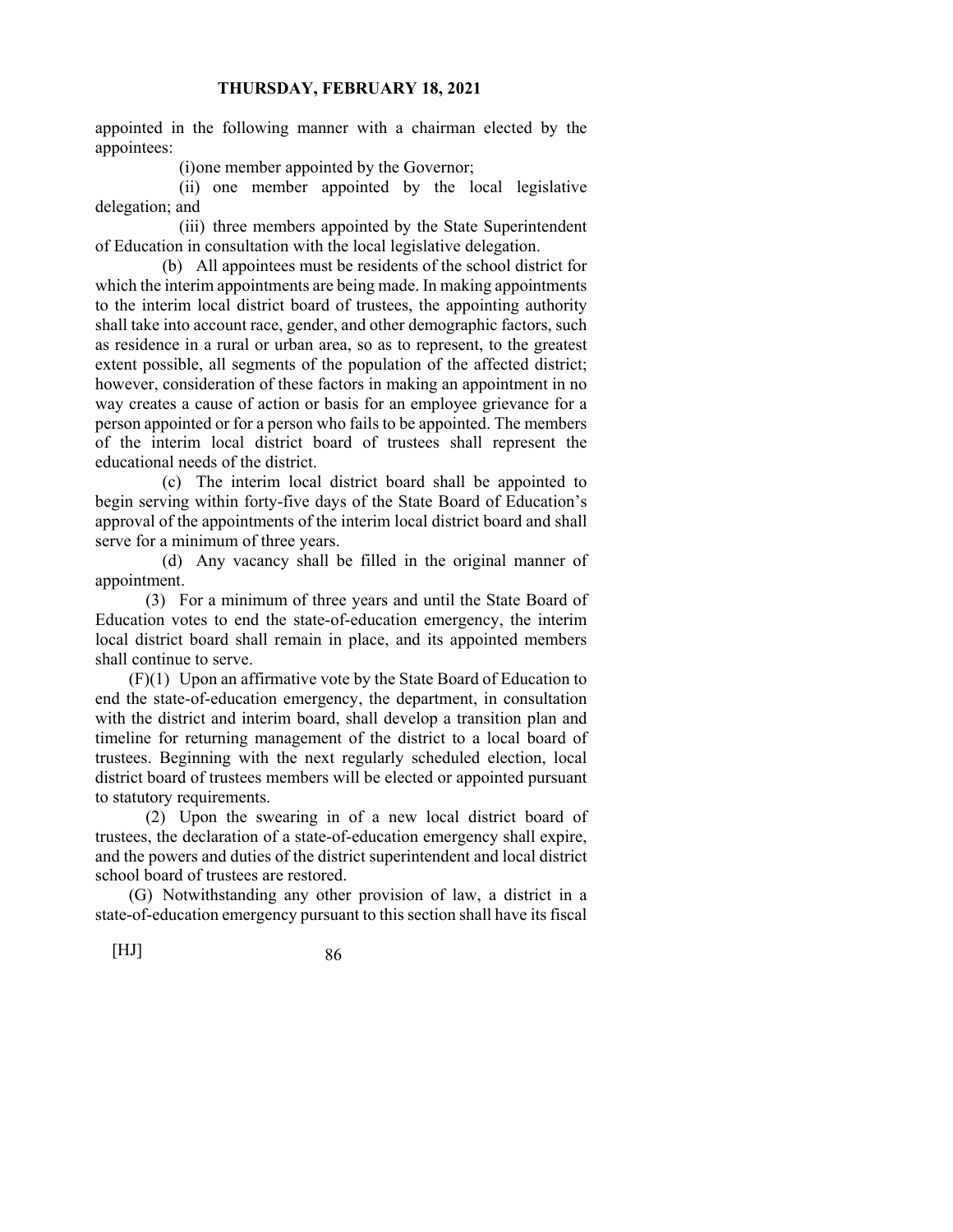appointed in the following manner with a chairman elected by the appointees:

(i)one member appointed by the Governor;

(ii) one member appointed by the local legislative delegation; and

(iii) three members appointed by the State Superintendent of Education in consultation with the local legislative delegation.

(b) All appointees must be residents of the school district for which the interim appointments are being made. In making appointments to the interim local district board of trustees, the appointing authority shall take into account race, gender, and other demographic factors, such as residence in a rural or urban area, so as to represent, to the greatest extent possible, all segments of the population of the affected district; however, consideration of these factors in making an appointment in no way creates a cause of action or basis for an employee grievance for a person appointed or for a person who fails to be appointed. The members of the interim local district board of trustees shall represent the educational needs of the district.

(c) The interim local district board shall be appointed to begin serving within forty-five days of the State Board of Education's approval of the appointments of the interim local district board and shall serve for a minimum of three years.

(d) Any vacancy shall be filled in the original manner of appointment.

(3) For a minimum of three years and until the State Board of Education votes to end the state-of-education emergency, the interim local district board shall remain in place, and its appointed members shall continue to serve.

(F)(1) Upon an affirmative vote by the State Board of Education to end the state-of-education emergency, the department, in consultation with the district and interim board, shall develop a transition plan and timeline for returning management of the district to a local board of trustees. Beginning with the next regularly scheduled election, local district board of trustees members will be elected or appointed pursuant to statutory requirements.

(2) Upon the swearing in of a new local district board of trustees, the declaration of a state-of-education emergency shall expire, and the powers and duties of the district superintendent and local district school board of trustees are restored.

(G) Notwithstanding any other provision of law, a district in a state-of-education emergency pursuant to this section shall have its fiscal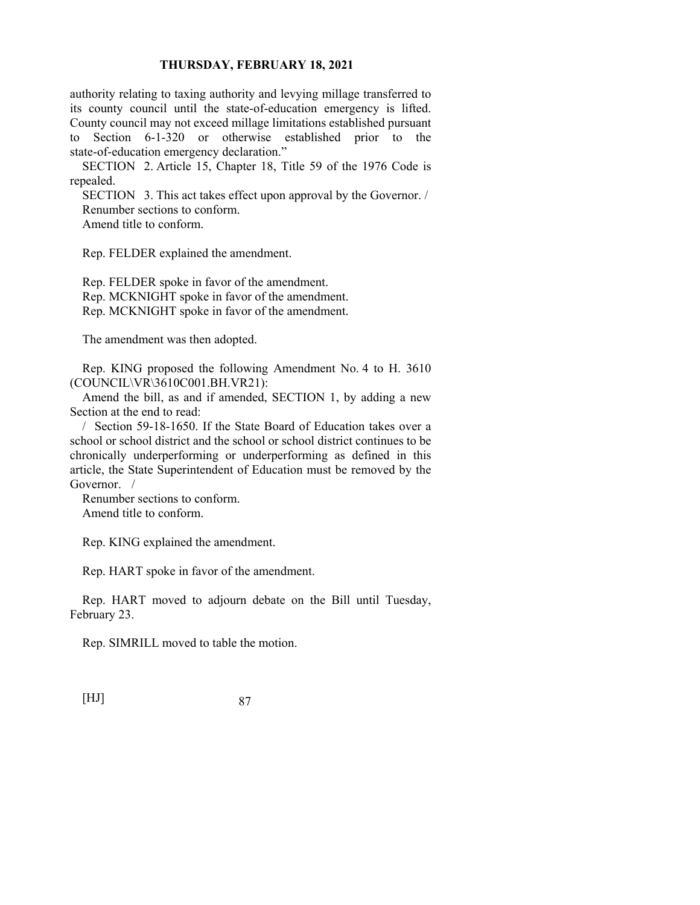authority relating to taxing authority and levying millage transferred to its county council until the state-of-education emergency is lifted. County council may not exceed millage limitations established pursuant to Section 6-1-320 or otherwise established prior to the state-of-education emergency declaration."

SECTION 2. Article 15, Chapter 18, Title 59 of the 1976 Code is repealed.

SECTION 3. This act takes effect upon approval by the Governor. /

Renumber sections to conform.

Amend title to conform.

Rep. FELDER explained the amendment.

Rep. FELDER spoke in favor of the amendment.

Rep. MCKNIGHT spoke in favor of the amendment.

Rep. MCKNIGHT spoke in favor of the amendment.

The amendment was then adopted.

Rep. KING proposed the following Amendment No. 4 to H. 3610 (COUNCIL\VR\3610C001.BH.VR21):

Amend the bill, as and if amended, SECTION 1, by adding a new Section at the end to read:

/ Section 59-18-1650. If the State Board of Education takes over a school or school district and the school or school district continues to be chronically underperforming or underperforming as defined in this article, the State Superintendent of Education must be removed by the Governor. /

Renumber sections to conform.

Amend title to conform.

Rep. KING explained the amendment.

Rep. HART spoke in favor of the amendment.

Rep. HART moved to adjourn debate on the Bill until Tuesday, February 23.

Rep. SIMRILL moved to table the motion.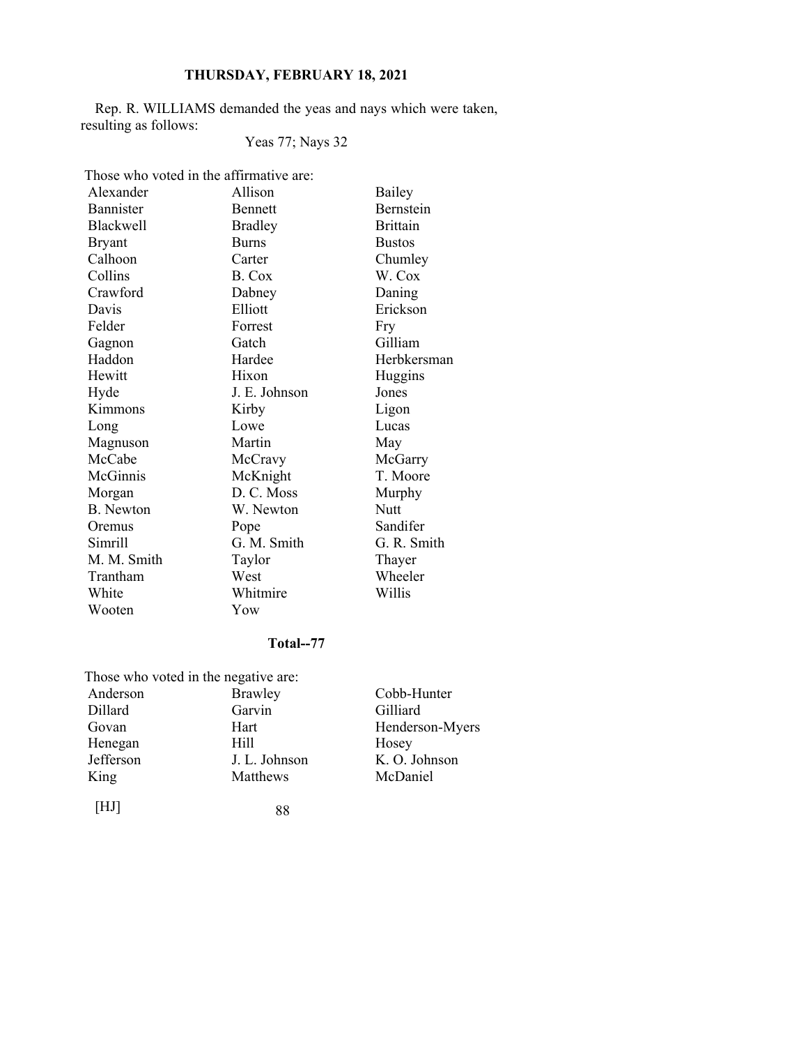Rep. R. WILLIAMS demanded the yeas and nays which were taken, resulting as follows:

Yeas 77; Nays 32

Those who voted in the affirmative are:

| | | |
|---|---|---|
| Alexander | Allison | Bailey |
| Bannister | Bennett | Bernstein |
| Blackwell | Bradley | Brittain |
| Bryant | Burns | Bustos |
| Calhoon | Carter | Chumley |
| Collins | B. Cox | W. Cox |
| Crawford | Dabney | Daning |
| Davis | Elliott | Erickson |
| Felder | Forrest | Fry |
| Gagnon | Gatch | Gilliam |
| Haddon | Hardee | Herbkersman |
| Hewitt | Hixon | Huggins |
| Hyde | J. E. Johnson | Jones |
| Kimmons | Kirby | Ligon |
| Long | Lowe | Lucas |
| Magnuson | Martin | May |
| McCabe | McCravy | McGarry |
| McGinnis | McKnight | T. Moore |
| Morgan | D. C. Moss | Murphy |
| B. Newton | W. Newton | Nutt |
| Oremus | Pope | Sandifer |
| Simrill | G. M. Smith | G. R. Smith |
| M. M. Smith | Taylor | Thayer |
| Trantham | West | Wheeler |
| White | Whitmire | Willis |
| Wooten | Yow | |

**Total--77**

Those who voted in the negative are:

| | | |
|---|---|---|
| Anderson | Brawley | Cobb-Hunter |
| Dillard | Garvin | Gilliard |
| Govan | Hart | Henderson-Myers |
| Henegan | Hill | Hosey |
| Jefferson | J. L. Johnson | K. O. Johnson |
| King | Matthews | McDaniel |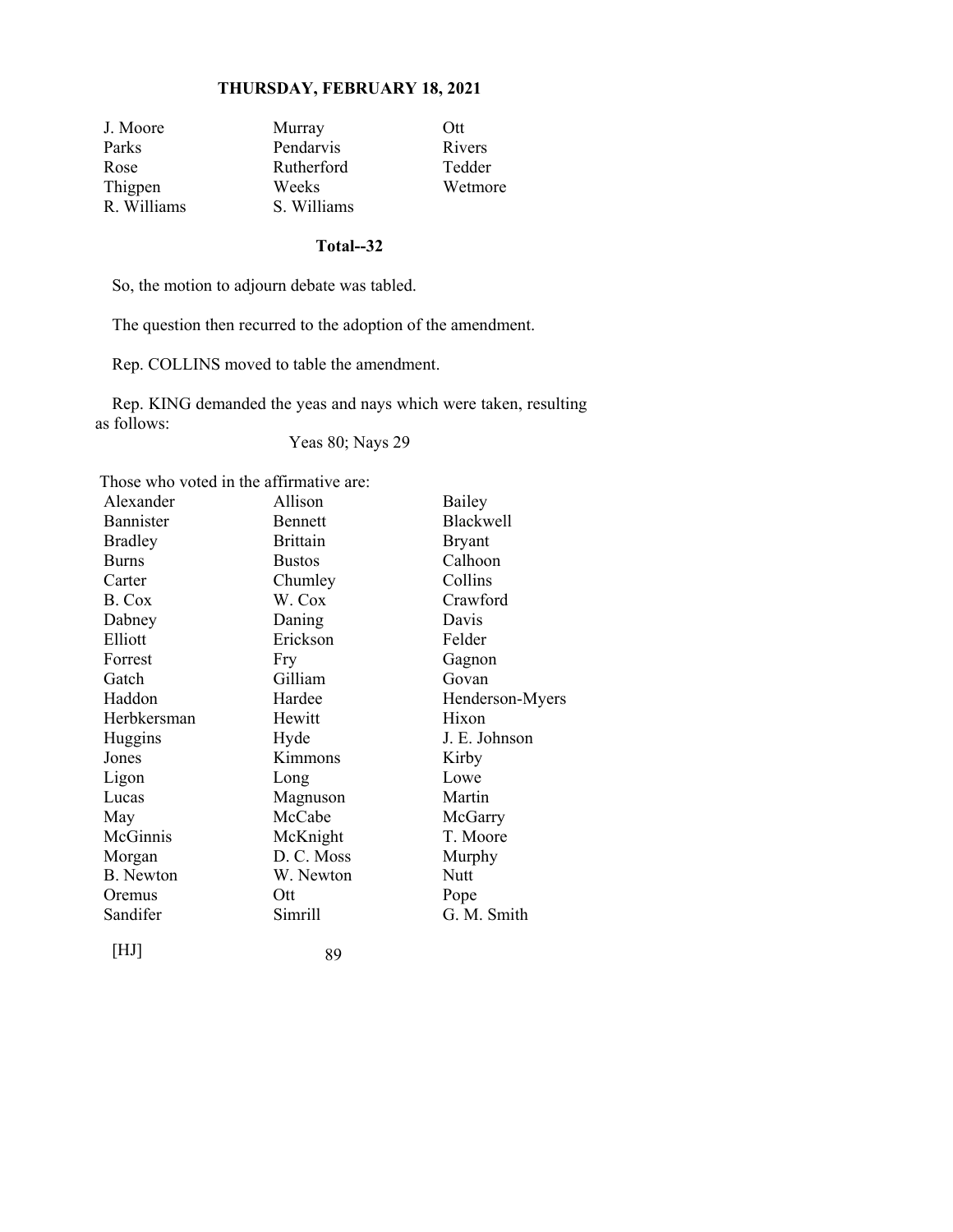| | | |
|---|---|---|
| J. Moore | Murray | Ott |
| Parks | Pendarvis | Rivers |
| Rose | Rutherford | Tedder |
| Thigpen | Weeks | Wetmore |
| R. Williams | S. Williams | |

**Total--32**

So, the motion to adjourn debate was tabled.

The question then recurred to the adoption of the amendment.

Rep. COLLINS moved to table the amendment.

Rep. KING demanded the yeas and nays which were taken, resulting as follows:

Yeas 80; Nays 29

Those who voted in the affirmative are:

| | | |
|---|---|---|
| Alexander | Allison | Bailey |
| Bannister | Bennett | Blackwell |
| Bradley | Brittain | Bryant |
| Burns | Bustos | Calhoon |
| Carter | Chumley | Collins |
| B. Cox | W. Cox | Crawford |
| Dabney | Daning | Davis |
| Elliott | Erickson | Felder |
| Forrest | Fry | Gagnon |
| Gatch | Gilliam | Govan |
| Haddon | Hardee | Henderson-Myers |
| Herbkersman | Hewitt | Hixon |
| Huggins | Hyde | J. E. Johnson |
| Jones | Kimmons | Kirby |
| Ligon | Long | Lowe |
| Lucas | Magnuson | Martin |
| May | McCabe | McGarry |
| McGinnis | McKnight | T. Moore |
| Morgan | D. C. Moss | Murphy |
| B. Newton | W. Newton | Nutt |
| Oremus | Ott | Pope |
| Sandifer | Simrill | G. M. Smith |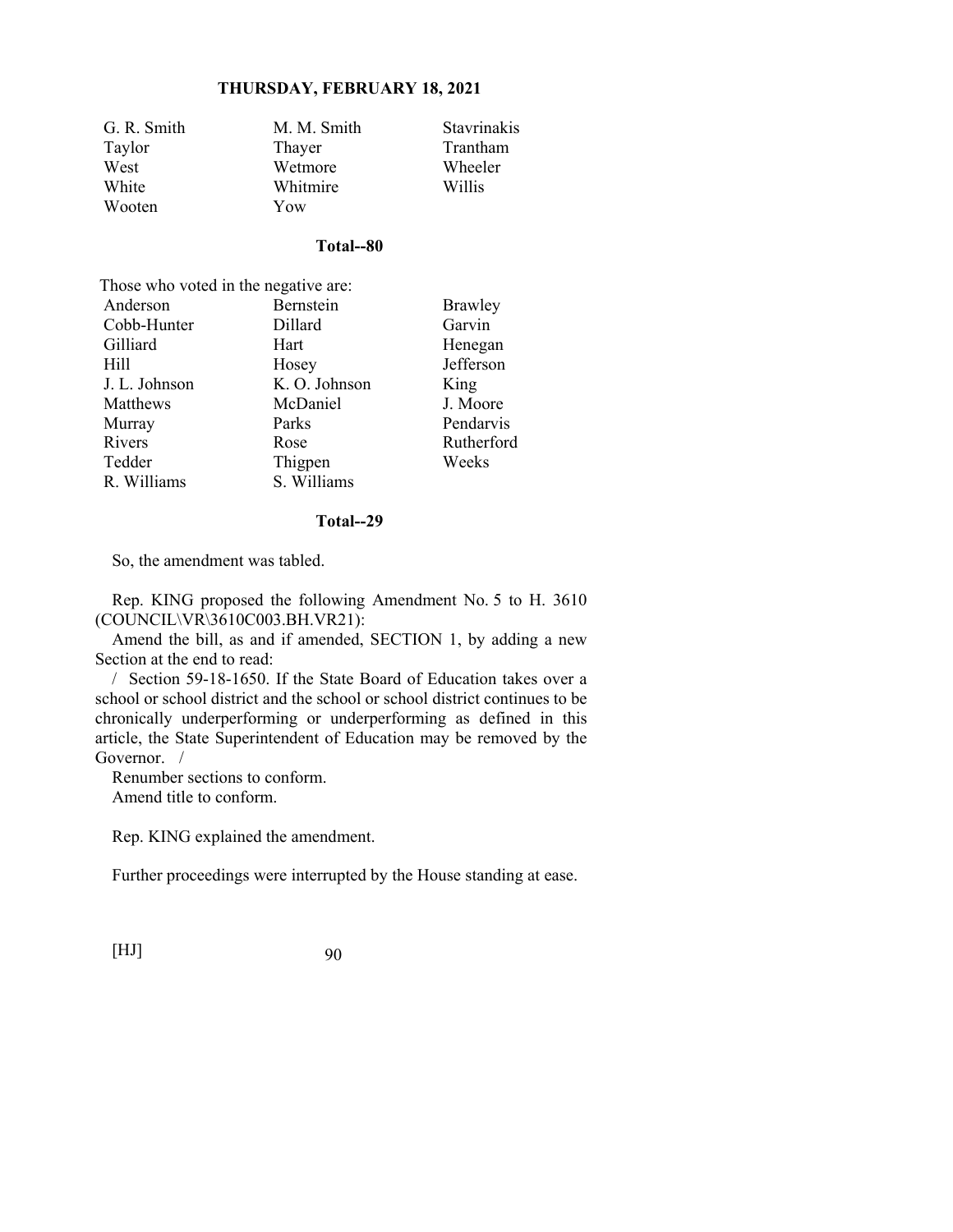| | | |
|---|---|---|
| G. R. Smith | M. M. Smith | Stavrinakis |
| Taylor | Thayer | Trantham |
| West | Wetmore | Wheeler |
| White | Whitmire | Willis |
| Wooten | Yow | |

**Total--80**

Those who voted in the negative are:

| | | |
|---|---|---|
| Anderson | Bernstein | Brawley |
| Cobb-Hunter | Dillard | Garvin |
| Gilliard | Hart | Henegan |
| Hill | Hosey | Jefferson |
| J. L. Johnson | K. O. Johnson | King |
| Matthews | McDaniel | J. Moore |
| Murray | Parks | Pendarvis |
| Rivers | Rose | Rutherford |
| Tedder | Thigpen | Weeks |
| R. Williams | S. Williams | |

**Total--29**

So, the amendment was tabled.

Rep. KING proposed the following Amendment No. 5 to H. 3610 (COUNCIL\VR\3610C003.BH.VR21):

Amend the bill, as and if amended, SECTION 1, by adding a new Section at the end to read:

/ Section 59-18-1650. If the State Board of Education takes over a school or school district and the school or school district continues to be chronically underperforming or underperforming as defined in this article, the State Superintendent of Education may be removed by the Governor. /

Renumber sections to conform.

Amend title to conform.

Rep. KING explained the amendment.

Further proceedings were interrupted by the House standing at ease.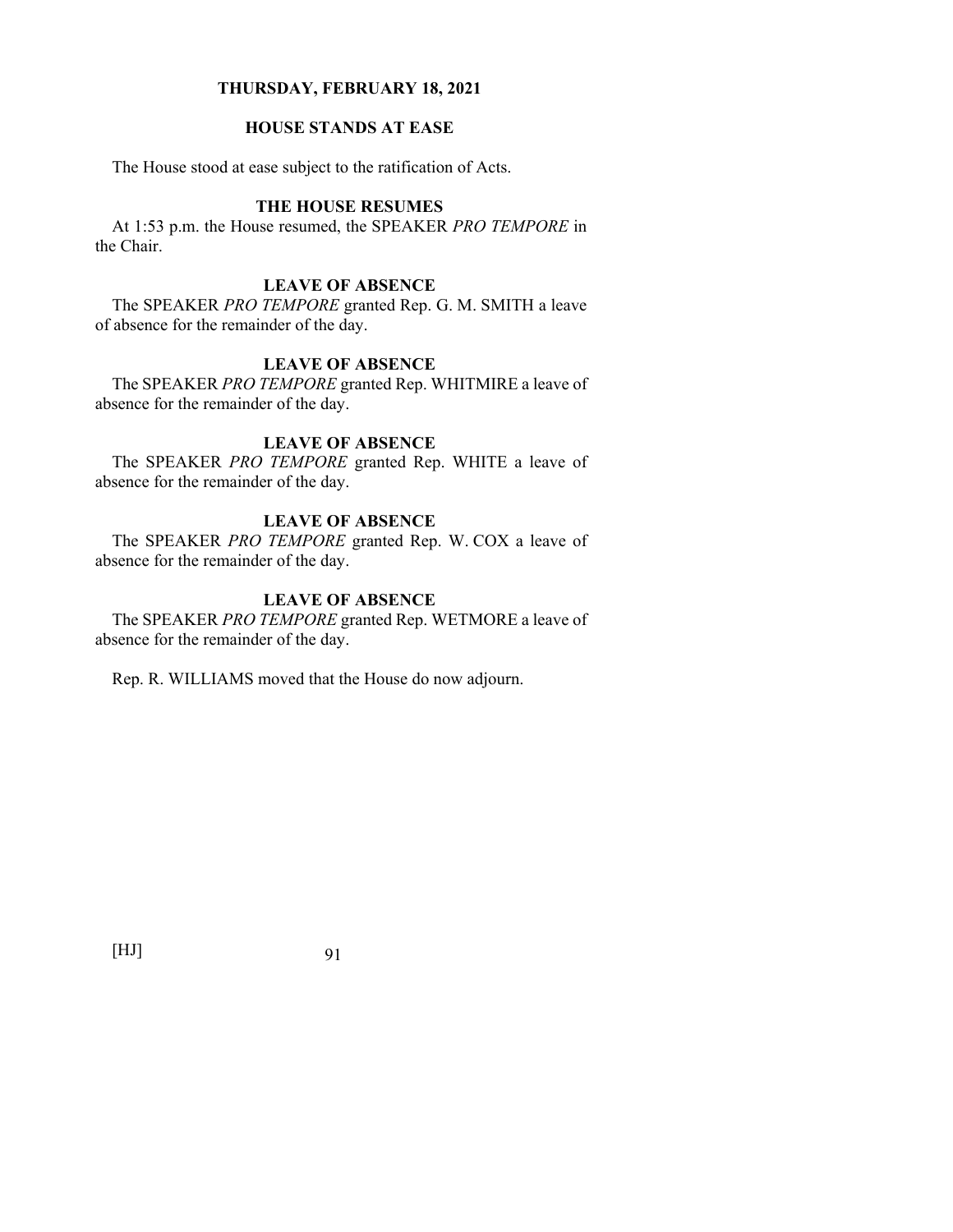**THURSDAY, FEBRUARY 18, 2021**

## HOUSE STANDS AT EASE

The House stood at ease subject to the ratification of Acts.

## THE HOUSE RESUMES

At 1:53 p.m. the House resumed, the SPEAKER *PRO TEMPORE* in the Chair.

## LEAVE OF ABSENCE

The SPEAKER *PRO TEMPORE* granted Rep. G. M. SMITH a leave of absence for the remainder of the day.

## LEAVE OF ABSENCE

The SPEAKER *PRO TEMPORE* granted Rep. WHITMIRE a leave of absence for the remainder of the day.

## LEAVE OF ABSENCE

The SPEAKER *PRO TEMPORE* granted Rep. WHITE a leave of absence for the remainder of the day.

## LEAVE OF ABSENCE

The SPEAKER *PRO TEMPORE* granted Rep. W. COX a leave of absence for the remainder of the day.

## LEAVE OF ABSENCE

The SPEAKER *PRO TEMPORE* granted Rep. WETMORE a leave of absence for the remainder of the day.

Rep. R. WILLIAMS moved that the House do now adjourn.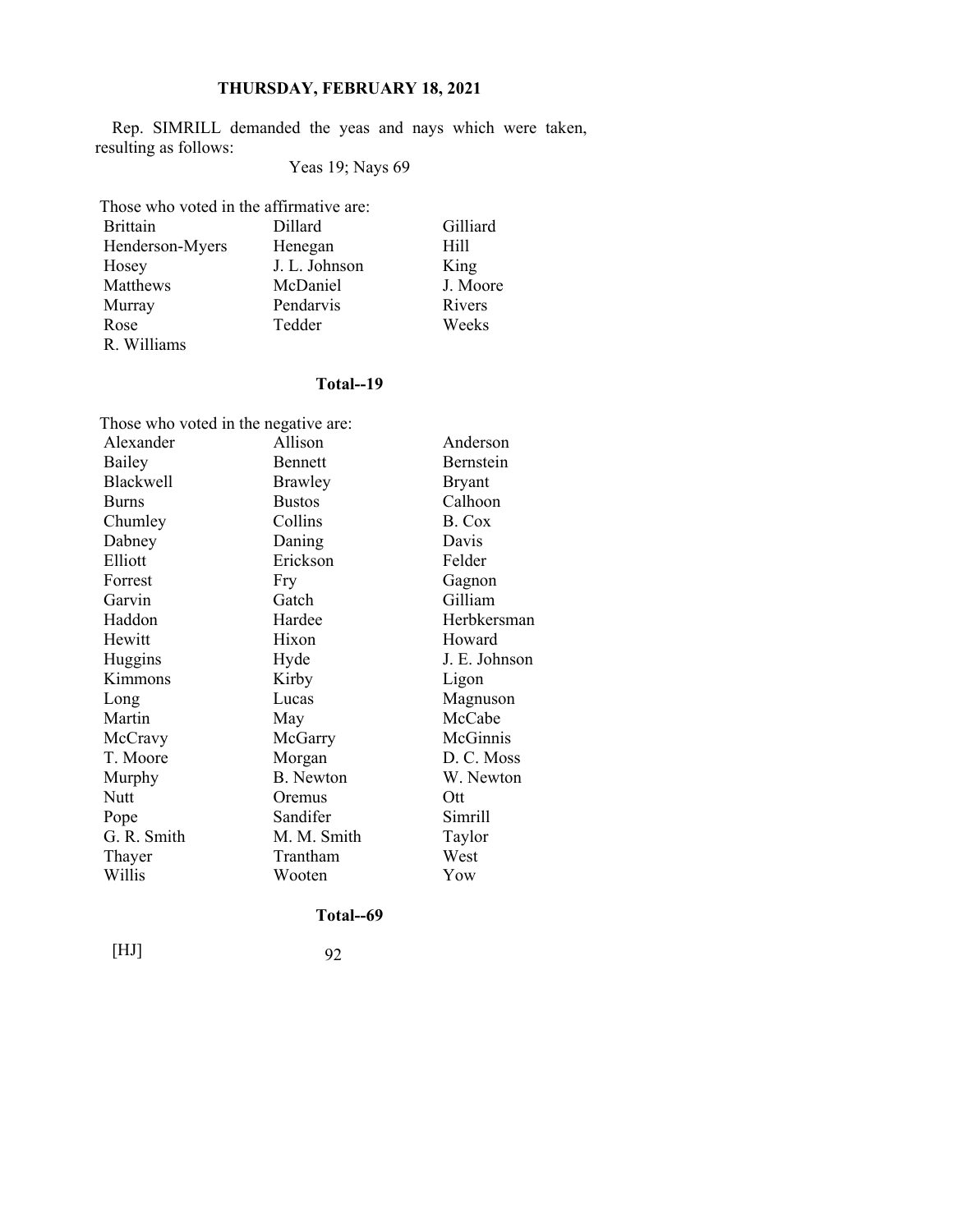Rep. SIMRILL demanded the yeas and nays which were taken, resulting as follows:

Yeas 19; Nays 69

Those who voted in the affirmative are:

| | | |
|---|---|---|
| Brittain | Dillard | Gilliard |
| Henderson-Myers | Henegan | Hill |
| Hosey | J. L. Johnson | King |
| Matthews | McDaniel | J. Moore |
| Murray | Pendarvis | Rivers |
| Rose | Tedder | Weeks |
| R. Williams | | |

**Total--19**

Those who voted in the negative are:

| | | |
|---|---|---|
| Alexander | Allison | Anderson |
| Bailey | Bennett | Bernstein |
| Blackwell | Brawley | Bryant |
| Burns | Bustos | Calhoon |
| Chumley | Collins | B. Cox |
| Dabney | Daning | Davis |
| Elliott | Erickson | Felder |
| Forrest | Fry | Gagnon |
| Garvin | Gatch | Gilliam |
| Haddon | Hardee | Herbkersman |
| Hewitt | Hixon | Howard |
| Huggins | Hyde | J. E. Johnson |
| Kimmons | Kirby | Ligon |
| Long | Lucas | Magnuson |
| Martin | May | McCabe |
| McCravy | McGarry | McGinnis |
| T. Moore | Morgan | D. C. Moss |
| Murphy | B. Newton | W. Newton |
| Nutt | Oremus | Ott |
| Pope | Sandifer | Simrill |
| G. R. Smith | M. M. Smith | Taylor |
| Thayer | Trantham | West |
| Willis | Wooten | Yow |

**Total--69**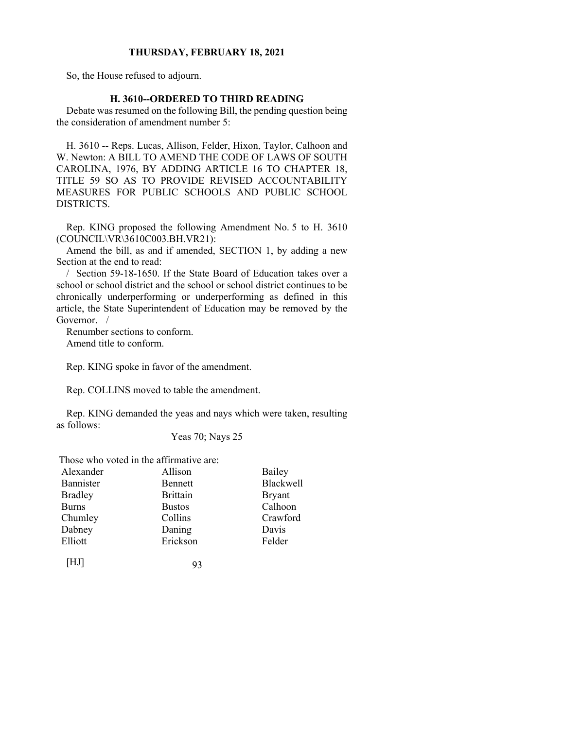So, the House refused to adjourn.

## H. 3610--ORDERED TO THIRD READING

Debate was resumed on the following Bill, the pending question being the consideration of amendment number 5:

H. 3610 -- Reps. Lucas, Allison, Felder, Hixon, Taylor, Calhoon and W. Newton: A BILL TO AMEND THE CODE OF LAWS OF SOUTH CAROLINA, 1976, BY ADDING ARTICLE 16 TO CHAPTER 18, TITLE 59 SO AS TO PROVIDE REVISED ACCOUNTABILITY MEASURES FOR PUBLIC SCHOOLS AND PUBLIC SCHOOL DISTRICTS.

Rep. KING proposed the following Amendment No. 5 to H. 3610 (COUNCIL\VR\3610C003.BH.VR21):

Amend the bill, as and if amended, SECTION 1, by adding a new Section at the end to read:

/ Section 59-18-1650. If the State Board of Education takes over a school or school district and the school or school district continues to be chronically underperforming or underperforming as defined in this article, the State Superintendent of Education may be removed by the Governor. /

Renumber sections to conform.

Amend title to conform.

Rep. KING spoke in favor of the amendment.

Rep. COLLINS moved to table the amendment.

Rep. KING demanded the yeas and nays which were taken, resulting as follows:

Yeas 70; Nays 25

Those who voted in the affirmative are:

| | | |
|---|---|---|
| Alexander | Allison | Bailey |
| Bannister | Bennett | Blackwell |
| Bradley | Brittain | Bryant |
| Burns | Bustos | Calhoon |
| Chumley | Collins | Crawford |
| Dabney | Daning | Davis |
| Elliott | Erickson | Felder |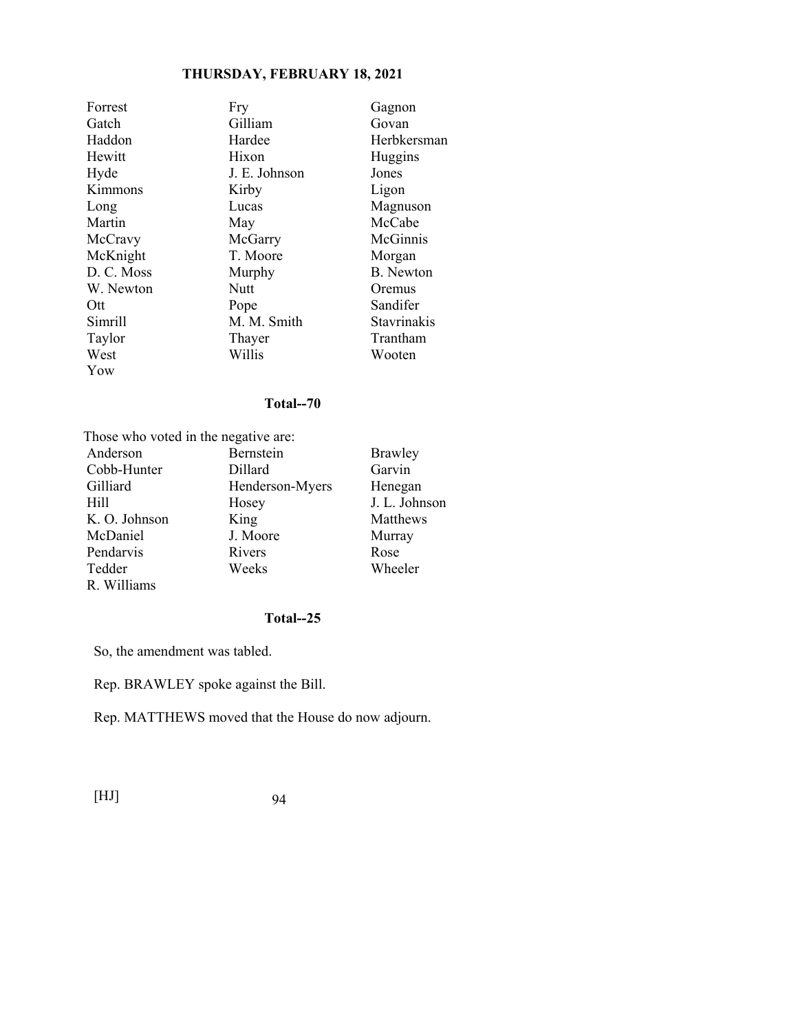| | | |
|---|---|---|
| Forrest | Fry | Gagnon |
| Gatch | Gilliam | Govan |
| Haddon | Hardee | Herbkersman |
| Hewitt | Hixon | Huggins |
| Hyde | J. E. Johnson | Jones |
| Kimmons | Kirby | Ligon |
| Long | Lucas | Magnuson |
| Martin | May | McCabe |
| McCravy | McGarry | McGinnis |
| McKnight | T. Moore | Morgan |
| D. C. Moss | Murphy | B. Newton |
| W. Newton | Nutt | Oremus |
| Ott | Pope | Sandifer |
| Simrill | M. M. Smith | Stavrinakis |
| Taylor | Thayer | Trantham |
| West | Willis | Wooten |
| Yow | | |

**Total--70**

Those who voted in the negative are:

| | | |
|---|---|---|
| Anderson | Bernstein | Brawley |
| Cobb-Hunter | Dillard | Garvin |
| Gilliard | Henderson-Myers | Henegan |
| Hill | Hosey | J. L. Johnson |
| K. O. Johnson | King | Matthews |
| McDaniel | J. Moore | Murray |
| Pendarvis | Rivers | Rose |
| Tedder | Weeks | Wheeler |
| R. Williams | | |

**Total--25**

So, the amendment was tabled.

Rep. BRAWLEY spoke against the Bill.

Rep. MATTHEWS moved that the House do now adjourn.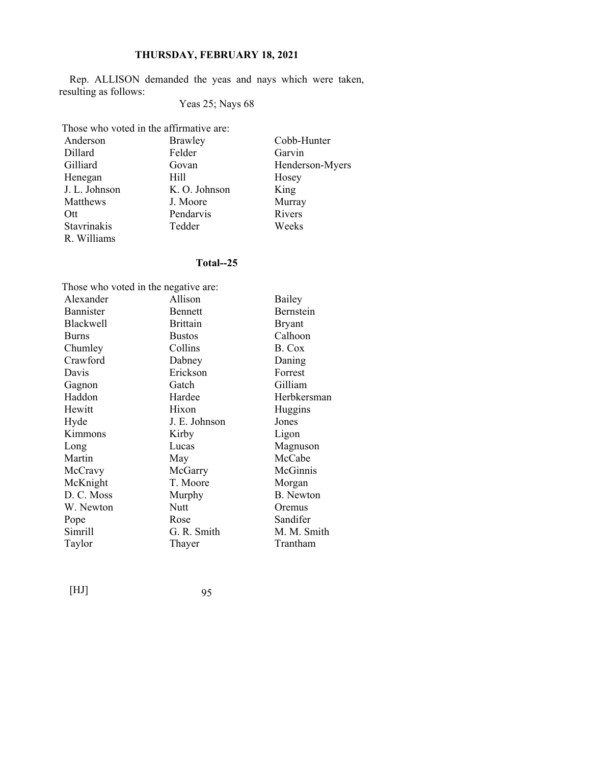Rep. ALLISON demanded the yeas and nays which were taken, resulting as follows:

Yeas 25; Nays 68

Those who voted in the affirmative are:

| | | |
|---|---|---|
| Anderson | Brawley | Cobb-Hunter |
| Dillard | Felder | Garvin |
| Gilliard | Govan | Henderson-Myers |
| Henegan | Hill | Hosey |
| J. L. Johnson | K. O. Johnson | King |
| Matthews | J. Moore | Murray |
| Ott | Pendarvis | Rivers |
| Stavrinakis | Tedder | Weeks |
| R. Williams | | |

**Total--25**

Those who voted in the negative are:

| | | |
|---|---|---|
| Alexander | Allison | Bailey |
| Bannister | Bennett | Bernstein |
| Blackwell | Brittain | Bryant |
| Burns | Bustos | Calhoon |
| Chumley | Collins | B. Cox |
| Crawford | Dabney | Daning |
| Davis | Erickson | Forrest |
| Gagnon | Gatch | Gilliam |
| Haddon | Hardee | Herbkersman |
| Hewitt | Hixon | Huggins |
| Hyde | J. E. Johnson | Jones |
| Kimmons | Kirby | Ligon |
| Long | Lucas | Magnuson |
| Martin | May | McCabe |
| McCravy | McGarry | McGinnis |
| McKnight | T. Moore | Morgan |
| D. C. Moss | Murphy | B. Newton |
| W. Newton | Nutt | Oremus |
| Pope | Rose | Sandifer |
| Simrill | G. R. Smith | M. M. Smith |
| Taylor | Thayer | Trantham |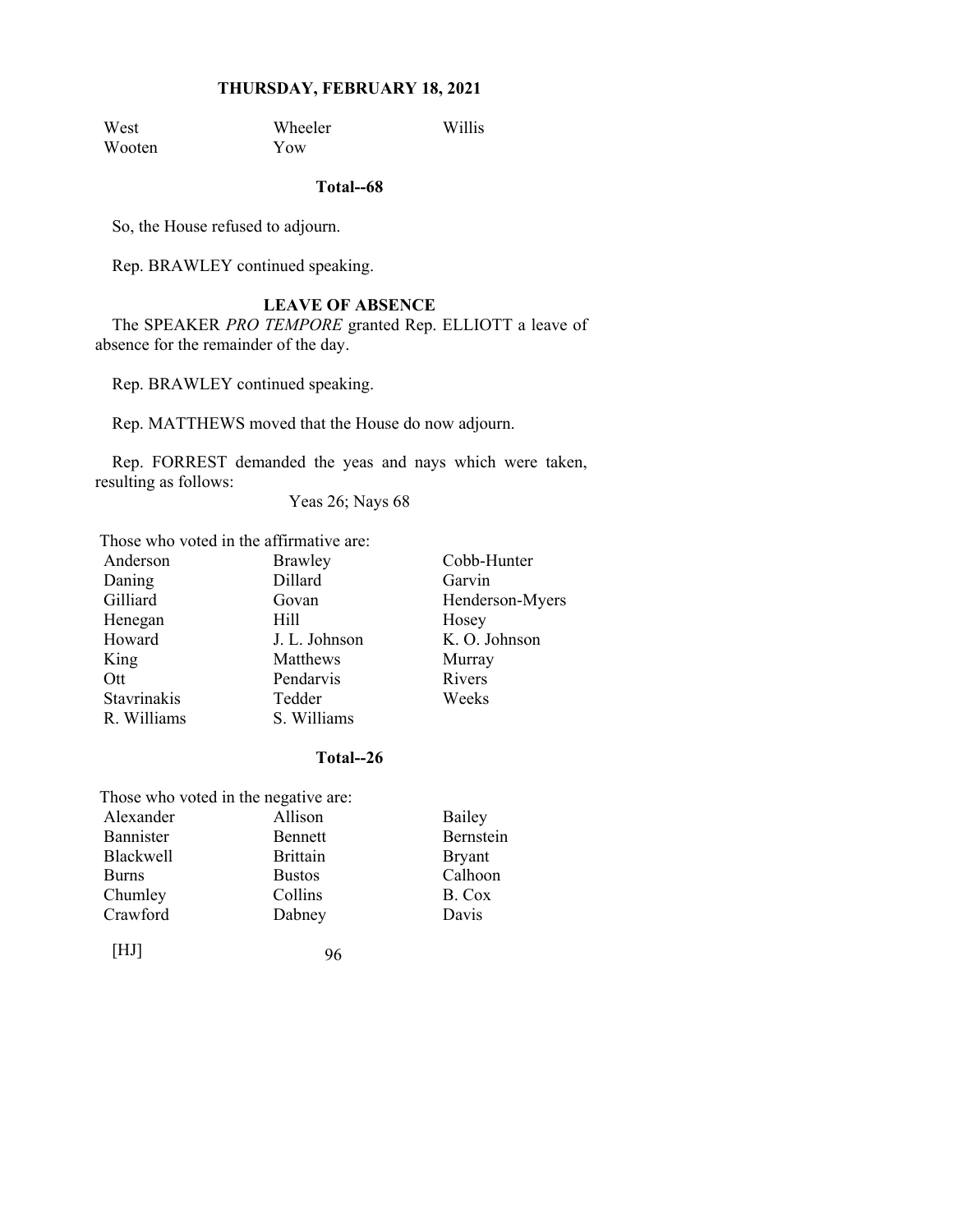| | | |
|---|---|---|
| West | Wheeler | Willis |
| Wooten | Yow | |

**Total--68**

So, the House refused to adjourn.

Rep. BRAWLEY continued speaking.

**LEAVE OF ABSENCE**

The SPEAKER *PRO TEMPORE* granted Rep. ELLIOTT a leave of absence for the remainder of the day.

Rep. BRAWLEY continued speaking.

Rep. MATTHEWS moved that the House do now adjourn.

Rep. FORREST demanded the yeas and nays which were taken, resulting as follows:

Yeas 26; Nays 68

Those who voted in the affirmative are:

| | | |
|---|---|---|
| Anderson | Brawley | Cobb-Hunter |
| Daning | Dillard | Garvin |
| Gilliard | Govan | Henderson-Myers |
| Henegan | Hill | Hosey |
| Howard | J. L. Johnson | K. O. Johnson |
| King | Matthews | Murray |
| Ott | Pendarvis | Rivers |
| Stavrinakis | Tedder | Weeks |
| R. Williams | S. Williams | |

**Total--26**

Those who voted in the negative are:

| | | |
|---|---|---|
| Alexander | Allison | Bailey |
| Bannister | Bennett | Bernstein |
| Blackwell | Brittain | Bryant |
| Burns | Bustos | Calhoon |
| Chumley | Collins | B. Cox |
| Crawford | Dabney | Davis |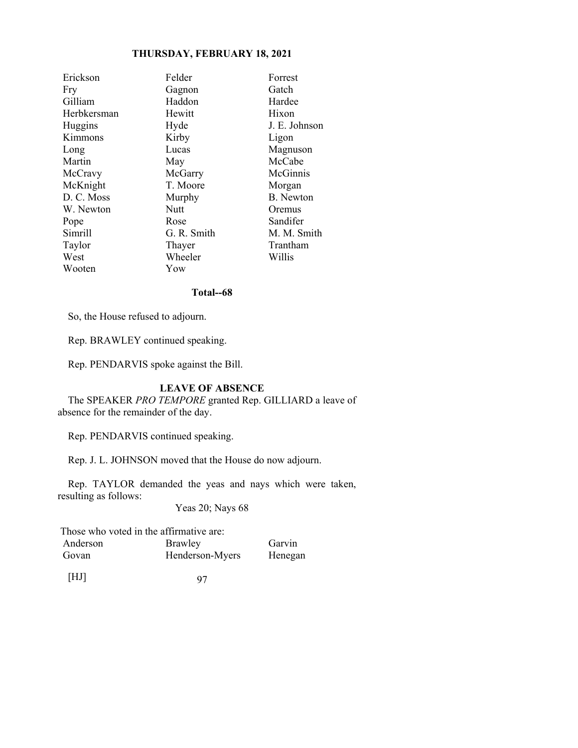| | | |
|---|---|---|
| Erickson | Felder | Forrest |
| Fry | Gagnon | Gatch |
| Gilliam | Haddon | Hardee |
| Herbkersman | Hewitt | Hixon |
| Huggins | Hyde | J. E. Johnson |
| Kimmons | Kirby | Ligon |
| Long | Lucas | Magnuson |
| Martin | May | McCabe |
| McCravy | McGarry | McGinnis |
| McKnight | T. Moore | Morgan |
| D. C. Moss | Murphy | B. Newton |
| W. Newton | Nutt | Oremus |
| Pope | Rose | Sandifer |
| Simrill | G. R. Smith | M. M. Smith |
| Taylor | Thayer | Trantham |
| West | Wheeler | Willis |
| Wooten | Yow | |

**Total--68**

So, the House refused to adjourn.

Rep. BRAWLEY continued speaking.

Rep. PENDARVIS spoke against the Bill.

**LEAVE OF ABSENCE**

The SPEAKER *PRO TEMPORE* granted Rep. GILLIARD a leave of absence for the remainder of the day.

Rep. PENDARVIS continued speaking.

Rep. J. L. JOHNSON moved that the House do now adjourn.

Rep. TAYLOR demanded the yeas and nays which were taken, resulting as follows:

Yeas 20; Nays 68

Those who voted in the affirmative are:

| | | |
|---|---|---|
| Anderson | Brawley | Garvin |
| Govan | Henderson-Myers | Henegan |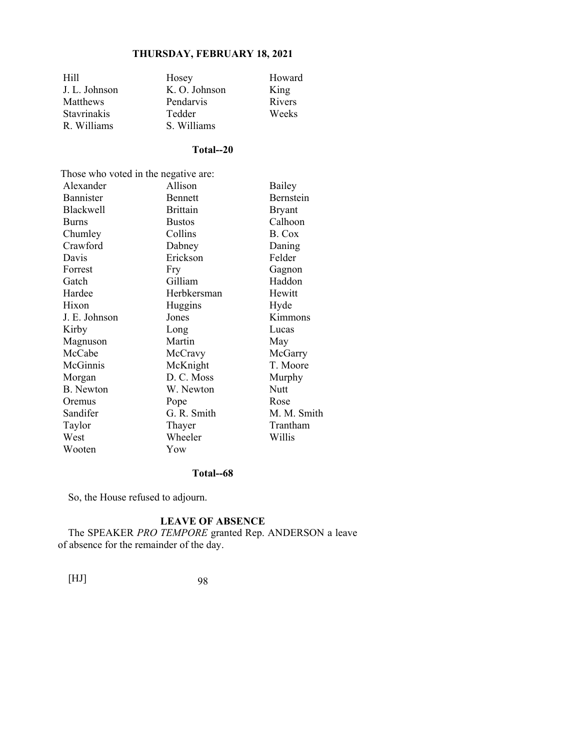| | | |
|---|---|---|
| Hill | Hosey | Howard |
| J. L. Johnson | K. O. Johnson | King |
| Matthews | Pendarvis | Rivers |
| Stavrinakis | Tedder | Weeks |
| R. Williams | S. Williams | |

**Total--20**

Those who voted in the negative are:

| | | |
|---|---|---|
| Alexander | Allison | Bailey |
| Bannister | Bennett | Bernstein |
| Blackwell | Brittain | Bryant |
| Burns | Bustos | Calhoon |
| Chumley | Collins | B. Cox |
| Crawford | Dabney | Daning |
| Davis | Erickson | Felder |
| Forrest | Fry | Gagnon |
| Gatch | Gilliam | Haddon |
| Hardee | Herbkersman | Hewitt |
| Hixon | Huggins | Hyde |
| J. E. Johnson | Jones | Kimmons |
| Kirby | Long | Lucas |
| Magnuson | Martin | May |
| McCabe | McCravy | McGarry |
| McGinnis | McKnight | T. Moore |
| Morgan | D. C. Moss | Murphy |
| B. Newton | W. Newton | Nutt |
| Oremus | Pope | Rose |
| Sandifer | G. R. Smith | M. M. Smith |
| Taylor | Thayer | Trantham |
| West | Wheeler | Willis |
| Wooten | Yow | |

**Total--68**

So, the House refused to adjourn.

**LEAVE OF ABSENCE**

The SPEAKER *PRO TEMPORE* granted Rep. ANDERSON a leave of absence for the remainder of the day.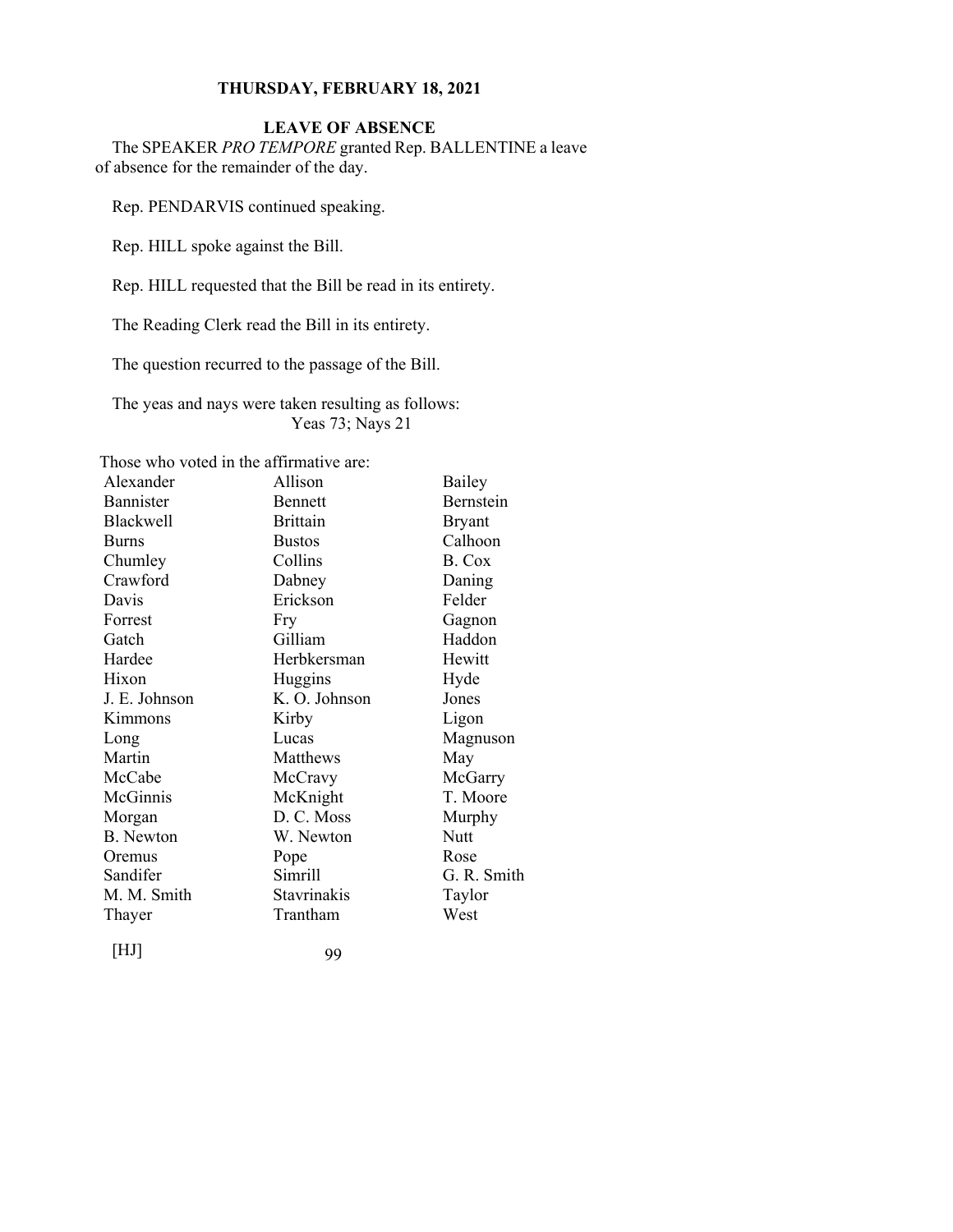**THURSDAY, FEBRUARY 18, 2021**

## LEAVE OF ABSENCE

The SPEAKER *PRO TEMPORE* granted Rep. BALLENTINE a leave of absence for the remainder of the day.

Rep. PENDARVIS continued speaking.

Rep. HILL spoke against the Bill.

Rep. HILL requested that the Bill be read in its entirety.

The Reading Clerk read the Bill in its entirety.

The question recurred to the passage of the Bill.

The yeas and nays were taken resulting as follows:
Yeas 73; Nays 21

Those who voted in the affirmative are:

| | | |
|---|---|---|
| Alexander | Allison | Bailey |
| Bannister | Bennett | Bernstein |
| Blackwell | Brittain | Bryant |
| Burns | Bustos | Calhoon |
| Chumley | Collins | B. Cox |
| Crawford | Dabney | Daning |
| Davis | Erickson | Felder |
| Forrest | Fry | Gagnon |
| Gatch | Gilliam | Haddon |
| Hardee | Herbkersman | Hewitt |
| Hixon | Huggins | Hyde |
| J. E. Johnson | K. O. Johnson | Jones |
| Kimmons | Kirby | Ligon |
| Long | Lucas | Magnuson |
| Martin | Matthews | May |
| McCabe | McCravy | McGarry |
| McGinnis | McKnight | T. Moore |
| Morgan | D. C. Moss | Murphy |
| B. Newton | W. Newton | Nutt |
| Oremus | Pope | Rose |
| Sandifer | Simrill | G. R. Smith |
| M. M. Smith | Stavrinakis | Taylor |
| Thayer | Trantham | West |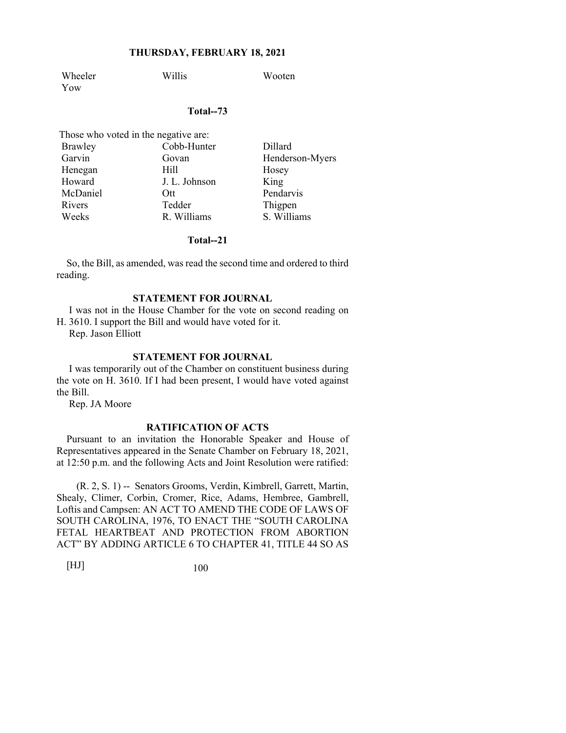| Wheeler | Willis | Wooten |
|---|---|---|
| Yow | | |

**Total--73**

Those who voted in the negative are:

| | | |
|---|---|---|
| Brawley | Cobb-Hunter | Dillard |
| Garvin | Govan | Henderson-Myers |
| Henegan | Hill | Hosey |
| Howard | J. L. Johnson | King |
| McDaniel | Ott | Pendarvis |
| Rivers | Tedder | Thigpen |
| Weeks | R. Williams | S. Williams |

**Total--21**

So, the Bill, as amended, was read the second time and ordered to third reading.

### STATEMENT FOR JOURNAL

I was not in the House Chamber for the vote on second reading on H. 3610. I support the Bill and would have voted for it.

Rep. Jason Elliott

### STATEMENT FOR JOURNAL

I was temporarily out of the Chamber on constituent business during the vote on H. 3610. If I had been present, I would have voted against the Bill.

Rep. JA Moore

### RATIFICATION OF ACTS

Pursuant to an invitation the Honorable Speaker and House of Representatives appeared in the Senate Chamber on February 18, 2021, at 12:50 p.m. and the following Acts and Joint Resolution were ratified:

(R. 2, S. 1) -- Senators Grooms, Verdin, Kimbrell, Garrett, Martin, Shealy, Climer, Corbin, Cromer, Rice, Adams, Hembree, Gambrell, Loftis and Campsen: AN ACT TO AMEND THE CODE OF LAWS OF SOUTH CAROLINA, 1976, TO ENACT THE "SOUTH CAROLINA FETAL HEARTBEAT AND PROTECTION FROM ABORTION ACT" BY ADDING ARTICLE 6 TO CHAPTER 41, TITLE 44 SO AS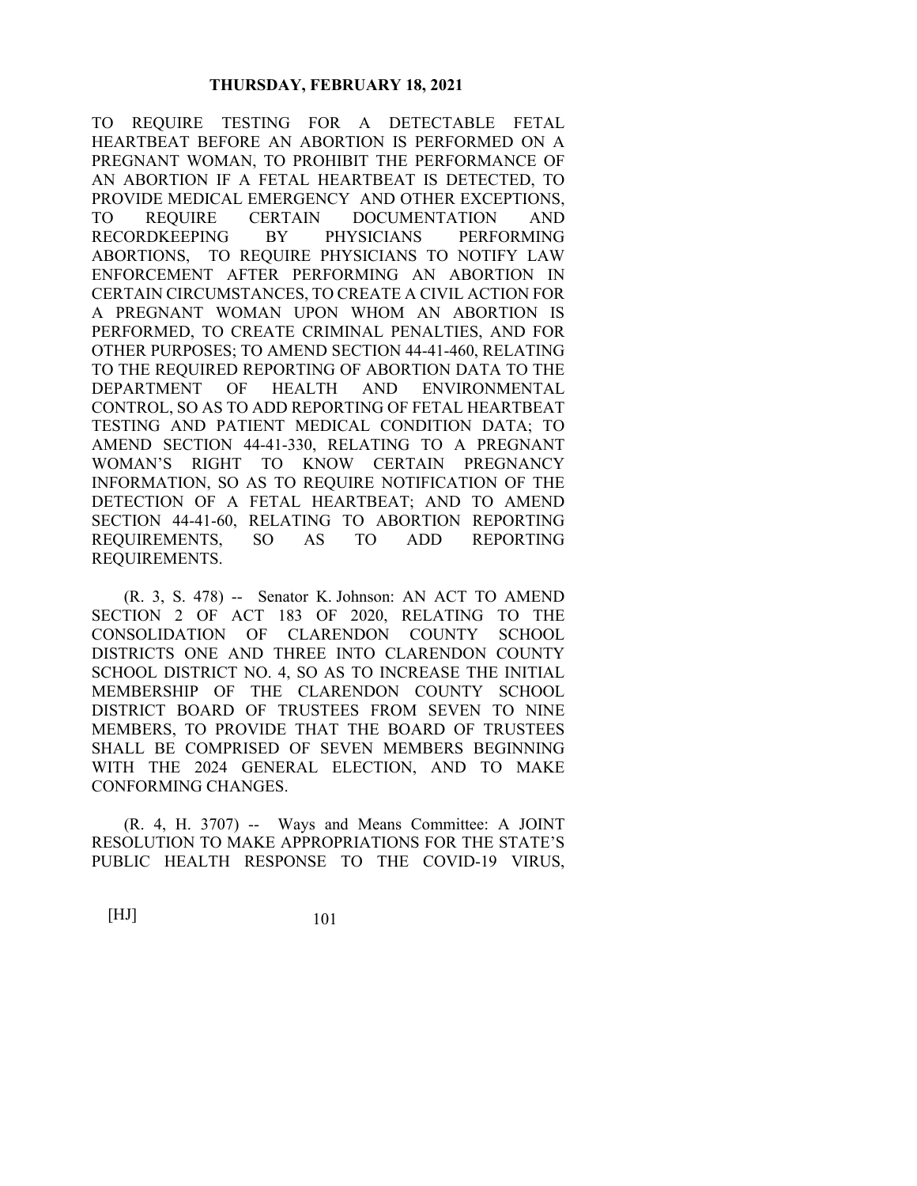TO REQUIRE TESTING FOR A DETECTABLE FETAL HEARTBEAT BEFORE AN ABORTION IS PERFORMED ON A PREGNANT WOMAN, TO PROHIBIT THE PERFORMANCE OF AN ABORTION IF A FETAL HEARTBEAT IS DETECTED, TO PROVIDE MEDICAL EMERGENCY AND OTHER EXCEPTIONS, TO REQUIRE CERTAIN DOCUMENTATION AND RECORDKEEPING BY PHYSICIANS PERFORMING ABORTIONS, TO REQUIRE PHYSICIANS TO NOTIFY LAW ENFORCEMENT AFTER PERFORMING AN ABORTION IN CERTAIN CIRCUMSTANCES, TO CREATE A CIVIL ACTION FOR A PREGNANT WOMAN UPON WHOM AN ABORTION IS PERFORMED, TO CREATE CRIMINAL PENALTIES, AND FOR OTHER PURPOSES; TO AMEND SECTION 44-41-460, RELATING TO THE REQUIRED REPORTING OF ABORTION DATA TO THE DEPARTMENT OF HEALTH AND ENVIRONMENTAL CONTROL, SO AS TO ADD REPORTING OF FETAL HEARTBEAT TESTING AND PATIENT MEDICAL CONDITION DATA; TO AMEND SECTION 44-41-330, RELATING TO A PREGNANT WOMAN'S RIGHT TO KNOW CERTAIN PREGNANCY INFORMATION, SO AS TO REQUIRE NOTIFICATION OF THE DETECTION OF A FETAL HEARTBEAT; AND TO AMEND SECTION 44-41-60, RELATING TO ABORTION REPORTING REQUIREMENTS, SO AS TO ADD REPORTING REQUIREMENTS.

(R. 3, S. 478) -- Senator K. Johnson: AN ACT TO AMEND SECTION 2 OF ACT 183 OF 2020, RELATING TO THE CONSOLIDATION OF CLARENDON COUNTY SCHOOL DISTRICTS ONE AND THREE INTO CLARENDON COUNTY SCHOOL DISTRICT NO. 4, SO AS TO INCREASE THE INITIAL MEMBERSHIP OF THE CLARENDON COUNTY SCHOOL DISTRICT BOARD OF TRUSTEES FROM SEVEN TO NINE MEMBERS, TO PROVIDE THAT THE BOARD OF TRUSTEES SHALL BE COMPRISED OF SEVEN MEMBERS BEGINNING WITH THE 2024 GENERAL ELECTION, AND TO MAKE CONFORMING CHANGES.

(R. 4, H. 3707) -- Ways and Means Committee: A JOINT RESOLUTION TO MAKE APPROPRIATIONS FOR THE STATE'S PUBLIC HEALTH RESPONSE TO THE COVID-19 VIRUS,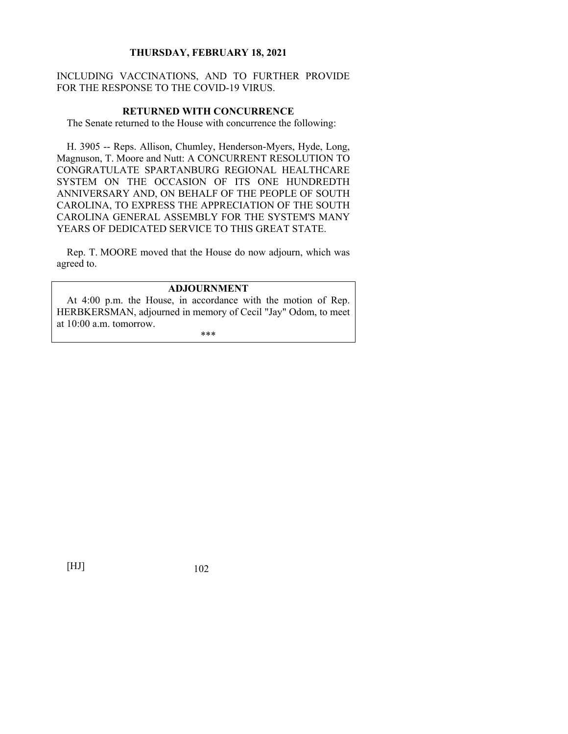INCLUDING VACCINATIONS, AND TO FURTHER PROVIDE FOR THE RESPONSE TO THE COVID-19 VIRUS.

## RETURNED WITH CONCURRENCE

The Senate returned to the House with concurrence the following:

H. 3905 -- Reps. Allison, Chumley, Henderson-Myers, Hyde, Long, Magnuson, T. Moore and Nutt: A CONCURRENT RESOLUTION TO CONGRATULATE SPARTANBURG REGIONAL HEALTHCARE SYSTEM ON THE OCCASION OF ITS ONE HUNDREDTH ANNIVERSARY AND, ON BEHALF OF THE PEOPLE OF SOUTH CAROLINA, TO EXPRESS THE APPRECIATION OF THE SOUTH CAROLINA GENERAL ASSEMBLY FOR THE SYSTEM'S MANY YEARS OF DEDICATED SERVICE TO THIS GREAT STATE.

Rep. T. MOORE moved that the House do now adjourn, which was agreed to.

## ADJOURNMENT

At 4:00 p.m. the House, in accordance with the motion of Rep. HERBKERSMAN, adjourned in memory of Cecil "Jay" Odom, to meet at 10:00 a.m. tomorrow.

***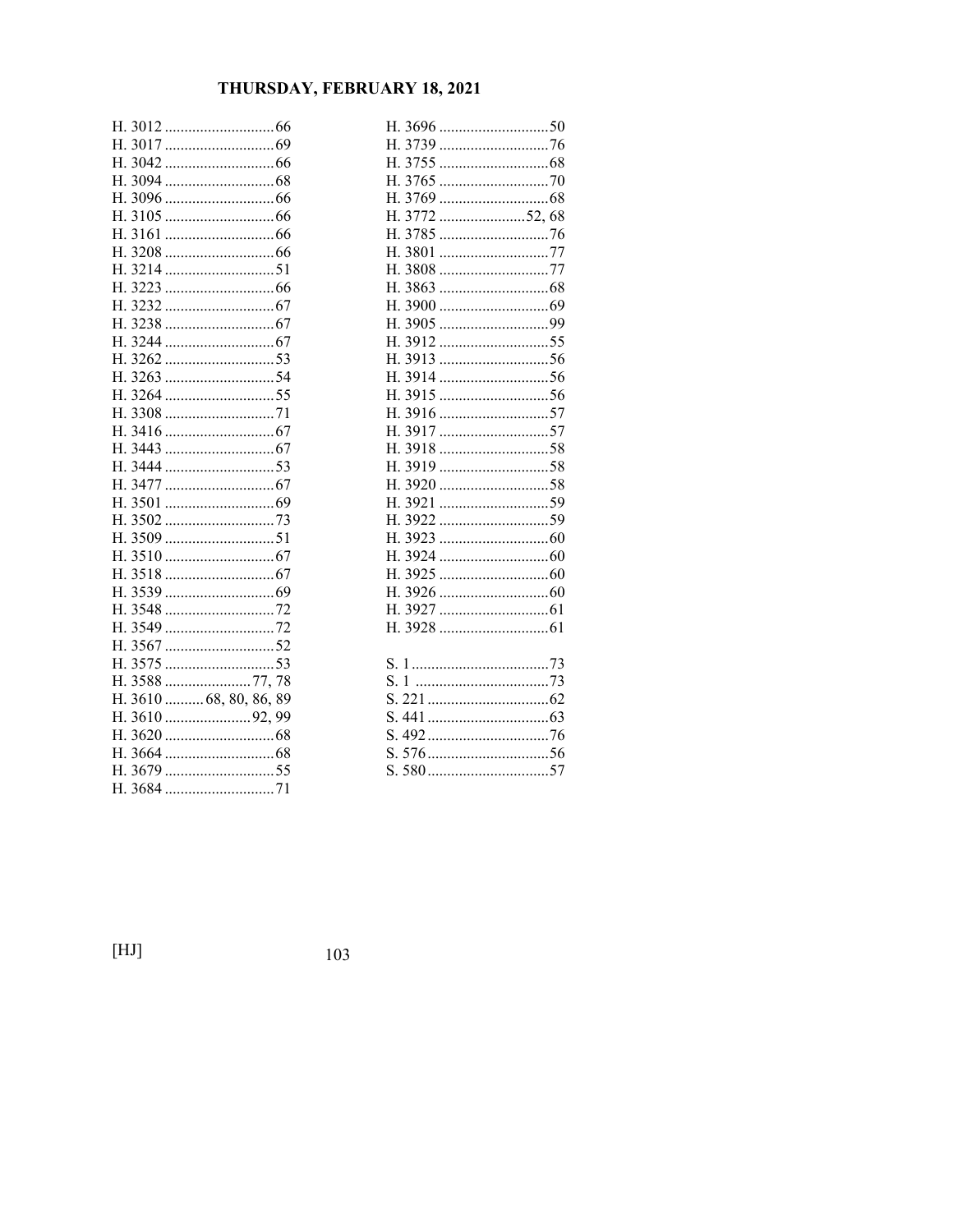H. 3012 ............................66
H. 3017 ............................69
H. 3042 ............................66
H. 3094 ............................68
H. 3096 ............................66
H. 3105 ............................66
H. 3161 ............................66
H. 3208 ............................66
H. 3214 ............................51
H. 3223 ............................66
H. 3232 ............................67
H. 3238 ............................67
H. 3244 ............................67
H. 3262 ............................53
H. 3263 ............................54
H. 3264 ............................55
H. 3308 ............................71
H. 3416 ............................67
H. 3443 ............................67
H. 3444 ............................53
H. 3477 ............................67
H. 3501 ............................69
H. 3502 ............................73
H. 3509 ............................51
H. 3510 ............................67
H. 3518 ............................67
H. 3539 ............................69
H. 3548 ............................72
H. 3549 ............................72
H. 3567 ............................52
H. 3575 ............................53
H. 3588 ......................77, 78
H. 3610 ..........68, 80, 86, 89
H. 3610 ......................92, 99
H. 3620 ............................68
H. 3664 ............................68
H. 3679 ............................55
H. 3684 ............................71
H. 3696 ............................50
H. 3739 ............................76
H. 3755 ............................68
H. 3765 ............................70
H. 3769 ............................68
H. 3772 ......................52, 68
H. 3785 ............................76
H. 3801 ............................77
H. 3808 ............................77
H. 3863 ............................68
H. 3900 ............................69
H. 3905 ............................99
H. 3912 ............................55
H. 3913 ............................56
H. 3914 ............................56
H. 3915 ............................56
H. 3916 ............................57
H. 3917 ............................57
H. 3918 ............................58
H. 3919 ............................58
H. 3920 ............................58
H. 3921 ............................59
H. 3922 ............................59
H. 3923 ............................60
H. 3924 ............................60
H. 3925 ............................60
H. 3926 ............................60
H. 3927 ............................61
H. 3928 ............................61

S. 1 ...................................73
S. 1 ...................................73
S. 221 ...............................62
S. 441 ...............................63
S. 492 ...............................76
S. 576 ...............................56
S. 580 ...............................57